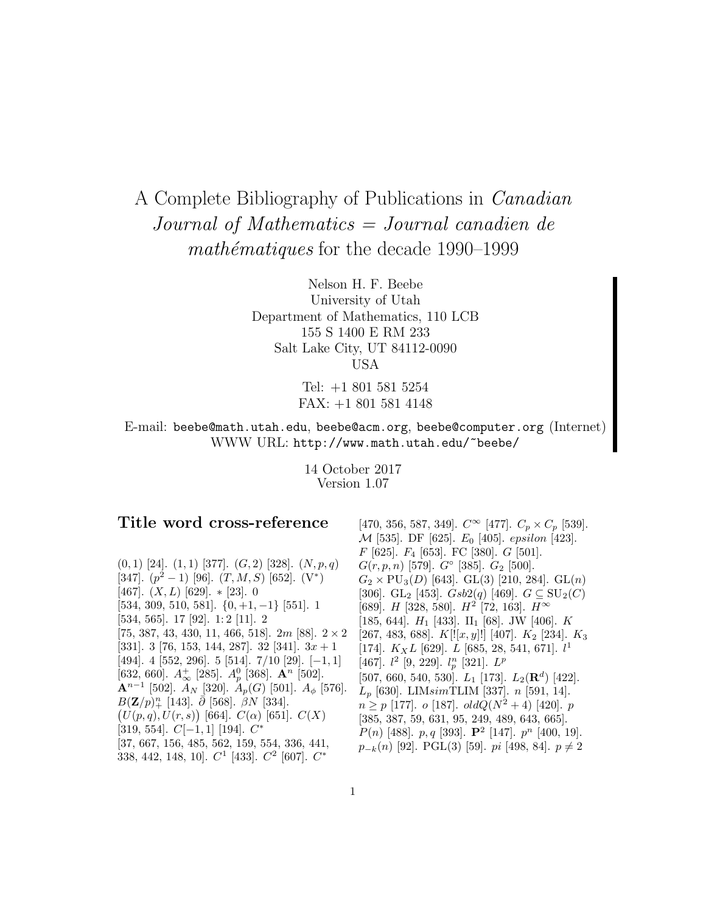# A Complete Bibliography of Publications in *Canadian Journal of Mathematics = Journal canadien de mathématiques* for the decade 1990–1999

Nelson H. F. Beebe
University of Utah
Department of Mathematics, 110 LCB
155 S 1400 E RM 233
Salt Lake City, UT 84112-0090
USA

Tel: +1 801 581 5254
FAX: +1 801 581 4148

E-mail: `beebe@math.utah.edu`, `beebe@acm.org`, `beebe@computer.org` (Internet)
WWW URL: `http://www.math.utah.edu/~beebe/`

14 October 2017
Version 1.07

## Title word cross-reference

$(0,1)$ [24]. $(1,1)$ [377]. $(G,2)$ [328]. $(N,p,q)$ [347]. $(p^2-1)$ [96]. $(T,M,S)$ [652]. $(\mathrm{V}^*)$ [467]. $(X,L)$ [629]. $*$ [23]. 0 [534, 309, 510, 581]. $\{0,+1,-1\}$ [551]. 1 [534, 565]. 17 [92]. 1:2 [11]. 2 [75, 387, 43, 430, 11, 466, 518]. $2m$ [88]. $2\times 2$ [331]. 3 [76, 153, 144, 287]. 32 [341]. $3x+1$ [494]. 4 [552, 296]. 5 [514]. 7/10 [29]. $[-1,1]$ [632, 660]. $A^+_\infty$ [285]. $A^0_p$ [368]. $\mathbf{A}^n$ [502]. $\mathbf{A}^{n-1}$ [502]. $A_N$ [320]. $A_p(G)$ [501]. $A_\phi$ [576]. $B(\mathbf{Z}/p)^n_+$ [143]. $\bar{\partial}$ [568]. $\beta N$ [334]. $\big(U(p,q),U(r,s)\big)$ [664]. $C(\alpha)$ [651]. $C(X)$ [319, 554]. $C[-1,1]$ [194]. $C^*$ [37, 667, 156, 485, 562, 159, 554, 336, 441, 338, 442, 148, 10]. $C^1$ [433]. $C^2$ [607]. $C^*$ [470, 356, 587, 349]. $C^\infty$ [477]. $C_p\times C_p$ [539]. $\mathcal{M}$ [535]. DF [625]. $E_0$ [405]. *epsilon* [423]. $F$ [625]. $F_4$ [653]. FC [380]. $G$ [501]. $G(r,p,n)$ [579]. $G^\circ$ [385]. $G_2$ [500]. $G_2\times \mathrm{PU}_3(D)$ [643]. GL(3) [210, 284]. GL$(n)$ [306]. $\mathrm{GL}_2$ [453]. $Gsb2(q)$ [469]. $G\subseteq \mathrm{SU}_2(C)$ [689]. $H$ [328, 580]. $H^2$ [72, 163]. $H^\infty$ [185, 644]. $H_1$ [433]. $\mathrm{II}_1$ [68]. JW [406]. $K$ [267, 483, 688]. $K[![x,y]!]$ [407]. $K_2$ [234]. $K_3$ [174]. $K_XL$ [629]. $L$ [685, 28, 541, 671]. $l^1$ [467]. $l^2$ [9, 229]. $l^n_p$ [321]. $L^p$ [507, 660, 540, 530]. $L_1$ [173]. $L_2(\mathbf{R}^d)$ [422]. $L_p$ [630]. LIM*sim*TLIM [337]. $n$ [591, 14]. $n\geq p$ [177]. $o$ [187]. $oldQ(N^2+4)$ [420]. $p$ [385, 387, 59, 631, 95, 249, 489, 643, 665]. $P(n)$ [488]. $p,q$ [393]. $\mathbf{P}^2$ [147]. $p^n$ [400, 19]. $p_{-k}(n)$ [92]. PGL(3) [59]. *pi* [498, 84]. $p\neq 2$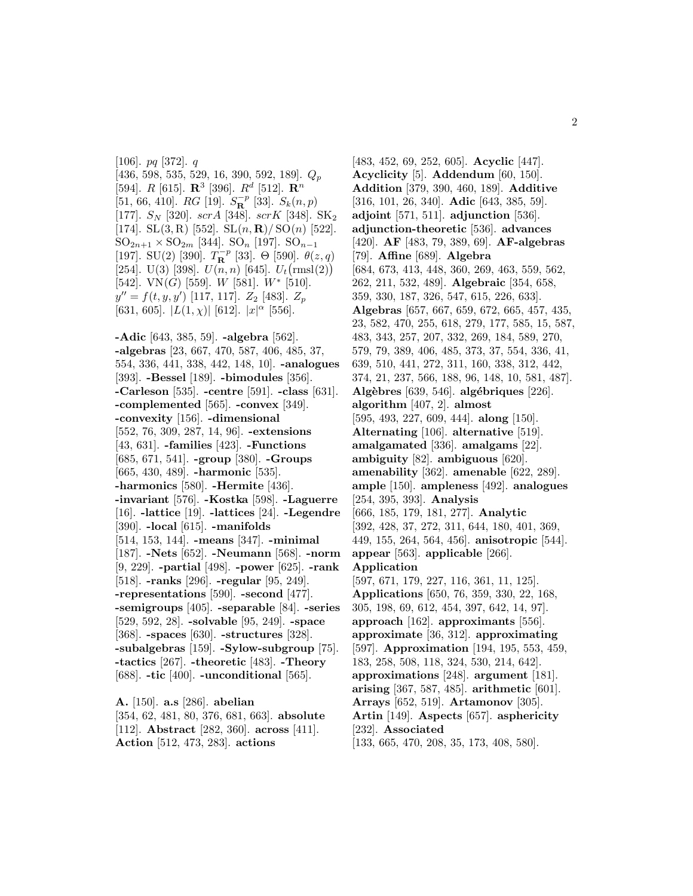[106]. $pq$ [372]. $q$ [436, 598, 535, 529, 16, 390, 592, 189]. $Q_p$ [594]. $R$ [615]. $\mathbf{R}^3$ [396]. $R^d$ [512]. $\mathbf{R}^n$ [51, 66, 410]. $RG$ [19]. $S_{\mathbf{R}}^{-p}$ [33]. $S_k(n,p)$ [177]. $S_N$ [320]. $scrA$ [348]. $scrK$ [348]. $\mathrm{SK}_2$ [174]. $\mathrm{SL}(3,\mathrm{R})$ [552]. $\mathrm{SL}(n,\mathbf{R})/\mathrm{SO}(n)$ [522]. $\mathrm{SO}_{2n+1}\times\mathrm{SO}_{2m}$ [344]. $\mathrm{SO}_n$ [197]. $\mathrm{SO}_{n-1}$ [197]. $\mathrm{SU}(2)$ [390]. $T_{\mathbf{R}}^{-p}$ [33]. $\Theta$ [590]. $\theta(z,q)$ [254]. $\mathrm{U}(3)$ [398]. $U(n,n)$ [645]. $U_t(\mathrm{rmsl}(2))$ [542]. $\mathrm{VN}(G)$ [559]. $W$ [581]. $W^*$ [510]. $y''=f(t,y,y')$ [117, 117]. $Z_2$ [483]. $Z_p$ [631, 605]. $|L(1,\chi)|$ [612]. $|x|^\alpha$ [556].

**-Adic** [643, 385, 59]. **-algebra** [562]. **-algebras** [23, 667, 470, 587, 406, 485, 37, 554, 336, 441, 338, 442, 148, 10]. **-analogues** [393]. **-Bessel** [189]. **-bimodules** [356]. **-Carleson** [535]. **-centre** [591]. **-class** [631]. **-complemented** [565]. **-convex** [349]. **-convexity** [156]. **-dimensional** [552, 76, 309, 287, 14, 96]. **-extensions** [43, 631]. **-families** [423]. **-Functions** [685, 671, 541]. **-group** [380]. **-Groups** [665, 430, 489]. **-harmonic** [535]. **-harmonics** [580]. **-Hermite** [436]. **-invariant** [576]. **-Kostka** [598]. **-Laguerre** [16]. **-lattice** [19]. **-lattices** [24]. **-Legendre** [390]. **-local** [615]. **-manifolds** [514, 153, 144]. **-means** [347]. **-minimal** [187]. **-Nets** [652]. **-Neumann** [568]. **-norm** [9, 229]. **-partial** [498]. **-power** [625]. **-rank** [518]. **-ranks** [296]. **-regular** [95, 249]. **-representations** [590]. **-second** [477]. **-semigroups** [405]. **-separable** [84]. **-series** [529, 592, 28]. **-solvable** [95, 249]. **-space** [368]. **-spaces** [630]. **-structures** [328]. **-subalgebras** [159]. **-Sylow-subgroup** [75]. **-tactics** [267]. **-theoretic** [483]. **-Theory** [688]. **-tic** [400]. **-unconditional** [565].

**A.** [150]. **a.s** [286]. **abelian** [354, 62, 481, 80, 376, 681, 663]. **absolute** [112]. **Abstract** [282, 360]. **across** [411]. **Action** [512, 473, 283]. **actions** [483, 452, 69, 252, 605]. **Acyclic** [447]. **Acyclicity** [5]. **Addendum** [60, 150]. **Addition** [379, 390, 460, 189]. **Additive** [316, 101, 26, 340]. **Adic** [643, 385, 59]. **adjoint** [571, 511]. **adjunction** [536]. **adjunction-theoretic** [536]. **advances** [420]. **AF** [483, 79, 389, 69]. **AF-algebras** [79]. **Affine** [689]. **Algebra** [684, 673, 413, 448, 360, 269, 463, 559, 562, 262, 211, 532, 489]. **Algebraic** [354, 658, 359, 330, 187, 326, 547, 615, 226, 633]. **Algebras** [657, 667, 659, 672, 665, 457, 435, 23, 582, 470, 255, 618, 279, 177, 585, 15, 587, 483, 343, 257, 207, 332, 269, 184, 589, 270, 579, 79, 389, 406, 485, 373, 37, 554, 336, 41, 639, 510, 441, 272, 311, 160, 338, 312, 442, 374, 21, 237, 566, 188, 96, 148, 10, 581, 487]. **Algèbres** [639, 546]. **algébriques** [226]. **algorithm** [407, 2]. **almost** [595, 493, 227, 609, 444]. **along** [150]. **Alternating** [106]. **alternative** [519]. **amalgamated** [336]. **amalgams** [22]. **ambiguity** [82]. **ambiguous** [620]. **amenability** [362]. **amenable** [622, 289]. **ample** [150]. **ampleness** [492]. **analogues** [254, 395, 393]. **Analysis** [666, 185, 179, 181, 277]. **Analytic** [392, 428, 37, 272, 311, 644, 180, 401, 369, 449, 155, 264, 564, 456]. **anisotropic** [544]. **appear** [563]. **applicable** [266]. **Application** [597, 671, 179, 227, 116, 361, 11, 125]. **Applications** [650, 76, 359, 330, 22, 168, 305, 198, 69, 612, 454, 397, 642, 14, 97]. **approach** [162]. **approximants** [556]. **approximate** [36, 312]. **approximating** [597]. **Approximation** [194, 195, 553, 459, 183, 258, 508, 118, 324, 530, 214, 642]. **approximations** [248]. **argument** [181]. **arising** [367, 587, 485]. **arithmetic** [601]. **Arrays** [652, 519]. **Artamonov** [305]. **Artin** [149]. **Aspects** [657]. **asphericity** [232]. **Associated** [133, 665, 470, 208, 35, 173, 408, 580].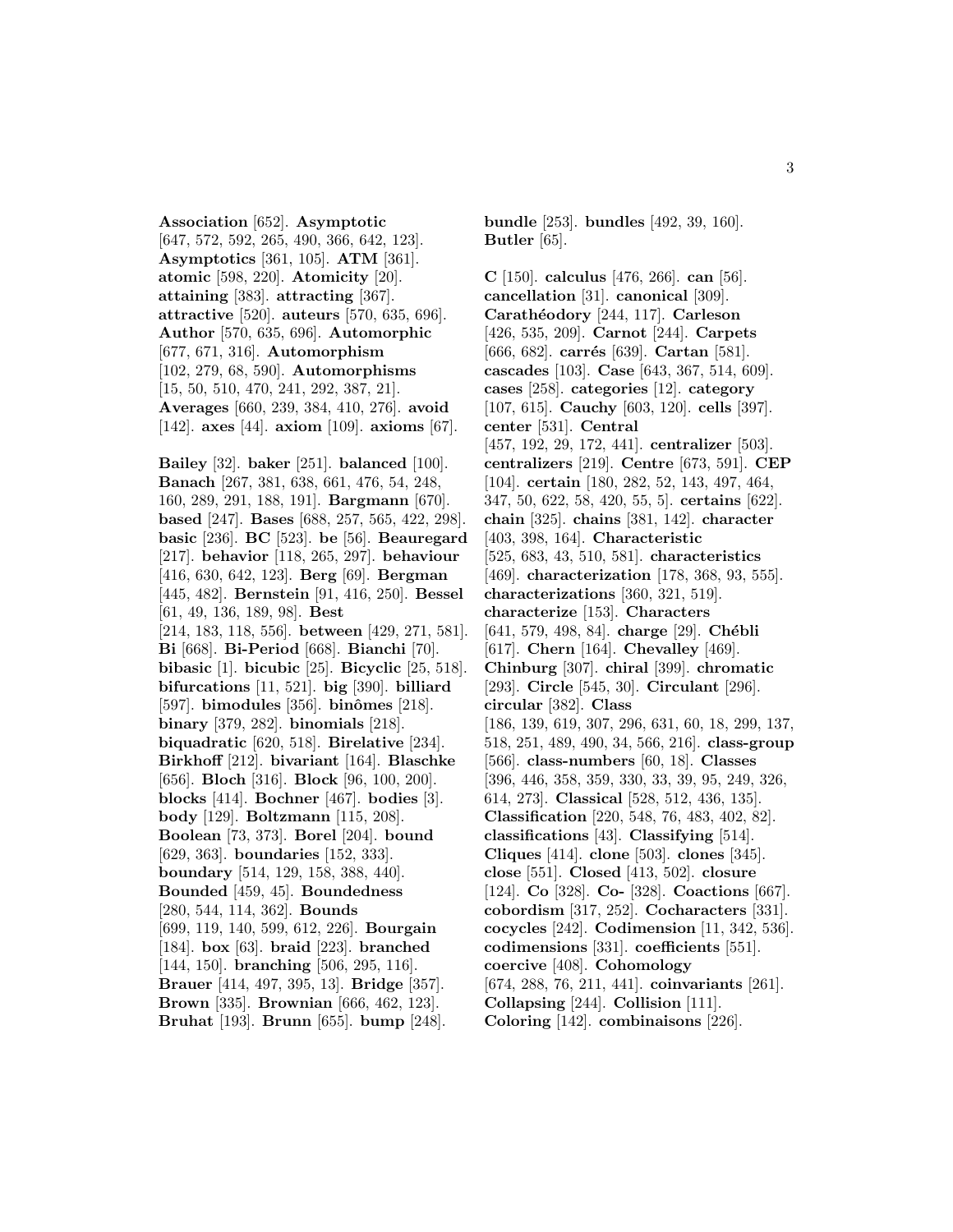**Association** [652]. **Asymptotic** [647, 572, 592, 265, 490, 366, 642, 123]. **Asymptotics** [361, 105]. **ATM** [361]. **atomic** [598, 220]. **Atomicity** [20]. **attaining** [383]. **attracting** [367]. **attractive** [520]. **auteurs** [570, 635, 696]. **Author** [570, 635, 696]. **Automorphic** [677, 671, 316]. **Automorphism** [102, 279, 68, 590]. **Automorphisms** [15, 50, 510, 470, 241, 292, 387, 21]. **Averages** [660, 239, 384, 410, 276]. **avoid** [142]. **axes** [44]. **axiom** [109]. **axioms** [67].

**Bailey** [32]. **baker** [251]. **balanced** [100]. **Banach** [267, 381, 638, 661, 476, 54, 248, 160, 289, 291, 188, 191]. **Bargmann** [670]. **based** [247]. **Bases** [688, 257, 565, 422, 298]. **basic** [236]. **BC** [523]. **be** [56]. **Beauregard** [217]. **behavior** [118, 265, 297]. **behaviour** [416, 630, 642, 123]. **Berg** [69]. **Bergman** [445, 482]. **Bernstein** [91, 416, 250]. **Bessel** [61, 49, 136, 189, 98]. **Best** [214, 183, 118, 556]. **between** [429, 271, 581]. **Bi** [668]. **Bi-Period** [668]. **Bianchi** [70]. **bibasic** [1]. **bicubic** [25]. **Bicyclic** [25, 518]. **bifurcations** [11, 521]. **big** [390]. **billiard** [597]. **bimodules** [356]. **binômes** [218]. **binary** [379, 282]. **binomials** [218]. **biquadratic** [620, 518]. **Birelative** [234]. **Birkhoff** [212]. **bivariant** [164]. **Blaschke** [656]. **Bloch** [316]. **Block** [96, 100, 200]. **blocks** [414]. **Bochner** [467]. **bodies** [3]. **body** [129]. **Boltzmann** [115, 208]. **Boolean** [73, 373]. **Borel** [204]. **bound** [629, 363]. **boundaries** [152, 333]. **boundary** [514, 129, 158, 388, 440]. **Bounded** [459, 45]. **Boundedness** [280, 544, 114, 362]. **Bounds** [699, 119, 140, 599, 612, 226]. **Bourgain** [184]. **box** [63]. **braid** [223]. **branched** [144, 150]. **branching** [506, 295, 116]. **Brauer** [414, 497, 395, 13]. **Bridge** [357]. **Brown** [335]. **Brownian** [666, 462, 123]. **Bruhat** [193]. **Brunn** [655]. **bump** [248]. **bundle** [253]. **bundles** [492, 39, 160]. **Butler** [65].

**C** [150]. **calculus** [476, 266]. **can** [56]. **cancellation** [31]. **canonical** [309]. **Carathéodory** [244, 117]. **Carleson** [426, 535, 209]. **Carnot** [244]. **Carpets** [666, 682]. **carrés** [639]. **Cartan** [581]. **cascades** [103]. **Case** [643, 367, 514, 609]. **cases** [258]. **categories** [12]. **category** [107, 615]. **Cauchy** [603, 120]. **cells** [397]. **center** [531]. **Central** [457, 192, 29, 172, 441]. **centralizer** [503]. **centralizers** [219]. **Centre** [673, 591]. **CEP** [104]. **certain** [180, 282, 52, 143, 497, 464, 347, 50, 622, 58, 420, 55, 5]. **certains** [622]. **chain** [325]. **chains** [381, 142]. **character** [403, 398, 164]. **Characteristic** [525, 683, 43, 510, 581]. **characteristics** [469]. **characterization** [178, 368, 93, 555]. **characterizations** [360, 321, 519]. **characterize** [153]. **Characters** [641, 579, 498, 84]. **charge** [29]. **Chébli** [617]. **Chern** [164]. **Chevalley** [469]. **Chinburg** [307]. **chiral** [399]. **chromatic** [293]. **Circle** [545, 30]. **Circulant** [296]. **circular** [382]. **Class** [186, 139, 619, 307, 296, 631, 60, 18, 299, 137, 518, 251, 489, 490, 34, 566, 216]. **class-group** [566]. **class-numbers** [60, 18]. **Classes** [396, 446, 358, 359, 330, 33, 39, 95, 249, 326, 614, 273]. **Classical** [528, 512, 436, 135]. **Classification** [220, 548, 76, 483, 402, 82]. **classifications** [43]. **Classifying** [514]. **Cliques** [414]. **clone** [503]. **clones** [345]. **close** [551]. **Closed** [413, 502]. **closure** [124]. **Co** [328]. **Co-** [328]. **Coactions** [667]. **cobordism** [317, 252]. **Cocharacters** [331]. **cocycles** [242]. **Codimension** [11, 342, 536]. **codimensions** [331]. **coefficients** [551]. **coercive** [408]. **Cohomology** [674, 288, 76, 211, 441]. **coinvariants** [261]. **Collapsing** [244]. **Collision** [111]. **Coloring** [142]. **combinaisons** [226].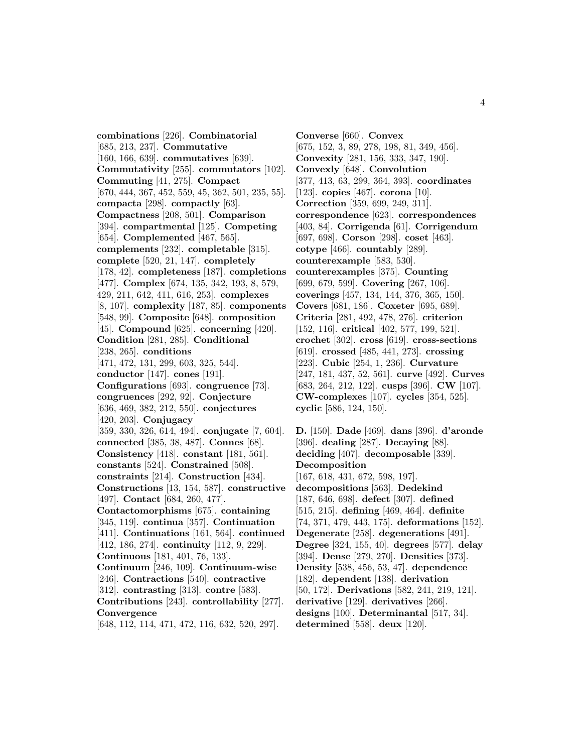**combinations** [226]. **Combinatorial** [685, 213, 237]. **Commutative** [160, 166, 639]. **commutatives** [639]. **Commutativity** [255]. **commutators** [102]. **Commuting** [41, 275]. **Compact** [670, 444, 367, 452, 559, 45, 362, 501, 235, 55]. **compacta** [298]. **compactly** [63]. **Compactness** [208, 501]. **Comparison** [394]. **compartmental** [125]. **Competing** [654]. **Complemented** [467, 565]. **complements** [232]. **completable** [315]. **complete** [520, 21, 147]. **completely** [178, 42]. **completeness** [187]. **completions** [477]. **Complex** [674, 135, 342, 193, 8, 579, 429, 211, 642, 411, 616, 253]. **complexes** [8, 107]. **complexity** [187, 85]. **components** [548, 99]. **Composite** [648]. **composition** [45]. **Compound** [625]. **concerning** [420]. **Condition** [281, 285]. **Conditional** [238, 265]. **conditions** [471, 472, 131, 299, 603, 325, 544]. **conductor** [147]. **cones** [191]. **Configurations** [693]. **congruence** [73]. **congruences** [292, 92]. **Conjecture** [636, 469, 382, 212, 550]. **conjectures** [420, 203]. **Conjugacy** [359, 330, 326, 614, 494]. **conjugate** [7, 604]. **connected** [385, 38, 487]. **Connes** [68]. **Consistency** [418]. **constant** [181, 561]. **constants** [524]. **Constrained** [508]. **constraints** [214]. **Construction** [434]. **Constructions** [13, 154, 587]. **constructive** [497]. **Contact** [684, 260, 477]. **Contactomorphisms** [675]. **containing** [345, 119]. **continua** [357]. **Continuation** [411]. **Continuations** [161, 564]. **continued** [412, 186, 274]. **continuity** [112, 9, 229]. **Continuous** [181, 401, 76, 133]. **Continuum** [246, 109]. **Continuum-wise** [246]. **Contractions** [540]. **contractive** [312]. **contrasting** [313]. **contre** [583]. **Contributions** [243]. **controllability** [277]. **Convergence** [648, 112, 114, 471, 472, 116, 632, 520, 297].

**Converse** [660]. **Convex** [675, 152, 3, 89, 278, 198, 81, 349, 456]. **Convexity** [281, 156, 333, 347, 190]. **Convexly** [648]. **Convolution** [377, 413, 63, 299, 364, 393]. **coordinates** [123]. **copies** [467]. **corona** [10]. **Correction** [359, 699, 249, 311]. **correspondence** [623]. **correspondences** [403, 84]. **Corrigenda** [61]. **Corrigendum** [697, 698]. **Corson** [298]. **coset** [463]. **cotype** [466]. **countably** [289]. **counterexample** [583, 530]. **counterexamples** [375]. **Counting** [699, 679, 599]. **Covering** [267, 106]. **coverings** [457, 134, 144, 376, 365, 150]. **Covers** [681, 186]. **Coxeter** [695, 689]. **Criteria** [281, 492, 478, 276]. **criterion** [152, 116]. **critical** [402, 577, 199, 521]. **crochet** [302]. **cross** [619]. **cross-sections** [619]. **crossed** [485, 441, 273]. **crossing** [223]. **Cubic** [254, 1, 236]. **Curvature** [247, 181, 437, 52, 561]. **curve** [492]. **Curves** [683, 264, 212, 122]. **cusps** [396]. **CW** [107]. **CW-complexes** [107]. **cycles** [354, 525]. **cyclic** [586, 124, 150].

**D.** [150]. **Dade** [469]. **dans** [396]. **d'aronde** [396]. **dealing** [287]. **Decaying** [88]. **deciding** [407]. **decomposable** [339]. **Decomposition** [167, 618, 431, 672, 598, 197]. **decompositions** [563]. **Dedekind** [187, 646, 698]. **defect** [307]. **defined** [515, 215]. **defining** [469, 464]. **definite** [74, 371, 479, 443, 175]. **deformations** [152]. **Degenerate** [258]. **degenerations** [491]. **Degree** [324, 155, 40]. **degrees** [577]. **delay** [394]. **Dense** [279, 270]. **Densities** [373]. **Density** [538, 456, 53, 47]. **dependence** [182]. **dependent** [138]. **derivation** [50, 172]. **Derivations** [582, 241, 219, 121]. **derivative** [129]. **derivatives** [266]. **designs** [100]. **Determinantal** [517, 34]. **determined** [558]. **deux** [120].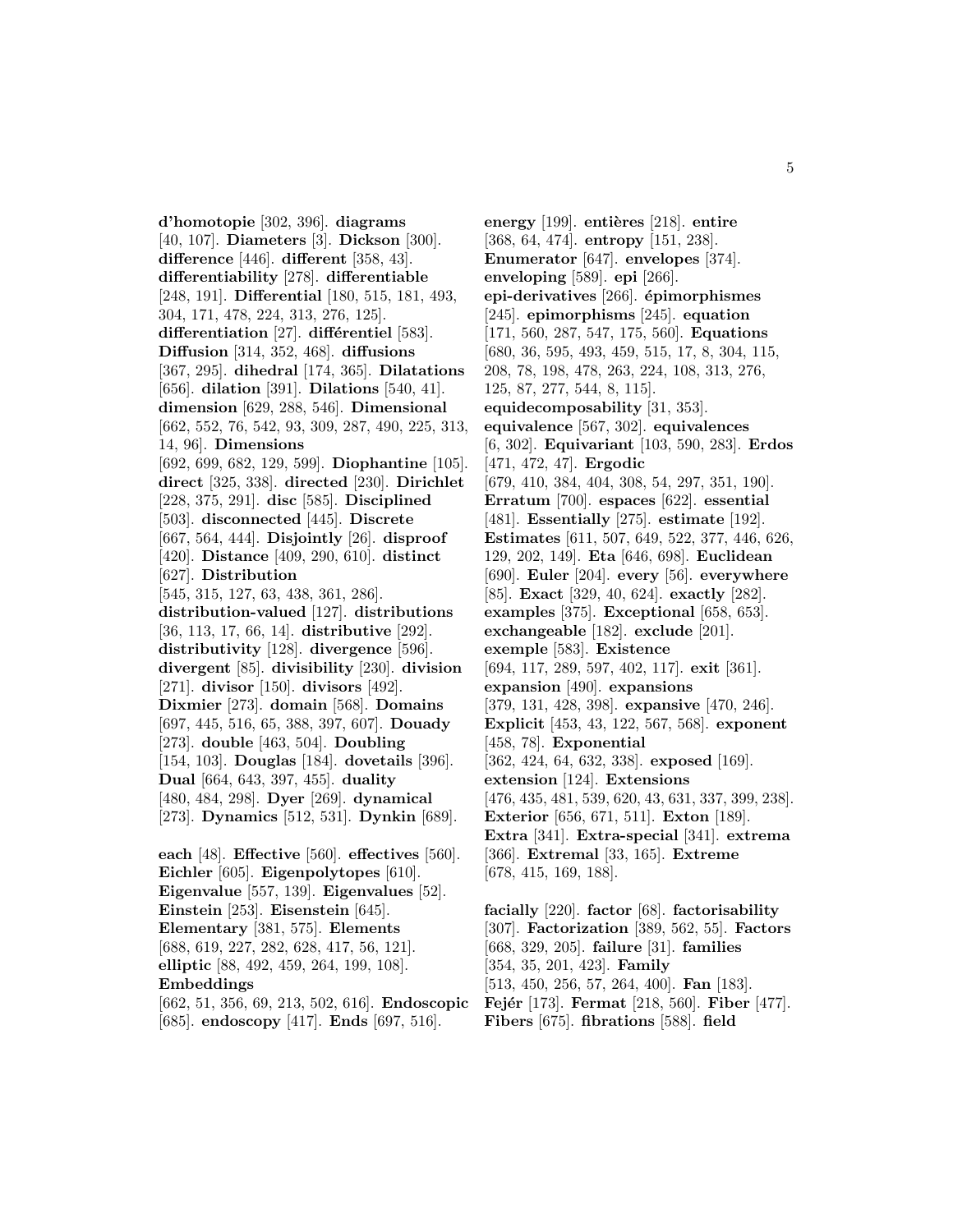**d'homotopie** [302, 396]. **diagrams** [40, 107]. **Diameters** [3]. **Dickson** [300]. **difference** [446]. **different** [358, 43]. **differentiability** [278]. **differentiable** [248, 191]. **Differential** [180, 515, 181, 493, 304, 171, 478, 224, 313, 276, 125]. **differentiation** [27]. **différentiel** [583]. **Diffusion** [314, 352, 468]. **diffusions** [367, 295]. **dihedral** [174, 365]. **Dilatations** [656]. **dilation** [391]. **Dilations** [540, 41]. **dimension** [629, 288, 546]. **Dimensional** [662, 552, 76, 542, 93, 309, 287, 490, 225, 313, 14, 96]. **Dimensions** [692, 699, 682, 129, 599]. **Diophantine** [105]. **direct** [325, 338]. **directed** [230]. **Dirichlet** [228, 375, 291]. **disc** [585]. **Disciplined** [503]. **disconnected** [445]. **Discrete** [667, 564, 444]. **Disjointly** [26]. **disproof** [420]. **Distance** [409, 290, 610]. **distinct** [627]. **Distribution** [545, 315, 127, 63, 438, 361, 286]. **distribution-valued** [127]. **distributions** [36, 113, 17, 66, 14]. **distributive** [292]. **distributivity** [128]. **divergence** [596]. **divergent** [85]. **divisibility** [230]. **division** [271]. **divisor** [150]. **divisors** [492]. **Dixmier** [273]. **domain** [568]. **Domains** [697, 445, 516, 65, 388, 397, 607]. **Douady** [273]. **double** [463, 504]. **Doubling** [154, 103]. **Douglas** [184]. **dovetails** [396]. **Dual** [664, 643, 397, 455]. **duality** [480, 484, 298]. **Dyer** [269]. **dynamical** [273]. **Dynamics** [512, 531]. **Dynkin** [689].

**each** [48]. **Effective** [560]. **effectives** [560]. **Eichler** [605]. **Eigenpolytopes** [610]. **Eigenvalue** [557, 139]. **Eigenvalues** [52]. **Einstein** [253]. **Eisenstein** [645]. **Elementary** [381, 575]. **Elements** [688, 619, 227, 282, 628, 417, 56, 121]. **elliptic** [88, 492, 459, 264, 199, 108]. **Embeddings** [662, 51, 356, 69, 213, 502, 616]. **Endoscopic** [685]. **endoscopy** [417]. **Ends** [697, 516].

**energy** [199]. **entières** [218]. **entire** [368, 64, 474]. **entropy** [151, 238]. **Enumerator** [647]. **envelopes** [374]. **enveloping** [589]. **epi** [266]. **epi-derivatives** [266]. **épimorphismes** [245]. **epimorphisms** [245]. **equation** [171, 560, 287, 547, 175, 560]. **Equations** [680, 36, 595, 493, 459, 515, 17, 8, 304, 115, 208, 78, 198, 478, 263, 224, 108, 313, 276, 125, 87, 277, 544, 8, 115]. **equidecomposability** [31, 353]. **equivalence** [567, 302]. **equivalences** [6, 302]. **Equivariant** [103, 590, 283]. **Erdos** [471, 472, 47]. **Ergodic** [679, 410, 384, 404, 308, 54, 297, 351, 190]. **Erratum** [700]. **espaces** [622]. **essential** [481]. **Essentially** [275]. **estimate** [192]. **Estimates** [611, 507, 649, 522, 377, 446, 626, 129, 202, 149]. **Eta** [646, 698]. **Euclidean** [690]. **Euler** [204]. **every** [56]. **everywhere** [85]. **Exact** [329, 40, 624]. **exactly** [282]. **examples** [375]. **Exceptional** [658, 653]. **exchangeable** [182]. **exclude** [201]. **exemple** [583]. **Existence** [694, 117, 289, 597, 402, 117]. **exit** [361]. **expansion** [490]. **expansions** [379, 131, 428, 398]. **expansive** [470, 246]. **Explicit** [453, 43, 122, 567, 568]. **exponent** [458, 78]. **Exponential** [362, 424, 64, 632, 338]. **exposed** [169]. **extension** [124]. **Extensions** [476, 435, 481, 539, 620, 43, 631, 337, 399, 238]. **Exterior** [656, 671, 511]. **Exton** [189]. **Extra** [341]. **Extra-special** [341]. **extrema** [366]. **Extremal** [33, 165]. **Extreme** [678, 415, 169, 188].

**facially** [220]. **factor** [68]. **factorisability** [307]. **Factorization** [389, 562, 55]. **Factors** [668, 329, 205]. **failure** [31]. **families** [354, 35, 201, 423]. **Family** [513, 450, 256, 57, 264, 400]. **Fan** [183]. **Fejér** [173]. **Fermat** [218, 560]. **Fiber** [477]. **Fibers** [675]. **fibrations** [588]. **field**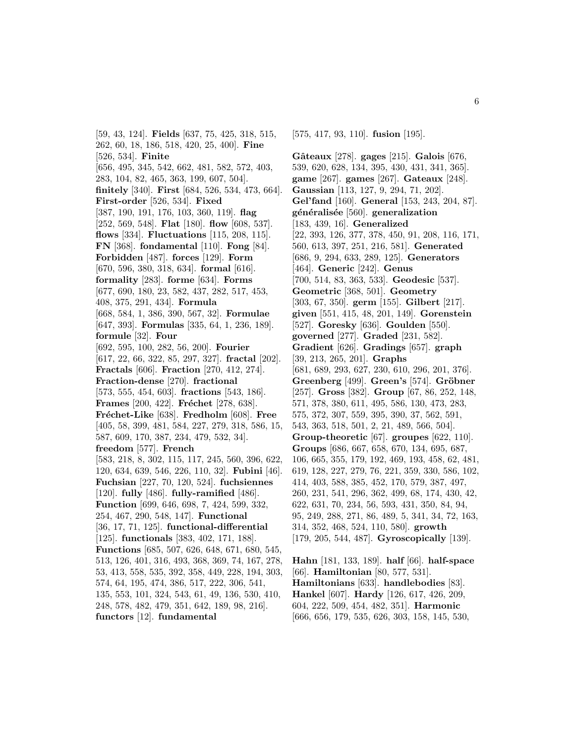[59, 43, 124]. **Fields** [637, 75, 425, 318, 515, 262, 60, 18, 186, 518, 420, 25, 400]. **Fine** [526, 534]. **Finite** [656, 495, 345, 542, 662, 481, 582, 572, 403, 283, 104, 82, 465, 363, 199, 607, 504]. **finitely** [340]. **First** [684, 526, 534, 473, 664]. **First-order** [526, 534]. **Fixed** [387, 190, 191, 176, 103, 360, 119]. **flag** [252, 569, 548]. **Flat** [180]. **flow** [608, 537]. **flows** [334]. **Fluctuations** [115, 208, 115]. **FN** [368]. **fondamental** [110]. **Fong** [84]. **Forbidden** [487]. **forces** [129]. **Form** [670, 596, 380, 318, 634]. **formal** [616]. **formality** [283]. **forme** [634]. **Forms** [677, 690, 180, 23, 582, 437, 282, 517, 453, 408, 375, 291, 434]. **Formula** [668, 584, 1, 386, 390, 567, 32]. **Formulae** [647, 393]. **Formulas** [335, 64, 1, 236, 189]. **formule** [32]. **Four** [692, 595, 100, 282, 56, 200]. **Fourier** [617, 22, 66, 322, 85, 297, 327]. **fractal** [202]. **Fractals** [606]. **Fraction** [270, 412, 274]. **Fraction-dense** [270]. **fractional** [573, 555, 454, 603]. **fractions** [543, 186]. **Frames** [200, 422]. **Fréchet** [278, 638]. **Fréchet-Like** [638]. **Fredholm** [608]. **Free** [405, 58, 399, 481, 584, 227, 279, 318, 586, 15, 587, 609, 170, 387, 234, 479, 532, 34]. **freedom** [577]. **French** [583, 218, 8, 302, 115, 117, 245, 560, 396, 622, 120, 634, 639, 546, 226, 110, 32]. **Fubini** [46]. **Fuchsian** [227, 70, 120, 524]. **fuchsiennes** [120]. **fully** [486]. **fully-ramified** [486]. **Function** [699, 646, 698, 7, 424, 599, 332, 254, 467, 290, 548, 147]. **Functional** [36, 17, 71, 125]. **functional-differential** [125]. **functionals** [383, 402, 171, 188]. **Functions** [685, 507, 626, 648, 671, 680, 545, 513, 126, 401, 316, 493, 368, 369, 74, 167, 278, 53, 413, 558, 535, 392, 358, 449, 228, 194, 303, 574, 64, 195, 474, 386, 517, 222, 306, 541, 135, 553, 101, 324, 543, 61, 49, 136, 530, 410, 248, 578, 482, 479, 351, 642, 189, 98, 216]. **functors** [12]. **fundamental** [575, 417, 93, 110]. **fusion** [195].

**Gâteaux** [278]. **gages** [215]. **Galois** [676, 539, 620, 628, 134, 395, 430, 431, 341, 365]. **game** [267]. **games** [267]. **Gateaux** [248]. **Gaussian** [113, 127, 9, 294, 71, 202]. **Gel'fand** [160]. **General** [153, 243, 204, 87]. **généralisée** [560]. **generalization** [183, 439, 16]. **Generalized** [22, 393, 126, 377, 378, 450, 91, 208, 116, 171, 560, 613, 397, 251, 216, 581]. **Generated** [686, 9, 294, 633, 289, 125]. **Generators** [464]. **Generic** [242]. **Genus** [700, 514, 83, 363, 533]. **Geodesic** [537]. **Geometric** [368, 501]. **Geometry** [303, 67, 350]. **germ** [155]. **Gilbert** [217]. **given** [551, 415, 48, 201, 149]. **Gorenstein** [527]. **Goresky** [636]. **Goulden** [550]. **governed** [277]. **Graded** [231, 582]. **Gradient** [626]. **Gradings** [657]. **graph** [39, 213, 265, 201]. **Graphs** [681, 689, 293, 627, 230, 610, 296, 201, 376]. **Greenberg** [499]. **Green's** [574]. **Gröbner** [257]. **Gross** [382]. **Group** [67, 86, 252, 148, 571, 378, 380, 611, 495, 586, 130, 473, 283, 575, 372, 307, 559, 395, 390, 37, 562, 591, 543, 363, 518, 501, 2, 21, 489, 566, 504]. **Group-theoretic** [67]. **groupes** [622, 110]. **Groups** [686, 667, 658, 670, 134, 695, 687, 106, 665, 355, 179, 192, 469, 193, 458, 62, 481, 619, 128, 227, 279, 76, 221, 359, 330, 586, 102, 414, 403, 588, 385, 452, 170, 579, 387, 497, 260, 231, 541, 296, 362, 499, 68, 174, 430, 42, 622, 631, 70, 234, 56, 593, 431, 350, 84, 94, 95, 249, 288, 271, 86, 489, 5, 341, 34, 72, 163, 314, 352, 468, 524, 110, 580]. **growth** [179, 205, 544, 487]. **Gyroscopically** [139].

**Hahn** [181, 133, 189]. **half** [66]. **half-space** [66]. **Hamiltonian** [80, 577, 531]. **Hamiltonians** [633]. **handlebodies** [83]. **Hankel** [607]. **Hardy** [126, 617, 426, 209, 604, 222, 509, 454, 482, 351]. **Harmonic** [666, 656, 179, 535, 626, 303, 158, 145, 530,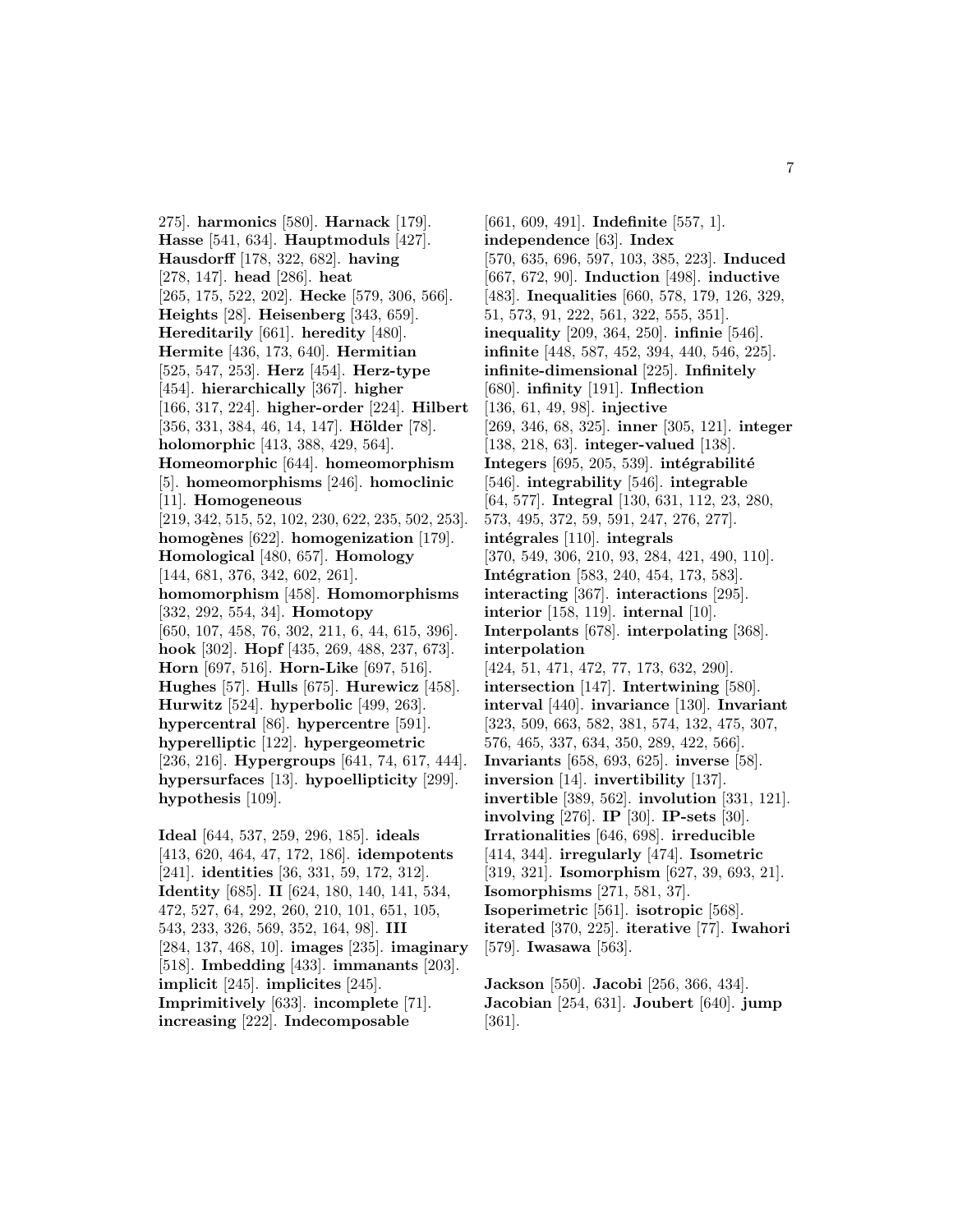275]. **harmonics** [580]. **Harnack** [179]. **Hasse** [541, 634]. **Hauptmoduls** [427]. **Hausdorff** [178, 322, 682]. **having** [278, 147]. **head** [286]. **heat** [265, 175, 522, 202]. **Hecke** [579, 306, 566]. **Heights** [28]. **Heisenberg** [343, 659]. **Hereditarily** [661]. **heredity** [480]. **Hermite** [436, 173, 640]. **Hermitian** [525, 547, 253]. **Herz** [454]. **Herz-type** [454]. **hierarchically** [367]. **higher** [166, 317, 224]. **higher-order** [224]. **Hilbert** [356, 331, 384, 46, 14, 147]. **Hölder** [78]. **holomorphic** [413, 388, 429, 564]. **Homeomorphic** [644]. **homeomorphism** [5]. **homeomorphisms** [246]. **homoclinic** [11]. **Homogeneous** [219, 342, 515, 52, 102, 230, 622, 235, 502, 253]. **homogènes** [622]. **homogenization** [179]. **Homological** [480, 657]. **Homology** [144, 681, 376, 342, 602, 261]. **homomorphism** [458]. **Homomorphisms** [332, 292, 554, 34]. **Homotopy** [650, 107, 458, 76, 302, 211, 6, 44, 615, 396]. **hook** [302]. **Hopf** [435, 269, 488, 237, 673]. **Horn** [697, 516]. **Horn-Like** [697, 516]. **Hughes** [57]. **Hulls** [675]. **Hurewicz** [458]. **Hurwitz** [524]. **hyperbolic** [499, 263]. **hypercentral** [86]. **hypercentre** [591]. **hyperelliptic** [122]. **hypergeometric** [236, 216]. **Hypergroups** [641, 74, 617, 444]. **hypersurfaces** [13]. **hypoellipticity** [299]. **hypothesis** [109].

**Ideal** [644, 537, 259, 296, 185]. **ideals** [413, 620, 464, 47, 172, 186]. **idempotents** [241]. **identities** [36, 331, 59, 172, 312]. **Identity** [685]. **II** [624, 180, 140, 141, 534, 472, 527, 64, 292, 260, 210, 101, 651, 105, 543, 233, 326, 569, 352, 164, 98]. **III** [284, 137, 468, 10]. **images** [235]. **imaginary** [518]. **Imbedding** [433]. **immanants** [203]. **implicit** [245]. **implicites** [245]. **Imprimitively** [633]. **incomplete** [71]. **increasing** [222]. **Indecomposable** [661, 609, 491]. **Indefinite** [557, 1]. **independence** [63]. **Index** [570, 635, 696, 597, 103, 385, 223]. **Induced** [667, 672, 90]. **Induction** [498]. **inductive** [483]. **Inequalities** [660, 578, 179, 126, 329, 51, 573, 91, 222, 561, 322, 555, 351]. **inequality** [209, 364, 250]. **infinie** [546]. **infinite** [448, 587, 452, 394, 440, 546, 225]. **infinite-dimensional** [225]. **Infinitely** [680]. **infinity** [191]. **Inflection** [136, 61, 49, 98]. **injective** [269, 346, 68, 325]. **inner** [305, 121]. **integer** [138, 218, 63]. **integer-valued** [138]. **Integers** [695, 205, 539]. **intégrabilité** [546]. **integrability** [546]. **integrable** [64, 577]. **Integral** [130, 631, 112, 23, 280, 573, 495, 372, 59, 591, 247, 276, 277]. **intégrales** [110]. **integrals** [370, 549, 306, 210, 93, 284, 421, 490, 110]. **Intégration** [583, 240, 454, 173, 583]. **interacting** [367]. **interactions** [295]. **interior** [158, 119]. **internal** [10]. **Interpolants** [678]. **interpolating** [368]. **interpolation** [424, 51, 471, 472, 77, 173, 632, 290]. **intersection** [147]. **Intertwining** [580]. **interval** [440]. **invariance** [130]. **Invariant** [323, 509, 663, 582, 381, 574, 132, 475, 307, 576, 465, 337, 634, 350, 289, 422, 566]. **Invariants** [658, 693, 625]. **inverse** [58]. **inversion** [14]. **invertibility** [137]. **invertible** [389, 562]. **involution** [331, 121]. **involving** [276]. **IP** [30]. **IP-sets** [30]. **Irrationalities** [646, 698]. **irreducible** [414, 344]. **irregularly** [474]. **Isometric** [319, 321]. **Isomorphism** [627, 39, 693, 21]. **Isomorphisms** [271, 581, 37]. **Isoperimetric** [561]. **isotropic** [568]. **iterated** [370, 225]. **iterative** [77]. **Iwahori** [579]. **Iwasawa** [563].

**Jackson** [550]. **Jacobi** [256, 366, 434]. **Jacobian** [254, 631]. **Joubert** [640]. **jump** [361].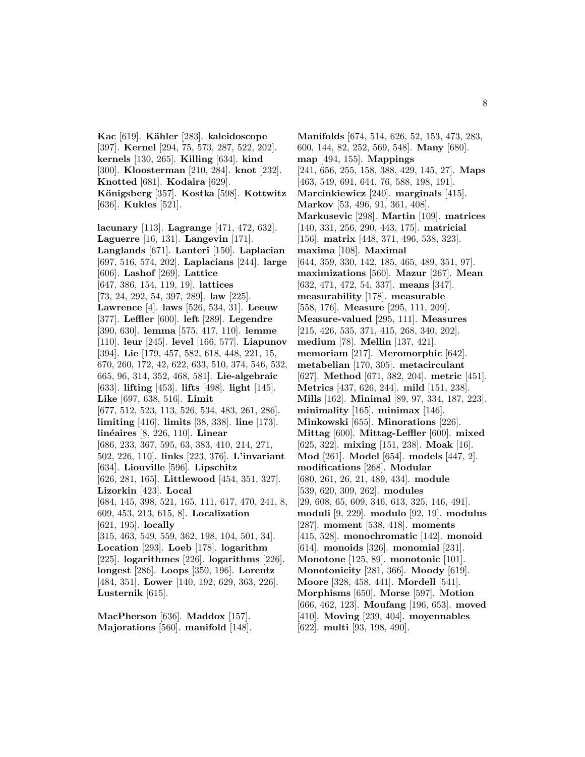**Kac** [619]. **Kähler** [283]. **kaleidoscope** [397]. **Kernel** [294, 75, 573, 287, 522, 202]. **kernels** [130, 265]. **Killing** [634]. **kind** [300]. **Kloosterman** [210, 284]. **knot** [232]. **Knotted** [681]. **Kodaira** [629]. **Königsberg** [357]. **Kostka** [598]. **Kottwitz** [636]. **Kukles** [521].

**lacunary** [113]. **Lagrange** [471, 472, 632]. **Laguerre** [16, 131]. **Langevin** [171]. **Langlands** [671]. **Lanteri** [150]. **Laplacian** [697, 516, 574, 202]. **Laplacians** [244]. **large** [606]. **Lashof** [269]. **Lattice** [647, 386, 154, 119, 19]. **lattices** [73, 24, 292, 54, 397, 289]. **law** [225]. **Lawrence** [4]. **laws** [526, 534, 31]. **Leeuw** [377]. **Leffler** [600]. **left** [289]. **Legendre** [390, 630]. **lemma** [575, 417, 110]. **lemme** [110]. **leur** [245]. **level** [166, 577]. **Liapunov** [394]. **Lie** [179, 457, 582, 618, 448, 221, 15, 670, 260, 172, 42, 622, 633, 510, 374, 546, 532, 665, 96, 314, 352, 468, 581]. **Lie-algebraic** [633]. **lifting** [453]. **lifts** [498]. **light** [145]. **Like** [697, 638, 516]. **Limit** [677, 512, 523, 113, 526, 534, 483, 261, 286]. **limiting** [416]. **limits** [38, 338]. **line** [173]. **linéaires** [8, 226, 110]. **Linear** [686, 233, 367, 595, 63, 383, 410, 214, 271, 502, 226, 110]. **links** [223, 376]. **L'invariant** [634]. **Liouville** [596]. **Lipschitz** [626, 281, 165]. **Littlewood** [454, 351, 327]. **Lizorkin** [423]. **Local** [684, 145, 398, 521, 165, 111, 617, 470, 241, 8, 609, 453, 213, 615, 8]. **Localization** [621, 195]. **locally** [315, 463, 549, 559, 362, 198, 104, 501, 34]. **Location** [293]. **Loeb** [178]. **logarithm** [225]. **logarithmes** [226]. **logarithms** [226]. **longest** [286]. **Loops** [350, 196]. **Lorentz** [484, 351]. **Lower** [140, 192, 629, 363, 226]. **Lusternik** [615].

**MacPherson** [636]. **Maddox** [157]. **Majorations** [560]. **manifold** [148]. **Manifolds** [674, 514, 626, 52, 153, 473, 283, 600, 144, 82, 252, 569, 548]. **Many** [680]. **map** [494, 155]. **Mappings** [241, 656, 255, 158, 388, 429, 145, 27]. **Maps** [463, 549, 691, 644, 76, 588, 198, 191]. **Marcinkiewicz** [240]. **marginals** [415]. **Markov** [53, 496, 91, 361, 408]. **Markusevic** [298]. **Martin** [109]. **matrices** [140, 331, 256, 290, 443, 175]. **matricial** [156]. **matrix** [448, 371, 496, 538, 323]. **maxima** [108]. **Maximal** [644, 359, 330, 142, 185, 465, 489, 351, 97]. **maximizations** [560]. **Mazur** [267]. **Mean** [632, 471, 472, 54, 337]. **means** [347]. **measurability** [178]. **measurable** [558, 176]. **Measure** [295, 111, 209]. **Measure-valued** [295, 111]. **Measures** [215, 426, 535, 371, 415, 268, 340, 202]. **medium** [78]. **Mellin** [137, 421]. **memoriam** [217]. **Meromorphic** [642]. **metabelian** [170, 305]. **metacirculant** [627]. **Method** [671, 382, 204]. **metric** [451]. **Metrics** [437, 626, 244]. **mild** [151, 238]. **Mills** [162]. **Minimal** [89, 97, 334, 187, 223]. **minimality** [165]. **minimax** [146]. **Minkowski** [655]. **Minorations** [226]. **Mittag** [600]. **Mittag-Leffler** [600]. **mixed** [625, 322]. **mixing** [151, 238]. **Moak** [16]. **Mod** [261]. **Model** [654]. **models** [447, 2]. **modifications** [268]. **Modular** [680, 261, 26, 21, 489, 434]. **module** [539, 620, 309, 262]. **modules** [29, 608, 65, 609, 346, 613, 325, 146, 491]. **moduli** [9, 229]. **modulo** [92, 19]. **modulus** [287]. **moment** [538, 418]. **moments** [415, 528]. **monochromatic** [142]. **monoid** [614]. **monoids** [326]. **monomial** [231]. **Monotone** [125, 89]. **monotonic** [101]. **Monotonicity** [281, 366]. **Moody** [619]. **Moore** [328, 458, 441]. **Mordell** [541]. **Morphisms** [650]. **Morse** [597]. **Motion** [666, 462, 123]. **Moufang** [196, 653]. **moved** [410]. **Moving** [239, 404]. **moyennables** [622]. **multi** [93, 198, 490].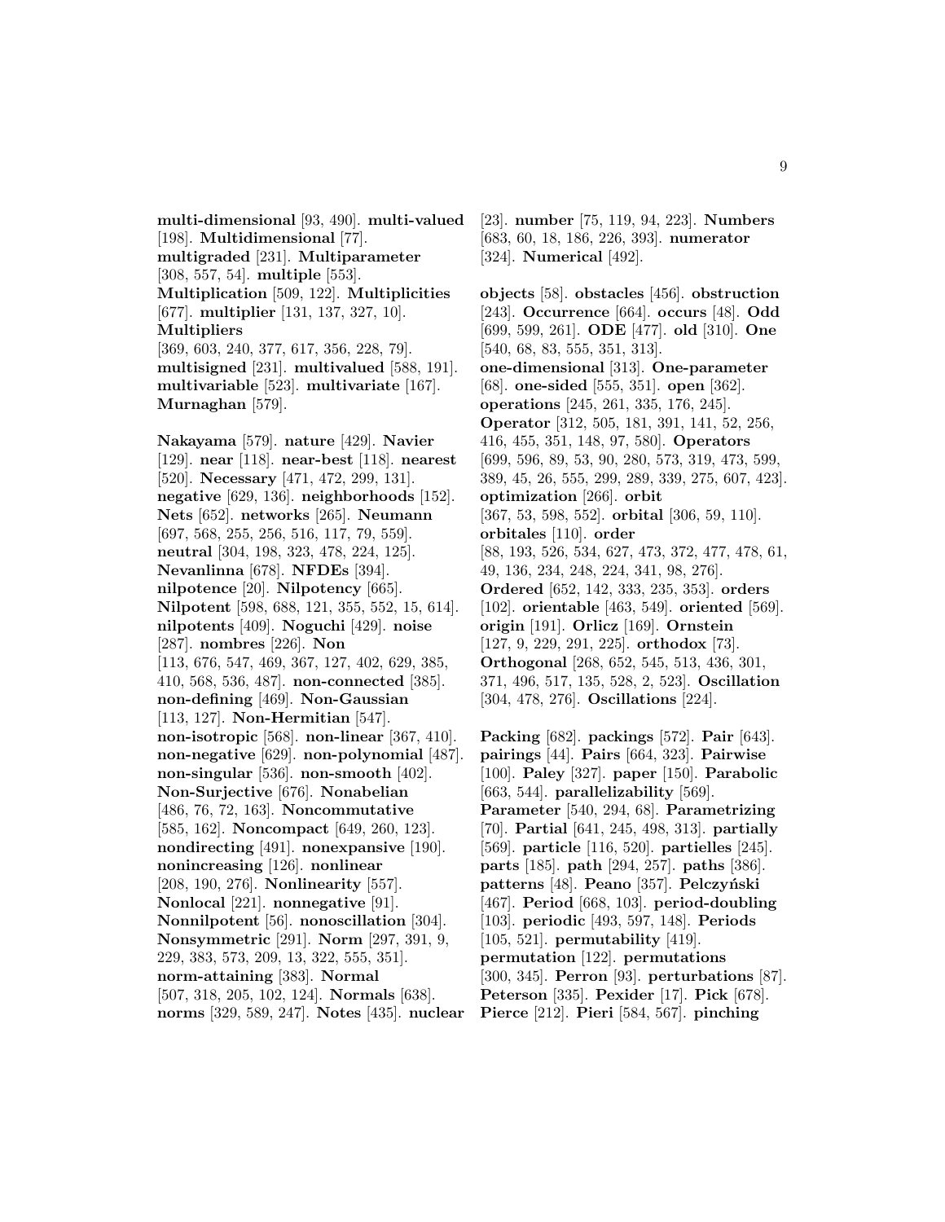**multi-dimensional** [93, 490]. **multi-valued** [198]. **Multidimensional** [77]. **multigraded** [231]. **Multiparameter** [308, 557, 54]. **multiple** [553]. **Multiplication** [509, 122]. **Multiplicities** [677]. **multiplier** [131, 137, 327, 10]. **Multipliers** [369, 603, 240, 377, 617, 356, 228, 79]. **multisigned** [231]. **multivalued** [588, 191]. **multivariable** [523]. **multivariate** [167]. **Murnaghan** [579].

**Nakayama** [579]. **nature** [429]. **Navier** [129]. **near** [118]. **near-best** [118]. **nearest** [520]. **Necessary** [471, 472, 299, 131]. **negative** [629, 136]. **neighborhoods** [152]. **Nets** [652]. **networks** [265]. **Neumann** [697, 568, 255, 256, 516, 117, 79, 559]. **neutral** [304, 198, 323, 478, 224, 125]. **Nevanlinna** [678]. **NFDEs** [394]. **nilpotence** [20]. **Nilpotency** [665]. **Nilpotent** [598, 688, 121, 355, 552, 15, 614]. **nilpotents** [409]. **Noguchi** [429]. **noise** [287]. **nombres** [226]. **Non** [113, 676, 547, 469, 367, 127, 402, 629, 385, 410, 568, 536, 487]. **non-connected** [385]. **non-defining** [469]. **Non-Gaussian** [113, 127]. **Non-Hermitian** [547]. **non-isotropic** [568]. **non-linear** [367, 410]. **non-negative** [629]. **non-polynomial** [487]. **non-singular** [536]. **non-smooth** [402]. **Non-Surjective** [676]. **Nonabelian** [486, 76, 72, 163]. **Noncommutative** [585, 162]. **Noncompact** [649, 260, 123]. **nondirecting** [491]. **nonexpansive** [190]. **nonincreasing** [126]. **nonlinear** [208, 190, 276]. **Nonlinearity** [557]. **Nonlocal** [221]. **nonnegative** [91]. **Nonnilpotent** [56]. **nonoscillation** [304]. **Nonsymmetric** [291]. **Norm** [297, 391, 9, 229, 383, 573, 209, 13, 322, 555, 351]. **norm-attaining** [383]. **Normal** [507, 318, 205, 102, 124]. **Normals** [638]. **norms** [329, 589, 247]. **Notes** [435]. **nuclear** [23]. **number** [75, 119, 94, 223]. **Numbers** [683, 60, 18, 186, 226, 393]. **numerator** [324]. **Numerical** [492].

**objects** [58]. **obstacles** [456]. **obstruction** [243]. **Occurrence** [664]. **occurs** [48]. **Odd** [699, 599, 261]. **ODE** [477]. **old** [310]. **One** [540, 68, 83, 555, 351, 313]. **one-dimensional** [313]. **One-parameter** [68]. **one-sided** [555, 351]. **open** [362]. **operations** [245, 261, 335, 176, 245]. **Operator** [312, 505, 181, 391, 141, 52, 256, 416, 455, 351, 148, 97, 580]. **Operators** [699, 596, 89, 53, 90, 280, 573, 319, 473, 599, 389, 45, 26, 555, 299, 289, 339, 275, 607, 423]. **optimization** [266]. **orbit** [367, 53, 598, 552]. **orbital** [306, 59, 110]. **orbitales** [110]. **order** [88, 193, 526, 534, 627, 473, 372, 477, 478, 61, 49, 136, 234, 248, 224, 341, 98, 276]. **Ordered** [652, 142, 333, 235, 353]. **orders** [102]. **orientable** [463, 549]. **oriented** [569]. **origin** [191]. **Orlicz** [169]. **Ornstein** [127, 9, 229, 291, 225]. **orthodox** [73]. **Orthogonal** [268, 652, 545, 513, 436, 301, 371, 496, 517, 135, 528, 2, 523]. **Oscillation** [304, 478, 276]. **Oscillations** [224].

**Packing** [682]. **packings** [572]. **Pair** [643]. **pairings** [44]. **Pairs** [664, 323]. **Pairwise** [100]. **Paley** [327]. **paper** [150]. **Parabolic** [663, 544]. **parallelizability** [569]. **Parameter** [540, 294, 68]. **Parametrizing** [70]. **Partial** [641, 245, 498, 313]. **partially** [569]. **particle** [116, 520]. **partielles** [245]. **parts** [185]. **path** [294, 257]. **paths** [386]. **patterns** [48]. **Peano** [357]. **Pełczyński** [467]. **Period** [668, 103]. **period-doubling** [103]. **periodic** [493, 597, 148]. **Periods** [105, 521]. **permutability** [419]. **permutation** [122]. **permutations** [300, 345]. **Perron** [93]. **perturbations** [87]. **Peterson** [335]. **Pexider** [17]. **Pick** [678]. **Pierce** [212]. **Pieri** [584, 567]. **pinching**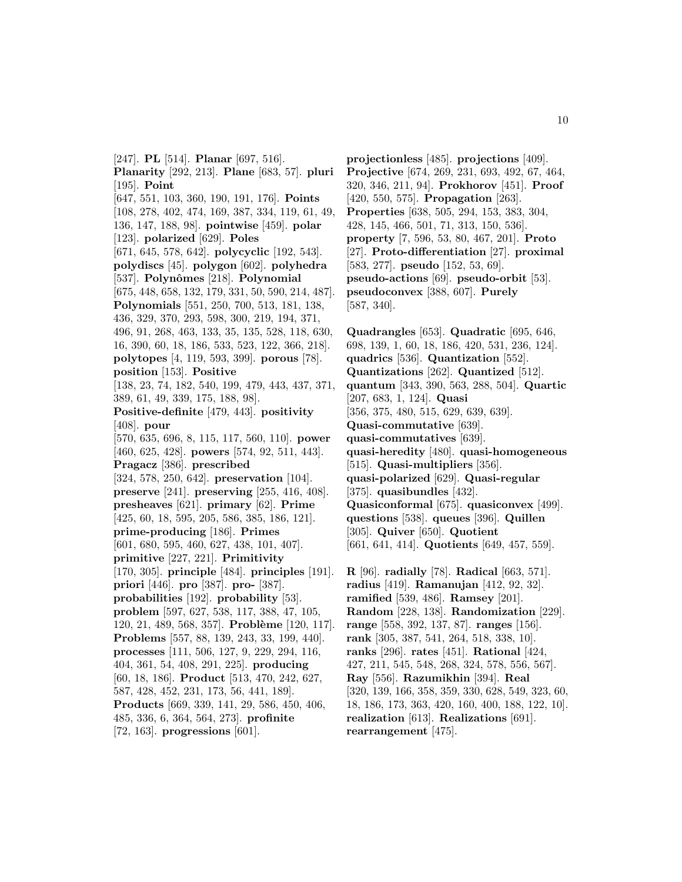[247]. **PL** [514]. **Planar** [697, 516]. **Planarity** [292, 213]. **Plane** [683, 57]. **pluri** [195]. **Point** [647, 551, 103, 360, 190, 191, 176]. **Points** [108, 278, 402, 474, 169, 387, 334, 119, 61, 49, 136, 147, 188, 98]. **pointwise** [459]. **polar** [123]. **polarized** [629]. **Poles** [671, 645, 578, 642]. **polycyclic** [192, 543]. **polydiscs** [45]. **polygon** [602]. **polyhedra** [537]. **Polynômes** [218]. **Polynomial** [675, 448, 658, 132, 179, 331, 50, 590, 214, 487]. **Polynomials** [551, 250, 700, 513, 181, 138, 436, 329, 370, 293, 598, 300, 219, 194, 371, 496, 91, 268, 463, 133, 35, 135, 528, 118, 630, 16, 390, 60, 18, 186, 533, 523, 122, 366, 218]. **polytopes** [4, 119, 593, 399]. **porous** [78]. **position** [153]. **Positive** [138, 23, 74, 182, 540, 199, 479, 443, 437, 371, 389, 61, 49, 339, 175, 188, 98]. **Positive-definite** [479, 443]. **positivity** [408]. **pour** [570, 635, 696, 8, 115, 117, 560, 110]. **power** [460, 625, 428]. **powers** [574, 92, 511, 443]. **Pragacz** [386]. **prescribed** [324, 578, 250, 642]. **preservation** [104]. **preserve** [241]. **preserving** [255, 416, 408]. **presheaves** [621]. **primary** [62]. **Prime** [425, 60, 18, 595, 205, 586, 385, 186, 121]. **prime-producing** [186]. **Primes** [601, 680, 595, 460, 627, 438, 101, 407]. **primitive** [227, 221]. **Primitivity** [170, 305]. **principle** [484]. **principles** [191]. **priori** [446]. **pro** [387]. **pro-** [387]. **probabilities** [192]. **probability** [53]. **problem** [597, 627, 538, 117, 388, 47, 105, 120, 21, 489, 568, 357]. **Problème** [120, 117]. **Problems** [557, 88, 139, 243, 33, 199, 440]. **processes** [111, 506, 127, 9, 229, 294, 116, 404, 361, 54, 408, 291, 225]. **producing** [60, 18, 186]. **Product** [513, 470, 242, 627, 587, 428, 452, 231, 173, 56, 441, 189]. **Products** [669, 339, 141, 29, 586, 450, 406, 485, 336, 6, 364, 564, 273]. **profinite** [72, 163]. **progressions** [601]. **projectionless** [485]. **projections** [409]. **Projective** [674, 269, 231, 693, 492, 67, 464, 320, 346, 211, 94]. **Prokhorov** [451]. **Proof** [420, 550, 575]. **Propagation** [263]. **Properties** [638, 505, 294, 153, 383, 304, 428, 145, 466, 501, 71, 313, 150, 536]. **property** [7, 596, 53, 80, 467, 201]. **Proto** [27]. **Proto-differentiation** [27]. **proximal** [583, 277]. **pseudo** [152, 53, 69]. **pseudo-actions** [69]. **pseudo-orbit** [53]. **pseudoconvex** [388, 607]. **Purely** [587, 340].

**Quadrangles** [653]. **Quadratic** [695, 646, 698, 139, 1, 60, 18, 186, 420, 531, 236, 124]. **quadrics** [536]. **Quantization** [552]. **Quantizations** [262]. **Quantized** [512]. **quantum** [343, 390, 563, 288, 504]. **Quartic** [207, 683, 1, 124]. **Quasi** [356, 375, 480, 515, 629, 639, 639]. **Quasi-commutative** [639]. **quasi-commutatives** [639]. **quasi-heredity** [480]. **quasi-homogeneous** [515]. **Quasi-multipliers** [356]. **quasi-polarized** [629]. **Quasi-regular** [375]. **quasibundles** [432]. **Quasiconformal** [675]. **quasiconvex** [499]. **questions** [538]. **queues** [396]. **Quillen** [305]. **Quiver** [650]. **Quotient** [661, 641, 414]. **Quotients** [649, 457, 559].

**R** [96]. **radially** [78]. **Radical** [663, 571]. **radius** [419]. **Ramanujan** [412, 92, 32]. **ramified** [539, 486]. **Ramsey** [201]. **Random** [228, 138]. **Randomization** [229]. **range** [558, 392, 137, 87]. **ranges** [156]. **rank** [305, 387, 541, 264, 518, 338, 10]. **ranks** [296]. **rates** [451]. **Rational** [424, 427, 211, 545, 548, 268, 324, 578, 556, 567]. **Ray** [556]. **Razumikhin** [394]. **Real** [320, 139, 166, 358, 359, 330, 628, 549, 323, 60, 18, 186, 173, 363, 420, 160, 400, 188, 122, 10]. **realization** [613]. **Realizations** [691]. **rearrangement** [475].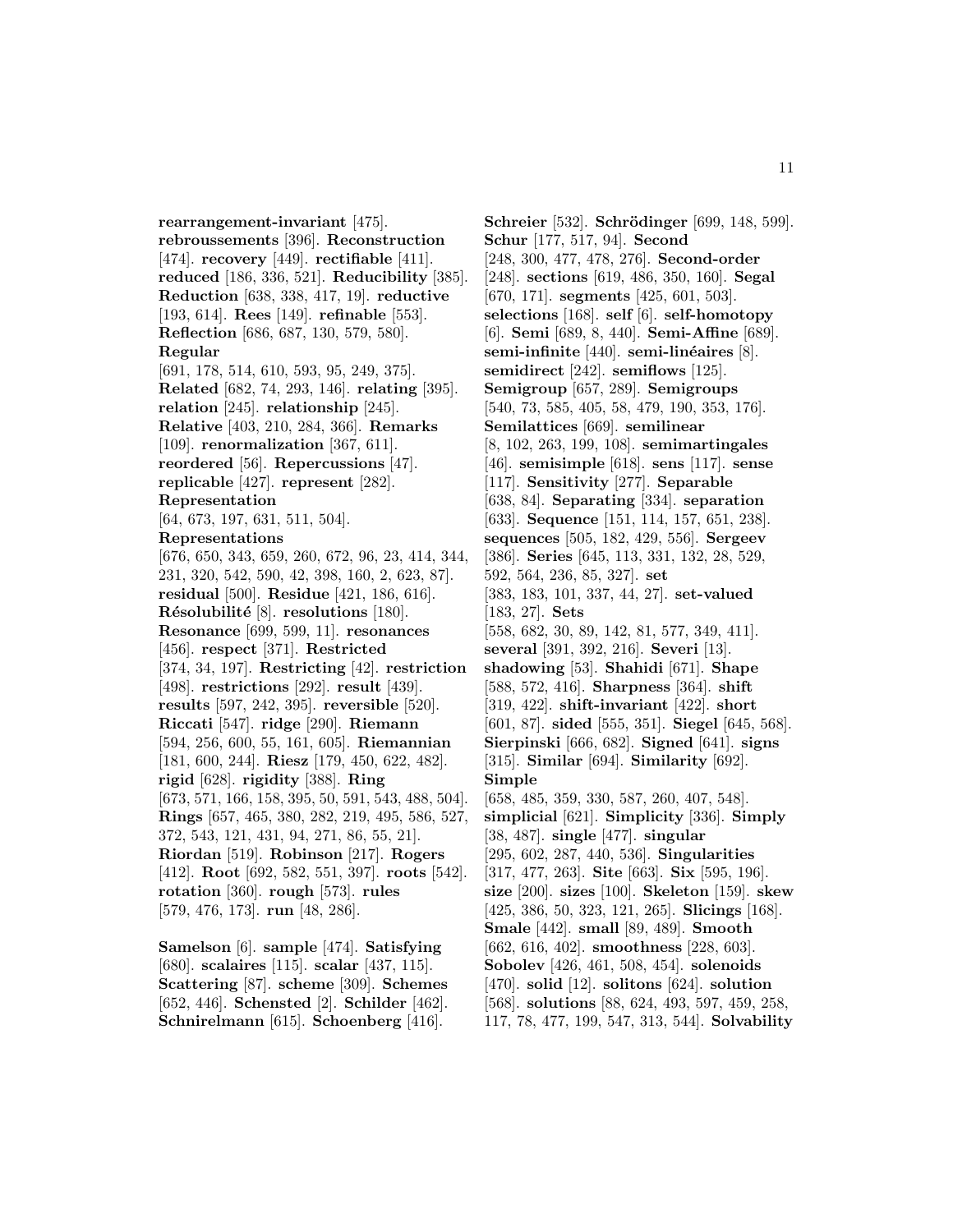**rearrangement-invariant** [475]. **rebroussements** [396]. **Reconstruction** [474]. **recovery** [449]. **rectifiable** [411]. **reduced** [186, 336, 521]. **Reducibility** [385]. **Reduction** [638, 338, 417, 19]. **reductive** [193, 614]. **Rees** [149]. **refinable** [553]. **Reflection** [686, 687, 130, 579, 580]. **Regular** [691, 178, 514, 610, 593, 95, 249, 375]. **Related** [682, 74, 293, 146]. **relating** [395]. **relation** [245]. **relationship** [245]. **Relative** [403, 210, 284, 366]. **Remarks** [109]. **renormalization** [367, 611]. **reordered** [56]. **Repercussions** [47]. **replicable** [427]. **represent** [282]. **Representation** [64, 673, 197, 631, 511, 504]. **Representations** [676, 650, 343, 659, 260, 672, 96, 23, 414, 344, 231, 320, 542, 590, 42, 398, 160, 2, 623, 87]. **residual** [500]. **Residue** [421, 186, 616]. **Résolubilité** [8]. **resolutions** [180]. **Resonance** [699, 599, 11]. **resonances** [456]. **respect** [371]. **Restricted** [374, 34, 197]. **Restricting** [42]. **restriction** [498]. **restrictions** [292]. **result** [439]. **results** [597, 242, 395]. **reversible** [520]. **Riccati** [547]. **ridge** [290]. **Riemann** [594, 256, 600, 55, 161, 605]. **Riemannian** [181, 600, 244]. **Riesz** [179, 450, 622, 482]. **rigid** [628]. **rigidity** [388]. **Ring** [673, 571, 166, 158, 395, 50, 591, 543, 488, 504]. **Rings** [657, 465, 380, 282, 219, 495, 586, 527, 372, 543, 121, 431, 94, 271, 86, 55, 21]. **Riordan** [519]. **Robinson** [217]. **Rogers** [412]. **Root** [692, 582, 551, 397]. **roots** [542]. **rotation** [360]. **rough** [573]. **rules** [579, 476, 173]. **run** [48, 286].

**Samelson** [6]. **sample** [474]. **Satisfying** [680]. **scalaires** [115]. **scalar** [437, 115]. **Scattering** [87]. **scheme** [309]. **Schemes** [652, 446]. **Schensted** [2]. **Schilder** [462]. **Schnirelmann** [615]. **Schoenberg** [416]. **Schreier** [532]. **Schrödinger** [699, 148, 599]. **Schur** [177, 517, 94]. **Second** [248, 300, 477, 478, 276]. **Second-order** [248]. **sections** [619, 486, 350, 160]. **Segal** [670, 171]. **segments** [425, 601, 503]. **selections** [168]. **self** [6]. **self-homotopy** [6]. **Semi** [689, 8, 440]. **Semi-Affine** [689]. **semi-infinite** [440]. **semi-linéaires** [8]. **semidirect** [242]. **semiflows** [125]. **Semigroup** [657, 289]. **Semigroups** [540, 73, 585, 405, 58, 479, 190, 353, 176]. **Semilattices** [669]. **semilinear** [8, 102, 263, 199, 108]. **semimartingales** [46]. **semisimple** [618]. **sens** [117]. **sense** [117]. **Sensitivity** [277]. **Separable** [638, 84]. **Separating** [334]. **separation** [633]. **Sequence** [151, 114, 157, 651, 238]. **sequences** [505, 182, 429, 556]. **Sergeev** [386]. **Series** [645, 113, 331, 132, 28, 529, 592, 564, 236, 85, 327]. **set** [383, 183, 101, 337, 44, 27]. **set-valued** [183, 27]. **Sets** [558, 682, 30, 89, 142, 81, 577, 349, 411]. **several** [391, 392, 216]. **Severi** [13]. **shadowing** [53]. **Shahidi** [671]. **Shape** [588, 572, 416]. **Sharpness** [364]. **shift** [319, 422]. **shift-invariant** [422]. **short** [601, 87]. **sided** [555, 351]. **Siegel** [645, 568]. **Sierpinski** [666, 682]. **Signed** [641]. **signs** [315]. **Similar** [694]. **Similarity** [692]. **Simple** [658, 485, 359, 330, 587, 260, 407, 548]. **simplicial** [621]. **Simplicity** [336]. **Simply** [38, 487]. **single** [477]. **singular** [295, 602, 287, 440, 536]. **Singularities** [317, 477, 263]. **Site** [663]. **Six** [595, 196]. **size** [200]. **sizes** [100]. **Skeleton** [159]. **skew** [425, 386, 50, 323, 121, 265]. **Slicings** [168]. **Smale** [442]. **small** [89, 489]. **Smooth** [662, 616, 402]. **smoothness** [228, 603]. **Sobolev** [426, 461, 508, 454]. **solenoids** [470]. **solid** [12]. **solitons** [624]. **solution** [568]. **solutions** [88, 624, 493, 597, 459, 258, 117, 78, 477, 199, 547, 313, 544]. **Solvability**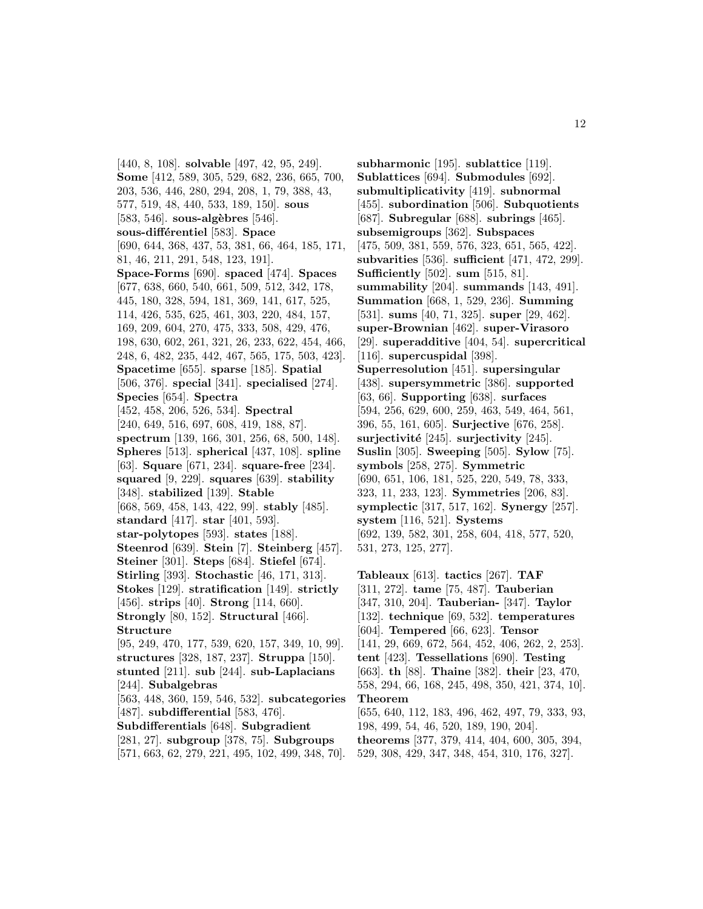[440, 8, 108]. **solvable** [497, 42, 95, 249]. **Some** [412, 589, 305, 529, 682, 236, 665, 700, 203, 536, 446, 280, 294, 208, 1, 79, 388, 43, 577, 519, 48, 440, 533, 189, 150]. **sous** [583, 546]. **sous-algèbres** [546]. **sous-différentiel** [583]. **Space** [690, 644, 368, 437, 53, 381, 66, 464, 185, 171, 81, 46, 211, 291, 548, 123, 191]. **Space-Forms** [690]. **spaced** [474]. **Spaces** [677, 638, 660, 540, 661, 509, 512, 342, 178, 445, 180, 328, 594, 181, 369, 141, 617, 525, 114, 426, 535, 625, 461, 303, 220, 484, 157, 169, 209, 604, 270, 475, 333, 508, 429, 476, 198, 630, 602, 261, 321, 26, 233, 622, 454, 466, 248, 6, 482, 235, 442, 467, 565, 175, 503, 423]. **Spacetime** [655]. **sparse** [185]. **Spatial** [506, 376]. **special** [341]. **specialised** [274]. **Species** [654]. **Spectra** [452, 458, 206, 526, 534]. **Spectral** [240, 649, 516, 697, 608, 419, 188, 87]. **spectrum** [139, 166, 301, 256, 68, 500, 148]. **Spheres** [513]. **spherical** [437, 108]. **spline** [63]. **Square** [671, 234]. **square-free** [234]. **squared** [9, 229]. **squares** [639]. **stability** [348]. **stabilized** [139]. **Stable** [668, 569, 458, 143, 422, 99]. **stably** [485]. **standard** [417]. **star** [401, 593]. **star-polytopes** [593]. **states** [188]. **Steenrod** [639]. **Stein** [7]. **Steinberg** [457]. **Steiner** [301]. **Steps** [684]. **Stiefel** [674]. **Stirling** [393]. **Stochastic** [46, 171, 313]. **Stokes** [129]. **stratification** [149]. **strictly** [456]. **strips** [40]. **Strong** [114, 660]. **Strongly** [80, 152]. **Structural** [466]. **Structure** [95, 249, 470, 177, 539, 620, 157, 349, 10, 99]. **structures** [328, 187, 237]. **Struppa** [150]. **stunted** [211]. **sub** [244]. **sub-Laplacians** [244]. **Subalgebras** [563, 448, 360, 159, 546, 532]. **subcategories** [487]. **subdifferential** [583, 476]. **Subdifferentials** [648]. **Subgradient** [281, 27]. **subgroup** [378, 75]. **Subgroups** [571, 663, 62, 279, 221, 495, 102, 499, 348, 70].

**subharmonic** [195]. **sublattice** [119]. **Sublattices** [694]. **Submodules** [692]. **submultiplicativity** [419]. **subnormal** [455]. **subordination** [506]. **Subquotients** [687]. **Subregular** [688]. **subrings** [465]. **subsemigroups** [362]. **Subspaces** [475, 509, 381, 559, 576, 323, 651, 565, 422]. **subvarities** [536]. **sufficient** [471, 472, 299]. **Sufficiently** [502]. **sum** [515, 81]. **summability** [204]. **summands** [143, 491]. **Summation** [668, 1, 529, 236]. **Summing** [531]. **sums** [40, 71, 325]. **super** [29, 462]. **super-Brownian** [462]. **super-Virasoro** [29]. **superadditive** [404, 54]. **supercritical** [116]. **supercuspidal** [398]. **Superresolution** [451]. **supersingular** [438]. **supersymmetric** [386]. **supported** [63, 66]. **Supporting** [638]. **surfaces** [594, 256, 629, 600, 259, 463, 549, 464, 561, 396, 55, 161, 605]. **Surjective** [676, 258]. **surjectivité** [245]. **surjectivity** [245]. **Suslin** [305]. **Sweeping** [505]. **Sylow** [75]. **symbols** [258, 275]. **Symmetric** [690, 651, 106, 181, 525, 220, 549, 78, 333, 323, 11, 233, 123]. **Symmetries** [206, 83]. **symplectic** [317, 517, 162]. **Synergy** [257]. **system** [116, 521]. **Systems** [692, 139, 582, 301, 258, 604, 418, 577, 520, 531, 273, 125, 277].

**Tableaux** [613]. **tactics** [267]. **TAF** [311, 272]. **tame** [75, 487]. **Tauberian** [347, 310, 204]. **Tauberian-** [347]. **Taylor** [132]. **technique** [69, 532]. **temperatures** [604]. **Tempered** [66, 623]. **Tensor** [141, 29, 669, 672, 564, 452, 406, 262, 2, 253]. **tent** [423]. **Tessellations** [690]. **Testing** [663]. **th** [88]. **Thaine** [382]. **their** [23, 470, 558, 294, 66, 168, 245, 498, 350, 421, 374, 10]. **Theorem** [655, 640, 112, 183, 496, 462, 497, 79, 333, 93, 198, 499, 54, 46, 520, 189, 190, 204]. **theorems** [377, 379, 414, 404, 600, 305, 394, 529, 308, 429, 347, 348, 454, 310, 176, 327].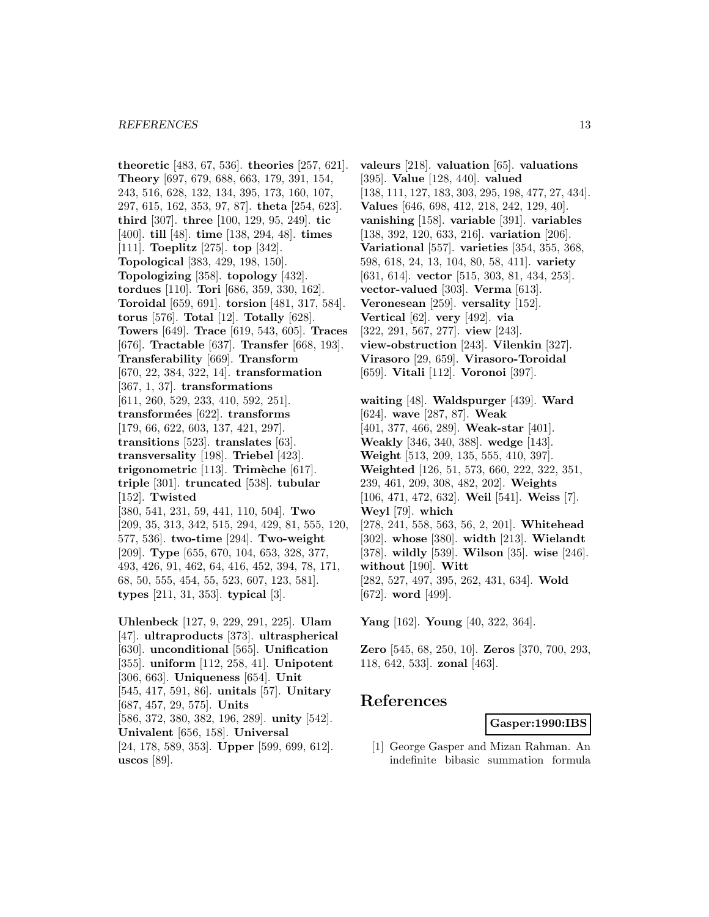**theoretic** [483, 67, 536]. **theories** [257, 621]. **Theory** [697, 679, 688, 663, 179, 391, 154, 243, 516, 628, 132, 134, 395, 173, 160, 107, 297, 615, 162, 353, 97, 87]. **theta** [254, 623]. **third** [307]. **three** [100, 129, 95, 249]. **tic** [400]. **till** [48]. **time** [138, 294, 48]. **times** [111]. **Toeplitz** [275]. **top** [342]. **Topological** [383, 429, 198, 150]. **Topologizing** [358]. **topology** [432]. **tordues** [110]. **Tori** [686, 359, 330, 162]. **Toroidal** [659, 691]. **torsion** [481, 317, 584]. **torus** [576]. **Total** [12]. **Totally** [628]. **Towers** [649]. **Trace** [619, 543, 605]. **Traces** [676]. **Tractable** [637]. **Transfer** [668, 193]. **Transferability** [669]. **Transform** [670, 22, 384, 322, 14]. **transformation** [367, 1, 37]. **transformations** [611, 260, 529, 233, 410, 592, 251]. **transformées** [622]. **transforms** [179, 66, 622, 603, 137, 421, 297]. **transitions** [523]. **translates** [63]. **transversality** [198]. **Triebel** [423]. **trigonometric** [113]. **Trimèche** [617]. **triple** [301]. **truncated** [538]. **tubular** [152]. **Twisted** [380, 541, 231, 59, 441, 110, 504]. **Two** [209, 35, 313, 342, 515, 294, 429, 81, 555, 120, 577, 536]. **two-time** [294]. **Two-weight** [209]. **Type** [655, 670, 104, 653, 328, 377, 493, 426, 91, 462, 64, 416, 452, 394, 78, 171, 68, 50, 555, 454, 55, 523, 607, 123, 581]. **types** [211, 31, 353]. **typical** [3].

**Uhlenbeck** [127, 9, 229, 291, 225]. **Ulam** [47]. **ultraproducts** [373]. **ultraspherical** [630]. **unconditional** [565]. **Unification** [355]. **uniform** [112, 258, 41]. **Unipotent** [306, 663]. **Uniqueness** [654]. **Unit** [545, 417, 591, 86]. **unitals** [57]. **Unitary** [687, 457, 29, 575]. **Units** [586, 372, 380, 382, 196, 289]. **unity** [542]. **Univalent** [656, 158]. **Universal** [24, 178, 589, 353]. **Upper** [599, 699, 612]. **uscos** [89].

**valeurs** [218]. **valuation** [65]. **valuations** [395]. **Value** [128, 440]. **valued** [138, 111, 127, 183, 303, 295, 198, 477, 27, 434]. **Values** [646, 698, 412, 218, 242, 129, 40]. **vanishing** [158]. **variable** [391]. **variables** [138, 392, 120, 633, 216]. **variation** [206]. **Variational** [557]. **varieties** [354, 355, 368, 598, 618, 24, 13, 104, 80, 58, 411]. **variety** [631, 614]. **vector** [515, 303, 81, 434, 253]. **vector-valued** [303]. **Verma** [613]. **Veronesean** [259]. **versality** [152]. **Vertical** [62]. **very** [492]. **via** [322, 291, 567, 277]. **view** [243]. **view-obstruction** [243]. **Vilenkin** [327]. **Virasoro** [29, 659]. **Virasoro-Toroidal** [659]. **Vitali** [112]. **Voronoi** [397].

**waiting** [48]. **Waldspurger** [439]. **Ward** [624]. **wave** [287, 87]. **Weak** [401, 377, 466, 289]. **Weak-star** [401]. **Weakly** [346, 340, 388]. **wedge** [143]. **Weight** [513, 209, 135, 555, 410, 397]. **Weighted** [126, 51, 573, 660, 222, 322, 351, 239, 461, 209, 308, 482, 202]. **Weights** [106, 471, 472, 632]. **Weil** [541]. **Weiss** [7]. **Weyl** [79]. **which** [278, 241, 558, 563, 56, 2, 201]. **Whitehead** [302]. **whose** [380]. **width** [213]. **Wielandt** [378]. **wildly** [539]. **Wilson** [35]. **wise** [246]. **without** [190]. **Witt** [282, 527, 497, 395, 262, 431, 634]. **Wold** [672]. **word** [499].

**Yang** [162]. **Young** [40, 322, 364].

**Zero** [545, 68, 250, 10]. **Zeros** [370, 700, 293, 118, 642, 533]. **zonal** [463].

# References

**Gasper:1990:IBS**

[1] George Gasper and Mizan Rahman. An indefinite bibasic summation formula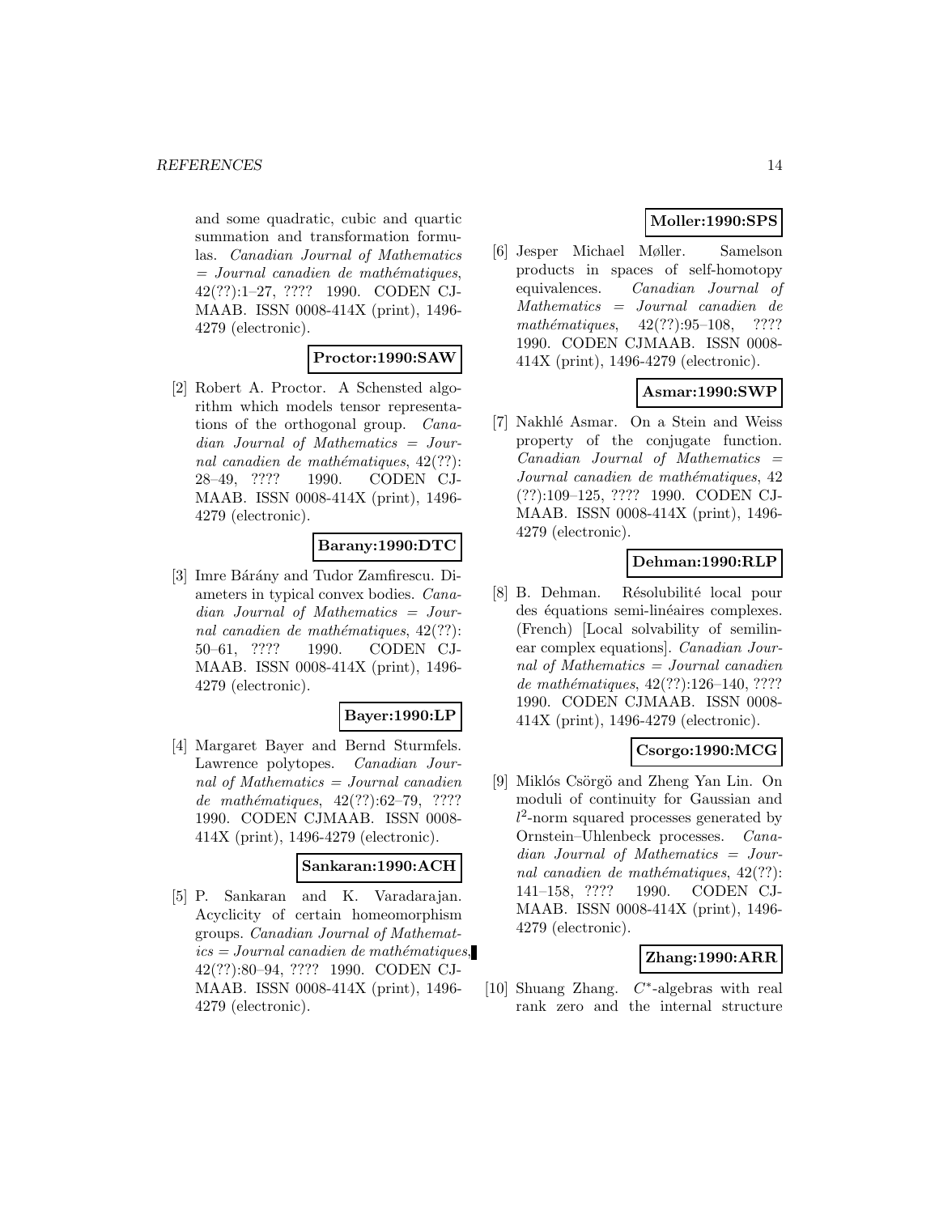and some quadratic, cubic and quartic summation and transformation formulas. *Canadian Journal of Mathematics = Journal canadien de mathématiques*, 42(??):1–27, ???? 1990. CODEN CJMAAB. ISSN 0008-414X (print), 1496-4279 (electronic).

**Proctor:1990:SAW**

[2] Robert A. Proctor. A Schensted algorithm which models tensor representations of the orthogonal group. *Canadian Journal of Mathematics = Journal canadien de mathématiques*, 42(??): 28–49, ???? 1990. CODEN CJMAAB. ISSN 0008-414X (print), 1496-4279 (electronic).

**Barany:1990:DTC**

[3] Imre Bárány and Tudor Zamfirescu. Diameters in typical convex bodies. *Canadian Journal of Mathematics = Journal canadien de mathématiques*, 42(??): 50–61, ???? 1990. CODEN CJMAAB. ISSN 0008-414X (print), 1496-4279 (electronic).

**Bayer:1990:LP**

[4] Margaret Bayer and Bernd Sturmfels. Lawrence polytopes. *Canadian Journal of Mathematics = Journal canadien de mathématiques*, 42(??):62–79, ???? 1990. CODEN CJMAAB. ISSN 0008-414X (print), 1496-4279 (electronic).

**Sankaran:1990:ACH**

[5] P. Sankaran and K. Varadarajan. Acyclicity of certain homeomorphism groups. *Canadian Journal of Mathematics = Journal canadien de mathématiques*, 42(??):80–94, ???? 1990. CODEN CJMAAB. ISSN 0008-414X (print), 1496-4279 (electronic).

**Moller:1990:SPS**

[6] Jesper Michael Møller. Samelson products in spaces of self-homotopy equivalences. *Canadian Journal of Mathematics = Journal canadien de mathématiques*, 42(??):95–108, ???? 1990. CODEN CJMAAB. ISSN 0008-414X (print), 1496-4279 (electronic).

**Asmar:1990:SWP**

[7] Nakhlé Asmar. On a Stein and Weiss property of the conjugate function. *Canadian Journal of Mathematics = Journal canadien de mathématiques*, 42 (??):109–125, ???? 1990. CODEN CJMAAB. ISSN 0008-414X (print), 1496-4279 (electronic).

**Dehman:1990:RLP**

[8] B. Dehman. Résolubilité local pour des équations semi-linéaires complexes. (French) [Local solvability of semilinear complex equations]. *Canadian Journal of Mathematics = Journal canadien de mathématiques*, 42(??):126–140, ???? 1990. CODEN CJMAAB. ISSN 0008-414X (print), 1496-4279 (electronic).

**Csorgo:1990:MCG**

[9] Miklós Csörgö and Zheng Yan Lin. On moduli of continuity for Gaussian and $l^2$-norm squared processes generated by Ornstein–Uhlenbeck processes. *Canadian Journal of Mathematics = Journal canadien de mathématiques*, 42(??): 141–158, ???? 1990. CODEN CJMAAB. ISSN 0008-414X (print), 1496-4279 (electronic).

**Zhang:1990:ARR**

[10] Shuang Zhang. $C^*$-algebras with real rank zero and the internal structure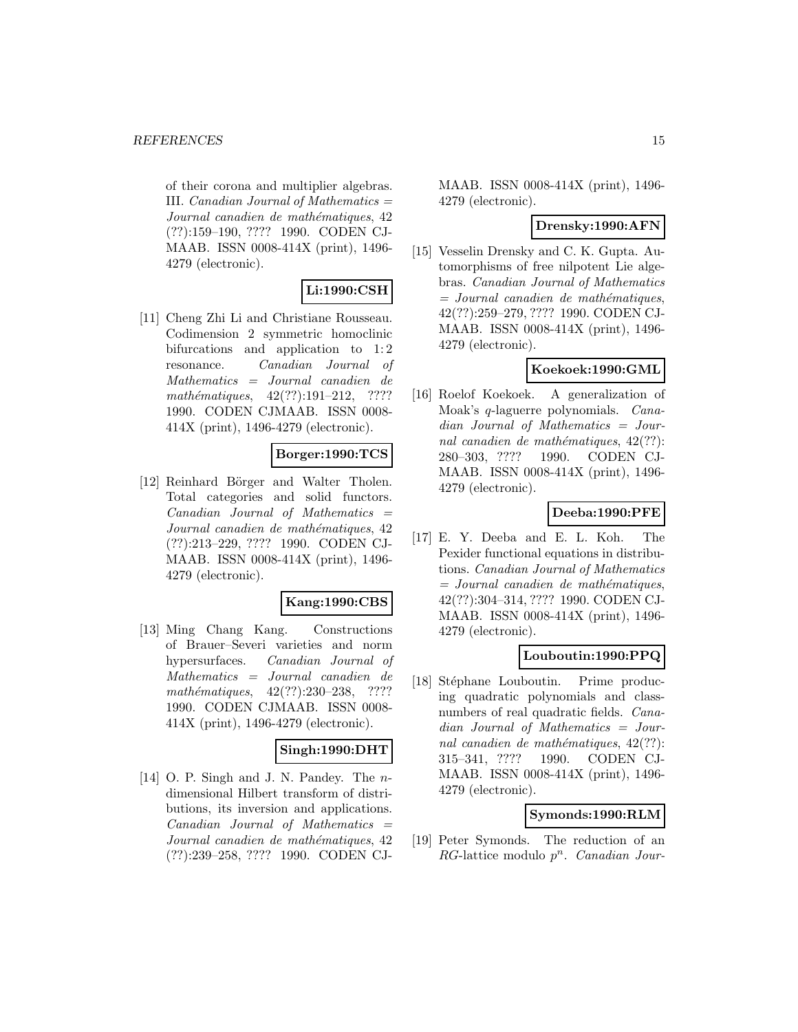of their corona and multiplier algebras. III. *Canadian Journal of Mathematics = Journal canadien de mathématiques*, 42 (??):159–190, ???? 1990. CODEN CJMAAB. ISSN 0008-414X (print), 1496-4279 (electronic).

**Li:1990:CSH**

[11] Cheng Zhi Li and Christiane Rousseau. Codimension 2 symmetric homoclinic bifurcations and application to 1:2 resonance. *Canadian Journal of Mathematics = Journal canadien de mathématiques*, 42(??):191–212, ???? 1990. CODEN CJMAAB. ISSN 0008-414X (print), 1496-4279 (electronic).

**Borger:1990:TCS**

[12] Reinhard Börger and Walter Tholen. Total categories and solid functors. *Canadian Journal of Mathematics = Journal canadien de mathématiques*, 42 (??):213–229, ???? 1990. CODEN CJMAAB. ISSN 0008-414X (print), 1496-4279 (electronic).

**Kang:1990:CBS**

[13] Ming Chang Kang. Constructions of Brauer–Severi varieties and norm hypersurfaces. *Canadian Journal of Mathematics = Journal canadien de mathématiques*, 42(??):230–238, ???? 1990. CODEN CJMAAB. ISSN 0008-414X (print), 1496-4279 (electronic).

**Singh:1990:DHT**

[14] O. P. Singh and J. N. Pandey. The $n$-dimensional Hilbert transform of distributions, its inversion and applications. *Canadian Journal of Mathematics = Journal canadien de mathématiques*, 42 (??):239–258, ???? 1990. CODEN CJMAAB. ISSN 0008-414X (print), 1496-4279 (electronic).

**Drensky:1990:AFN**

[15] Vesselin Drensky and C. K. Gupta. Automorphisms of free nilpotent Lie algebras. *Canadian Journal of Mathematics = Journal canadien de mathématiques*, 42(??):259–279, ???? 1990. CODEN CJMAAB. ISSN 0008-414X (print), 1496-4279 (electronic).

**Koekoek:1990:GML**

[16] Roelof Koekoek. A generalization of Moak's $q$-laguerre polynomials. *Canadian Journal of Mathematics = Journal canadien de mathématiques*, 42(??): 280–303, ???? 1990. CODEN CJMAAB. ISSN 0008-414X (print), 1496-4279 (electronic).

**Deeba:1990:PFE**

[17] E. Y. Deeba and E. L. Koh. The Pexider functional equations in distributions. *Canadian Journal of Mathematics = Journal canadien de mathématiques*, 42(??):304–314, ???? 1990. CODEN CJMAAB. ISSN 0008-414X (print), 1496-4279 (electronic).

**Louboutin:1990:PPQ**

[18] Stéphane Louboutin. Prime producing quadratic polynomials and class-numbers of real quadratic fields. *Canadian Journal of Mathematics = Journal canadien de mathématiques*, 42(??): 315–341, ???? 1990. CODEN CJMAAB. ISSN 0008-414X (print), 1496-4279 (electronic).

**Symonds:1990:RLM**

[19] Peter Symonds. The reduction of an $RG$-lattice modulo $p^n$. *Canadian Jour-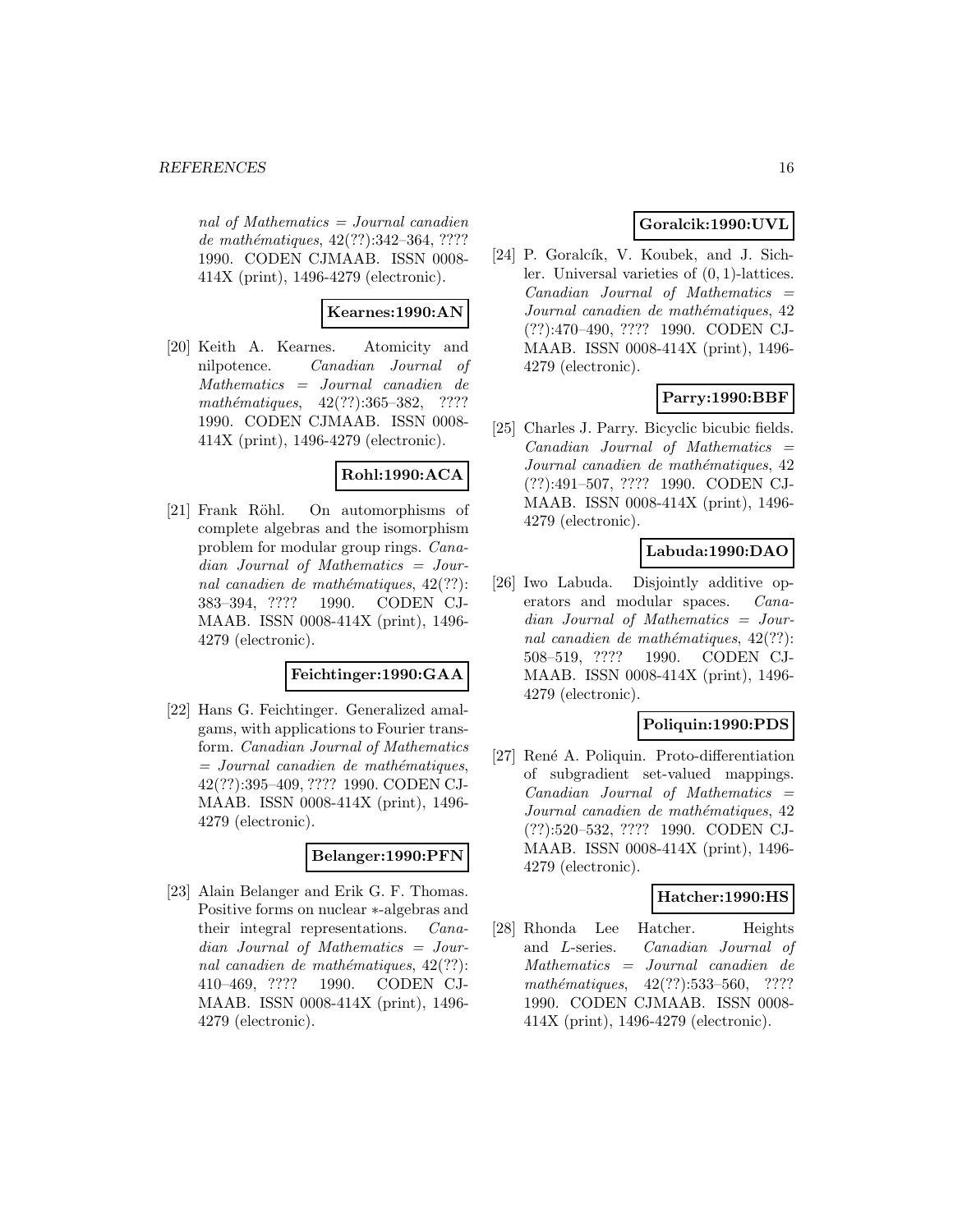*nal of Mathematics = Journal canadien de mathématiques*, 42(??):342–364, ???? 1990. CODEN CJMAAB. ISSN 0008-414X (print), 1496-4279 (electronic).

**Kearnes:1990:AN**

[20] Keith A. Kearnes. Atomicity and nilpotence. *Canadian Journal of Mathematics = Journal canadien de mathématiques*, 42(??):365–382, ???? 1990. CODEN CJMAAB. ISSN 0008-414X (print), 1496-4279 (electronic).

**Rohl:1990:ACA**

[21] Frank Röhl. On automorphisms of complete algebras and the isomorphism problem for modular group rings. *Canadian Journal of Mathematics = Journal canadien de mathématiques*, 42(??):383–394, ???? 1990. CODEN CJMAAB. ISSN 0008-414X (print), 1496-4279 (electronic).

**Feichtinger:1990:GAA**

[22] Hans G. Feichtinger. Generalized amalgams, with applications to Fourier transform. *Canadian Journal of Mathematics = Journal canadien de mathématiques*, 42(??):395–409, ???? 1990. CODEN CJMAAB. ISSN 0008-414X (print), 1496-4279 (electronic).

**Belanger:1990:PFN**

[23] Alain Belanger and Erik G. F. Thomas. Positive forms on nuclear $*$-algebras and their integral representations. *Canadian Journal of Mathematics = Journal canadien de mathématiques*, 42(??):410–469, ???? 1990. CODEN CJMAAB. ISSN 0008-414X (print), 1496-4279 (electronic).

**Goralcik:1990:UVL**

[24] P. Goralcík, V. Koubek, and J. Sichler. Universal varieties of $(0,1)$-lattices. *Canadian Journal of Mathematics = Journal canadien de mathématiques*, 42(??):470–490, ???? 1990. CODEN CJMAAB. ISSN 0008-414X (print), 1496-4279 (electronic).

**Parry:1990:BBF**

[25] Charles J. Parry. Bicyclic bicubic fields. *Canadian Journal of Mathematics = Journal canadien de mathématiques*, 42(??):491–507, ???? 1990. CODEN CJMAAB. ISSN 0008-414X (print), 1496-4279 (electronic).

**Labuda:1990:DAO**

[26] Iwo Labuda. Disjointly additive operators and modular spaces. *Canadian Journal of Mathematics = Journal canadien de mathématiques*, 42(??):508–519, ???? 1990. CODEN CJMAAB. ISSN 0008-414X (print), 1496-4279 (electronic).

**Poliquin:1990:PDS**

[27] René A. Poliquin. Proto-differentiation of subgradient set-valued mappings. *Canadian Journal of Mathematics = Journal canadien de mathématiques*, 42(??):520–532, ???? 1990. CODEN CJMAAB. ISSN 0008-414X (print), 1496-4279 (electronic).

**Hatcher:1990:HS**

[28] Rhonda Lee Hatcher. Heights and $L$-series. *Canadian Journal of Mathematics = Journal canadien de mathématiques*, 42(??):533–560, ???? 1990. CODEN CJMAAB. ISSN 0008-414X (print), 1496-4279 (electronic).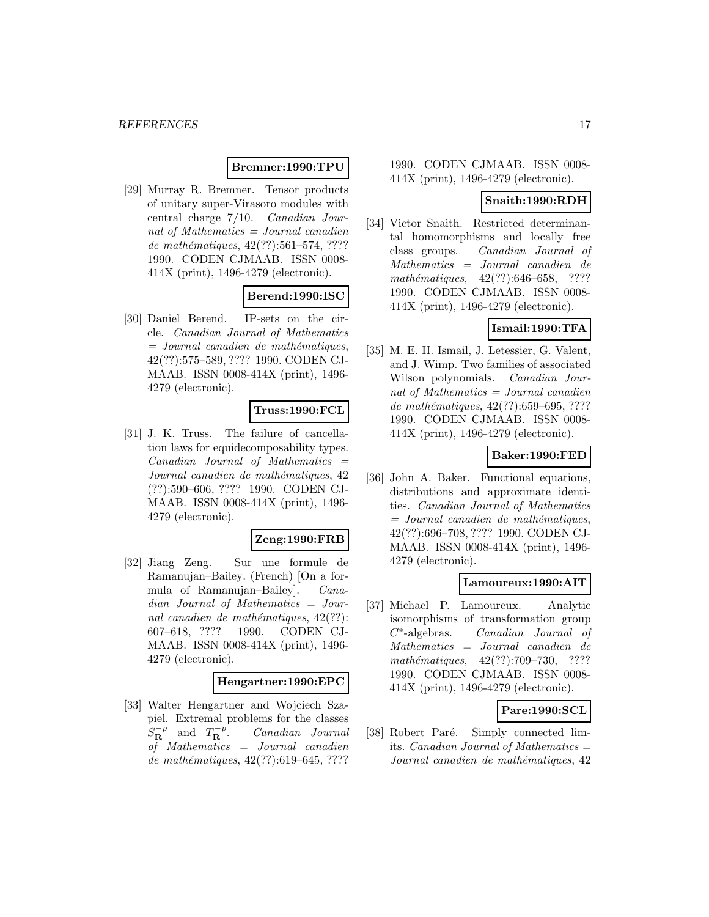**Bremner:1990:TPU**

[29] Murray R. Bremner. Tensor products of unitary super-Virasoro modules with central charge 7/10. *Canadian Journal of Mathematics = Journal canadien de mathématiques*, 42(??):561–574, ???? 1990. CODEN CJMAAB. ISSN 0008-414X (print), 1496-4279 (electronic).

**Berend:1990:ISC**

[30] Daniel Berend. IP-sets on the circle. *Canadian Journal of Mathematics = Journal canadien de mathématiques*, 42(??):575–589, ???? 1990. CODEN CJMAAB. ISSN 0008-414X (print), 1496-4279 (electronic).

**Truss:1990:FCL**

[31] J. K. Truss. The failure of cancellation laws for equidecomposability types. *Canadian Journal of Mathematics = Journal canadien de mathématiques*, 42 (??):590–606, ???? 1990. CODEN CJMAAB. ISSN 0008-414X (print), 1496-4279 (electronic).

**Zeng:1990:FRB**

[32] Jiang Zeng. Sur une formule de Ramanujan–Bailey. (French) [On a formula of Ramanujan–Bailey]. *Canadian Journal of Mathematics = Journal canadien de mathématiques*, 42(??): 607–618, ???? 1990. CODEN CJMAAB. ISSN 0008-414X (print), 1496-4279 (electronic).

**Hengartner:1990:EPC**

[33] Walter Hengartner and Wojciech Szapiel. Extremal problems for the classes $S_{\mathbf{R}}^{-p}$ and $T_{\mathbf{R}}^{-p}$. *Canadian Journal of Mathematics = Journal canadien de mathématiques*, 42(??):619–645, ???? 1990. CODEN CJMAAB. ISSN 0008-414X (print), 1496-4279 (electronic).

**Snaith:1990:RDH**

[34] Victor Snaith. Restricted determinantal homomorphisms and locally free class groups. *Canadian Journal of Mathematics = Journal canadien de mathématiques*, 42(??):646–658, ???? 1990. CODEN CJMAAB. ISSN 0008-414X (print), 1496-4279 (electronic).

**Ismail:1990:TFA**

[35] M. E. H. Ismail, J. Letessier, G. Valent, and J. Wimp. Two families of associated Wilson polynomials. *Canadian Journal of Mathematics = Journal canadien de mathématiques*, 42(??):659–695, ???? 1990. CODEN CJMAAB. ISSN 0008-414X (print), 1496-4279 (electronic).

**Baker:1990:FED**

[36] John A. Baker. Functional equations, distributions and approximate identities. *Canadian Journal of Mathematics = Journal canadien de mathématiques*, 42(??):696–708, ???? 1990. CODEN CJMAAB. ISSN 0008-414X (print), 1496-4279 (electronic).

**Lamoureux:1990:AIT**

[37] Michael P. Lamoureux. Analytic isomorphisms of transformation group $C^*$-algebras. *Canadian Journal of Mathematics = Journal canadien de mathématiques*, 42(??):709–730, ???? 1990. CODEN CJMAAB. ISSN 0008-414X (print), 1496-4279 (electronic).

**Pare:1990:SCL**

[38] Robert Paré. Simply connected limits. *Canadian Journal of Mathematics = Journal canadien de mathématiques*, 42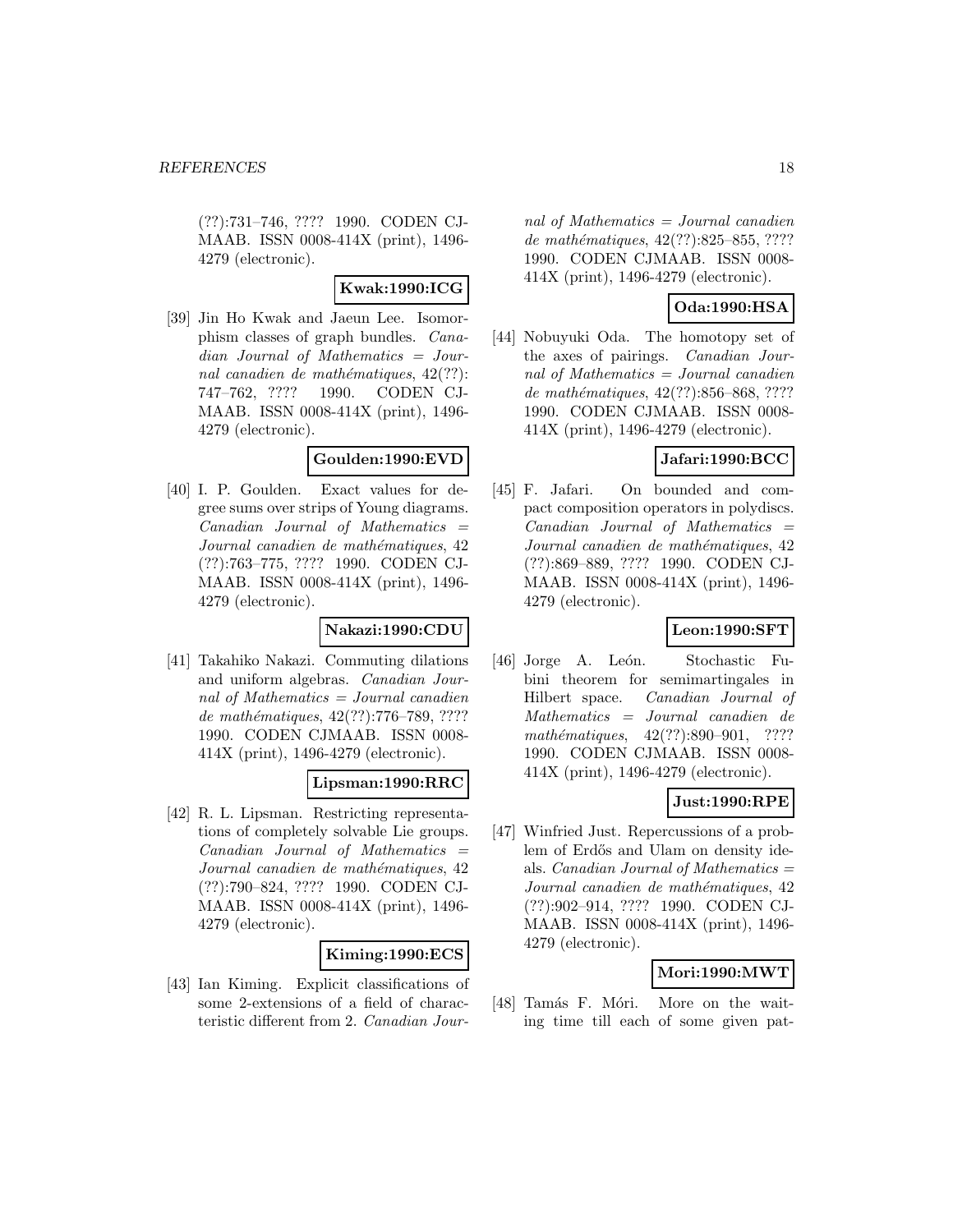(??):731–746, ???? 1990. CODEN CJMAAB. ISSN 0008-414X (print), 1496-4279 (electronic).

**Kwak:1990:ICG**

[39] Jin Ho Kwak and Jaeun Lee. Isomorphism classes of graph bundles. *Canadian Journal of Mathematics = Journal canadien de mathématiques*, 42(??): 747–762, ???? 1990. CODEN CJMAAB. ISSN 0008-414X (print), 1496-4279 (electronic).

**Goulden:1990:EVD**

[40] I. P. Goulden. Exact values for degree sums over strips of Young diagrams. *Canadian Journal of Mathematics = Journal canadien de mathématiques*, 42 (??):763–775, ???? 1990. CODEN CJMAAB. ISSN 0008-414X (print), 1496-4279 (electronic).

**Nakazi:1990:CDU**

[41] Takahiko Nakazi. Commuting dilations and uniform algebras. *Canadian Journal of Mathematics = Journal canadien de mathématiques*, 42(??):776–789, ???? 1990. CODEN CJMAAB. ISSN 0008-414X (print), 1496-4279 (electronic).

**Lipsman:1990:RRC**

[42] R. L. Lipsman. Restricting representations of completely solvable Lie groups. *Canadian Journal of Mathematics = Journal canadien de mathématiques*, 42 (??):790–824, ???? 1990. CODEN CJMAAB. ISSN 0008-414X (print), 1496-4279 (electronic).

**Kiming:1990:ECS**

[43] Ian Kiming. Explicit classifications of some 2-extensions of a field of characteristic different from 2. *Canadian Journal of Mathematics = Journal canadien de mathématiques*, 42(??):825–855, ???? 1990. CODEN CJMAAB. ISSN 0008-414X (print), 1496-4279 (electronic).

**Oda:1990:HSA**

[44] Nobuyuki Oda. The homotopy set of the axes of pairings. *Canadian Journal of Mathematics = Journal canadien de mathématiques*, 42(??):856–868, ???? 1990. CODEN CJMAAB. ISSN 0008-414X (print), 1496-4279 (electronic).

**Jafari:1990:BCC**

[45] F. Jafari. On bounded and compact composition operators in polydiscs. *Canadian Journal of Mathematics = Journal canadien de mathématiques*, 42 (??):869–889, ???? 1990. CODEN CJMAAB. ISSN 0008-414X (print), 1496-4279 (electronic).

**Leon:1990:SFT**

[46] Jorge A. León. Stochastic Fubini theorem for semimartingales in Hilbert space. *Canadian Journal of Mathematics = Journal canadien de mathématiques*, 42(??):890–901, ???? 1990. CODEN CJMAAB. ISSN 0008-414X (print), 1496-4279 (electronic).

**Just:1990:RPE**

[47] Winfried Just. Repercussions of a problem of Erdős and Ulam on density ideals. *Canadian Journal of Mathematics = Journal canadien de mathématiques*, 42 (??):902–914, ???? 1990. CODEN CJMAAB. ISSN 0008-414X (print), 1496-4279 (electronic).

**Mori:1990:MWT**

[48] Tamás F. Móri. More on the waiting time till each of some given pat-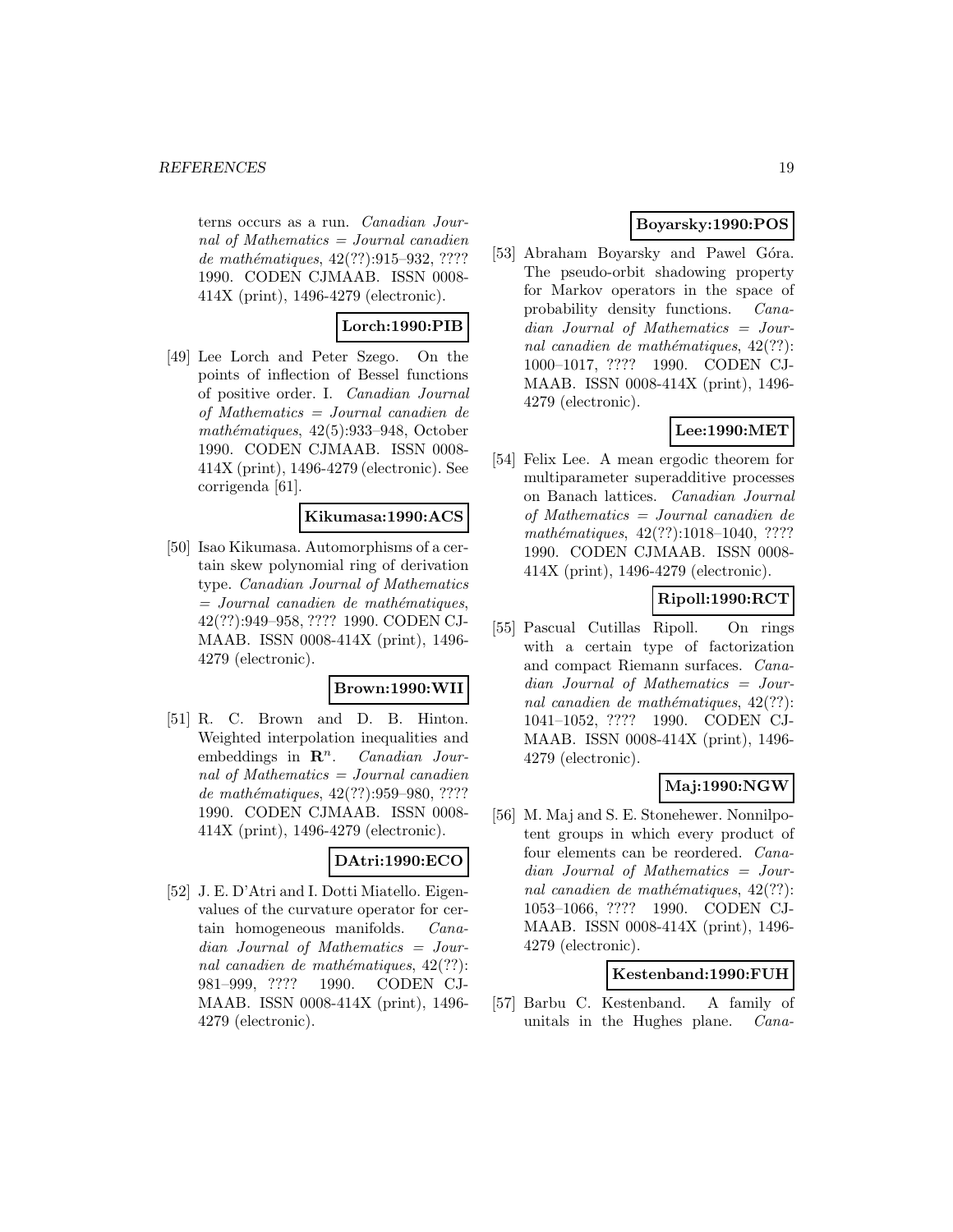terns occurs as a run. *Canadian Journal of Mathematics = Journal canadien de mathématiques*, 42(??):915–932, ???? 1990. CODEN CJMAAB. ISSN 0008-414X (print), 1496-4279 (electronic).

**Lorch:1990:PIB**

[49] Lee Lorch and Peter Szego. On the points of inflection of Bessel functions of positive order. I. *Canadian Journal of Mathematics = Journal canadien de mathématiques*, 42(5):933–948, October 1990. CODEN CJMAAB. ISSN 0008-414X (print), 1496-4279 (electronic). See corrigenda [61].

**Kikumasa:1990:ACS**

[50] Isao Kikumasa. Automorphisms of a certain skew polynomial ring of derivation type. *Canadian Journal of Mathematics = Journal canadien de mathématiques*, 42(??):949–958, ???? 1990. CODEN CJMAAB. ISSN 0008-414X (print), 1496-4279 (electronic).

**Brown:1990:WII**

[51] R. C. Brown and D. B. Hinton. Weighted interpolation inequalities and embeddings in $\mathbf{R}^n$. *Canadian Journal of Mathematics = Journal canadien de mathématiques*, 42(??):959–980, ???? 1990. CODEN CJMAAB. ISSN 0008-414X (print), 1496-4279 (electronic).

**DAtri:1990:ECO**

[52] J. E. D'Atri and I. Dotti Miatello. Eigenvalues of the curvature operator for certain homogeneous manifolds. *Canadian Journal of Mathematics = Journal canadien de mathématiques*, 42(??):981–999, ???? 1990. CODEN CJMAAB. ISSN 0008-414X (print), 1496-4279 (electronic).

**Boyarsky:1990:POS**

[53] Abraham Boyarsky and Pawel Góra. The pseudo-orbit shadowing property for Markov operators in the space of probability density functions. *Canadian Journal of Mathematics = Journal canadien de mathématiques*, 42(??):1000–1017, ???? 1990. CODEN CJMAAB. ISSN 0008-414X (print), 1496-4279 (electronic).

**Lee:1990:MET**

[54] Felix Lee. A mean ergodic theorem for multiparameter superadditive processes on Banach lattices. *Canadian Journal of Mathematics = Journal canadien de mathématiques*, 42(??):1018–1040, ???? 1990. CODEN CJMAAB. ISSN 0008-414X (print), 1496-4279 (electronic).

**Ripoll:1990:RCT**

[55] Pascual Cutillas Ripoll. On rings with a certain type of factorization and compact Riemann surfaces. *Canadian Journal of Mathematics = Journal canadien de mathématiques*, 42(??):1041–1052, ???? 1990. CODEN CJMAAB. ISSN 0008-414X (print), 1496-4279 (electronic).

**Maj:1990:NGW**

[56] M. Maj and S. E. Stonehewer. Nonnilpotent groups in which every product of four elements can be reordered. *Canadian Journal of Mathematics = Journal canadien de mathématiques*, 42(??):1053–1066, ???? 1990. CODEN CJMAAB. ISSN 0008-414X (print), 1496-4279 (electronic).

**Kestenband:1990:FUH**

[57] Barbu C. Kestenband. A family of unitals in the Hughes plane. *Cana-*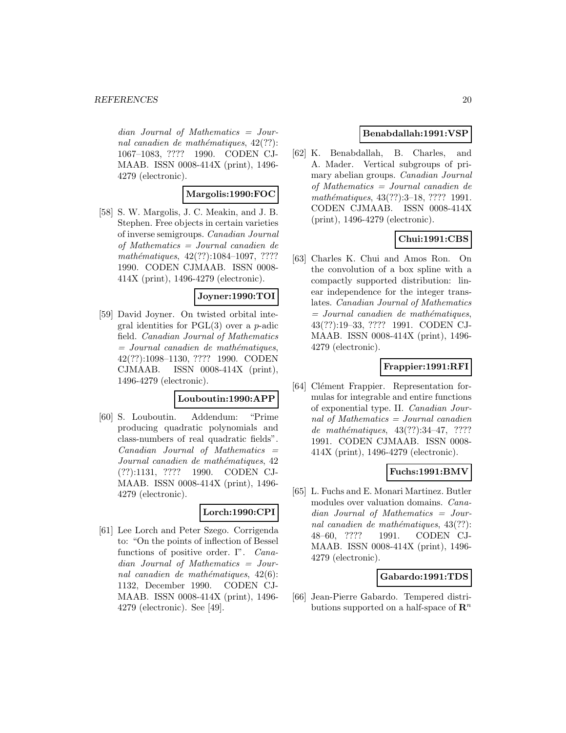dian Journal of Mathematics = Journal canadien de mathématiques, 42(??): 1067–1083, ???? 1990. CODEN CJMAAB. ISSN 0008-414X (print), 1496-4279 (electronic).

**Margolis:1990:FOC**

[58] S. W. Margolis, J. C. Meakin, and J. B. Stephen. Free objects in certain varieties of inverse semigroups. *Canadian Journal of Mathematics = Journal canadien de mathématiques*, 42(??):1084–1097, ???? 1990. CODEN CJMAAB. ISSN 0008-414X (print), 1496-4279 (electronic).

**Joyner:1990:TOI**

[59] David Joyner. On twisted orbital integral identities for PGL(3) over a $p$-adic field. *Canadian Journal of Mathematics = Journal canadien de mathématiques*, 42(??):1098–1130, ???? 1990. CODEN CJMAAB. ISSN 0008-414X (print), 1496-4279 (electronic).

**Louboutin:1990:APP**

[60] S. Louboutin. Addendum: "Prime producing quadratic polynomials and class-numbers of real quadratic fields". *Canadian Journal of Mathematics = Journal canadien de mathématiques*, 42 (??):1131, ???? 1990. CODEN CJMAAB. ISSN 0008-414X (print), 1496-4279 (electronic).

**Lorch:1990:CPI**

[61] Lee Lorch and Peter Szego. Corrigenda to: "On the points of inflection of Bessel functions of positive order. I". *Canadian Journal of Mathematics = Journal canadien de mathématiques*, 42(6): 1132, December 1990. CODEN CJMAAB. ISSN 0008-414X (print), 1496-4279 (electronic). See [49].

**Benabdallah:1991:VSP**

[62] K. Benabdallah, B. Charles, and A. Mader. Vertical subgroups of primary abelian groups. *Canadian Journal of Mathematics = Journal canadien de mathématiques*, 43(??):3–18, ???? 1991. CODEN CJMAAB. ISSN 0008-414X (print), 1496-4279 (electronic).

**Chui:1991:CBS**

[63] Charles K. Chui and Amos Ron. On the convolution of a box spline with a compactly supported distribution: linear independence for the integer translates. *Canadian Journal of Mathematics = Journal canadien de mathématiques*, 43(??):19–33, ???? 1991. CODEN CJMAAB. ISSN 0008-414X (print), 1496-4279 (electronic).

**Frappier:1991:RFI**

[64] Clément Frappier. Representation formulas for integrable and entire functions of exponential type. II. *Canadian Journal of Mathematics = Journal canadien de mathématiques*, 43(??):34–47, ???? 1991. CODEN CJMAAB. ISSN 0008-414X (print), 1496-4279 (electronic).

**Fuchs:1991:BMV**

[65] L. Fuchs and E. Monari Martinez. Butler modules over valuation domains. *Canadian Journal of Mathematics = Journal canadien de mathématiques*, 43(??): 48–60, ???? 1991. CODEN CJMAAB. ISSN 0008-414X (print), 1496-4279 (electronic).

**Gabardo:1991:TDS**

[66] Jean-Pierre Gabardo. Tempered distributions supported on a half-space of $\mathbf{R}^n$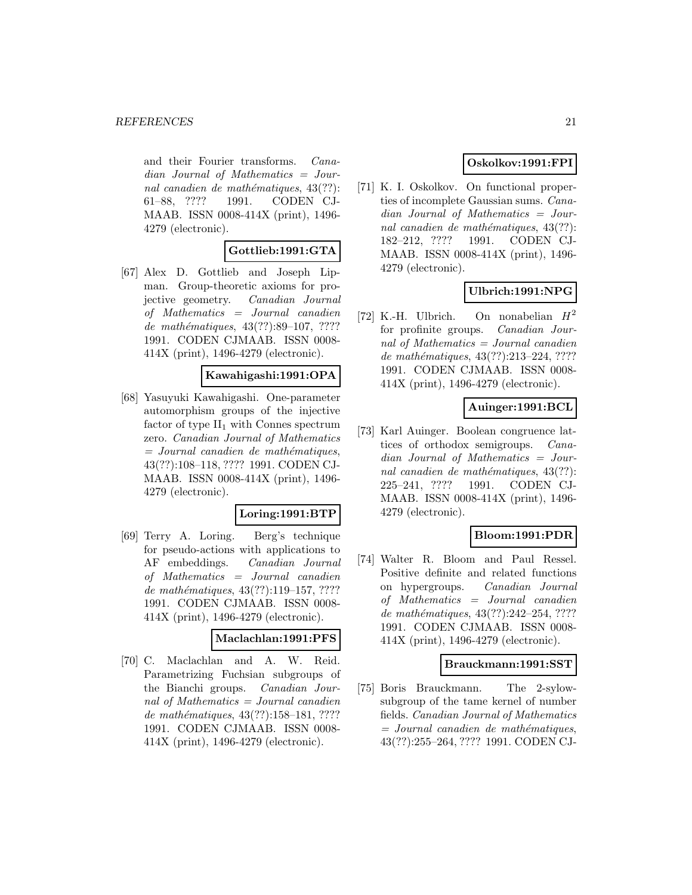and their Fourier transforms. *Canadian Journal of Mathematics = Journal canadien de mathématiques*, 43(??): 61–88, ???? 1991. CODEN CJMAAB. ISSN 0008-414X (print), 1496-4279 (electronic).

**Gottlieb:1991:GTA**

[67] Alex D. Gottlieb and Joseph Lipman. Group-theoretic axioms for projective geometry. *Canadian Journal of Mathematics = Journal canadien de mathématiques*, 43(??):89–107, ???? 1991. CODEN CJMAAB. ISSN 0008-414X (print), 1496-4279 (electronic).

**Kawahigashi:1991:OPA**

[68] Yasuyuki Kawahigashi. One-parameter automorphism groups of the injective factor of type $\mathrm{II}_1$ with Connes spectrum zero. *Canadian Journal of Mathematics = Journal canadien de mathématiques*, 43(??):108–118, ???? 1991. CODEN CJMAAB. ISSN 0008-414X (print), 1496-4279 (electronic).

**Loring:1991:BTP**

[69] Terry A. Loring. Berg's technique for pseudo-actions with applications to AF embeddings. *Canadian Journal of Mathematics = Journal canadien de mathématiques*, 43(??):119–157, ???? 1991. CODEN CJMAAB. ISSN 0008-414X (print), 1496-4279 (electronic).

**Maclachlan:1991:PFS**

[70] C. Maclachlan and A. W. Reid. Parametrizing Fuchsian subgroups of the Bianchi groups. *Canadian Journal of Mathematics = Journal canadien de mathématiques*, 43(??):158–181, ???? 1991. CODEN CJMAAB. ISSN 0008-414X (print), 1496-4279 (electronic).

**Oskolkov:1991:FPI**

[71] K. I. Oskolkov. On functional properties of incomplete Gaussian sums. *Canadian Journal of Mathematics = Journal canadien de mathématiques*, 43(??): 182–212, ???? 1991. CODEN CJMAAB. ISSN 0008-414X (print), 1496-4279 (electronic).

**Ulbrich:1991:NPG**

[72] K.-H. Ulbrich. On nonabelian $H^2$ for profinite groups. *Canadian Journal of Mathematics = Journal canadien de mathématiques*, 43(??):213–224, ???? 1991. CODEN CJMAAB. ISSN 0008-414X (print), 1496-4279 (electronic).

**Auinger:1991:BCL**

[73] Karl Auinger. Boolean congruence lattices of orthodox semigroups. *Canadian Journal of Mathematics = Journal canadien de mathématiques*, 43(??): 225–241, ???? 1991. CODEN CJMAAB. ISSN 0008-414X (print), 1496-4279 (electronic).

**Bloom:1991:PDR**

[74] Walter R. Bloom and Paul Ressel. Positive definite and related functions on hypergroups. *Canadian Journal of Mathematics = Journal canadien de mathématiques*, 43(??):242–254, ???? 1991. CODEN CJMAAB. ISSN 0008-414X (print), 1496-4279 (electronic).

**Brauckmann:1991:SST**

[75] Boris Brauckmann. The 2-sylow-subgroup of the tame kernel of number fields. *Canadian Journal of Mathematics = Journal canadien de mathématiques*, 43(??):255–264, ???? 1991. CODEN CJ-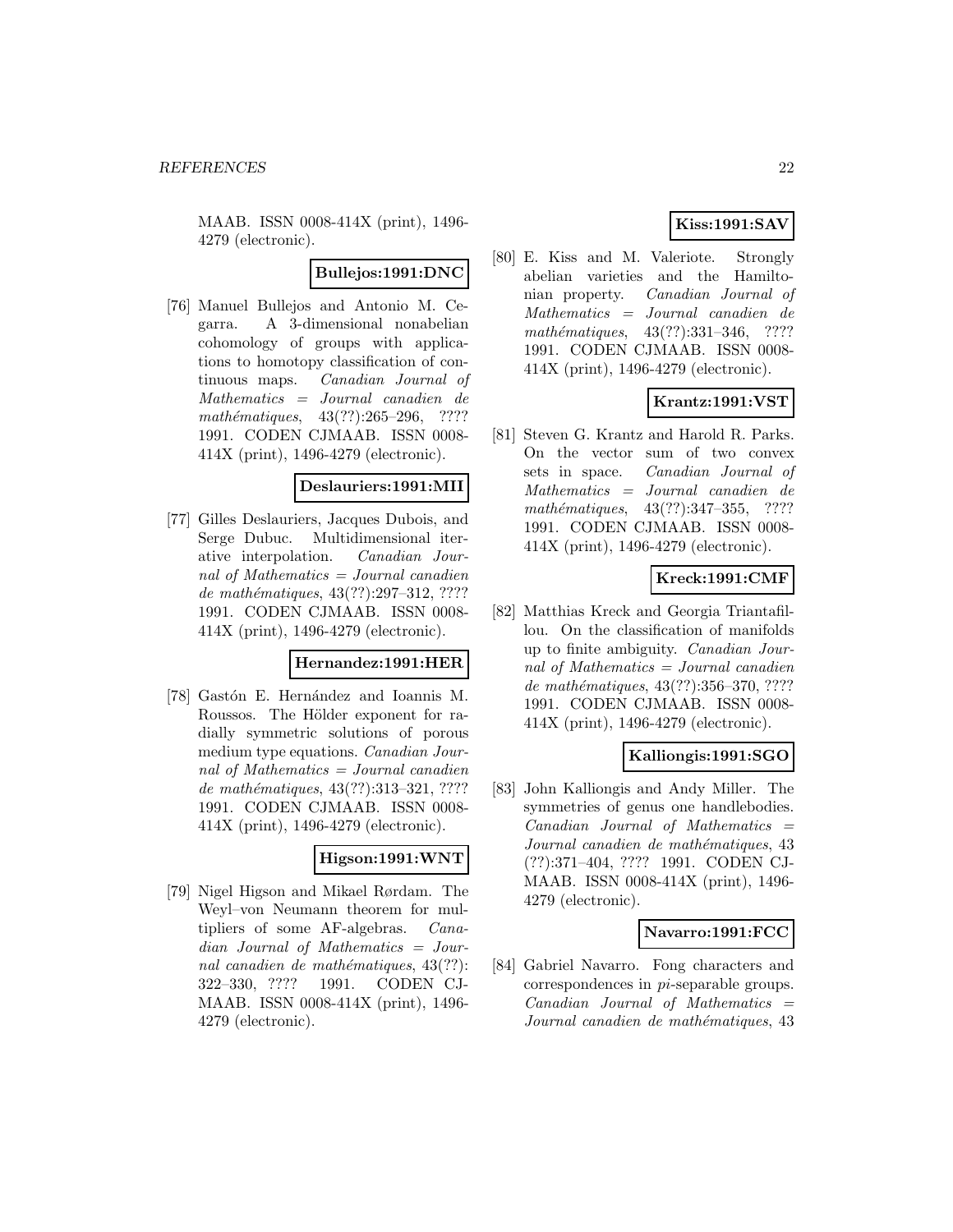MAAB. ISSN 0008-414X (print), 1496-4279 (electronic).

**Bullejos:1991:DNC**

[76] Manuel Bullejos and Antonio M. Cegarra. A 3-dimensional nonabelian cohomology of groups with applications to homotopy classification of continuous maps. *Canadian Journal of Mathematics = Journal canadien de mathématiques*, 43(??):265–296, ???? 1991. CODEN CJMAAB. ISSN 0008-414X (print), 1496-4279 (electronic).

**Deslauriers:1991:MII**

[77] Gilles Deslauriers, Jacques Dubois, and Serge Dubuc. Multidimensional iterative interpolation. *Canadian Journal of Mathematics = Journal canadien de mathématiques*, 43(??):297–312, ???? 1991. CODEN CJMAAB. ISSN 0008-414X (print), 1496-4279 (electronic).

**Hernandez:1991:HER**

[78] Gastón E. Hernández and Ioannis M. Roussos. The Hölder exponent for radially symmetric solutions of porous medium type equations. *Canadian Journal of Mathematics = Journal canadien de mathématiques*, 43(??):313–321, ???? 1991. CODEN CJMAAB. ISSN 0008-414X (print), 1496-4279 (electronic).

**Higson:1991:WNT**

[79] Nigel Higson and Mikael Rørdam. The Weyl–von Neumann theorem for multipliers of some AF-algebras. *Canadian Journal of Mathematics = Journal canadien de mathématiques*, 43(??):322–330, ???? 1991. CODEN CJMAAB. ISSN 0008-414X (print), 1496-4279 (electronic).

**Kiss:1991:SAV**

[80] E. Kiss and M. Valeriote. Strongly abelian varieties and the Hamiltonian property. *Canadian Journal of Mathematics = Journal canadien de mathématiques*, 43(??):331–346, ???? 1991. CODEN CJMAAB. ISSN 0008-414X (print), 1496-4279 (electronic).

**Krantz:1991:VST**

[81] Steven G. Krantz and Harold R. Parks. On the vector sum of two convex sets in space. *Canadian Journal of Mathematics = Journal canadien de mathématiques*, 43(??):347–355, ???? 1991. CODEN CJMAAB. ISSN 0008-414X (print), 1496-4279 (electronic).

**Kreck:1991:CMF**

[82] Matthias Kreck and Georgia Triantafillou. On the classification of manifolds up to finite ambiguity. *Canadian Journal of Mathematics = Journal canadien de mathématiques*, 43(??):356–370, ???? 1991. CODEN CJMAAB. ISSN 0008-414X (print), 1496-4279 (electronic).

**Kalliongis:1991:SGO**

[83] John Kalliongis and Andy Miller. The symmetries of genus one handlebodies. *Canadian Journal of Mathematics = Journal canadien de mathématiques*, 43 (??):371–404, ???? 1991. CODEN CJMAAB. ISSN 0008-414X (print), 1496-4279 (electronic).

**Navarro:1991:FCC**

[84] Gabriel Navarro. Fong characters and correspondences in *pi*-separable groups. *Canadian Journal of Mathematics = Journal canadien de mathématiques*, 43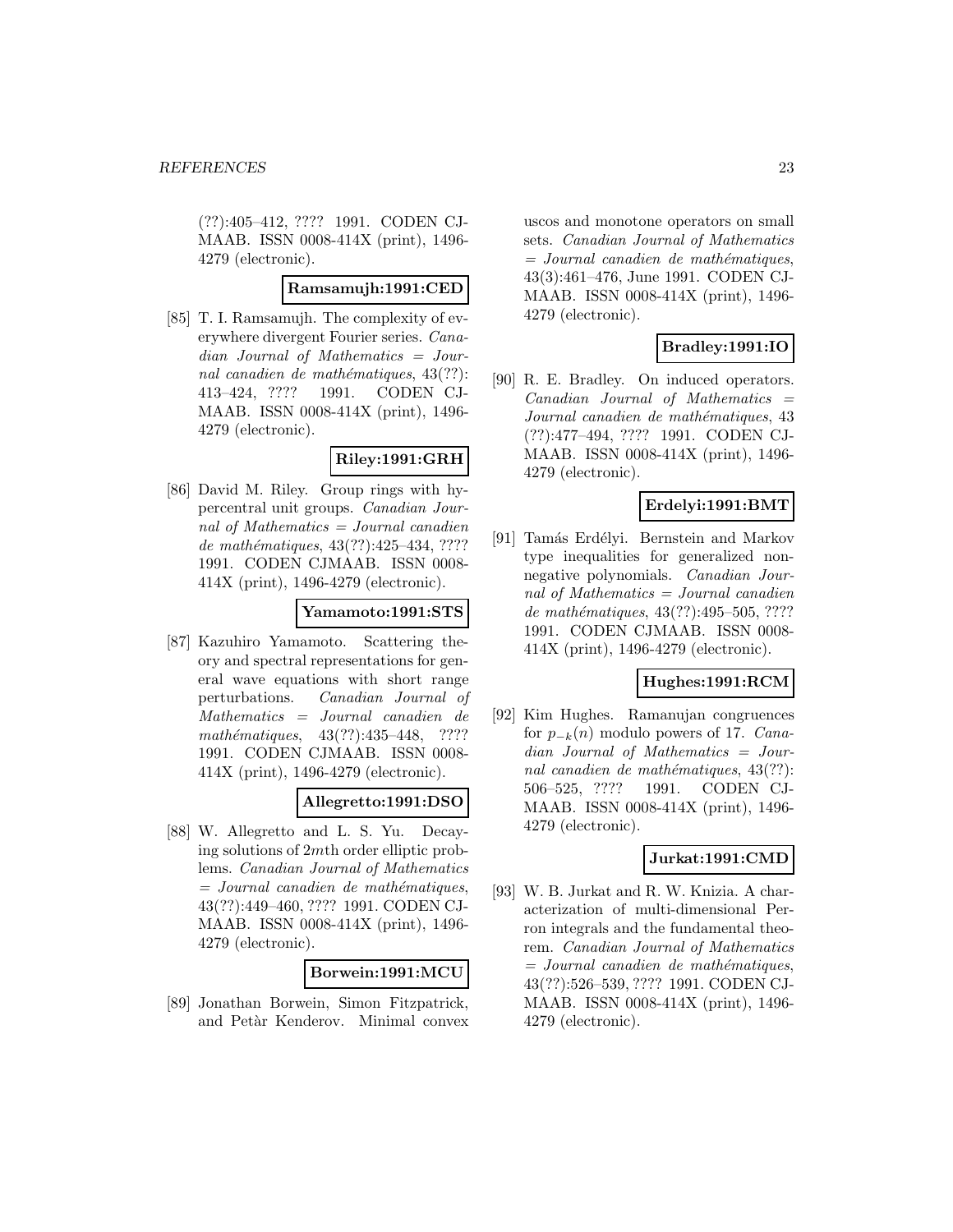(??):405–412, ???? 1991. CODEN CJMAAB. ISSN 0008-414X (print), 1496-4279 (electronic).

**Ramsamujh:1991:CED**

[85] T. I. Ramsamujh. The complexity of everywhere divergent Fourier series. *Canadian Journal of Mathematics = Journal canadien de mathématiques*, 43(??): 413–424, ???? 1991. CODEN CJMAAB. ISSN 0008-414X (print), 1496-4279 (electronic).

**Riley:1991:GRH**

[86] David M. Riley. Group rings with hypercentral unit groups. *Canadian Journal of Mathematics = Journal canadien de mathématiques*, 43(??):425–434, ???? 1991. CODEN CJMAAB. ISSN 0008-414X (print), 1496-4279 (electronic).

**Yamamoto:1991:STS**

[87] Kazuhiro Yamamoto. Scattering theory and spectral representations for general wave equations with short range perturbations. *Canadian Journal of Mathematics = Journal canadien de mathématiques*, 43(??):435–448, ???? 1991. CODEN CJMAAB. ISSN 0008-414X (print), 1496-4279 (electronic).

**Allegretto:1991:DSO**

[88] W. Allegretto and L. S. Yu. Decaying solutions of $2m$th order elliptic problems. *Canadian Journal of Mathematics = Journal canadien de mathématiques*, 43(??):449–460, ???? 1991. CODEN CJMAAB. ISSN 0008-414X (print), 1496-4279 (electronic).

**Borwein:1991:MCU**

[89] Jonathan Borwein, Simon Fitzpatrick, and Petàr Kenderov. Minimal convex uscos and monotone operators on small sets. *Canadian Journal of Mathematics = Journal canadien de mathématiques*, 43(3):461–476, June 1991. CODEN CJMAAB. ISSN 0008-414X (print), 1496-4279 (electronic).

**Bradley:1991:IO**

[90] R. E. Bradley. On induced operators. *Canadian Journal of Mathematics = Journal canadien de mathématiques*, 43 (??):477–494, ???? 1991. CODEN CJMAAB. ISSN 0008-414X (print), 1496-4279 (electronic).

**Erdelyi:1991:BMT**

[91] Tamás Erdélyi. Bernstein and Markov type inequalities for generalized non-negative polynomials. *Canadian Journal of Mathematics = Journal canadien de mathématiques*, 43(??):495–505, ???? 1991. CODEN CJMAAB. ISSN 0008-414X (print), 1496-4279 (electronic).

**Hughes:1991:RCM**

[92] Kim Hughes. Ramanujan congruences for $p_{-k}(n)$ modulo powers of 17. *Canadian Journal of Mathematics = Journal canadien de mathématiques*, 43(??): 506–525, ???? 1991. CODEN CJMAAB. ISSN 0008-414X (print), 1496-4279 (electronic).

**Jurkat:1991:CMD**

[93] W. B. Jurkat and R. W. Knizia. A characterization of multi-dimensional Perron integrals and the fundamental theorem. *Canadian Journal of Mathematics = Journal canadien de mathématiques*, 43(??):526–539, ???? 1991. CODEN CJMAAB. ISSN 0008-414X (print), 1496-4279 (electronic).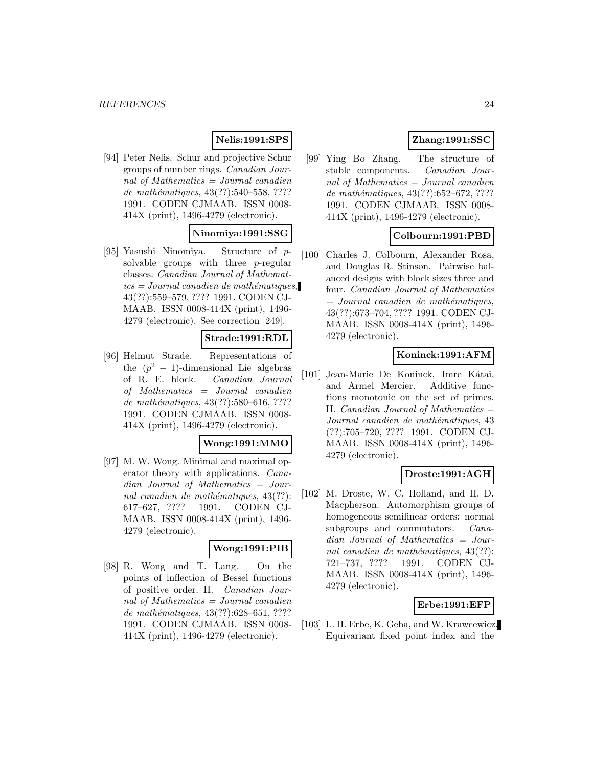**Nelis:1991:SPS**

[94] Peter Nelis. Schur and projective Schur groups of number rings. *Canadian Journal of Mathematics = Journal canadien de mathématiques*, 43(??):540–558, ???? 1991. CODEN CJMAAB. ISSN 0008-414X (print), 1496-4279 (electronic).

**Ninomiya:1991:SSG**

[95] Yasushi Ninomiya. Structure of $p$-solvable groups with three $p$-regular classes. *Canadian Journal of Mathematics = Journal canadien de mathématiques*, 43(??):559–579, ???? 1991. CODEN CJMAAB. ISSN 0008-414X (print), 1496-4279 (electronic). See correction [249].

**Strade:1991:RDL**

[96] Helmut Strade. Representations of the $(p^2-1)$-dimensional Lie algebras of R. E. block. *Canadian Journal of Mathematics = Journal canadien de mathématiques*, 43(??):580–616, ???? 1991. CODEN CJMAAB. ISSN 0008-414X (print), 1496-4279 (electronic).

**Wong:1991:MMO**

[97] M. W. Wong. Minimal and maximal operator theory with applications. *Canadian Journal of Mathematics = Journal canadien de mathématiques*, 43(??): 617–627, ???? 1991. CODEN CJMAAB. ISSN 0008-414X (print), 1496-4279 (electronic).

**Wong:1991:PIB**

[98] R. Wong and T. Lang. On the points of inflection of Bessel functions of positive order. II. *Canadian Journal of Mathematics = Journal canadien de mathématiques*, 43(??):628–651, ???? 1991. CODEN CJMAAB. ISSN 0008-414X (print), 1496-4279 (electronic).

**Zhang:1991:SSC**

[99] Ying Bo Zhang. The structure of stable components. *Canadian Journal of Mathematics = Journal canadien de mathématiques*, 43(??):652–672, ???? 1991. CODEN CJMAAB. ISSN 0008-414X (print), 1496-4279 (electronic).

**Colbourn:1991:PBD**

[100] Charles J. Colbourn, Alexander Rosa, and Douglas R. Stinson. Pairwise balanced designs with block sizes three and four. *Canadian Journal of Mathematics = Journal canadien de mathématiques*, 43(??):673–704, ???? 1991. CODEN CJMAAB. ISSN 0008-414X (print), 1496-4279 (electronic).

**Koninck:1991:AFM**

[101] Jean-Marie De Koninck, Imre Kátai, and Armel Mercier. Additive functions monotonic on the set of primes. II. *Canadian Journal of Mathematics = Journal canadien de mathématiques*, 43 (??):705–720, ???? 1991. CODEN CJMAAB. ISSN 0008-414X (print), 1496-4279 (electronic).

**Droste:1991:AGH**

[102] M. Droste, W. C. Holland, and H. D. Macpherson. Automorphism groups of homogeneous semilinear orders: normal subgroups and commutators. *Canadian Journal of Mathematics = Journal canadien de mathématiques*, 43(??): 721–737, ???? 1991. CODEN CJMAAB. ISSN 0008-414X (print), 1496-4279 (electronic).

**Erbe:1991:EFP**

[103] L. H. Erbe, K. Geba, and W. Krawcewicz. Equivariant fixed point index and the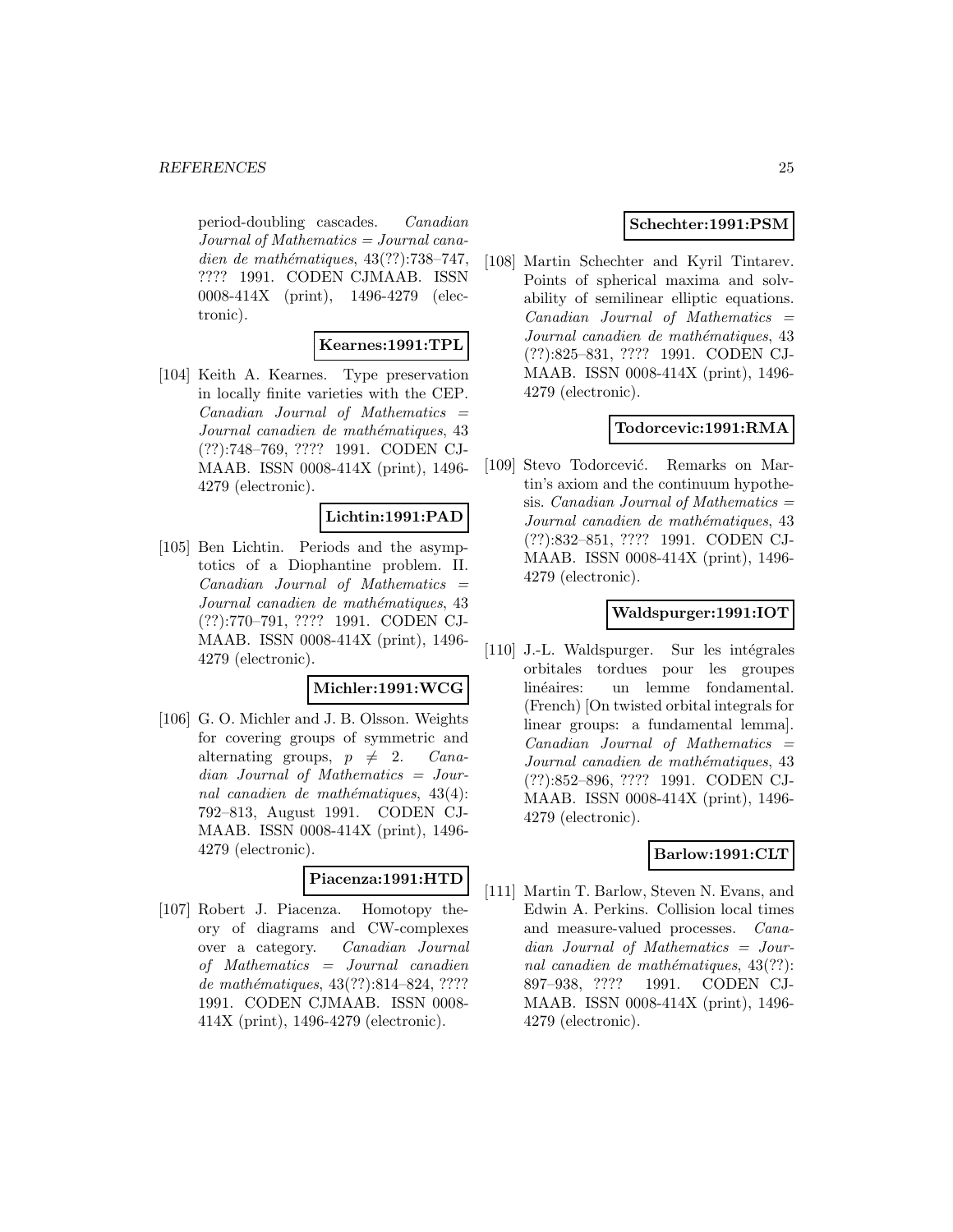period-doubling cascades. *Canadian Journal of Mathematics = Journal canadien de mathématiques*, 43(??):738–747, ???? 1991. CODEN CJMAAB. ISSN 0008-414X (print), 1496-4279 (electronic).

**Kearnes:1991:TPL**

[104] Keith A. Kearnes. Type preservation in locally finite varieties with the CEP. *Canadian Journal of Mathematics = Journal canadien de mathématiques*, 43 (??):748–769, ???? 1991. CODEN CJMAAB. ISSN 0008-414X (print), 1496-4279 (electronic).

**Lichtin:1991:PAD**

[105] Ben Lichtin. Periods and the asymptotics of a Diophantine problem. II. *Canadian Journal of Mathematics = Journal canadien de mathématiques*, 43 (??):770–791, ???? 1991. CODEN CJMAAB. ISSN 0008-414X (print), 1496-4279 (electronic).

**Michler:1991:WCG**

[106] G. O. Michler and J. B. Olsson. Weights for covering groups of symmetric and alternating groups, $p \neq 2$. *Canadian Journal of Mathematics = Journal canadien de mathématiques*, 43(4): 792–813, August 1991. CODEN CJMAAB. ISSN 0008-414X (print), 1496-4279 (electronic).

**Piacenza:1991:HTD**

[107] Robert J. Piacenza. Homotopy theory of diagrams and CW-complexes over a category. *Canadian Journal of Mathematics = Journal canadien de mathématiques*, 43(??):814–824, ???? 1991. CODEN CJMAAB. ISSN 0008-414X (print), 1496-4279 (electronic).

**Schechter:1991:PSM**

[108] Martin Schechter and Kyril Tintarev. Points of spherical maxima and solvability of semilinear elliptic equations. *Canadian Journal of Mathematics = Journal canadien de mathématiques*, 43 (??):825–831, ???? 1991. CODEN CJMAAB. ISSN 0008-414X (print), 1496-4279 (electronic).

**Todorcevic:1991:RMA**

[109] Stevo Todorcević. Remarks on Martin's axiom and the continuum hypothesis. *Canadian Journal of Mathematics = Journal canadien de mathématiques*, 43 (??):832–851, ???? 1991. CODEN CJMAAB. ISSN 0008-414X (print), 1496-4279 (electronic).

**Waldspurger:1991:IOT**

[110] J.-L. Waldspurger. Sur les intégrales orbitales tordues pour les groupes linéaires: un lemme fondamental. (French) [On twisted orbital integrals for linear groups: a fundamental lemma]. *Canadian Journal of Mathematics = Journal canadien de mathématiques*, 43 (??):852–896, ???? 1991. CODEN CJMAAB. ISSN 0008-414X (print), 1496-4279 (electronic).

**Barlow:1991:CLT**

[111] Martin T. Barlow, Steven N. Evans, and Edwin A. Perkins. Collision local times and measure-valued processes. *Canadian Journal of Mathematics = Journal canadien de mathématiques*, 43(??): 897–938, ???? 1991. CODEN CJMAAB. ISSN 0008-414X (print), 1496-4279 (electronic).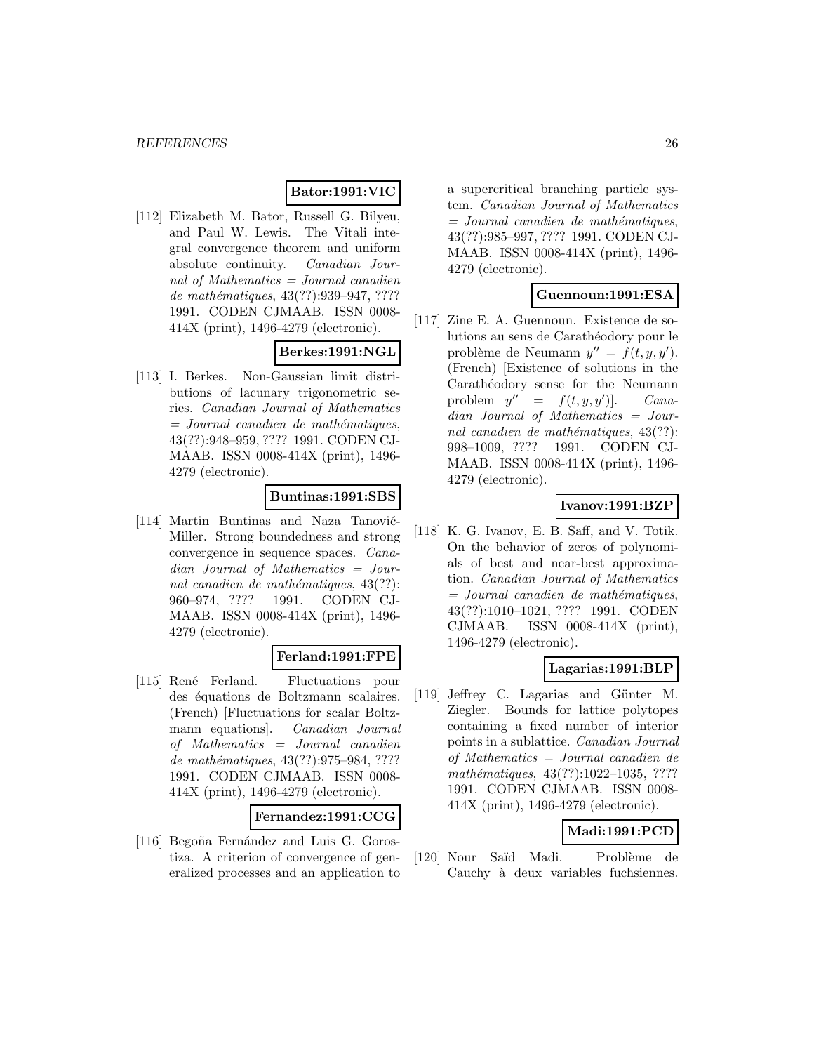**Bator:1991:VIC**

[112] Elizabeth M. Bator, Russell G. Bilyeu, and Paul W. Lewis. The Vitali integral convergence theorem and uniform absolute continuity. *Canadian Journal of Mathematics = Journal canadien de mathématiques*, 43(??):939–947, ???? 1991. CODEN CJMAAB. ISSN 0008-414X (print), 1496-4279 (electronic).

**Berkes:1991:NGL**

[113] I. Berkes. Non-Gaussian limit distributions of lacunary trigonometric series. *Canadian Journal of Mathematics = Journal canadien de mathématiques*, 43(??):948–959, ???? 1991. CODEN CJMAAB. ISSN 0008-414X (print), 1496-4279 (electronic).

**Buntinas:1991:SBS**

[114] Martin Buntinas and Naza Tanović-Miller. Strong boundedness and strong convergence in sequence spaces. *Canadian Journal of Mathematics = Journal canadien de mathématiques*, 43(??):960–974, ???? 1991. CODEN CJMAAB. ISSN 0008-414X (print), 1496-4279 (electronic).

**Ferland:1991:FPE**

[115] René Ferland. Fluctuations pour des équations de Boltzmann scalaires. (French) [Fluctuations for scalar Boltzmann equations]. *Canadian Journal of Mathematics = Journal canadien de mathématiques*, 43(??):975–984, ???? 1991. CODEN CJMAAB. ISSN 0008-414X (print), 1496-4279 (electronic).

**Fernandez:1991:CCG**

[116] Begoña Fernández and Luis G. Gorostiza. A criterion of convergence of generalized processes and an application to a supercritical branching particle system. *Canadian Journal of Mathematics = Journal canadien de mathématiques*, 43(??):985–997, ???? 1991. CODEN CJMAAB. ISSN 0008-414X (print), 1496-4279 (electronic).

**Guennoun:1991:ESA**

[117] Zine E. A. Guennoun. Existence de solutions au sens de Carathéodory pour le problème de Neumann $y'' = f(t, y, y')$. (French) [Existence of solutions in the Carathéodory sense for the Neumann problem $y'' = f(t, y, y')$]. *Canadian Journal of Mathematics = Journal canadien de mathématiques*, 43(??):998–1009, ???? 1991. CODEN CJMAAB. ISSN 0008-414X (print), 1496-4279 (electronic).

**Ivanov:1991:BZP**

[118] K. G. Ivanov, E. B. Saff, and V. Totik. On the behavior of zeros of polynomials of best and near-best approximation. *Canadian Journal of Mathematics = Journal canadien de mathématiques*, 43(??):1010–1021, ???? 1991. CODEN CJMAAB. ISSN 0008-414X (print), 1496-4279 (electronic).

**Lagarias:1991:BLP**

[119] Jeffrey C. Lagarias and Günter M. Ziegler. Bounds for lattice polytopes containing a fixed number of interior points in a sublattice. *Canadian Journal of Mathematics = Journal canadien de mathématiques*, 43(??):1022–1035, ???? 1991. CODEN CJMAAB. ISSN 0008-414X (print), 1496-4279 (electronic).

**Madi:1991:PCD**

[120] Nour Saïd Madi. Problème de Cauchy à deux variables fuchsiennes.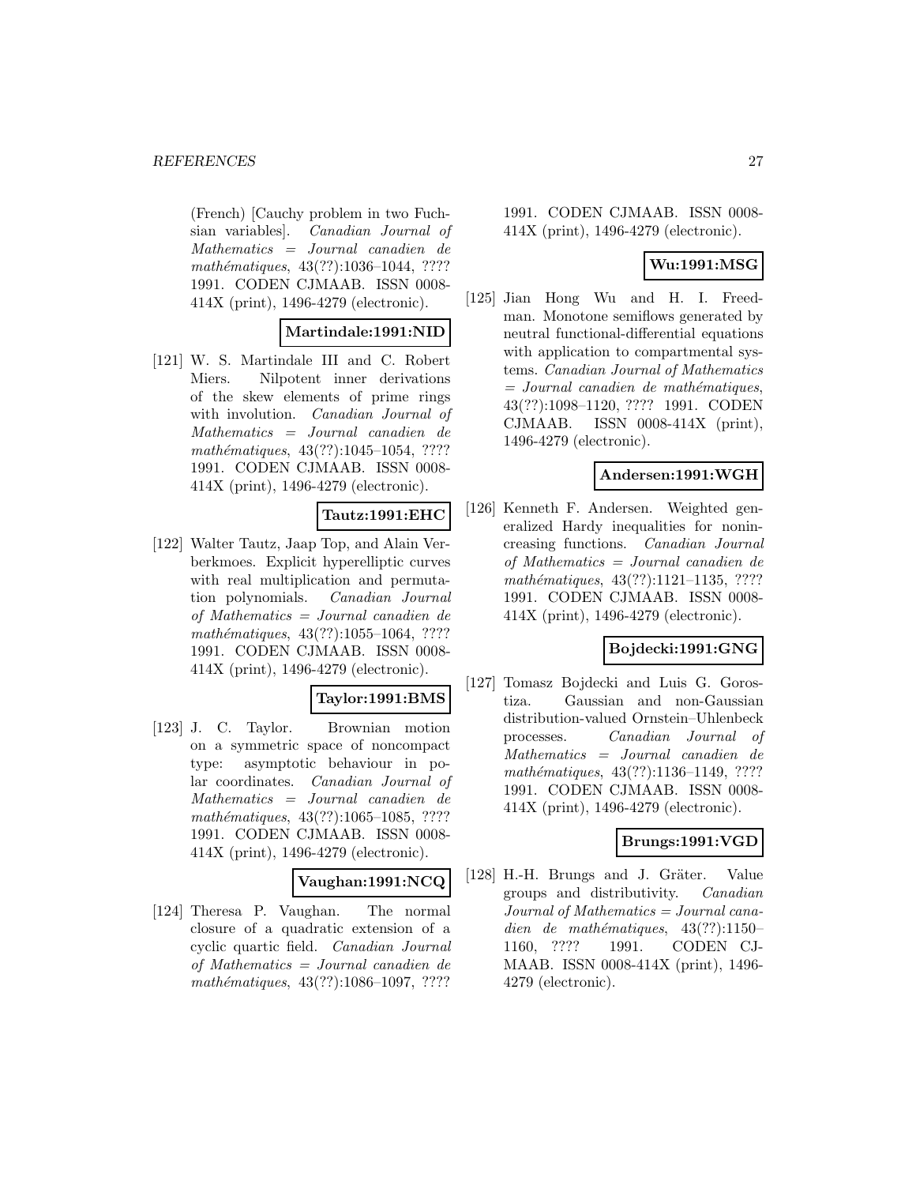(French) [Cauchy problem in two Fuchsian variables]. *Canadian Journal of Mathematics = Journal canadien de mathématiques*, 43(??):1036–1044, ???? 1991. CODEN CJMAAB. ISSN 0008-414X (print), 1496-4279 (electronic).

**Martindale:1991:NID**

[121] W. S. Martindale III and C. Robert Miers. Nilpotent inner derivations of the skew elements of prime rings with involution. *Canadian Journal of Mathematics = Journal canadien de mathématiques*, 43(??):1045–1054, ???? 1991. CODEN CJMAAB. ISSN 0008-414X (print), 1496-4279 (electronic).

**Tautz:1991:EHC**

[122] Walter Tautz, Jaap Top, and Alain Verberkmoes. Explicit hyperelliptic curves with real multiplication and permutation polynomials. *Canadian Journal of Mathematics = Journal canadien de mathématiques*, 43(??):1055–1064, ???? 1991. CODEN CJMAAB. ISSN 0008-414X (print), 1496-4279 (electronic).

**Taylor:1991:BMS**

[123] J. C. Taylor. Brownian motion on a symmetric space of noncompact type: asymptotic behaviour in polar coordinates. *Canadian Journal of Mathematics = Journal canadien de mathématiques*, 43(??):1065–1085, ???? 1991. CODEN CJMAAB. ISSN 0008-414X (print), 1496-4279 (electronic).

**Vaughan:1991:NCQ**

[124] Theresa P. Vaughan. The normal closure of a quadratic extension of a cyclic quartic field. *Canadian Journal of Mathematics = Journal canadien de mathématiques*, 43(??):1086–1097, ???? 1991. CODEN CJMAAB. ISSN 0008-414X (print), 1496-4279 (electronic).

**Wu:1991:MSG**

[125] Jian Hong Wu and H. I. Freedman. Monotone semiflows generated by neutral functional-differential equations with application to compartmental systems. *Canadian Journal of Mathematics = Journal canadien de mathématiques*, 43(??):1098–1120, ???? 1991. CODEN CJMAAB. ISSN 0008-414X (print), 1496-4279 (electronic).

**Andersen:1991:WGH**

[126] Kenneth F. Andersen. Weighted generalized Hardy inequalities for nonincreasing functions. *Canadian Journal of Mathematics = Journal canadien de mathématiques*, 43(??):1121–1135, ???? 1991. CODEN CJMAAB. ISSN 0008-414X (print), 1496-4279 (electronic).

**Bojdecki:1991:GNG**

[127] Tomasz Bojdecki and Luis G. Gorostiza. Gaussian and non-Gaussian distribution-valued Ornstein–Uhlenbeck processes. *Canadian Journal of Mathematics = Journal canadien de mathématiques*, 43(??):1136–1149, ???? 1991. CODEN CJMAAB. ISSN 0008-414X (print), 1496-4279 (electronic).

**Brungs:1991:VGD**

[128] H.-H. Brungs and J. Gräter. Value groups and distributivity. *Canadian Journal of Mathematics = Journal canadien de mathématiques*, 43(??):1150–1160, ???? 1991. CODEN CJMAAB. ISSN 0008-414X (print), 1496-4279 (electronic).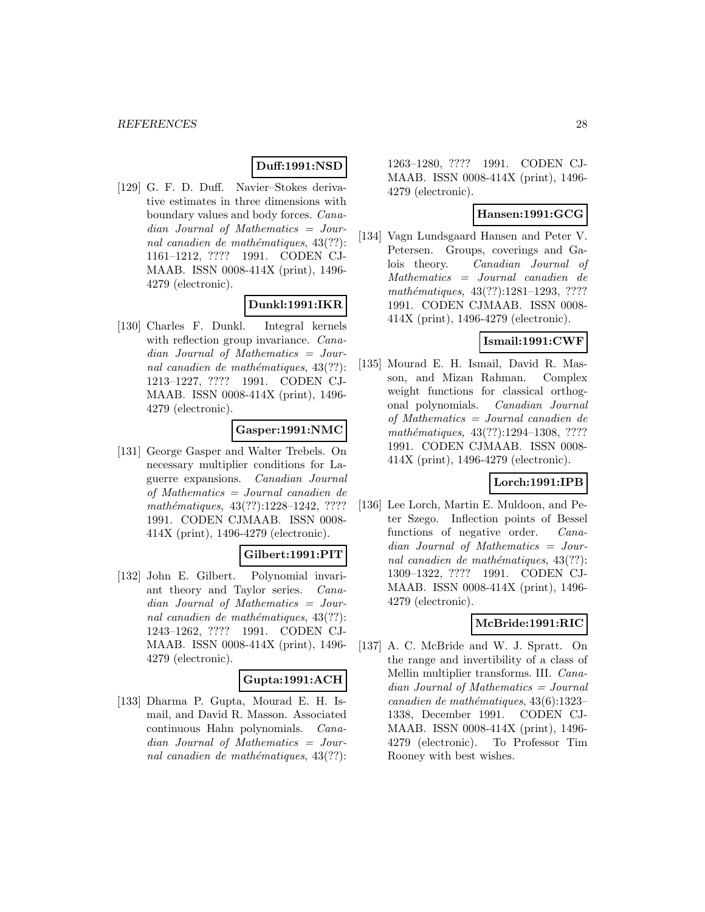**Duff:1991:NSD**

[129] G. F. D. Duff. Navier–Stokes derivative estimates in three dimensions with boundary values and body forces. *Canadian Journal of Mathematics = Journal canadien de mathématiques*, 43(??): 1161–1212, ???? 1991. CODEN CJMAAB. ISSN 0008-414X (print), 1496-4279 (electronic).

**Dunkl:1991:IKR**

[130] Charles F. Dunkl. Integral kernels with reflection group invariance. *Canadian Journal of Mathematics = Journal canadien de mathématiques*, 43(??): 1213–1227, ???? 1991. CODEN CJMAAB. ISSN 0008-414X (print), 1496-4279 (electronic).

**Gasper:1991:NMC**

[131] George Gasper and Walter Trebels. On necessary multiplier conditions for Laguerre expansions. *Canadian Journal of Mathematics = Journal canadien de mathématiques*, 43(??):1228–1242, ???? 1991. CODEN CJMAAB. ISSN 0008-414X (print), 1496-4279 (electronic).

**Gilbert:1991:PIT**

[132] John E. Gilbert. Polynomial invariant theory and Taylor series. *Canadian Journal of Mathematics = Journal canadien de mathématiques*, 43(??): 1243–1262, ???? 1991. CODEN CJMAAB. ISSN 0008-414X (print), 1496-4279 (electronic).

**Gupta:1991:ACH**

[133] Dharma P. Gupta, Mourad E. H. Ismail, and David R. Masson. Associated continuous Hahn polynomials. *Canadian Journal of Mathematics = Journal canadien de mathématiques*, 43(??): 1263–1280, ???? 1991. CODEN CJMAAB. ISSN 0008-414X (print), 1496-4279 (electronic).

**Hansen:1991:GCG**

[134] Vagn Lundsgaard Hansen and Peter V. Petersen. Groups, coverings and Galois theory. *Canadian Journal of Mathematics = Journal canadien de mathématiques*, 43(??):1281–1293, ???? 1991. CODEN CJMAAB. ISSN 0008-414X (print), 1496-4279 (electronic).

**Ismail:1991:CWF**

[135] Mourad E. H. Ismail, David R. Masson, and Mizan Rahman. Complex weight functions for classical orthogonal polynomials. *Canadian Journal of Mathematics = Journal canadien de mathématiques*, 43(??):1294–1308, ???? 1991. CODEN CJMAAB. ISSN 0008-414X (print), 1496-4279 (electronic).

**Lorch:1991:IPB**

[136] Lee Lorch, Martin E. Muldoon, and Peter Szego. Inflection points of Bessel functions of negative order. *Canadian Journal of Mathematics = Journal canadien de mathématiques*, 43(??): 1309–1322, ???? 1991. CODEN CJMAAB. ISSN 0008-414X (print), 1496-4279 (electronic).

**McBride:1991:RIC**

[137] A. C. McBride and W. J. Spratt. On the range and invertibility of a class of Mellin multiplier transforms. III. *Canadian Journal of Mathematics = Journal canadien de mathématiques*, 43(6):1323–1338, December 1991. CODEN CJMAAB. ISSN 0008-414X (print), 1496-4279 (electronic). To Professor Tim Rooney with best wishes.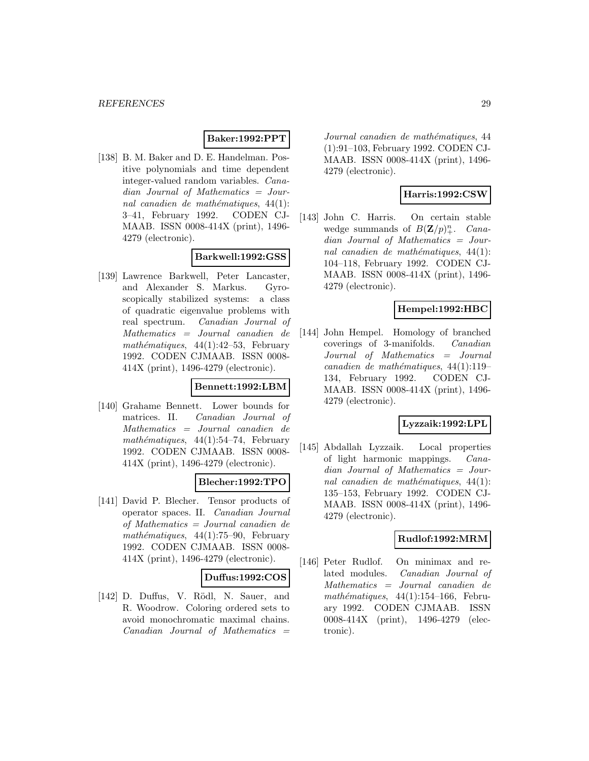**Baker:1992:PPT**

[138] B. M. Baker and D. E. Handelman. Positive polynomials and time dependent integer-valued random variables. *Canadian Journal of Mathematics = Journal canadien de mathématiques*, 44(1): 3–41, February 1992. CODEN CJMAAB. ISSN 0008-414X (print), 1496-4279 (electronic).

**Barkwell:1992:GSS**

[139] Lawrence Barkwell, Peter Lancaster, and Alexander S. Markus. Gyroscopically stabilized systems: a class of quadratic eigenvalue problems with real spectrum. *Canadian Journal of Mathematics = Journal canadien de mathématiques*, 44(1):42–53, February 1992. CODEN CJMAAB. ISSN 0008-414X (print), 1496-4279 (electronic).

**Bennett:1992:LBM**

[140] Grahame Bennett. Lower bounds for matrices. II. *Canadian Journal of Mathematics = Journal canadien de mathématiques*, 44(1):54–74, February 1992. CODEN CJMAAB. ISSN 0008-414X (print), 1496-4279 (electronic).

**Blecher:1992:TPO**

[141] David P. Blecher. Tensor products of operator spaces. II. *Canadian Journal of Mathematics = Journal canadien de mathématiques*, 44(1):75–90, February 1992. CODEN CJMAAB. ISSN 0008-414X (print), 1496-4279 (electronic).

**Duffus:1992:COS**

[142] D. Duffus, V. Rödl, N. Sauer, and R. Woodrow. Coloring ordered sets to avoid monochromatic maximal chains. *Canadian Journal of Mathematics = Journal canadien de mathématiques*, 44 (1):91–103, February 1992. CODEN CJMAAB. ISSN 0008-414X (print), 1496-4279 (electronic).

**Harris:1992:CSW**

[143] John C. Harris. On certain stable wedge summands of $B(\mathbf{Z}/p)^n_+$. *Canadian Journal of Mathematics = Journal canadien de mathématiques*, 44(1): 104–118, February 1992. CODEN CJMAAB. ISSN 0008-414X (print), 1496-4279 (electronic).

**Hempel:1992:HBC**

[144] John Hempel. Homology of branched coverings of 3-manifolds. *Canadian Journal of Mathematics = Journal canadien de mathématiques*, 44(1):119–134, February 1992. CODEN CJMAAB. ISSN 0008-414X (print), 1496-4279 (electronic).

**Lyzzaik:1992:LPL**

[145] Abdallah Lyzzaik. Local properties of light harmonic mappings. *Canadian Journal of Mathematics = Journal canadien de mathématiques*, 44(1): 135–153, February 1992. CODEN CJMAAB. ISSN 0008-414X (print), 1496-4279 (electronic).

**Rudlof:1992:MRM**

[146] Peter Rudlof. On minimax and related modules. *Canadian Journal of Mathematics = Journal canadien de mathématiques*, 44(1):154–166, February 1992. CODEN CJMAAB. ISSN 0008-414X (print), 1496-4279 (electronic).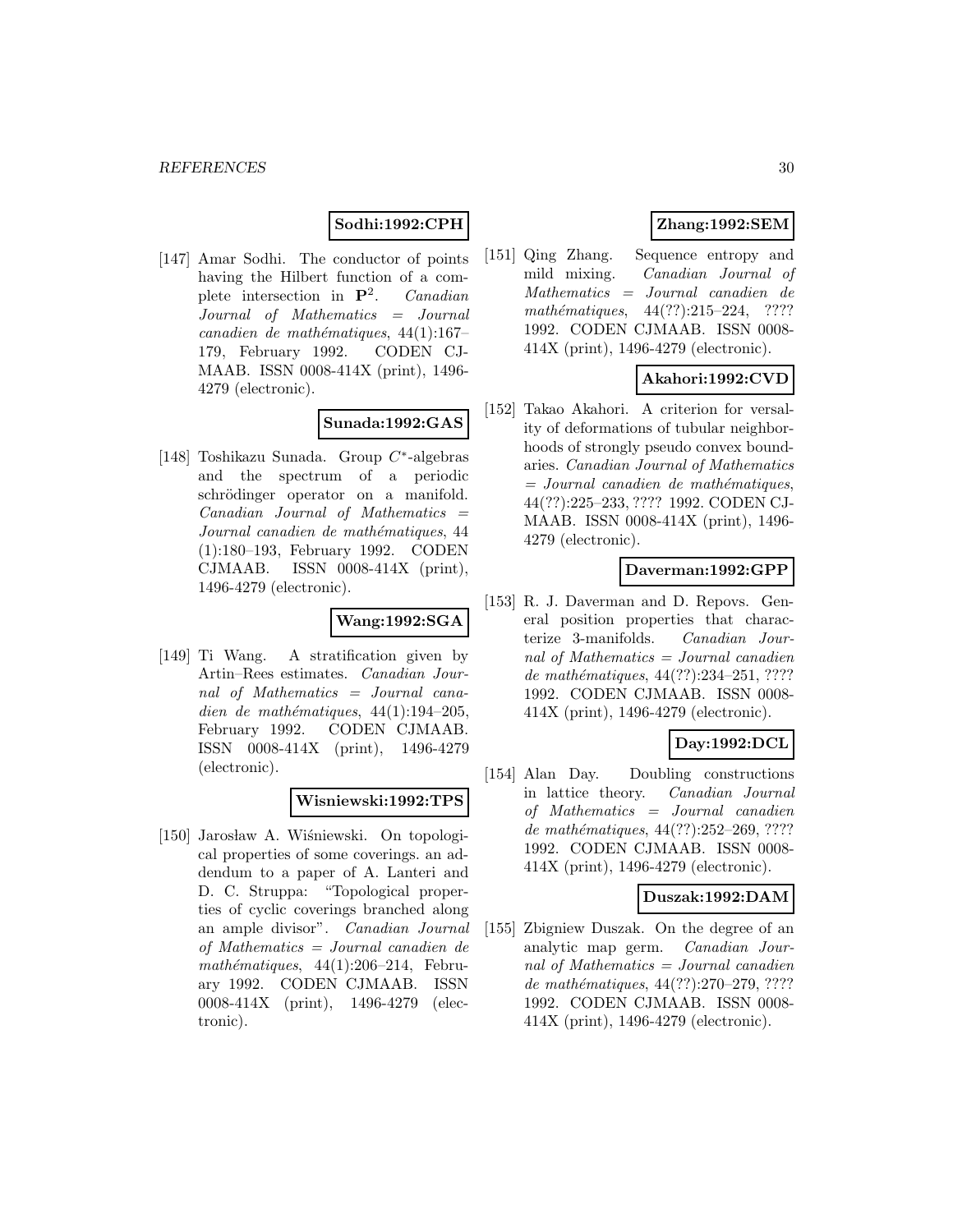**Sodhi:1992:CPH**

[147] Amar Sodhi. The conductor of points having the Hilbert function of a complete intersection in $\mathbf{P}^2$. *Canadian Journal of Mathematics = Journal canadien de mathématiques*, 44(1):167–179, February 1992. CODEN CJMAAB. ISSN 0008-414X (print), 1496-4279 (electronic).

**Sunada:1992:GAS**

[148] Toshikazu Sunada. Group $C^*$-algebras and the spectrum of a periodic schrödinger operator on a manifold. *Canadian Journal of Mathematics = Journal canadien de mathématiques*, 44 (1):180–193, February 1992. CODEN CJMAAB. ISSN 0008-414X (print), 1496-4279 (electronic).

**Wang:1992:SGA**

[149] Ti Wang. A stratification given by Artin–Rees estimates. *Canadian Journal of Mathematics = Journal canadien de mathématiques*, 44(1):194–205, February 1992. CODEN CJMAAB. ISSN 0008-414X (print), 1496-4279 (electronic).

**Wisniewski:1992:TPS**

[150] Jarosław A. Wiśniewski. On topological properties of some coverings. an addendum to a paper of A. Lanteri and D. C. Struppa: "Topological properties of cyclic coverings branched along an ample divisor". *Canadian Journal of Mathematics = Journal canadien de mathématiques*, 44(1):206–214, February 1992. CODEN CJMAAB. ISSN 0008-414X (print), 1496-4279 (electronic).

**Zhang:1992:SEM**

[151] Qing Zhang. Sequence entropy and mild mixing. *Canadian Journal of Mathematics = Journal canadien de mathématiques*, 44(??):215–224, ???? 1992. CODEN CJMAAB. ISSN 0008-414X (print), 1496-4279 (electronic).

**Akahori:1992:CVD**

[152] Takao Akahori. A criterion for versality of deformations of tubular neighborhoods of strongly pseudo convex boundaries. *Canadian Journal of Mathematics = Journal canadien de mathématiques*, 44(??):225–233, ???? 1992. CODEN CJMAAB. ISSN 0008-414X (print), 1496-4279 (electronic).

**Daverman:1992:GPP**

[153] R. J. Daverman and D. Repovs. General position properties that characterize 3-manifolds. *Canadian Journal of Mathematics = Journal canadien de mathématiques*, 44(??):234–251, ???? 1992. CODEN CJMAAB. ISSN 0008-414X (print), 1496-4279 (electronic).

**Day:1992:DCL**

[154] Alan Day. Doubling constructions in lattice theory. *Canadian Journal of Mathematics = Journal canadien de mathématiques*, 44(??):252–269, ???? 1992. CODEN CJMAAB. ISSN 0008-414X (print), 1496-4279 (electronic).

**Duszak:1992:DAM**

[155] Zbigniew Duszak. On the degree of an analytic map germ. *Canadian Journal of Mathematics = Journal canadien de mathématiques*, 44(??):270–279, ???? 1992. CODEN CJMAAB. ISSN 0008-414X (print), 1496-4279 (electronic).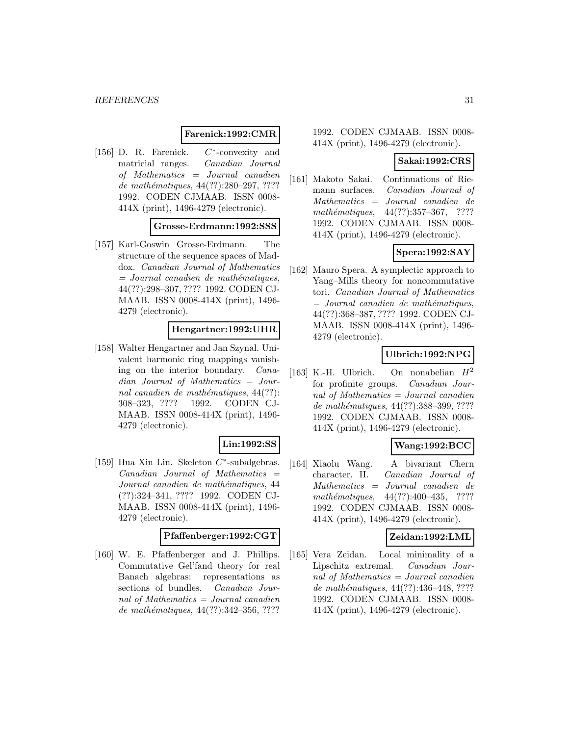**Farenick:1992:CMR**

[156] D. R. Farenick. $C^*$-convexity and matricial ranges. *Canadian Journal of Mathematics = Journal canadien de mathématiques*, 44(??):280–297, ???? 1992. CODEN CJMAAB. ISSN 0008-414X (print), 1496-4279 (electronic).

**Grosse-Erdmann:1992:SSS**

[157] Karl-Goswin Grosse-Erdmann. The structure of the sequence spaces of Maddox. *Canadian Journal of Mathematics = Journal canadien de mathématiques*, 44(??):298–307, ???? 1992. CODEN CJMAAB. ISSN 0008-414X (print), 1496-4279 (electronic).

**Hengartner:1992:UHR**

[158] Walter Hengartner and Jan Szynal. Univalent harmonic ring mappings vanishing on the interior boundary. *Canadian Journal of Mathematics = Journal canadien de mathématiques*, 44(??):308–323, ???? 1992. CODEN CJMAAB. ISSN 0008-414X (print), 1496-4279 (electronic).

**Lin:1992:SS**

[159] Hua Xin Lin. Skeleton $C^*$-subalgebras. *Canadian Journal of Mathematics = Journal canadien de mathématiques*, 44(??):324–341, ???? 1992. CODEN CJMAAB. ISSN 0008-414X (print), 1496-4279 (electronic).

**Pfaffenberger:1992:CGT**

[160] W. E. Pfaffenberger and J. Phillips. Commutative Gel'fand theory for real Banach algebras: representations as sections of bundles. *Canadian Journal of Mathematics = Journal canadien de mathématiques*, 44(??):342–356, ???? 1992. CODEN CJMAAB. ISSN 0008-414X (print), 1496-4279 (electronic).

**Sakai:1992:CRS**

[161] Makoto Sakai. Continuations of Riemann surfaces. *Canadian Journal of Mathematics = Journal canadien de mathématiques*, 44(??):357–367, ???? 1992. CODEN CJMAAB. ISSN 0008-414X (print), 1496-4279 (electronic).

**Spera:1992:SAY**

[162] Mauro Spera. A symplectic approach to Yang–Mills theory for noncommutative tori. *Canadian Journal of Mathematics = Journal canadien de mathématiques*, 44(??):368–387, ???? 1992. CODEN CJMAAB. ISSN 0008-414X (print), 1496-4279 (electronic).

**Ulbrich:1992:NPG**

[163] K.-H. Ulbrich. On nonabelian $H^2$ for profinite groups. *Canadian Journal of Mathematics = Journal canadien de mathématiques*, 44(??):388–399, ???? 1992. CODEN CJMAAB. ISSN 0008-414X (print), 1496-4279 (electronic).

**Wang:1992:BCC**

[164] Xiaolu Wang. A bivariant Chern character. II. *Canadian Journal of Mathematics = Journal canadien de mathématiques*, 44(??):400–435, ???? 1992. CODEN CJMAAB. ISSN 0008-414X (print), 1496-4279 (electronic).

**Zeidan:1992:LML**

[165] Vera Zeidan. Local minimality of a Lipschitz extremal. *Canadian Journal of Mathematics = Journal canadien de mathématiques*, 44(??):436–448, ???? 1992. CODEN CJMAAB. ISSN 0008-414X (print), 1496-4279 (electronic).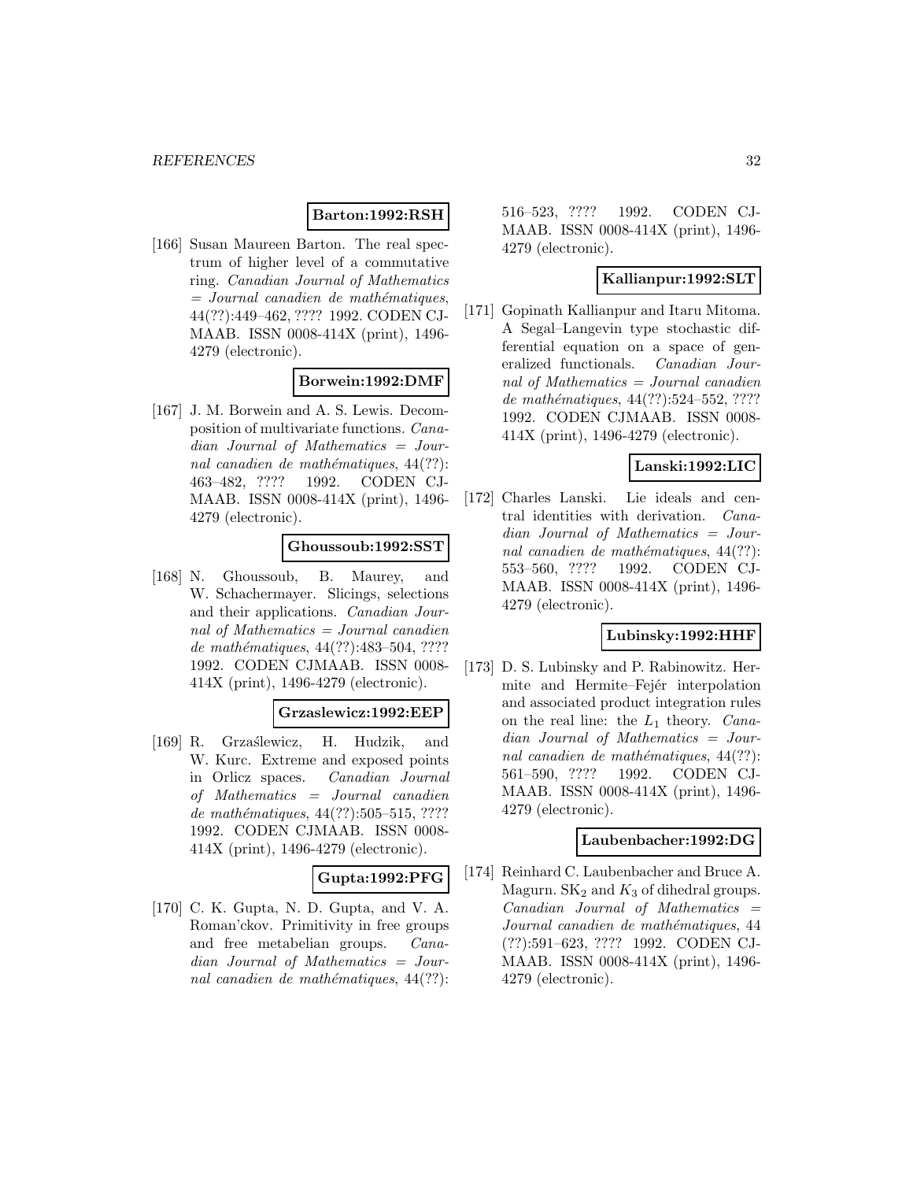**Barton:1992:RSH**

[166] Susan Maureen Barton. The real spectrum of higher level of a commutative ring. *Canadian Journal of Mathematics = Journal canadien de mathématiques*, 44(??):449–462, ???? 1992. CODEN CJMAAB. ISSN 0008-414X (print), 1496-4279 (electronic).

**Borwein:1992:DMF**

[167] J. M. Borwein and A. S. Lewis. Decomposition of multivariate functions. *Canadian Journal of Mathematics = Journal canadien de mathématiques*, 44(??):463–482, ???? 1992. CODEN CJMAAB. ISSN 0008-414X (print), 1496-4279 (electronic).

**Ghoussoub:1992:SST**

[168] N. Ghoussoub, B. Maurey, and W. Schachermayer. Slicings, selections and their applications. *Canadian Journal of Mathematics = Journal canadien de mathématiques*, 44(??):483–504, ???? 1992. CODEN CJMAAB. ISSN 0008-414X (print), 1496-4279 (electronic).

**Grzaslewicz:1992:EEP**

[169] R. Grzaślewicz, H. Hudzik, and W. Kurc. Extreme and exposed points in Orlicz spaces. *Canadian Journal of Mathematics = Journal canadien de mathématiques*, 44(??):505–515, ???? 1992. CODEN CJMAAB. ISSN 0008-414X (print), 1496-4279 (electronic).

**Gupta:1992:PFG**

[170] C. K. Gupta, N. D. Gupta, and V. A. Roman'ckov. Primitivity in free groups and free metabelian groups. *Canadian Journal of Mathematics = Journal canadien de mathématiques*, 44(??):516–523, ???? 1992. CODEN CJMAAB. ISSN 0008-414X (print), 1496-4279 (electronic).

**Kallianpur:1992:SLT**

[171] Gopinath Kallianpur and Itaru Mitoma. A Segal–Langevin type stochastic differential equation on a space of generalized functionals. *Canadian Journal of Mathematics = Journal canadien de mathématiques*, 44(??):524–552, ???? 1992. CODEN CJMAAB. ISSN 0008-414X (print), 1496-4279 (electronic).

**Lanski:1992:LIC**

[172] Charles Lanski. Lie ideals and central identities with derivation. *Canadian Journal of Mathematics = Journal canadien de mathématiques*, 44(??):553–560, ???? 1992. CODEN CJMAAB. ISSN 0008-414X (print), 1496-4279 (electronic).

**Lubinsky:1992:HHF**

[173] D. S. Lubinsky and P. Rabinowitz. Hermite and Hermite–Fejér interpolation and associated product integration rules on the real line: the $L_1$ theory. *Canadian Journal of Mathematics = Journal canadien de mathématiques*, 44(??):561–590, ???? 1992. CODEN CJMAAB. ISSN 0008-414X (print), 1496-4279 (electronic).

**Laubenbacher:1992:DG**

[174] Reinhard C. Laubenbacher and Bruce A. Magurn. $SK_2$ and $K_3$ of dihedral groups. *Canadian Journal of Mathematics = Journal canadien de mathématiques*, 44(??):591–623, ???? 1992. CODEN CJMAAB. ISSN 0008-414X (print), 1496-4279 (electronic).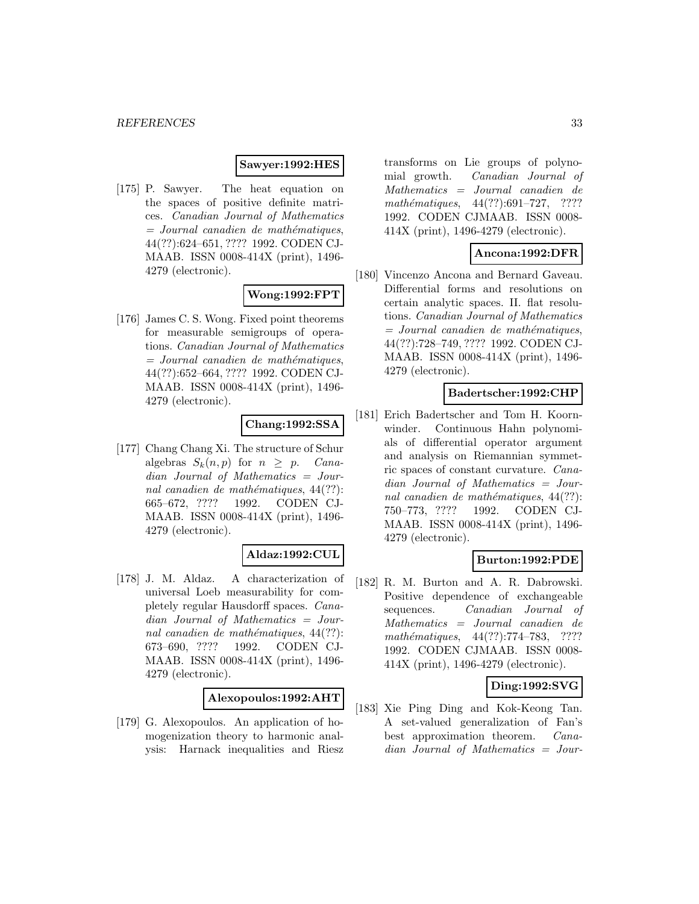**Sawyer:1992:HES**

[175] P. Sawyer. The heat equation on the spaces of positive definite matrices. *Canadian Journal of Mathematics = Journal canadien de mathématiques*, 44(??):624–651, ???? 1992. CODEN CJMAAB. ISSN 0008-414X (print), 1496-4279 (electronic).

**Wong:1992:FPT**

[176] James C. S. Wong. Fixed point theorems for measurable semigroups of operations. *Canadian Journal of Mathematics = Journal canadien de mathématiques*, 44(??):652–664, ???? 1992. CODEN CJMAAB. ISSN 0008-414X (print), 1496-4279 (electronic).

**Chang:1992:SSA**

[177] Chang Chang Xi. The structure of Schur algebras $S_k(n,p)$ for $n \geq p$. *Canadian Journal of Mathematics = Journal canadien de mathématiques*, 44(??):665–672, ???? 1992. CODEN CJMAAB. ISSN 0008-414X (print), 1496-4279 (electronic).

**Aldaz:1992:CUL**

[178] J. M. Aldaz. A characterization of universal Loeb measurability for completely regular Hausdorff spaces. *Canadian Journal of Mathematics = Journal canadien de mathématiques*, 44(??):673–690, ???? 1992. CODEN CJMAAB. ISSN 0008-414X (print), 1496-4279 (electronic).

**Alexopoulos:1992:AHT**

[179] G. Alexopoulos. An application of homogenization theory to harmonic analysis: Harnack inequalities and Riesz transforms on Lie groups of polynomial growth. *Canadian Journal of Mathematics = Journal canadien de mathématiques*, 44(??):691–727, ???? 1992. CODEN CJMAAB. ISSN 0008-414X (print), 1496-4279 (electronic).

**Ancona:1992:DFR**

[180] Vincenzo Ancona and Bernard Gaveau. Differential forms and resolutions on certain analytic spaces. II. flat resolutions. *Canadian Journal of Mathematics = Journal canadien de mathématiques*, 44(??):728–749, ???? 1992. CODEN CJMAAB. ISSN 0008-414X (print), 1496-4279 (electronic).

**Badertscher:1992:CHP**

[181] Erich Badertscher and Tom H. Koornwinder. Continuous Hahn polynomials of differential operator argument and analysis on Riemannian symmetric spaces of constant curvature. *Canadian Journal of Mathematics = Journal canadien de mathématiques*, 44(??):750–773, ???? 1992. CODEN CJMAAB. ISSN 0008-414X (print), 1496-4279 (electronic).

**Burton:1992:PDE**

[182] R. M. Burton and A. R. Dabrowski. Positive dependence of exchangeable sequences. *Canadian Journal of Mathematics = Journal canadien de mathématiques*, 44(??):774–783, ???? 1992. CODEN CJMAAB. ISSN 0008-414X (print), 1496-4279 (electronic).

**Ding:1992:SVG**

[183] Xie Ping Ding and Kok-Keong Tan. A set-valued generalization of Fan's best approximation theorem. *Canadian Journal of Mathematics = Jour-*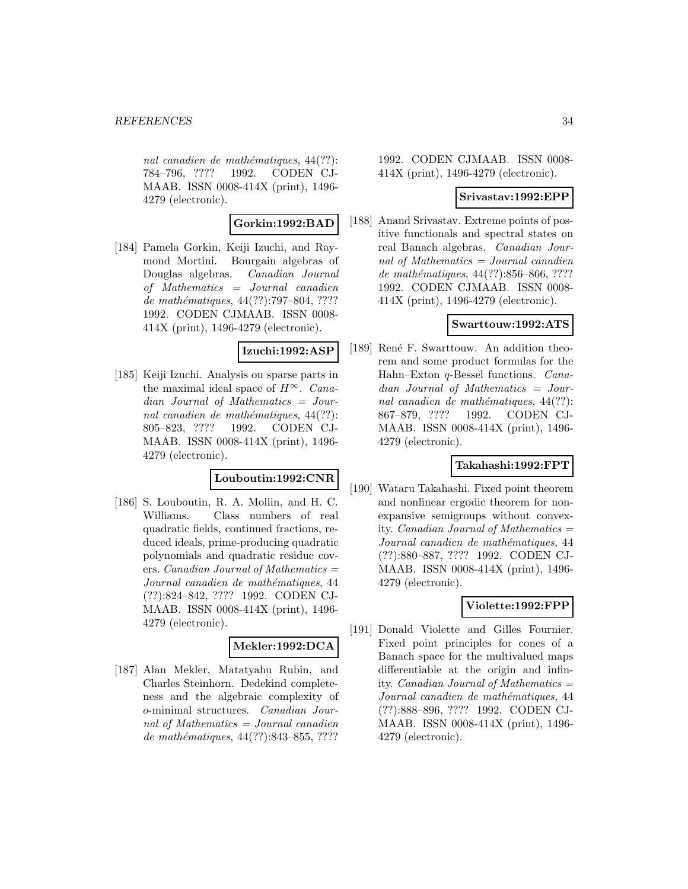*nal canadien de mathématiques*, 44(??): 784–796, ???? 1992. CODEN CJMAAB. ISSN 0008-414X (print), 1496-4279 (electronic).

**Gorkin:1992:BAD**

[184] Pamela Gorkin, Keiji Izuchi, and Raymond Mortini. Bourgain algebras of Douglas algebras. *Canadian Journal of Mathematics = Journal canadien de mathématiques*, 44(??):797–804, ???? 1992. CODEN CJMAAB. ISSN 0008-414X (print), 1496-4279 (electronic).

**Izuchi:1992:ASP**

[185] Keiji Izuchi. Analysis on sparse parts in the maximal ideal space of $H^\infty$. *Canadian Journal of Mathematics = Journal canadien de mathématiques*, 44(??): 805–823, ???? 1992. CODEN CJMAAB. ISSN 0008-414X (print), 1496-4279 (electronic).

**Louboutin:1992:CNR**

[186] S. Louboutin, R. A. Mollin, and H. C. Williams. Class numbers of real quadratic fields, continued fractions, reduced ideals, prime-producing quadratic polynomials and quadratic residue covers. *Canadian Journal of Mathematics = Journal canadien de mathématiques*, 44 (??):824–842, ???? 1992. CODEN CJMAAB. ISSN 0008-414X (print), 1496-4279 (electronic).

**Mekler:1992:DCA**

[187] Alan Mekler, Matatyahu Rubin, and Charles Steinhorn. Dedekind completeness and the algebraic complexity of o-minimal structures. *Canadian Journal of Mathematics = Journal canadien de mathématiques*, 44(??):843–855, ???? 1992. CODEN CJMAAB. ISSN 0008-414X (print), 1496-4279 (electronic).

**Srivastav:1992:EPP**

[188] Anand Srivastav. Extreme points of positive functionals and spectral states on real Banach algebras. *Canadian Journal of Mathematics = Journal canadien de mathématiques*, 44(??):856–866, ???? 1992. CODEN CJMAAB. ISSN 0008-414X (print), 1496-4279 (electronic).

**Swarttouw:1992:ATS**

[189] René F. Swarttouw. An addition theorem and some product formulas for the Hahn–Exton $q$-Bessel functions. *Canadian Journal of Mathematics = Journal canadien de mathématiques*, 44(??): 867–879, ???? 1992. CODEN CJMAAB. ISSN 0008-414X (print), 1496-4279 (electronic).

**Takahashi:1992:FPT**

[190] Wataru Takahashi. Fixed point theorem and nonlinear ergodic theorem for nonexpansive semigroups without convexity. *Canadian Journal of Mathematics = Journal canadien de mathématiques*, 44 (??):880–887, ???? 1992. CODEN CJMAAB. ISSN 0008-414X (print), 1496-4279 (electronic).

**Violette:1992:FPP**

[191] Donald Violette and Gilles Fournier. Fixed point principles for cones of a Banach space for the multivalued maps differentiable at the origin and infinity. *Canadian Journal of Mathematics = Journal canadien de mathématiques*, 44 (??):888–896, ???? 1992. CODEN CJMAAB. ISSN 0008-414X (print), 1496-4279 (electronic).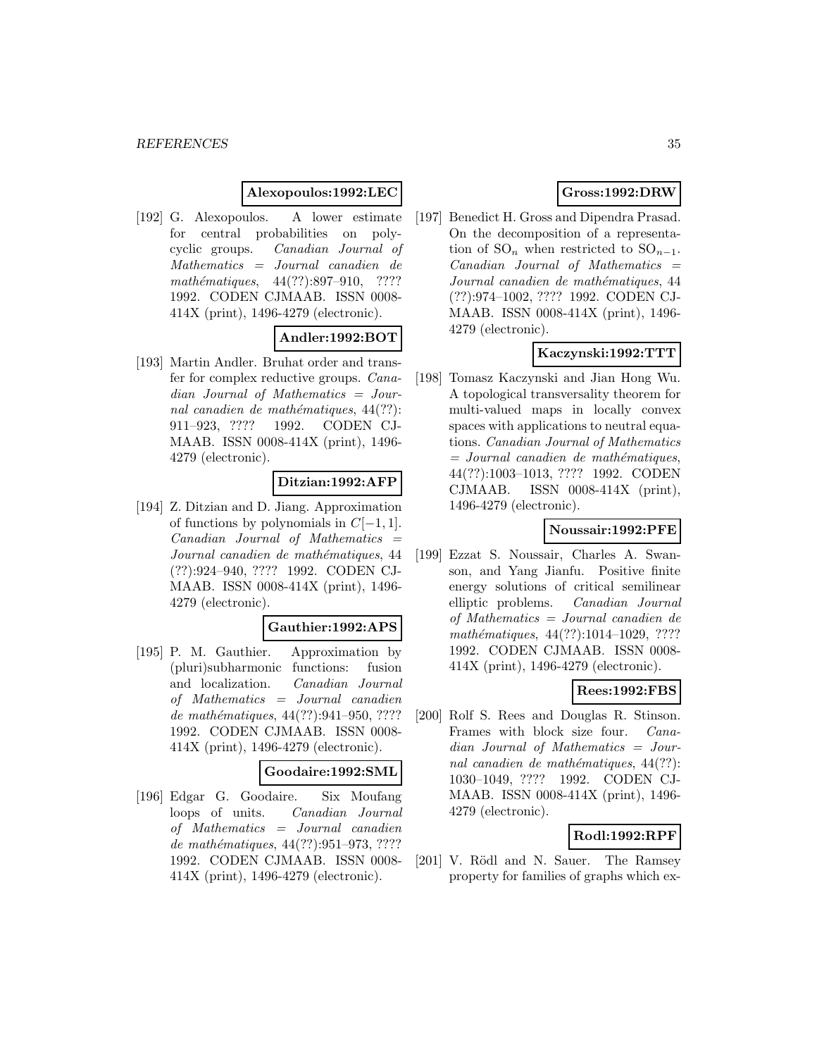**Alexopoulos:1992:LEC**

[192] G. Alexopoulos. A lower estimate for central probabilities on polycyclic groups. *Canadian Journal of Mathematics = Journal canadien de mathématiques*, 44(??):897–910, ???? 1992. CODEN CJMAAB. ISSN 0008-414X (print), 1496-4279 (electronic).

**Andler:1992:BOT**

[193] Martin Andler. Bruhat order and transfer for complex reductive groups. *Canadian Journal of Mathematics = Journal canadien de mathématiques*, 44(??): 911–923, ???? 1992. CODEN CJMAAB. ISSN 0008-414X (print), 1496-4279 (electronic).

**Ditzian:1992:AFP**

[194] Z. Ditzian and D. Jiang. Approximation of functions by polynomials in $C[-1, 1]$. *Canadian Journal of Mathematics = Journal canadien de mathématiques*, 44 (??):924–940, ???? 1992. CODEN CJMAAB. ISSN 0008-414X (print), 1496-4279 (electronic).

**Gauthier:1992:APS**

[195] P. M. Gauthier. Approximation by (pluri)subharmonic functions: fusion and localization. *Canadian Journal of Mathematics = Journal canadien de mathématiques*, 44(??):941–950, ???? 1992. CODEN CJMAAB. ISSN 0008-414X (print), 1496-4279 (electronic).

**Goodaire:1992:SML**

[196] Edgar G. Goodaire. Six Moufang loops of units. *Canadian Journal of Mathematics = Journal canadien de mathématiques*, 44(??):951–973, ???? 1992. CODEN CJMAAB. ISSN 0008-414X (print), 1496-4279 (electronic).

**Gross:1992:DRW**

[197] Benedict H. Gross and Dipendra Prasad. On the decomposition of a representation of $\mathrm{SO}_n$ when restricted to $\mathrm{SO}_{n-1}$. *Canadian Journal of Mathematics = Journal canadien de mathématiques*, 44 (??):974–1002, ???? 1992. CODEN CJMAAB. ISSN 0008-414X (print), 1496-4279 (electronic).

**Kaczynski:1992:TTT**

[198] Tomasz Kaczynski and Jian Hong Wu. A topological transversality theorem for multi-valued maps in locally convex spaces with applications to neutral equations. *Canadian Journal of Mathematics = Journal canadien de mathématiques*, 44(??):1003–1013, ???? 1992. CODEN CJMAAB. ISSN 0008-414X (print), 1496-4279 (electronic).

**Noussair:1992:PFE**

[199] Ezzat S. Noussair, Charles A. Swanson, and Yang Jianfu. Positive finite energy solutions of critical semilinear elliptic problems. *Canadian Journal of Mathematics = Journal canadien de mathématiques*, 44(??):1014–1029, ???? 1992. CODEN CJMAAB. ISSN 0008-414X (print), 1496-4279 (electronic).

**Rees:1992:FBS**

[200] Rolf S. Rees and Douglas R. Stinson. Frames with block size four. *Canadian Journal of Mathematics = Journal canadien de mathématiques*, 44(??): 1030–1049, ???? 1992. CODEN CJMAAB. ISSN 0008-414X (print), 1496-4279 (electronic).

**Rodl:1992:RPF**

[201] V. Rödl and N. Sauer. The Ramsey property for families of graphs which ex-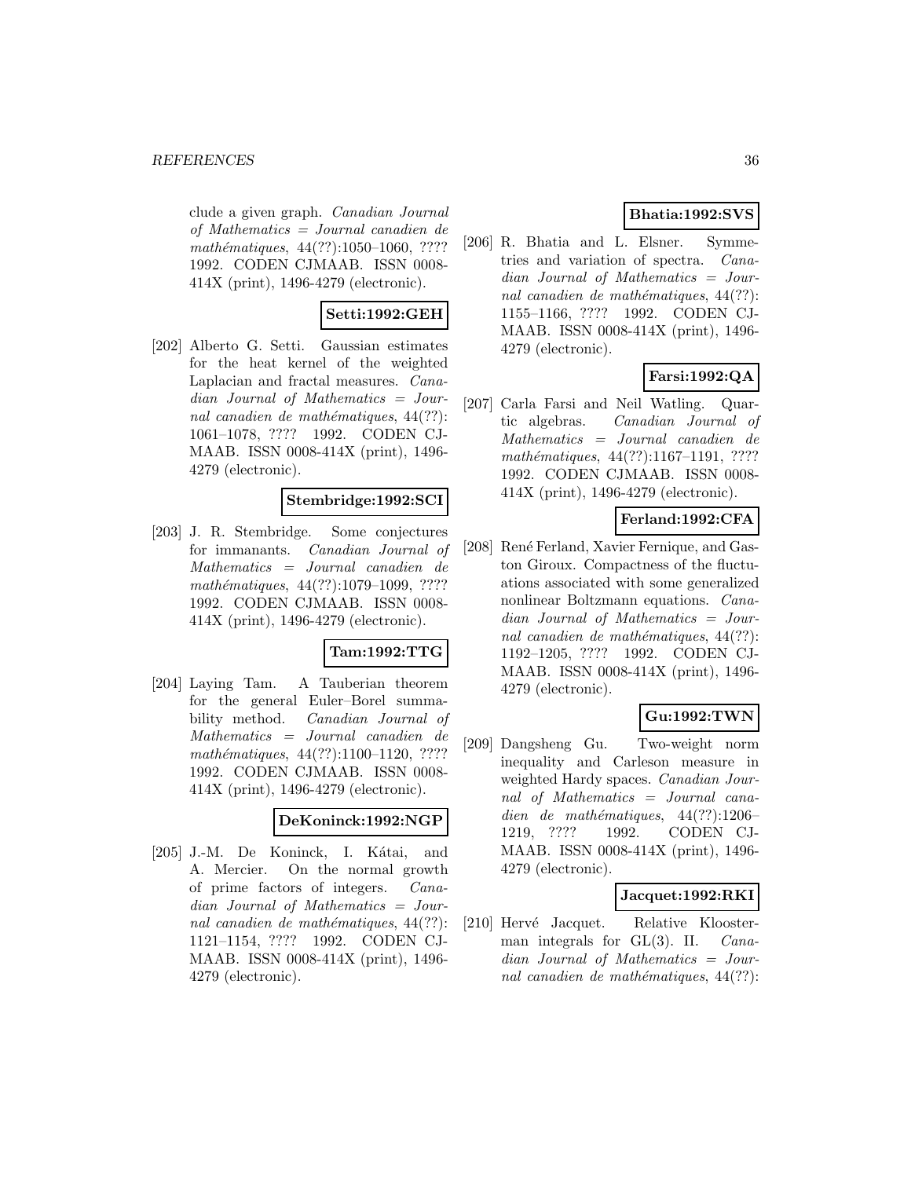clude a given graph. *Canadian Journal of Mathematics = Journal canadien de mathématiques*, 44(??):1050–1060, ???? 1992. CODEN CJMAAB. ISSN 0008-414X (print), 1496-4279 (electronic).

**Setti:1992:GEH**

[202] Alberto G. Setti. Gaussian estimates for the heat kernel of the weighted Laplacian and fractal measures. *Canadian Journal of Mathematics = Journal canadien de mathématiques*, 44(??): 1061–1078, ???? 1992. CODEN CJMAAB. ISSN 0008-414X (print), 1496-4279 (electronic).

**Stembridge:1992:SCI**

[203] J. R. Stembridge. Some conjectures for immanants. *Canadian Journal of Mathematics = Journal canadien de mathématiques*, 44(??):1079–1099, ???? 1992. CODEN CJMAAB. ISSN 0008-414X (print), 1496-4279 (electronic).

**Tam:1992:TTG**

[204] Laying Tam. A Tauberian theorem for the general Euler–Borel summability method. *Canadian Journal of Mathematics = Journal canadien de mathématiques*, 44(??):1100–1120, ???? 1992. CODEN CJMAAB. ISSN 0008-414X (print), 1496-4279 (electronic).

**DeKoninck:1992:NGP**

[205] J.-M. De Koninck, I. Kátai, and A. Mercier. On the normal growth of prime factors of integers. *Canadian Journal of Mathematics = Journal canadien de mathématiques*, 44(??): 1121–1154, ???? 1992. CODEN CJMAAB. ISSN 0008-414X (print), 1496-4279 (electronic).

**Bhatia:1992:SVS**

[206] R. Bhatia and L. Elsner. Symmetries and variation of spectra. *Canadian Journal of Mathematics = Journal canadien de mathématiques*, 44(??): 1155–1166, ???? 1992. CODEN CJMAAB. ISSN 0008-414X (print), 1496-4279 (electronic).

**Farsi:1992:QA**

[207] Carla Farsi and Neil Watling. Quartic algebras. *Canadian Journal of Mathematics = Journal canadien de mathématiques*, 44(??):1167–1191, ???? 1992. CODEN CJMAAB. ISSN 0008-414X (print), 1496-4279 (electronic).

**Ferland:1992:CFA**

[208] René Ferland, Xavier Fernique, and Gaston Giroux. Compactness of the fluctuations associated with some generalized nonlinear Boltzmann equations. *Canadian Journal of Mathematics = Journal canadien de mathématiques*, 44(??): 1192–1205, ???? 1992. CODEN CJMAAB. ISSN 0008-414X (print), 1496-4279 (electronic).

**Gu:1992:TWN**

[209] Dangsheng Gu. Two-weight norm inequality and Carleson measure in weighted Hardy spaces. *Canadian Journal of Mathematics = Journal canadien de mathématiques*, 44(??):1206–1219, ???? 1992. CODEN CJMAAB. ISSN 0008-414X (print), 1496-4279 (electronic).

**Jacquet:1992:RKI**

[210] Hervé Jacquet. Relative Kloosterman integrals for GL(3). II. *Canadian Journal of Mathematics = Journal canadien de mathématiques*, 44(??):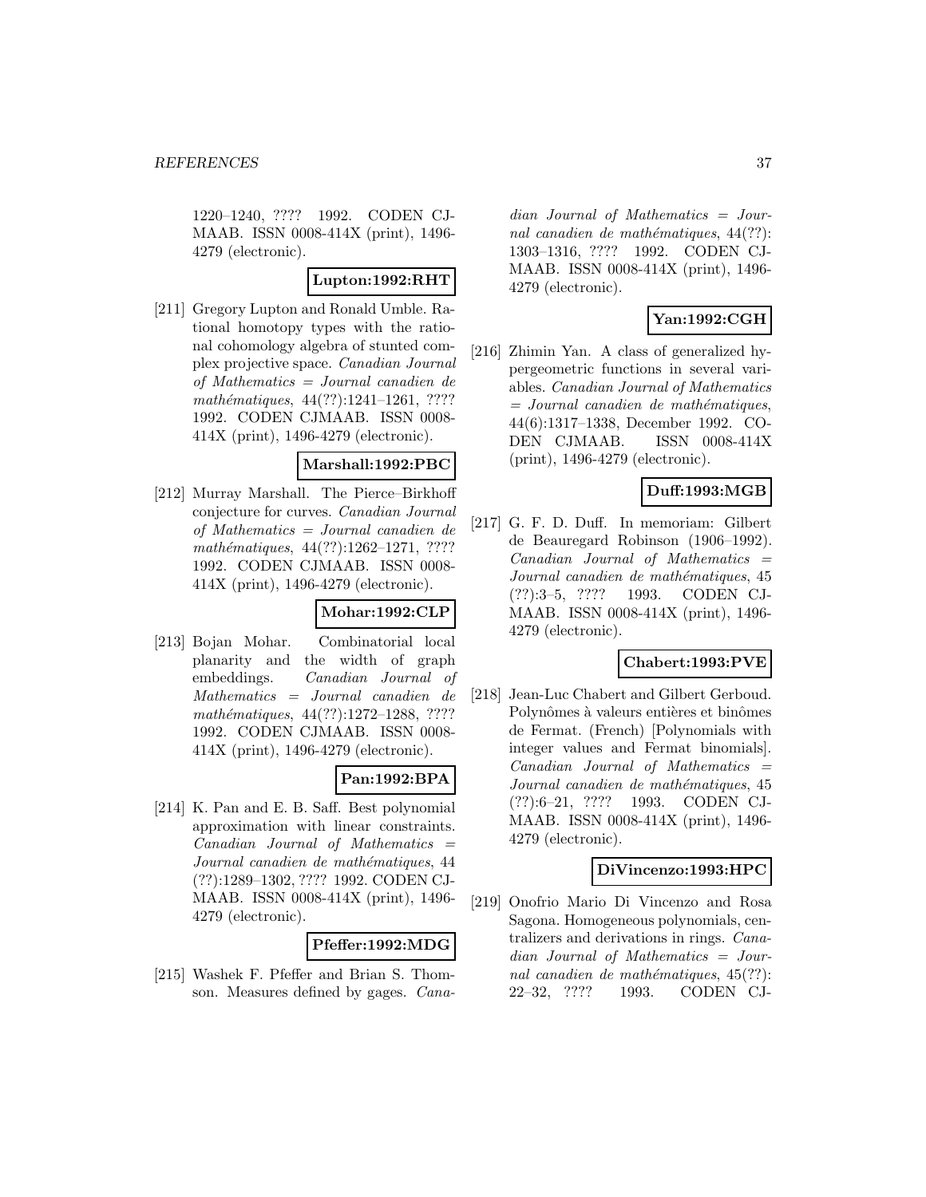1220–1240, ???? 1992. CODEN CJMAAB. ISSN 0008-414X (print), 1496-4279 (electronic).

**Lupton:1992:RHT**

[211] Gregory Lupton and Ronald Umble. Rational homotopy types with the rational cohomology algebra of stunted complex projective space. *Canadian Journal of Mathematics = Journal canadien de mathématiques*, 44(??):1241–1261, ???? 1992. CODEN CJMAAB. ISSN 0008-414X (print), 1496-4279 (electronic).

**Marshall:1992:PBC**

[212] Murray Marshall. The Pierce–Birkhoff conjecture for curves. *Canadian Journal of Mathematics = Journal canadien de mathématiques*, 44(??):1262–1271, ???? 1992. CODEN CJMAAB. ISSN 0008-414X (print), 1496-4279 (electronic).

**Mohar:1992:CLP**

[213] Bojan Mohar. Combinatorial local planarity and the width of graph embeddings. *Canadian Journal of Mathematics = Journal canadien de mathématiques*, 44(??):1272–1288, ???? 1992. CODEN CJMAAB. ISSN 0008-414X (print), 1496-4279 (electronic).

**Pan:1992:BPA**

[214] K. Pan and E. B. Saff. Best polynomial approximation with linear constraints. *Canadian Journal of Mathematics = Journal canadien de mathématiques*, 44 (??):1289–1302, ???? 1992. CODEN CJMAAB. ISSN 0008-414X (print), 1496-4279 (electronic).

**Pfeffer:1992:MDG**

[215] Washek F. Pfeffer and Brian S. Thomson. Measures defined by gages. *Canadian Journal of Mathematics = Journal canadien de mathématiques*, 44(??): 1303–1316, ???? 1992. CODEN CJMAAB. ISSN 0008-414X (print), 1496-4279 (electronic).

**Yan:1992:CGH**

[216] Zhimin Yan. A class of generalized hypergeometric functions in several variables. *Canadian Journal of Mathematics = Journal canadien de mathématiques*, 44(6):1317–1338, December 1992. CODEN CJMAAB. ISSN 0008-414X (print), 1496-4279 (electronic).

**Duff:1993:MGB**

[217] G. F. D. Duff. In memoriam: Gilbert de Beauregard Robinson (1906–1992). *Canadian Journal of Mathematics = Journal canadien de mathématiques*, 45 (??):3–5, ???? 1993. CODEN CJMAAB. ISSN 0008-414X (print), 1496-4279 (electronic).

**Chabert:1993:PVE**

[218] Jean-Luc Chabert and Gilbert Gerboud. Polynômes à valeurs entières et binômes de Fermat. (French) [Polynomials with integer values and Fermat binomials]. *Canadian Journal of Mathematics = Journal canadien de mathématiques*, 45 (??):6–21, ???? 1993. CODEN CJMAAB. ISSN 0008-414X (print), 1496-4279 (electronic).

**DiVincenzo:1993:HPC**

[219] Onofrio Mario Di Vincenzo and Rosa Sagona. Homogeneous polynomials, centralizers and derivations in rings. *Canadian Journal of Mathematics = Journal canadien de mathématiques*, 45(??): 22–32, ???? 1993. CODEN CJ-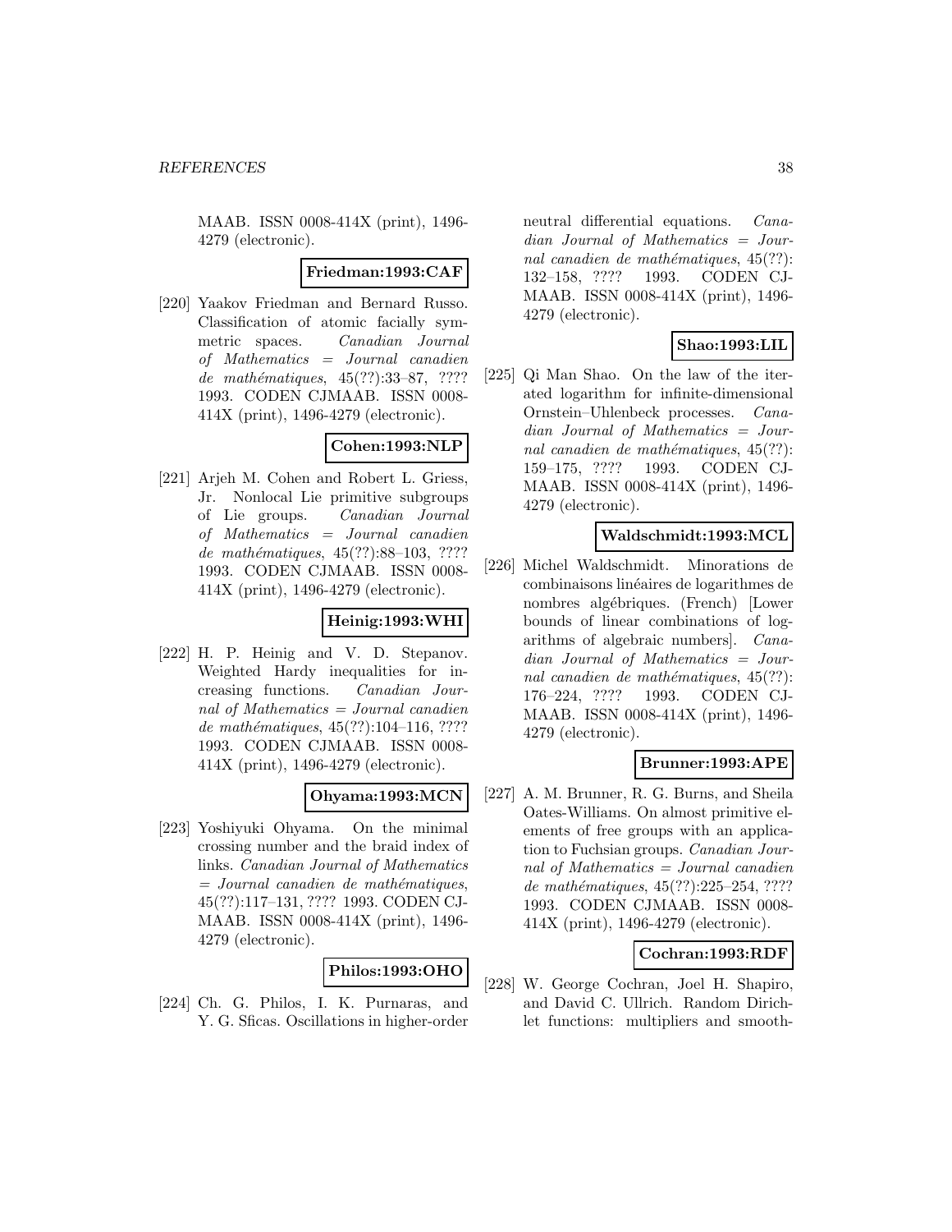MAAB. ISSN 0008-414X (print), 1496-4279 (electronic).

**Friedman:1993:CAF**

[220] Yaakov Friedman and Bernard Russo. Classification of atomic facially symmetric spaces. *Canadian Journal of Mathematics = Journal canadien de mathématiques*, 45(??):33–87, ???? 1993. CODEN CJMAAB. ISSN 0008-414X (print), 1496-4279 (electronic).

**Cohen:1993:NLP**

[221] Arjeh M. Cohen and Robert L. Griess, Jr. Nonlocal Lie primitive subgroups of Lie groups. *Canadian Journal of Mathematics = Journal canadien de mathématiques*, 45(??):88–103, ???? 1993. CODEN CJMAAB. ISSN 0008-414X (print), 1496-4279 (electronic).

**Heinig:1993:WHI**

[222] H. P. Heinig and V. D. Stepanov. Weighted Hardy inequalities for increasing functions. *Canadian Journal of Mathematics = Journal canadien de mathématiques*, 45(??):104–116, ???? 1993. CODEN CJMAAB. ISSN 0008-414X (print), 1496-4279 (electronic).

**Ohyama:1993:MCN**

[223] Yoshiyuki Ohyama. On the minimal crossing number and the braid index of links. *Canadian Journal of Mathematics = Journal canadien de mathématiques*, 45(??):117–131, ???? 1993. CODEN CJMAAB. ISSN 0008-414X (print), 1496-4279 (electronic).

**Philos:1993:OHO**

[224] Ch. G. Philos, I. K. Purnaras, and Y. G. Sficas. Oscillations in higher-order neutral differential equations. *Canadian Journal of Mathematics = Journal canadien de mathématiques*, 45(??):132–158, ???? 1993. CODEN CJMAAB. ISSN 0008-414X (print), 1496-4279 (electronic).

**Shao:1993:LIL**

[225] Qi Man Shao. On the law of the iterated logarithm for infinite-dimensional Ornstein–Uhlenbeck processes. *Canadian Journal of Mathematics = Journal canadien de mathématiques*, 45(??):159–175, ???? 1993. CODEN CJMAAB. ISSN 0008-414X (print), 1496-4279 (electronic).

**Waldschmidt:1993:MCL**

[226] Michel Waldschmidt. Minorations de combinaisons linéaires de logarithmes de nombres algébriques. (French) [Lower bounds of linear combinations of logarithms of algebraic numbers]. *Canadian Journal of Mathematics = Journal canadien de mathématiques*, 45(??):176–224, ???? 1993. CODEN CJMAAB. ISSN 0008-414X (print), 1496-4279 (electronic).

**Brunner:1993:APE**

[227] A. M. Brunner, R. G. Burns, and Sheila Oates-Williams. On almost primitive elements of free groups with an application to Fuchsian groups. *Canadian Journal of Mathematics = Journal canadien de mathématiques*, 45(??):225–254, ???? 1993. CODEN CJMAAB. ISSN 0008-414X (print), 1496-4279 (electronic).

**Cochran:1993:RDF**

[228] W. George Cochran, Joel H. Shapiro, and David C. Ullrich. Random Dirichlet functions: multipliers and smooth-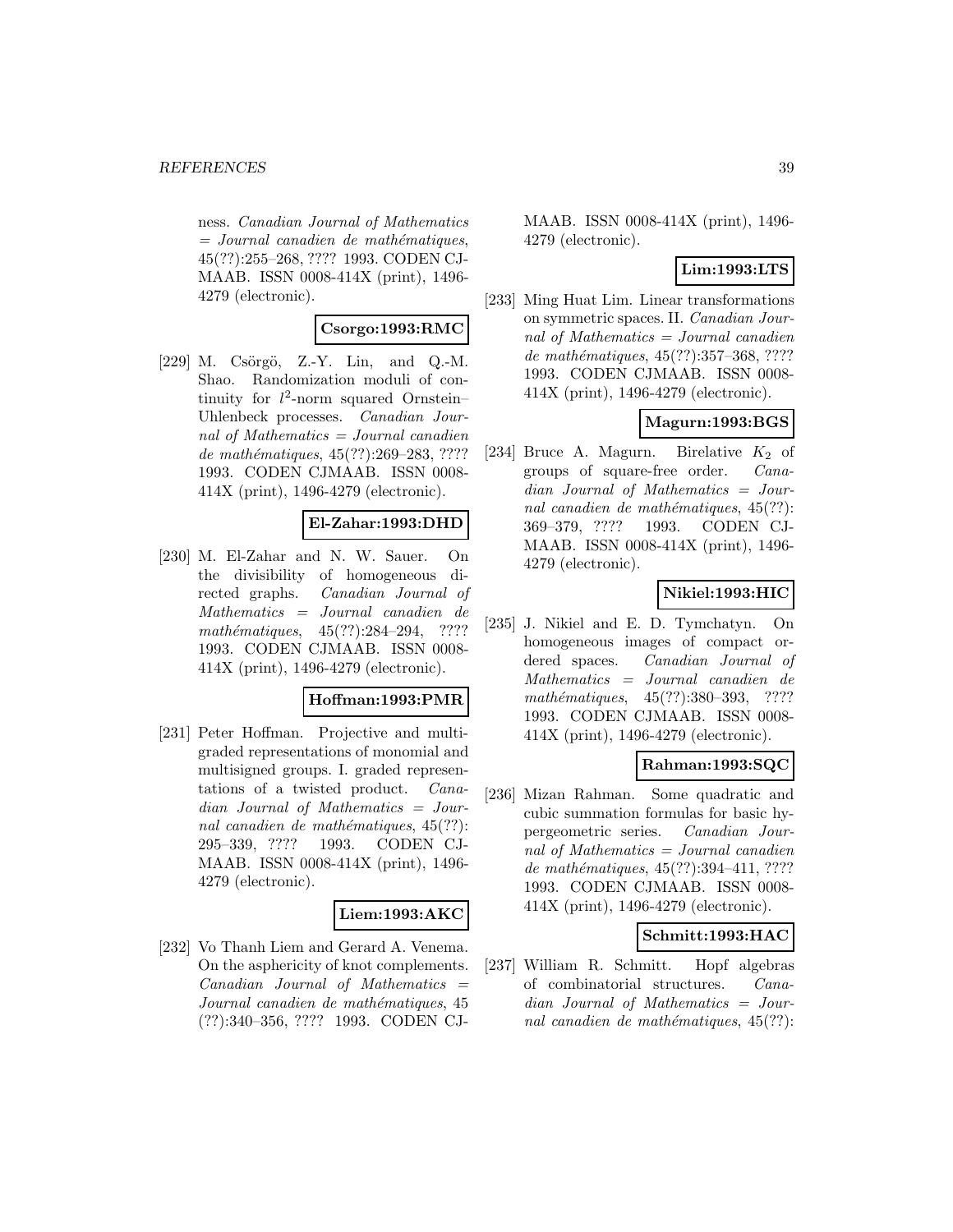ness. *Canadian Journal of Mathematics = Journal canadien de mathématiques*, 45(??):255–268, ???? 1993. CODEN CJMAAB. ISSN 0008-414X (print), 1496-4279 (electronic).

**Csorgo:1993:RMC**

[229] M. Csörgö, Z.-Y. Lin, and Q.-M. Shao. Randomization moduli of continuity for $l^2$-norm squared Ornstein–Uhlenbeck processes. *Canadian Journal of Mathematics = Journal canadien de mathématiques*, 45(??):269–283, ???? 1993. CODEN CJMAAB. ISSN 0008-414X (print), 1496-4279 (electronic).

**El-Zahar:1993:DHD**

[230] M. El-Zahar and N. W. Sauer. On the divisibility of homogeneous directed graphs. *Canadian Journal of Mathematics = Journal canadien de mathématiques*, 45(??):284–294, ???? 1993. CODEN CJMAAB. ISSN 0008-414X (print), 1496-4279 (electronic).

**Hoffman:1993:PMR**

[231] Peter Hoffman. Projective and multigraded representations of monomial and multisigned groups. I. graded representations of a twisted product. *Canadian Journal of Mathematics = Journal canadien de mathématiques*, 45(??):295–339, ???? 1993. CODEN CJMAAB. ISSN 0008-414X (print), 1496-4279 (electronic).

**Liem:1993:AKC**

[232] Vo Thanh Liem and Gerard A. Venema. On the asphericity of knot complements. *Canadian Journal of Mathematics = Journal canadien de mathématiques*, 45(??):340–356, ???? 1993. CODEN CJMAAB. ISSN 0008-414X (print), 1496-4279 (electronic).

**Lim:1993:LTS**

[233] Ming Huat Lim. Linear transformations on symmetric spaces. II. *Canadian Journal of Mathematics = Journal canadien de mathématiques*, 45(??):357–368, ???? 1993. CODEN CJMAAB. ISSN 0008-414X (print), 1496-4279 (electronic).

**Magurn:1993:BGS**

[234] Bruce A. Magurn. Birelative $K_2$ of groups of square-free order. *Canadian Journal of Mathematics = Journal canadien de mathématiques*, 45(??):369–379, ???? 1993. CODEN CJMAAB. ISSN 0008-414X (print), 1496-4279 (electronic).

**Nikiel:1993:HIC**

[235] J. Nikiel and E. D. Tymchatyn. On homogeneous images of compact ordered spaces. *Canadian Journal of Mathematics = Journal canadien de mathématiques*, 45(??):380–393, ???? 1993. CODEN CJMAAB. ISSN 0008-414X (print), 1496-4279 (electronic).

**Rahman:1993:SQC**

[236] Mizan Rahman. Some quadratic and cubic summation formulas for basic hypergeometric series. *Canadian Journal of Mathematics = Journal canadien de mathématiques*, 45(??):394–411, ???? 1993. CODEN CJMAAB. ISSN 0008-414X (print), 1496-4279 (electronic).

**Schmitt:1993:HAC**

[237] William R. Schmitt. Hopf algebras of combinatorial structures. *Canadian Journal of Mathematics = Journal canadien de mathématiques*, 45(??):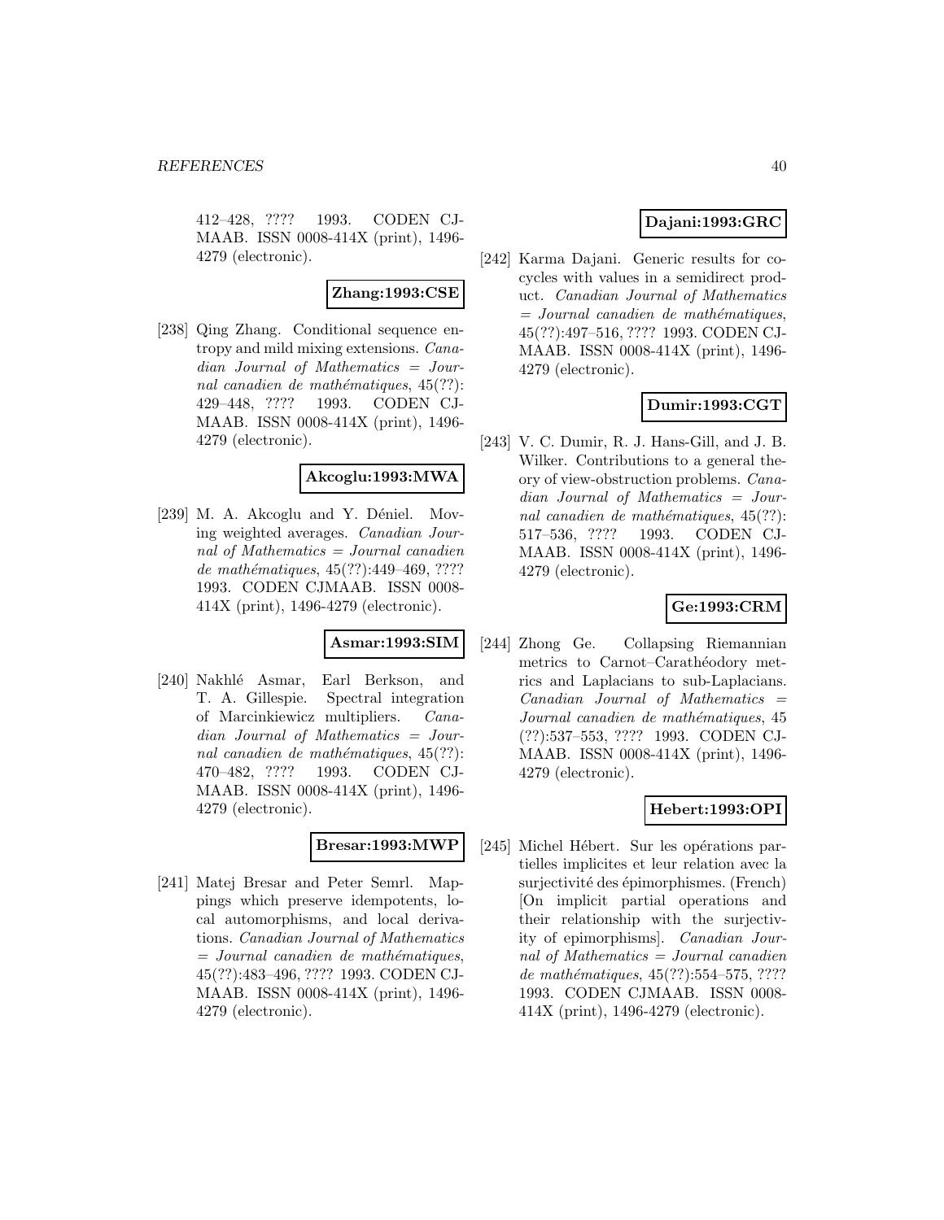412–428, ???? 1993. CODEN CJMAAB. ISSN 0008-414X (print), 1496-4279 (electronic).

**Zhang:1993:CSE**

[238] Qing Zhang. Conditional sequence entropy and mild mixing extensions. *Canadian Journal of Mathematics = Journal canadien de mathématiques*, 45(??): 429–448, ???? 1993. CODEN CJMAAB. ISSN 0008-414X (print), 1496-4279 (electronic).

**Akcoglu:1993:MWA**

[239] M. A. Akcoglu and Y. Déniel. Moving weighted averages. *Canadian Journal of Mathematics = Journal canadien de mathématiques*, 45(??):449–469, ???? 1993. CODEN CJMAAB. ISSN 0008-414X (print), 1496-4279 (electronic).

**Asmar:1993:SIM**

[240] Nakhlé Asmar, Earl Berkson, and T. A. Gillespie. Spectral integration of Marcinkiewicz multipliers. *Canadian Journal of Mathematics = Journal canadien de mathématiques*, 45(??): 470–482, ???? 1993. CODEN CJMAAB. ISSN 0008-414X (print), 1496-4279 (electronic).

**Bresar:1993:MWP**

[241] Matej Bresar and Peter Semrl. Mappings which preserve idempotents, local automorphisms, and local derivations. *Canadian Journal of Mathematics = Journal canadien de mathématiques*, 45(??):483–496, ???? 1993. CODEN CJMAAB. ISSN 0008-414X (print), 1496-4279 (electronic).

**Dajani:1993:GRC**

[242] Karma Dajani. Generic results for cocycles with values in a semidirect product. *Canadian Journal of Mathematics = Journal canadien de mathématiques*, 45(??):497–516, ???? 1993. CODEN CJMAAB. ISSN 0008-414X (print), 1496-4279 (electronic).

**Dumir:1993:CGT**

[243] V. C. Dumir, R. J. Hans-Gill, and J. B. Wilker. Contributions to a general theory of view-obstruction problems. *Canadian Journal of Mathematics = Journal canadien de mathématiques*, 45(??): 517–536, ???? 1993. CODEN CJMAAB. ISSN 0008-414X (print), 1496-4279 (electronic).

**Ge:1993:CRM**

[244] Zhong Ge. Collapsing Riemannian metrics to Carnot–Carathéodory metrics and Laplacians to sub-Laplacians. *Canadian Journal of Mathematics = Journal canadien de mathématiques*, 45 (??):537–553, ???? 1993. CODEN CJMAAB. ISSN 0008-414X (print), 1496-4279 (electronic).

**Hebert:1993:OPI**

[245] Michel Hébert. Sur les opérations partielles implicites et leur relation avec la surjectivité des épimorphismes. (French) [On implicit partial operations and their relationship with the surjectivity of epimorphisms]. *Canadian Journal of Mathematics = Journal canadien de mathématiques*, 45(??):554–575, ???? 1993. CODEN CJMAAB. ISSN 0008-414X (print), 1496-4279 (electronic).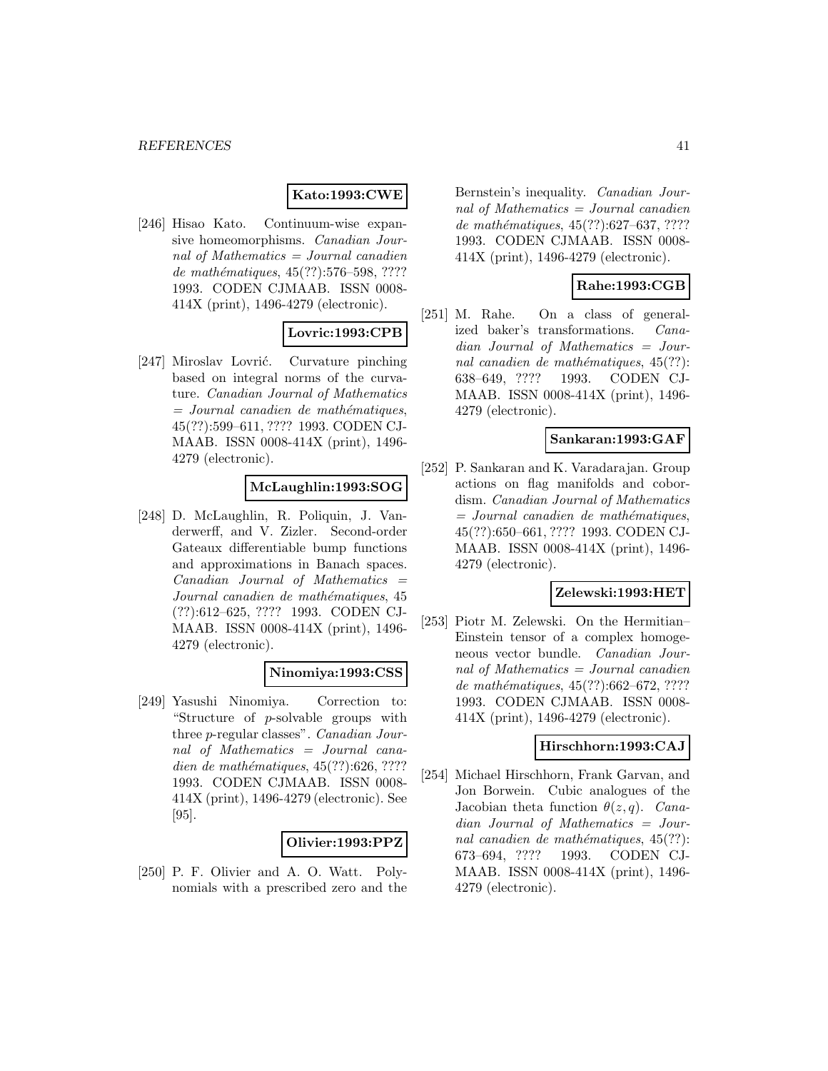**Kato:1993:CWE**

[246] Hisao Kato. Continuum-wise expansive homeomorphisms. *Canadian Journal of Mathematics = Journal canadien de mathématiques*, 45(??):576–598, ???? 1993. CODEN CJMAAB. ISSN 0008-414X (print), 1496-4279 (electronic).

**Lovric:1993:CPB**

[247] Miroslav Lovrić. Curvature pinching based on integral norms of the curvature. *Canadian Journal of Mathematics = Journal canadien de mathématiques*, 45(??):599–611, ???? 1993. CODEN CJMAAB. ISSN 0008-414X (print), 1496-4279 (electronic).

**McLaughlin:1993:SOG**

[248] D. McLaughlin, R. Poliquin, J. Vanderwerff, and V. Zizler. Second-order Gateaux differentiable bump functions and approximations in Banach spaces. *Canadian Journal of Mathematics = Journal canadien de mathématiques*, 45 (??):612–625, ???? 1993. CODEN CJMAAB. ISSN 0008-414X (print), 1496-4279 (electronic).

**Ninomiya:1993:CSS**

[249] Yasushi Ninomiya. Correction to: "Structure of $p$-solvable groups with three $p$-regular classes". *Canadian Journal of Mathematics = Journal canadien de mathématiques*, 45(??):626, ???? 1993. CODEN CJMAAB. ISSN 0008-414X (print), 1496-4279 (electronic). See [95].

**Olivier:1993:PPZ**

[250] P. F. Olivier and A. O. Watt. Polynomials with a prescribed zero and the Bernstein's inequality. *Canadian Journal of Mathematics = Journal canadien de mathématiques*, 45(??):627–637, ???? 1993. CODEN CJMAAB. ISSN 0008-414X (print), 1496-4279 (electronic).

**Rahe:1993:CGB**

[251] M. Rahe. On a class of generalized baker's transformations. *Canadian Journal of Mathematics = Journal canadien de mathématiques*, 45(??): 638–649, ???? 1993. CODEN CJMAAB. ISSN 0008-414X (print), 1496-4279 (electronic).

**Sankaran:1993:GAF**

[252] P. Sankaran and K. Varadarajan. Group actions on flag manifolds and cobordism. *Canadian Journal of Mathematics = Journal canadien de mathématiques*, 45(??):650–661, ???? 1993. CODEN CJMAAB. ISSN 0008-414X (print), 1496-4279 (electronic).

**Zelewski:1993:HET**

[253] Piotr M. Zelewski. On the Hermitian–Einstein tensor of a complex homogeneous vector bundle. *Canadian Journal of Mathematics = Journal canadien de mathématiques*, 45(??):662–672, ???? 1993. CODEN CJMAAB. ISSN 0008-414X (print), 1496-4279 (electronic).

**Hirschhorn:1993:CAJ**

[254] Michael Hirschhorn, Frank Garvan, and Jon Borwein. Cubic analogues of the Jacobian theta function $\theta(z, q)$. *Canadian Journal of Mathematics = Journal canadien de mathématiques*, 45(??): 673–694, ???? 1993. CODEN CJMAAB. ISSN 0008-414X (print), 1496-4279 (electronic).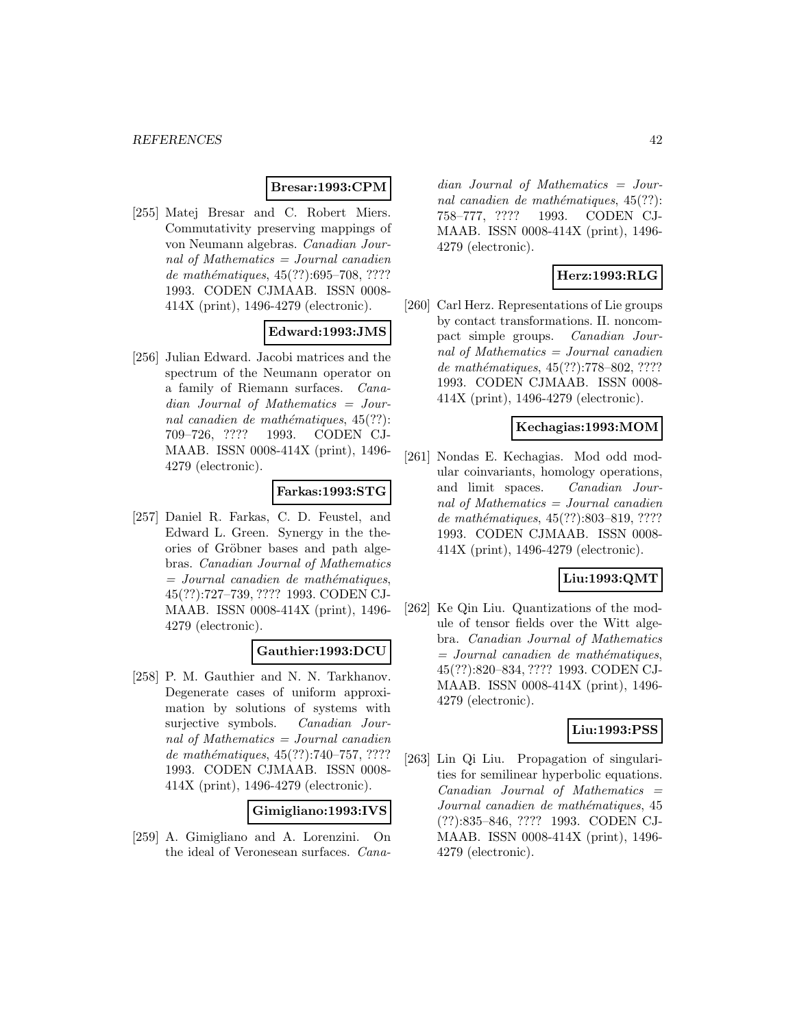**Bresar:1993:CPM**

[255] Matej Bresar and C. Robert Miers. Commutativity preserving mappings of von Neumann algebras. *Canadian Journal of Mathematics = Journal canadien de mathématiques*, 45(??):695–708, ???? 1993. CODEN CJMAAB. ISSN 0008-414X (print), 1496-4279 (electronic).

**Edward:1993:JMS**

[256] Julian Edward. Jacobi matrices and the spectrum of the Neumann operator on a family of Riemann surfaces. *Canadian Journal of Mathematics = Journal canadien de mathématiques*, 45(??):709–726, ???? 1993. CODEN CJMAAB. ISSN 0008-414X (print), 1496-4279 (electronic).

**Farkas:1993:STG**

[257] Daniel R. Farkas, C. D. Feustel, and Edward L. Green. Synergy in the theories of Gröbner bases and path algebras. *Canadian Journal of Mathematics = Journal canadien de mathématiques*, 45(??):727–739, ???? 1993. CODEN CJMAAB. ISSN 0008-414X (print), 1496-4279 (electronic).

**Gauthier:1993:DCU**

[258] P. M. Gauthier and N. N. Tarkhanov. Degenerate cases of uniform approximation by solutions of systems with surjective symbols. *Canadian Journal of Mathematics = Journal canadien de mathématiques*, 45(??):740–757, ???? 1993. CODEN CJMAAB. ISSN 0008-414X (print), 1496-4279 (electronic).

**Gimigliano:1993:IVS**

[259] A. Gimigliano and A. Lorenzini. On the ideal of Veronesean surfaces. *Canadian Journal of Mathematics = Journal canadien de mathématiques*, 45(??):758–777, ???? 1993. CODEN CJMAAB. ISSN 0008-414X (print), 1496-4279 (electronic).

**Herz:1993:RLG**

[260] Carl Herz. Representations of Lie groups by contact transformations. II. noncompact simple groups. *Canadian Journal of Mathematics = Journal canadien de mathématiques*, 45(??):778–802, ???? 1993. CODEN CJMAAB. ISSN 0008-414X (print), 1496-4279 (electronic).

**Kechagias:1993:MOM**

[261] Nondas E. Kechagias. Mod odd modular coinvariants, homology operations, and limit spaces. *Canadian Journal of Mathematics = Journal canadien de mathématiques*, 45(??):803–819, ???? 1993. CODEN CJMAAB. ISSN 0008-414X (print), 1496-4279 (electronic).

**Liu:1993:QMT**

[262] Ke Qin Liu. Quantizations of the module of tensor fields over the Witt algebra. *Canadian Journal of Mathematics = Journal canadien de mathématiques*, 45(??):820–834, ???? 1993. CODEN CJMAAB. ISSN 0008-414X (print), 1496-4279 (electronic).

**Liu:1993:PSS**

[263] Lin Qi Liu. Propagation of singularities for semilinear hyperbolic equations. *Canadian Journal of Mathematics = Journal canadien de mathématiques*, 45(??):835–846, ???? 1993. CODEN CJMAAB. ISSN 0008-414X (print), 1496-4279 (electronic).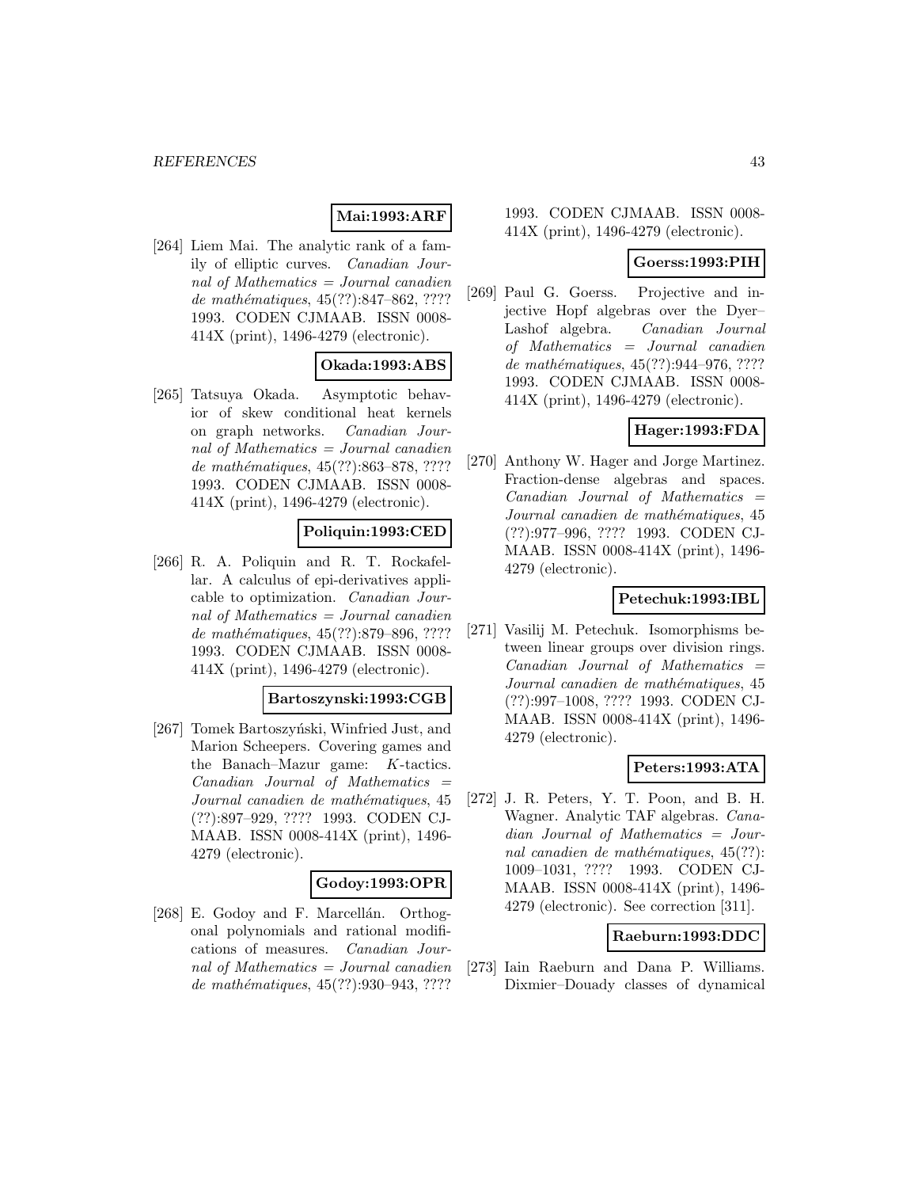**Mai:1993:ARF**

[264] Liem Mai. The analytic rank of a family of elliptic curves. *Canadian Journal of Mathematics = Journal canadien de mathématiques*, 45(??):847–862, ???? 1993. CODEN CJMAAB. ISSN 0008-414X (print), 1496-4279 (electronic).

**Okada:1993:ABS**

[265] Tatsuya Okada. Asymptotic behavior of skew conditional heat kernels on graph networks. *Canadian Journal of Mathematics = Journal canadien de mathématiques*, 45(??):863–878, ???? 1993. CODEN CJMAAB. ISSN 0008-414X (print), 1496-4279 (electronic).

**Poliquin:1993:CED**

[266] R. A. Poliquin and R. T. Rockafellar. A calculus of epi-derivatives applicable to optimization. *Canadian Journal of Mathematics = Journal canadien de mathématiques*, 45(??):879–896, ???? 1993. CODEN CJMAAB. ISSN 0008-414X (print), 1496-4279 (electronic).

**Bartoszynski:1993:CGB**

[267] Tomek Bartoszyński, Winfried Just, and Marion Scheepers. Covering games and the Banach–Mazur game: $K$-tactics. *Canadian Journal of Mathematics = Journal canadien de mathématiques*, 45 (??):897–929, ???? 1993. CODEN CJMAAB. ISSN 0008-414X (print), 1496-4279 (electronic).

**Godoy:1993:OPR**

[268] E. Godoy and F. Marcellán. Orthogonal polynomials and rational modifications of measures. *Canadian Journal of Mathematics = Journal canadien de mathématiques*, 45(??):930–943, ???? 1993. CODEN CJMAAB. ISSN 0008-414X (print), 1496-4279 (electronic).

**Goerss:1993:PIH**

[269] Paul G. Goerss. Projective and injective Hopf algebras over the Dyer–Lashof algebra. *Canadian Journal of Mathematics = Journal canadien de mathématiques*, 45(??):944–976, ???? 1993. CODEN CJMAAB. ISSN 0008-414X (print), 1496-4279 (electronic).

**Hager:1993:FDA**

[270] Anthony W. Hager and Jorge Martinez. Fraction-dense algebras and spaces. *Canadian Journal of Mathematics = Journal canadien de mathématiques*, 45 (??):977–996, ???? 1993. CODEN CJMAAB. ISSN 0008-414X (print), 1496-4279 (electronic).

**Petechuk:1993:IBL**

[271] Vasilij M. Petechuk. Isomorphisms between linear groups over division rings. *Canadian Journal of Mathematics = Journal canadien de mathématiques*, 45 (??):997–1008, ???? 1993. CODEN CJMAAB. ISSN 0008-414X (print), 1496-4279 (electronic).

**Peters:1993:ATA**

[272] J. R. Peters, Y. T. Poon, and B. H. Wagner. Analytic TAF algebras. *Canadian Journal of Mathematics = Journal canadien de mathématiques*, 45(??): 1009–1031, ???? 1993. CODEN CJMAAB. ISSN 0008-414X (print), 1496-4279 (electronic). See correction [311].

**Raeburn:1993:DDC**

[273] Iain Raeburn and Dana P. Williams. Dixmier–Douady classes of dynamical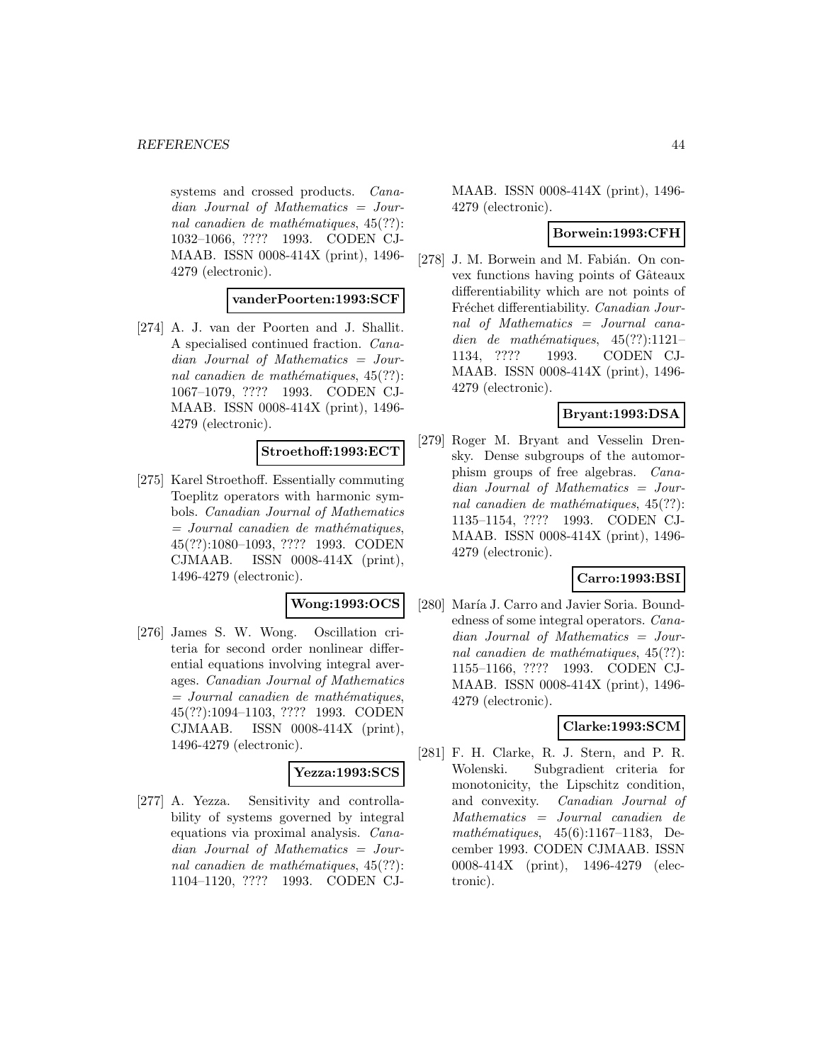systems and crossed products. *Canadian Journal of Mathematics = Journal canadien de mathématiques*, 45(??): 1032–1066, ???? 1993. CODEN CJMAAB. ISSN 0008-414X (print), 1496-4279 (electronic).

**vanderPoorten:1993:SCF**

[274] A. J. van der Poorten and J. Shallit. A specialised continued fraction. *Canadian Journal of Mathematics = Journal canadien de mathématiques*, 45(??): 1067–1079, ???? 1993. CODEN CJMAAB. ISSN 0008-414X (print), 1496-4279 (electronic).

**Stroethoff:1993:ECT**

[275] Karel Stroethoff. Essentially commuting Toeplitz operators with harmonic symbols. *Canadian Journal of Mathematics = Journal canadien de mathématiques*, 45(??):1080–1093, ???? 1993. CODEN CJMAAB. ISSN 0008-414X (print), 1496-4279 (electronic).

**Wong:1993:OCS**

[276] James S. W. Wong. Oscillation criteria for second order nonlinear differential equations involving integral averages. *Canadian Journal of Mathematics = Journal canadien de mathématiques*, 45(??):1094–1103, ???? 1993. CODEN CJMAAB. ISSN 0008-414X (print), 1496-4279 (electronic).

**Yezza:1993:SCS**

[277] A. Yezza. Sensitivity and controllability of systems governed by integral equations via proximal analysis. *Canadian Journal of Mathematics = Journal canadien de mathématiques*, 45(??): 1104–1120, ???? 1993. CODEN CJMAAB. ISSN 0008-414X (print), 1496-4279 (electronic).

**Borwein:1993:CFH**

[278] J. M. Borwein and M. Fabián. On convex functions having points of Gâteaux differentiability which are not points of Fréchet differentiability. *Canadian Journal of Mathematics = Journal canadien de mathématiques*, 45(??):1121–1134, ???? 1993. CODEN CJMAAB. ISSN 0008-414X (print), 1496-4279 (electronic).

**Bryant:1993:DSA**

[279] Roger M. Bryant and Vesselin Drensky. Dense subgroups of the automorphism groups of free algebras. *Canadian Journal of Mathematics = Journal canadien de mathématiques*, 45(??): 1135–1154, ???? 1993. CODEN CJMAAB. ISSN 0008-414X (print), 1496-4279 (electronic).

**Carro:1993:BSI**

[280] María J. Carro and Javier Soria. Boundedness of some integral operators. *Canadian Journal of Mathematics = Journal canadien de mathématiques*, 45(??): 1155–1166, ???? 1993. CODEN CJMAAB. ISSN 0008-414X (print), 1496-4279 (electronic).

**Clarke:1993:SCM**

[281] F. H. Clarke, R. J. Stern, and P. R. Wolenski. Subgradient criteria for monotonicity, the Lipschitz condition, and convexity. *Canadian Journal of Mathematics = Journal canadien de mathématiques*, 45(6):1167–1183, December 1993. CODEN CJMAAB. ISSN 0008-414X (print), 1496-4279 (electronic).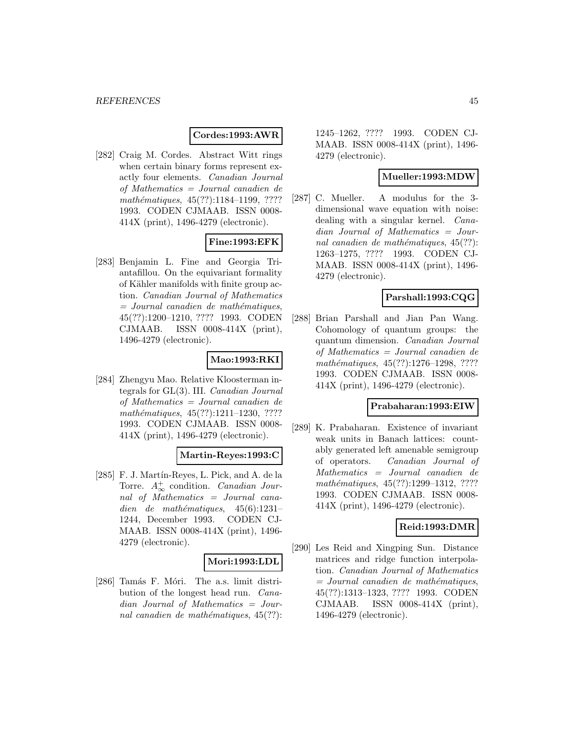**Cordes:1993:AWR**

[282] Craig M. Cordes. Abstract Witt rings when certain binary forms represent exactly four elements. *Canadian Journal of Mathematics = Journal canadien de mathématiques*, 45(??):1184–1199, ???? 1993. CODEN CJMAAB. ISSN 0008-414X (print), 1496-4279 (electronic).

**Fine:1993:EFK**

[283] Benjamin L. Fine and Georgia Triantafillou. On the equivariant formality of Kähler manifolds with finite group action. *Canadian Journal of Mathematics = Journal canadien de mathématiques*, 45(??):1200–1210, ???? 1993. CODEN CJMAAB. ISSN 0008-414X (print), 1496-4279 (electronic).

**Mao:1993:RKI**

[284] Zhengyu Mao. Relative Kloosterman integrals for GL(3). III. *Canadian Journal of Mathematics = Journal canadien de mathématiques*, 45(??):1211–1230, ???? 1993. CODEN CJMAAB. ISSN 0008-414X (print), 1496-4279 (electronic).

**Martin-Reyes:1993:C**

[285] F. J. Martín-Reyes, L. Pick, and A. de la Torre. $A_\infty^+$ condition. *Canadian Journal of Mathematics = Journal canadien de mathématiques*, 45(6):1231–1244, December 1993. CODEN CJMAAB. ISSN 0008-414X (print), 1496-4279 (electronic).

**Mori:1993:LDL**

[286] Tamás F. Móri. The a.s. limit distribution of the longest head run. *Canadian Journal of Mathematics = Journal canadien de mathématiques*, 45(??):1245–1262, ???? 1993. CODEN CJMAAB. ISSN 0008-414X (print), 1496-4279 (electronic).

**Mueller:1993:MDW**

[287] C. Mueller. A modulus for the 3-dimensional wave equation with noise: dealing with a singular kernel. *Canadian Journal of Mathematics = Journal canadien de mathématiques*, 45(??):1263–1275, ???? 1993. CODEN CJMAAB. ISSN 0008-414X (print), 1496-4279 (electronic).

**Parshall:1993:CQG**

[288] Brian Parshall and Jian Pan Wang. Cohomology of quantum groups: the quantum dimension. *Canadian Journal of Mathematics = Journal canadien de mathématiques*, 45(??):1276–1298, ???? 1993. CODEN CJMAAB. ISSN 0008-414X (print), 1496-4279 (electronic).

**Prabaharan:1993:EIW**

[289] K. Prabaharan. Existence of invariant weak units in Banach lattices: countably generated left amenable semigroup of operators. *Canadian Journal of Mathematics = Journal canadien de mathématiques*, 45(??):1299–1312, ???? 1993. CODEN CJMAAB. ISSN 0008-414X (print), 1496-4279 (electronic).

**Reid:1993:DMR**

[290] Les Reid and Xingping Sun. Distance matrices and ridge function interpolation. *Canadian Journal of Mathematics = Journal canadien de mathématiques*, 45(??):1313–1323, ???? 1993. CODEN CJMAAB. ISSN 0008-414X (print), 1496-4279 (electronic).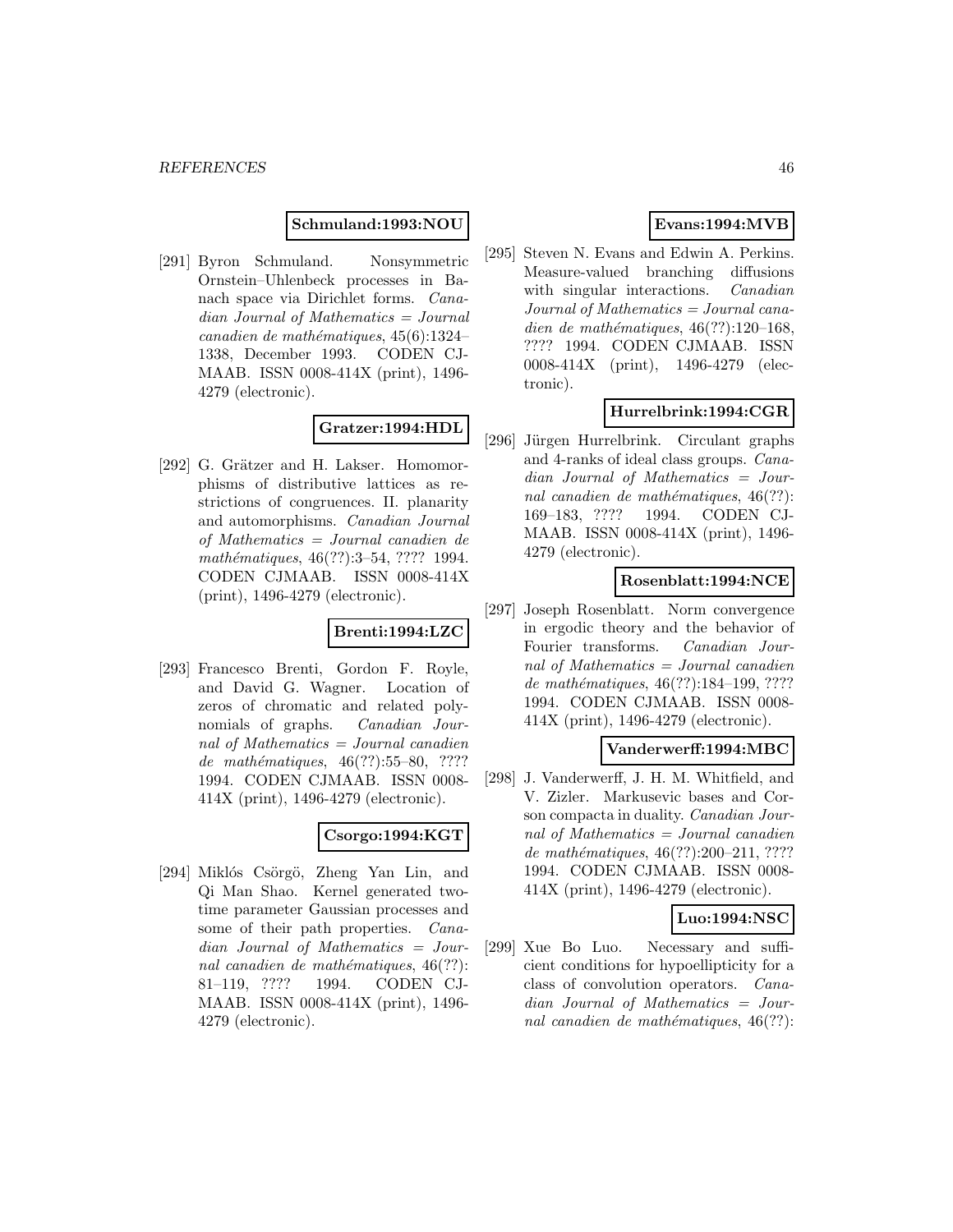**Schmuland:1993:NOU**

[291] Byron Schmuland. Nonsymmetric Ornstein–Uhlenbeck processes in Banach space via Dirichlet forms. *Canadian Journal of Mathematics = Journal canadien de mathématiques*, 45(6):1324–1338, December 1993. CODEN CJMAAB. ISSN 0008-414X (print), 1496-4279 (electronic).

**Gratzer:1994:HDL**

[292] G. Grätzer and H. Lakser. Homomorphisms of distributive lattices as restrictions of congruences. II. planarity and automorphisms. *Canadian Journal of Mathematics = Journal canadien de mathématiques*, 46(??):3–54, ???? 1994. CODEN CJMAAB. ISSN 0008-414X (print), 1496-4279 (electronic).

**Brenti:1994:LZC**

[293] Francesco Brenti, Gordon F. Royle, and David G. Wagner. Location of zeros of chromatic and related polynomials of graphs. *Canadian Journal of Mathematics = Journal canadien de mathématiques*, 46(??):55–80, ???? 1994. CODEN CJMAAB. ISSN 0008-414X (print), 1496-4279 (electronic).

**Csorgo:1994:KGT**

[294] Miklós Csörgö, Zheng Yan Lin, and Qi Man Shao. Kernel generated two-time parameter Gaussian processes and some of their path properties. *Canadian Journal of Mathematics = Journal canadien de mathématiques*, 46(??):81–119, ???? 1994. CODEN CJMAAB. ISSN 0008-414X (print), 1496-4279 (electronic).

**Evans:1994:MVB**

[295] Steven N. Evans and Edwin A. Perkins. Measure-valued branching diffusions with singular interactions. *Canadian Journal of Mathematics = Journal canadien de mathématiques*, 46(??):120–168, ???? 1994. CODEN CJMAAB. ISSN 0008-414X (print), 1496-4279 (electronic).

**Hurrelbrink:1994:CGR**

[296] Jürgen Hurrelbrink. Circulant graphs and 4-ranks of ideal class groups. *Canadian Journal of Mathematics = Journal canadien de mathématiques*, 46(??):169–183, ???? 1994. CODEN CJMAAB. ISSN 0008-414X (print), 1496-4279 (electronic).

**Rosenblatt:1994:NCE**

[297] Joseph Rosenblatt. Norm convergence in ergodic theory and the behavior of Fourier transforms. *Canadian Journal of Mathematics = Journal canadien de mathématiques*, 46(??):184–199, ???? 1994. CODEN CJMAAB. ISSN 0008-414X (print), 1496-4279 (electronic).

**Vanderwerff:1994:MBC**

[298] J. Vanderwerff, J. H. M. Whitfield, and V. Zizler. Markusevic bases and Corson compacta in duality. *Canadian Journal of Mathematics = Journal canadien de mathématiques*, 46(??):200–211, ???? 1994. CODEN CJMAAB. ISSN 0008-414X (print), 1496-4279 (electronic).

**Luo:1994:NSC**

[299] Xue Bo Luo. Necessary and sufficient conditions for hypoellipticity for a class of convolution operators. *Canadian Journal of Mathematics = Journal canadien de mathématiques*, 46(??):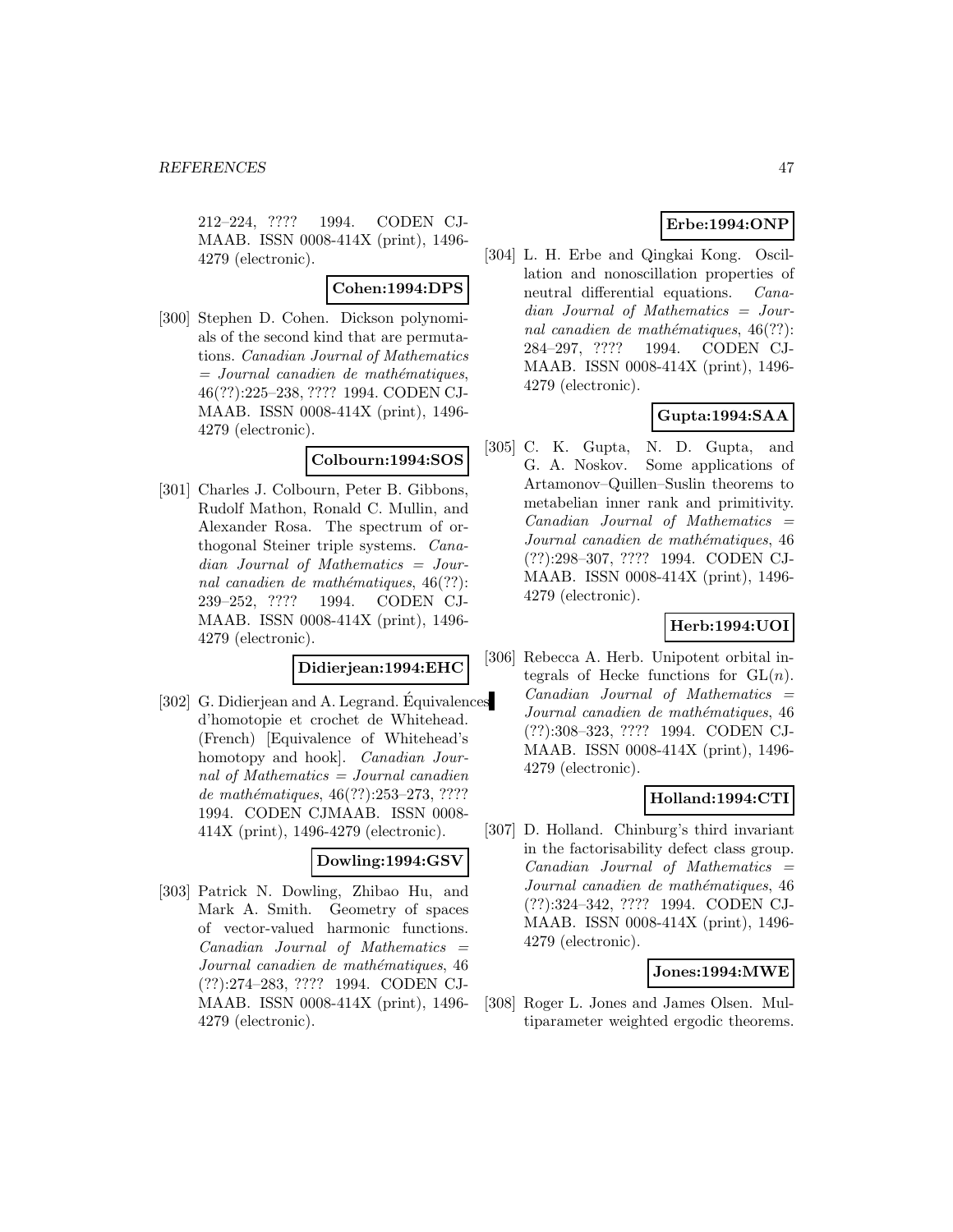212–224, ???? 1994. CODEN CJMAAB. ISSN 0008-414X (print), 1496-4279 (electronic).

**Cohen:1994:DPS**

[300] Stephen D. Cohen. Dickson polynomials of the second kind that are permutations. *Canadian Journal of Mathematics = Journal canadien de mathématiques*, 46(??):225–238, ???? 1994. CODEN CJMAAB. ISSN 0008-414X (print), 1496-4279 (electronic).

**Colbourn:1994:SOS**

[301] Charles J. Colbourn, Peter B. Gibbons, Rudolf Mathon, Ronald C. Mullin, and Alexander Rosa. The spectrum of orthogonal Steiner triple systems. *Canadian Journal of Mathematics = Journal canadien de mathématiques*, 46(??):239–252, ???? 1994. CODEN CJMAAB. ISSN 0008-414X (print), 1496-4279 (electronic).

**Didierjean:1994:EHC**

[302] G. Didierjean and A. Legrand. Équivalences d'homotopie et crochet de Whitehead. (French) [Equivalence of Whitehead's homotopy and hook]. *Canadian Journal of Mathematics = Journal canadien de mathématiques*, 46(??):253–273, ???? 1994. CODEN CJMAAB. ISSN 0008-414X (print), 1496-4279 (electronic).

**Dowling:1994:GSV**

[303] Patrick N. Dowling, Zhibao Hu, and Mark A. Smith. Geometry of spaces of vector-valued harmonic functions. *Canadian Journal of Mathematics = Journal canadien de mathématiques*, 46(??):274–283, ???? 1994. CODEN CJMAAB. ISSN 0008-414X (print), 1496-4279 (electronic).

**Erbe:1994:ONP**

[304] L. H. Erbe and Qingkai Kong. Oscillation and nonoscillation properties of neutral differential equations. *Canadian Journal of Mathematics = Journal canadien de mathématiques*, 46(??):284–297, ???? 1994. CODEN CJMAAB. ISSN 0008-414X (print), 1496-4279 (electronic).

**Gupta:1994:SAA**

[305] C. K. Gupta, N. D. Gupta, and G. A. Noskov. Some applications of Artamonov–Quillen–Suslin theorems to metabelian inner rank and primitivity. *Canadian Journal of Mathematics = Journal canadien de mathématiques*, 46(??):298–307, ???? 1994. CODEN CJMAAB. ISSN 0008-414X (print), 1496-4279 (electronic).

**Herb:1994:UOI**

[306] Rebecca A. Herb. Unipotent orbital integrals of Hecke functions for $\mathrm{GL}(n)$. *Canadian Journal of Mathematics = Journal canadien de mathématiques*, 46(??):308–323, ???? 1994. CODEN CJMAAB. ISSN 0008-414X (print), 1496-4279 (electronic).

**Holland:1994:CTI**

[307] D. Holland. Chinburg's third invariant in the factorisability defect class group. *Canadian Journal of Mathematics = Journal canadien de mathématiques*, 46(??):324–342, ???? 1994. CODEN CJMAAB. ISSN 0008-414X (print), 1496-4279 (electronic).

**Jones:1994:MWE**

[308] Roger L. Jones and James Olsen. Multiparameter weighted ergodic theorems.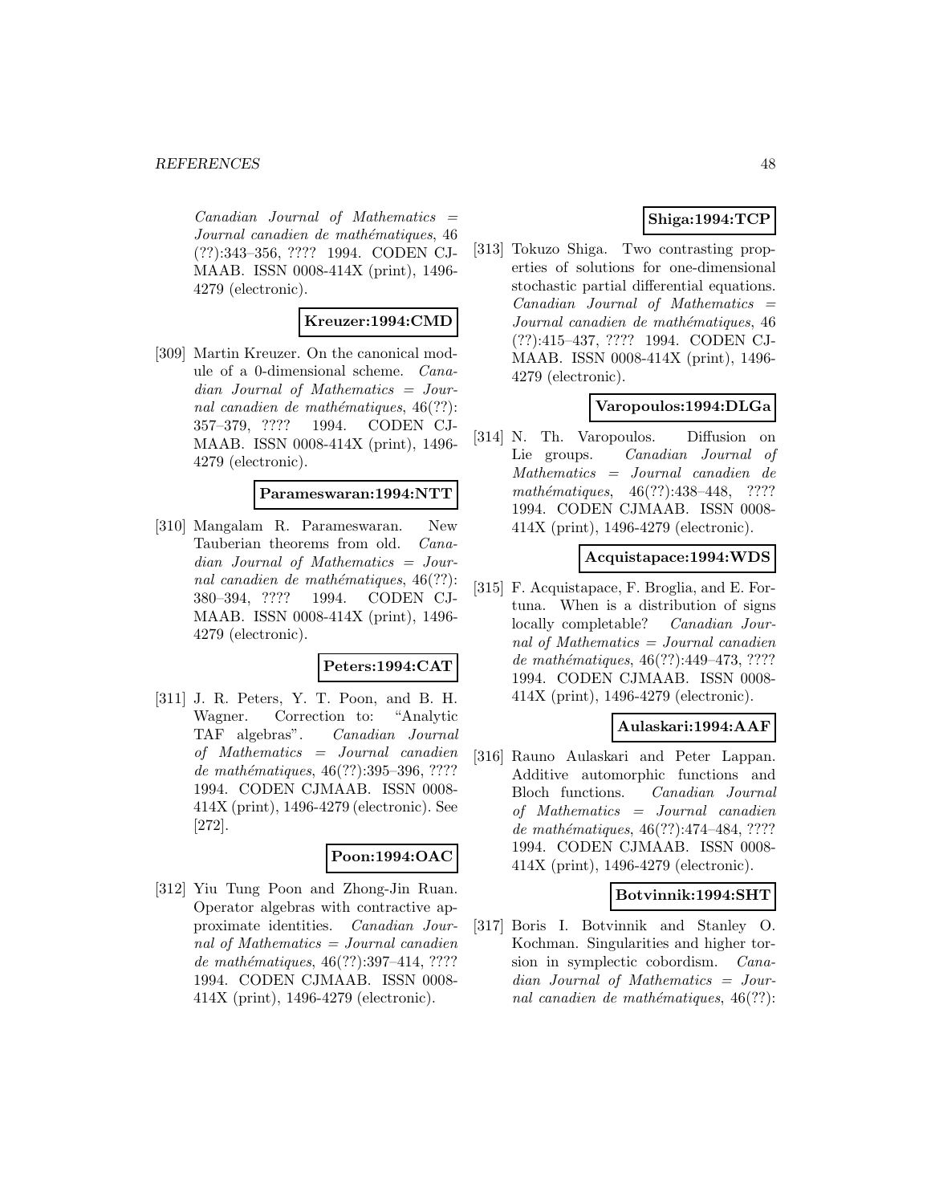*Canadian Journal of Mathematics = Journal canadien de mathématiques*, 46 (??):343–356, ???? 1994. CODEN CJMAAB. ISSN 0008-414X (print), 1496-4279 (electronic).

**Kreuzer:1994:CMD**

[309] Martin Kreuzer. On the canonical module of a 0-dimensional scheme. *Canadian Journal of Mathematics = Journal canadien de mathématiques*, 46(??): 357–379, ???? 1994. CODEN CJMAAB. ISSN 0008-414X (print), 1496-4279 (electronic).

**Parameswaran:1994:NTT**

[310] Mangalam R. Parameswaran. New Tauberian theorems from old. *Canadian Journal of Mathematics = Journal canadien de mathématiques*, 46(??): 380–394, ???? 1994. CODEN CJMAAB. ISSN 0008-414X (print), 1496-4279 (electronic).

**Peters:1994:CAT**

[311] J. R. Peters, Y. T. Poon, and B. H. Wagner. Correction to: "Analytic TAF algebras". *Canadian Journal of Mathematics = Journal canadien de mathématiques*, 46(??):395–396, ???? 1994. CODEN CJMAAB. ISSN 0008-414X (print), 1496-4279 (electronic). See [272].

**Poon:1994:OAC**

[312] Yiu Tung Poon and Zhong-Jin Ruan. Operator algebras with contractive approximate identities. *Canadian Journal of Mathematics = Journal canadien de mathématiques*, 46(??):397–414, ???? 1994. CODEN CJMAAB. ISSN 0008-414X (print), 1496-4279 (electronic).

**Shiga:1994:TCP**

[313] Tokuzo Shiga. Two contrasting properties of solutions for one-dimensional stochastic partial differential equations. *Canadian Journal of Mathematics = Journal canadien de mathématiques*, 46 (??):415–437, ???? 1994. CODEN CJMAAB. ISSN 0008-414X (print), 1496-4279 (electronic).

**Varopoulos:1994:DLGa**

[314] N. Th. Varopoulos. Diffusion on Lie groups. *Canadian Journal of Mathematics = Journal canadien de mathématiques*, 46(??):438–448, ???? 1994. CODEN CJMAAB. ISSN 0008-414X (print), 1496-4279 (electronic).

**Acquistapace:1994:WDS**

[315] F. Acquistapace, F. Broglia, and E. Fortuna. When is a distribution of signs locally completable? *Canadian Journal of Mathematics = Journal canadien de mathématiques*, 46(??):449–473, ???? 1994. CODEN CJMAAB. ISSN 0008-414X (print), 1496-4279 (electronic).

**Aulaskari:1994:AAF**

[316] Rauno Aulaskari and Peter Lappan. Additive automorphic functions and Bloch functions. *Canadian Journal of Mathematics = Journal canadien de mathématiques*, 46(??):474–484, ???? 1994. CODEN CJMAAB. ISSN 0008-414X (print), 1496-4279 (electronic).

**Botvinnik:1994:SHT**

[317] Boris I. Botvinnik and Stanley O. Kochman. Singularities and higher torsion in symplectic cobordism. *Canadian Journal of Mathematics = Journal canadien de mathématiques*, 46(??):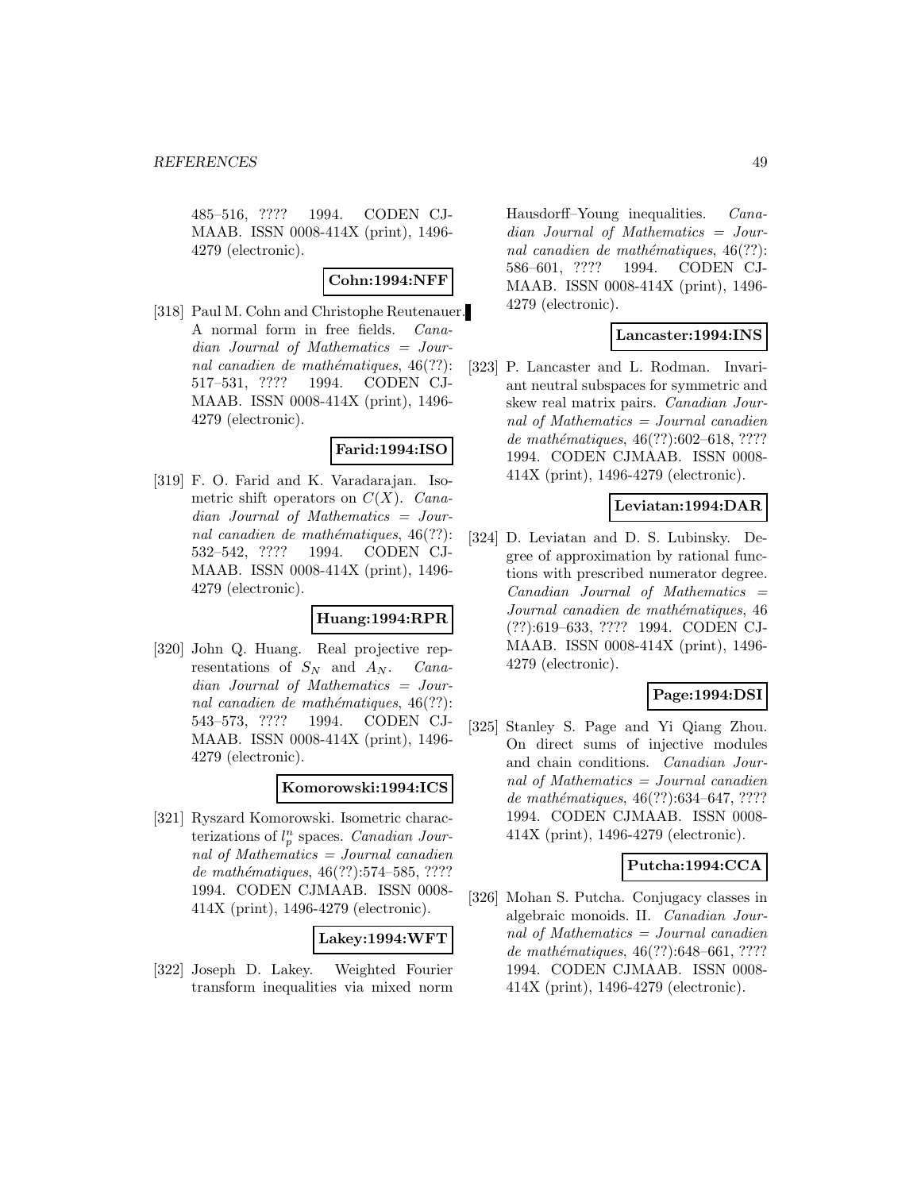485–516, ???? 1994. CODEN CJMAAB. ISSN 0008-414X (print), 1496-4279 (electronic).

**Cohn:1994:NFF**

[318] Paul M. Cohn and Christophe Reutenauer. A normal form in free fields. *Canadian Journal of Mathematics = Journal canadien de mathématiques*, 46(??): 517–531, ???? 1994. CODEN CJMAAB. ISSN 0008-414X (print), 1496-4279 (electronic).

**Farid:1994:ISO**

[319] F. O. Farid and K. Varadarajan. Isometric shift operators on $C(X)$. *Canadian Journal of Mathematics = Journal canadien de mathématiques*, 46(??): 532–542, ???? 1994. CODEN CJMAAB. ISSN 0008-414X (print), 1496-4279 (electronic).

**Huang:1994:RPR**

[320] John Q. Huang. Real projective representations of $S_N$ and $A_N$. *Canadian Journal of Mathematics = Journal canadien de mathématiques*, 46(??): 543–573, ???? 1994. CODEN CJMAAB. ISSN 0008-414X (print), 1496-4279 (electronic).

**Komorowski:1994:ICS**

[321] Ryszard Komorowski. Isometric characterizations of $l_p^n$ spaces. *Canadian Journal of Mathematics = Journal canadien de mathématiques*, 46(??):574–585, ???? 1994. CODEN CJMAAB. ISSN 0008-414X (print), 1496-4279 (electronic).

**Lakey:1994:WFT**

[322] Joseph D. Lakey. Weighted Fourier transform inequalities via mixed norm Hausdorff–Young inequalities. *Canadian Journal of Mathematics = Journal canadien de mathématiques*, 46(??): 586–601, ???? 1994. CODEN CJMAAB. ISSN 0008-414X (print), 1496-4279 (electronic).

**Lancaster:1994:INS**

[323] P. Lancaster and L. Rodman. Invariant neutral subspaces for symmetric and skew real matrix pairs. *Canadian Journal of Mathematics = Journal canadien de mathématiques*, 46(??):602–618, ???? 1994. CODEN CJMAAB. ISSN 0008-414X (print), 1496-4279 (electronic).

**Leviatan:1994:DAR**

[324] D. Leviatan and D. S. Lubinsky. Degree of approximation by rational functions with prescribed numerator degree. *Canadian Journal of Mathematics = Journal canadien de mathématiques*, 46 (??):619–633, ???? 1994. CODEN CJMAAB. ISSN 0008-414X (print), 1496-4279 (electronic).

**Page:1994:DSI**

[325] Stanley S. Page and Yi Qiang Zhou. On direct sums of injective modules and chain conditions. *Canadian Journal of Mathematics = Journal canadien de mathématiques*, 46(??):634–647, ???? 1994. CODEN CJMAAB. ISSN 0008-414X (print), 1496-4279 (electronic).

**Putcha:1994:CCA**

[326] Mohan S. Putcha. Conjugacy classes in algebraic monoids. II. *Canadian Journal of Mathematics = Journal canadien de mathématiques*, 46(??):648–661, ???? 1994. CODEN CJMAAB. ISSN 0008-414X (print), 1496-4279 (electronic).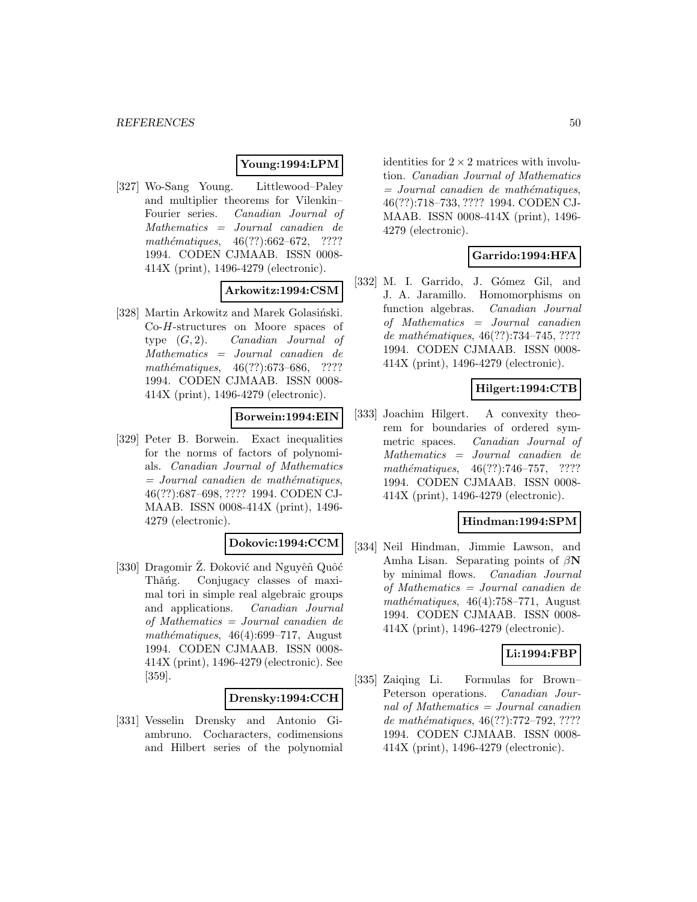**Young:1994:LPM**

[327] Wo-Sang Young. Littlewood–Paley and multiplier theorems for Vilenkin–Fourier series. *Canadian Journal of Mathematics = Journal canadien de mathématiques*, 46(??):662–672, ???? 1994. CODEN CJMAAB. ISSN 0008-414X (print), 1496-4279 (electronic).

**Arkowitz:1994:CSM**

[328] Martin Arkowitz and Marek Golasiński. Co-$H$-structures on Moore spaces of type $(G, 2)$. *Canadian Journal of Mathematics = Journal canadien de mathématiques*, 46(??):673–686, ???? 1994. CODEN CJMAAB. ISSN 0008-414X (print), 1496-4279 (electronic).

**Borwein:1994:EIN**

[329] Peter B. Borwein. Exact inequalities for the norms of factors of polynomials. *Canadian Journal of Mathematics = Journal canadien de mathématiques*, 46(??):687–698, ???? 1994. CODEN CJMAAB. ISSN 0008-414X (print), 1496-4279 (electronic).

**Dokovic:1994:CCM**

[330] Dragomir Ž. Đoković and Nguyêñ Quôć Thăńg. Conjugacy classes of maximal tori in simple real algebraic groups and applications. *Canadian Journal of Mathematics = Journal canadien de mathématiques*, 46(4):699–717, August 1994. CODEN CJMAAB. ISSN 0008-414X (print), 1496-4279 (electronic). See [359].

**Drensky:1994:CCH**

[331] Vesselin Drensky and Antonio Giambruno. Cocharacters, codimensions and Hilbert series of the polynomial identities for $2 \times 2$ matrices with involution. *Canadian Journal of Mathematics = Journal canadien de mathématiques*, 46(??):718–733, ???? 1994. CODEN CJMAAB. ISSN 0008-414X (print), 1496-4279 (electronic).

**Garrido:1994:HFA**

[332] M. I. Garrido, J. Gómez Gil, and J. A. Jaramillo. Homomorphisms on function algebras. *Canadian Journal of Mathematics = Journal canadien de mathématiques*, 46(??):734–745, ???? 1994. CODEN CJMAAB. ISSN 0008-414X (print), 1496-4279 (electronic).

**Hilgert:1994:CTB**

[333] Joachim Hilgert. A convexity theorem for boundaries of ordered symmetric spaces. *Canadian Journal of Mathematics = Journal canadien de mathématiques*, 46(??):746–757, ???? 1994. CODEN CJMAAB. ISSN 0008-414X (print), 1496-4279 (electronic).

**Hindman:1994:SPM**

[334] Neil Hindman, Jimmie Lawson, and Amha Lisan. Separating points of $\beta\mathbf{N}$ by minimal flows. *Canadian Journal of Mathematics = Journal canadien de mathématiques*, 46(4):758–771, August 1994. CODEN CJMAAB. ISSN 0008-414X (print), 1496-4279 (electronic).

**Li:1994:FBP**

[335] Zaiqing Li. Formulas for Brown–Peterson operations. *Canadian Journal of Mathematics = Journal canadien de mathématiques*, 46(??):772–792, ???? 1994. CODEN CJMAAB. ISSN 0008-414X (print), 1496-4279 (electronic).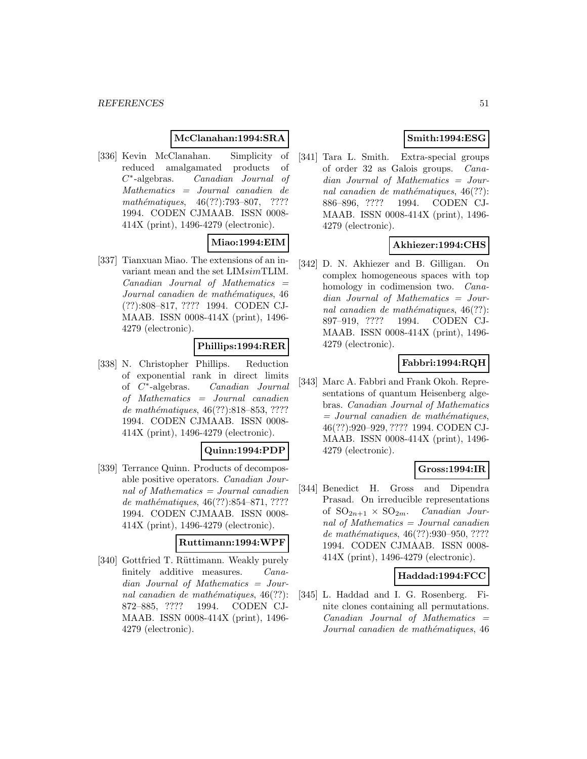**McClanahan:1994:SRA**

[336] Kevin McClanahan. Simplicity of reduced amalgamated products of $C^*$-algebras. *Canadian Journal of Mathematics = Journal canadien de mathématiques*, 46(??):793–807, ???? 1994. CODEN CJMAAB. ISSN 0008-414X (print), 1496-4279 (electronic).

**Miao:1994:EIM**

[337] Tianxuan Miao. The extensions of an invariant mean and the set LIM*sim*TLIM. *Canadian Journal of Mathematics = Journal canadien de mathématiques*, 46 (??):808–817, ???? 1994. CODEN CJMAAB. ISSN 0008-414X (print), 1496-4279 (electronic).

**Phillips:1994:RER**

[338] N. Christopher Phillips. Reduction of exponential rank in direct limits of $C^*$-algebras. *Canadian Journal of Mathematics = Journal canadien de mathématiques*, 46(??):818–853, ???? 1994. CODEN CJMAAB. ISSN 0008-414X (print), 1496-4279 (electronic).

**Quinn:1994:PDP**

[339] Terrance Quinn. Products of decomposable positive operators. *Canadian Journal of Mathematics = Journal canadien de mathématiques*, 46(??):854–871, ???? 1994. CODEN CJMAAB. ISSN 0008-414X (print), 1496-4279 (electronic).

**Ruttimann:1994:WPF**

[340] Gottfried T. Rüttimann. Weakly purely finitely additive measures. *Canadian Journal of Mathematics = Journal canadien de mathématiques*, 46(??): 872–885, ???? 1994. CODEN CJMAAB. ISSN 0008-414X (print), 1496-4279 (electronic).

**Smith:1994:ESG**

[341] Tara L. Smith. Extra-special groups of order 32 as Galois groups. *Canadian Journal of Mathematics = Journal canadien de mathématiques*, 46(??): 886–896, ???? 1994. CODEN CJMAAB. ISSN 0008-414X (print), 1496-4279 (electronic).

**Akhiezer:1994:CHS**

[342] D. N. Akhiezer and B. Gilligan. On complex homogeneous spaces with top homology in codimension two. *Canadian Journal of Mathematics = Journal canadien de mathématiques*, 46(??): 897–919, ???? 1994. CODEN CJMAAB. ISSN 0008-414X (print), 1496-4279 (electronic).

**Fabbri:1994:RQH**

[343] Marc A. Fabbri and Frank Okoh. Representations of quantum Heisenberg algebras. *Canadian Journal of Mathematics = Journal canadien de mathématiques*, 46(??):920–929, ???? 1994. CODEN CJMAAB. ISSN 0008-414X (print), 1496-4279 (electronic).

**Gross:1994:IR**

[344] Benedict H. Gross and Dipendra Prasad. On irreducible representations of $\mathrm{SO}_{2n+1} \times \mathrm{SO}_{2m}$. *Canadian Journal of Mathematics = Journal canadien de mathématiques*, 46(??):930–950, ???? 1994. CODEN CJMAAB. ISSN 0008-414X (print), 1496-4279 (electronic).

**Haddad:1994:FCC**

[345] L. Haddad and I. G. Rosenberg. Finite clones containing all permutations. *Canadian Journal of Mathematics = Journal canadien de mathématiques*, 46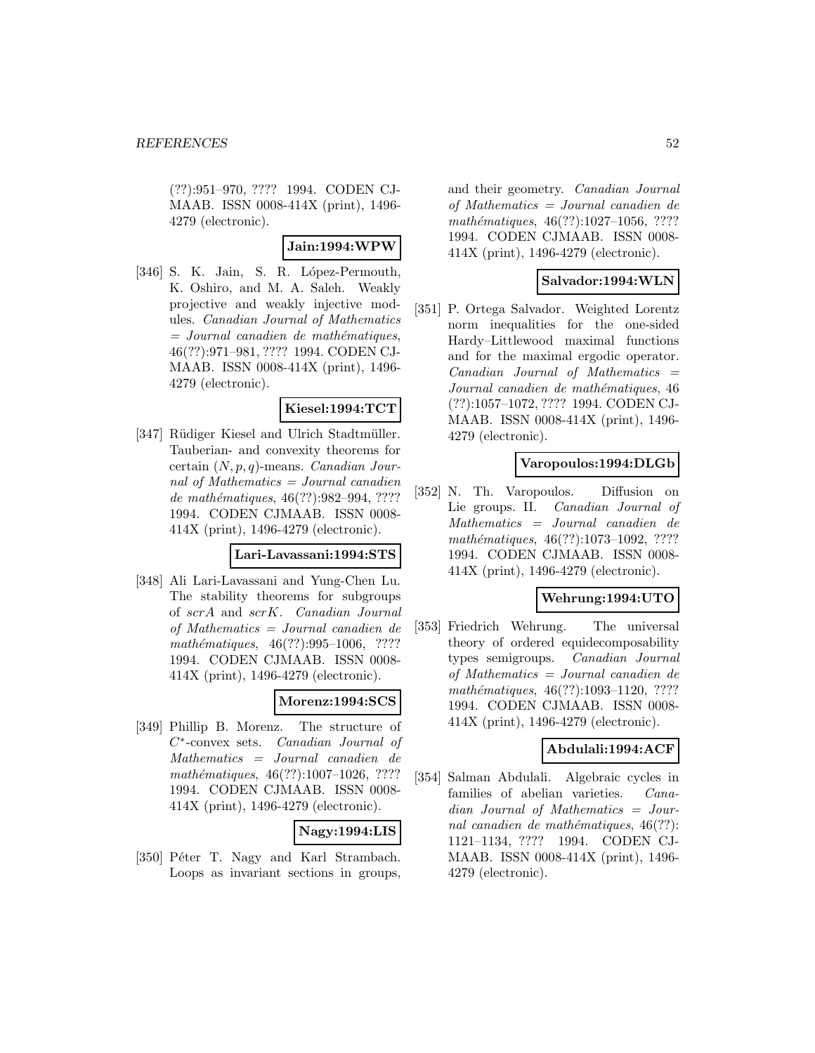(??):951–970, ???? 1994. CODEN CJMAAB. ISSN 0008-414X (print), 1496-4279 (electronic).

**Jain:1994:WPW**

[346] S. K. Jain, S. R. López-Permouth, K. Oshiro, and M. A. Saleh. Weakly projective and weakly injective modules. *Canadian Journal of Mathematics = Journal canadien de mathématiques*, 46(??):971–981, ???? 1994. CODEN CJMAAB. ISSN 0008-414X (print), 1496-4279 (electronic).

**Kiesel:1994:TCT**

[347] Rüdiger Kiesel and Ulrich Stadtmüller. Tauberian- and convexity theorems for certain $(N, p, q)$-means. *Canadian Journal of Mathematics = Journal canadien de mathématiques*, 46(??):982–994, ???? 1994. CODEN CJMAAB. ISSN 0008-414X (print), 1496-4279 (electronic).

**Lari-Lavassani:1994:STS**

[348] Ali Lari-Lavassani and Yung-Chen Lu. The stability theorems for subgroups of $scrA$ and $scrK$. *Canadian Journal of Mathematics = Journal canadien de mathématiques*, 46(??):995–1006, ???? 1994. CODEN CJMAAB. ISSN 0008-414X (print), 1496-4279 (electronic).

**Morenz:1994:SCS**

[349] Phillip B. Morenz. The structure of $C^*$-convex sets. *Canadian Journal of Mathematics = Journal canadien de mathématiques*, 46(??):1007–1026, ???? 1994. CODEN CJMAAB. ISSN 0008-414X (print), 1496-4279 (electronic).

**Nagy:1994:LIS**

[350] Péter T. Nagy and Karl Strambach. Loops as invariant sections in groups, and their geometry. *Canadian Journal of Mathematics = Journal canadien de mathématiques*, 46(??):1027–1056, ???? 1994. CODEN CJMAAB. ISSN 0008-414X (print), 1496-4279 (electronic).

**Salvador:1994:WLN**

[351] P. Ortega Salvador. Weighted Lorentz norm inequalities for the one-sided Hardy–Littlewood maximal functions and for the maximal ergodic operator. *Canadian Journal of Mathematics = Journal canadien de mathématiques*, 46 (??):1057–1072, ???? 1994. CODEN CJMAAB. ISSN 0008-414X (print), 1496-4279 (electronic).

**Varopoulos:1994:DLGb**

[352] N. Th. Varopoulos. Diffusion on Lie groups. II. *Canadian Journal of Mathematics = Journal canadien de mathématiques*, 46(??):1073–1092, ???? 1994. CODEN CJMAAB. ISSN 0008-414X (print), 1496-4279 (electronic).

**Wehrung:1994:UTO**

[353] Friedrich Wehrung. The universal theory of ordered equidecomposability types semigroups. *Canadian Journal of Mathematics = Journal canadien de mathématiques*, 46(??):1093–1120, ???? 1994. CODEN CJMAAB. ISSN 0008-414X (print), 1496-4279 (electronic).

**Abdulali:1994:ACF**

[354] Salman Abdulali. Algebraic cycles in families of abelian varieties. *Canadian Journal of Mathematics = Journal canadien de mathématiques*, 46(??): 1121–1134, ???? 1994. CODEN CJMAAB. ISSN 0008-414X (print), 1496-4279 (electronic).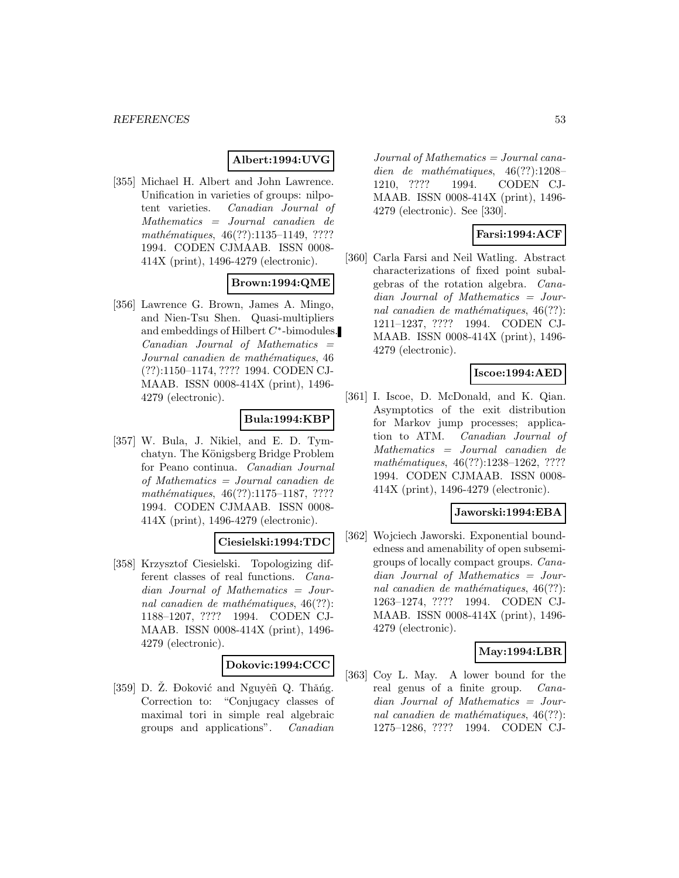**Albert:1994:UVG**

[355] Michael H. Albert and John Lawrence. Unification in varieties of groups: nilpotent varieties. *Canadian Journal of Mathematics = Journal canadien de mathématiques*, 46(??):1135–1149, ???? 1994. CODEN CJMAAB. ISSN 0008-414X (print), 1496-4279 (electronic).

**Brown:1994:QME**

[356] Lawrence G. Brown, James A. Mingo, and Nien-Tsu Shen. Quasi-multipliers and embeddings of Hilbert $C^*$-bimodules. *Canadian Journal of Mathematics = Journal canadien de mathématiques*, 46 (??):1150–1174, ???? 1994. CODEN CJMAAB. ISSN 0008-414X (print), 1496-4279 (electronic).

**Bula:1994:KBP**

[357] W. Bula, J. Nikiel, and E. D. Tymchatyn. The Königsberg Bridge Problem for Peano continua. *Canadian Journal of Mathematics = Journal canadien de mathématiques*, 46(??):1175–1187, ???? 1994. CODEN CJMAAB. ISSN 0008-414X (print), 1496-4279 (electronic).

**Ciesielski:1994:TDC**

[358] Krzysztof Ciesielski. Topologizing different classes of real functions. *Canadian Journal of Mathematics = Journal canadien de mathématiques*, 46(??): 1188–1207, ???? 1994. CODEN CJMAAB. ISSN 0008-414X (print), 1496-4279 (electronic).

**Dokovic:1994:CCC**

[359] D. Ž. Đoković and Nguyêñ Q. Thăńg. Correction to: "Conjugacy classes of maximal tori in simple real algebraic groups and applications". *Canadian Journal of Mathematics = Journal canadien de mathématiques*, 46(??):1208–1210, ???? 1994. CODEN CJMAAB. ISSN 0008-414X (print), 1496-4279 (electronic). See [330].

**Farsi:1994:ACF**

[360] Carla Farsi and Neil Watling. Abstract characterizations of fixed point subalgebras of the rotation algebra. *Canadian Journal of Mathematics = Journal canadien de mathématiques*, 46(??): 1211–1237, ???? 1994. CODEN CJMAAB. ISSN 0008-414X (print), 1496-4279 (electronic).

**Iscoe:1994:AED**

[361] I. Iscoe, D. McDonald, and K. Qian. Asymptotics of the exit distribution for Markov jump processes; application to ATM. *Canadian Journal of Mathematics = Journal canadien de mathématiques*, 46(??):1238–1262, ???? 1994. CODEN CJMAAB. ISSN 0008-414X (print), 1496-4279 (electronic).

**Jaworski:1994:EBA**

[362] Wojciech Jaworski. Exponential boundedness and amenability of open subsemigroups of locally compact groups. *Canadian Journal of Mathematics = Journal canadien de mathématiques*, 46(??): 1263–1274, ???? 1994. CODEN CJMAAB. ISSN 0008-414X (print), 1496-4279 (electronic).

**May:1994:LBR**

[363] Coy L. May. A lower bound for the real genus of a finite group. *Canadian Journal of Mathematics = Journal canadien de mathématiques*, 46(??): 1275–1286, ???? 1994. CODEN CJ-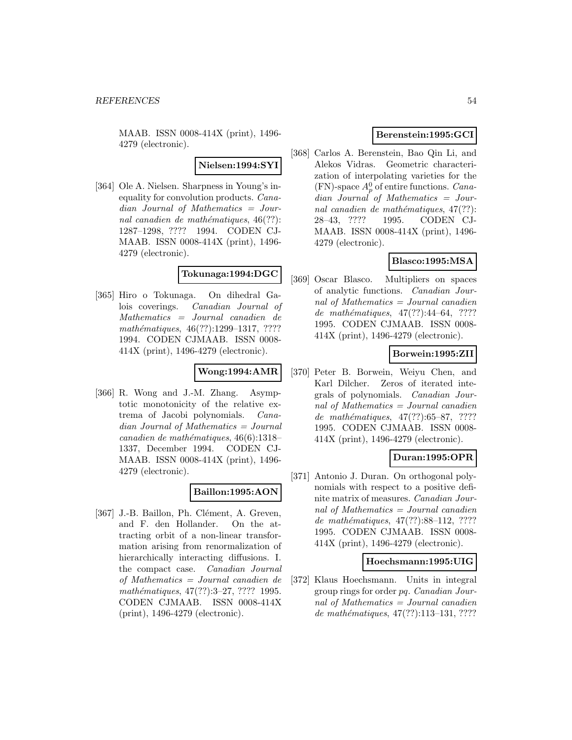MAAB. ISSN 0008-414X (print), 1496-4279 (electronic).

**Nielsen:1994:SYI**

[364] Ole A. Nielsen. Sharpness in Young's inequality for convolution products. *Canadian Journal of Mathematics = Journal canadien de mathématiques*, 46(??):1287–1298, ???? 1994. CODEN CJMAAB. ISSN 0008-414X (print), 1496-4279 (electronic).

**Tokunaga:1994:DGC**

[365] Hiro o Tokunaga. On dihedral Galois coverings. *Canadian Journal of Mathematics = Journal canadien de mathématiques*, 46(??):1299–1317, ???? 1994. CODEN CJMAAB. ISSN 0008-414X (print), 1496-4279 (electronic).

**Wong:1994:AMR**

[366] R. Wong and J.-M. Zhang. Asymptotic monotonicity of the relative extrema of Jacobi polynomials. *Canadian Journal of Mathematics = Journal canadien de mathématiques*, 46(6):1318–1337, December 1994. CODEN CJMAAB. ISSN 0008-414X (print), 1496-4279 (electronic).

**Baillon:1995:AON**

[367] J.-B. Baillon, Ph. Clément, A. Greven, and F. den Hollander. On the attracting orbit of a non-linear transformation arising from renormalization of hierarchically interacting diffusions. I. the compact case. *Canadian Journal of Mathematics = Journal canadien de mathématiques*, 47(??):3–27, ???? 1995. CODEN CJMAAB. ISSN 0008-414X (print), 1496-4279 (electronic).

**Berenstein:1995:GCI**

[368] Carlos A. Berenstein, Bao Qin Li, and Alekos Vidras. Geometric characterization of interpolating varieties for the (FN)-space $A_p^0$ of entire functions. *Canadian Journal of Mathematics = Journal canadien de mathématiques*, 47(??):28–43, ???? 1995. CODEN CJMAAB. ISSN 0008-414X (print), 1496-4279 (electronic).

**Blasco:1995:MSA**

[369] Oscar Blasco. Multipliers on spaces of analytic functions. *Canadian Journal of Mathematics = Journal canadien de mathématiques*, 47(??):44–64, ???? 1995. CODEN CJMAAB. ISSN 0008-414X (print), 1496-4279 (electronic).

**Borwein:1995:ZII**

[370] Peter B. Borwein, Weiyu Chen, and Karl Dilcher. Zeros of iterated integrals of polynomials. *Canadian Journal of Mathematics = Journal canadien de mathématiques*, 47(??):65–87, ???? 1995. CODEN CJMAAB. ISSN 0008-414X (print), 1496-4279 (electronic).

**Duran:1995:OPR**

[371] Antonio J. Duran. On orthogonal polynomials with respect to a positive definite matrix of measures. *Canadian Journal of Mathematics = Journal canadien de mathématiques*, 47(??):88–112, ???? 1995. CODEN CJMAAB. ISSN 0008-414X (print), 1496-4279 (electronic).

**Hoechsmann:1995:UIG**

[372] Klaus Hoechsmann. Units in integral group rings for order *pq*. *Canadian Journal of Mathematics = Journal canadien de mathématiques*, 47(??):113–131, ????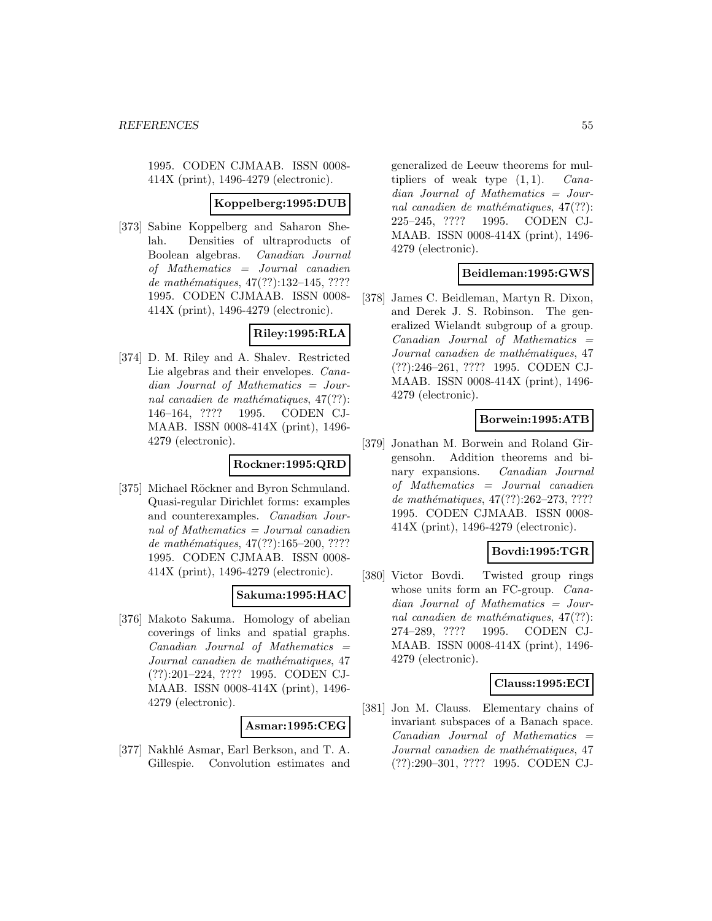1995. CODEN CJMAAB. ISSN 0008-414X (print), 1496-4279 (electronic).

**Koppelberg:1995:DUB**

[373] Sabine Koppelberg and Saharon Shelah. Densities of ultraproducts of Boolean algebras. *Canadian Journal of Mathematics = Journal canadien de mathématiques*, 47(??):132–145, ???? 1995. CODEN CJMAAB. ISSN 0008-414X (print), 1496-4279 (electronic).

**Riley:1995:RLA**

[374] D. M. Riley and A. Shalev. Restricted Lie algebras and their envelopes. *Canadian Journal of Mathematics = Journal canadien de mathématiques*, 47(??):146–164, ???? 1995. CODEN CJMAAB. ISSN 0008-414X (print), 1496-4279 (electronic).

**Rockner:1995:QRD**

[375] Michael Röckner and Byron Schmuland. Quasi-regular Dirichlet forms: examples and counterexamples. *Canadian Journal of Mathematics = Journal canadien de mathématiques*, 47(??):165–200, ???? 1995. CODEN CJMAAB. ISSN 0008-414X (print), 1496-4279 (electronic).

**Sakuma:1995:HAC**

[376] Makoto Sakuma. Homology of abelian coverings of links and spatial graphs. *Canadian Journal of Mathematics = Journal canadien de mathématiques*, 47(??):201–224, ???? 1995. CODEN CJMAAB. ISSN 0008-414X (print), 1496-4279 (electronic).

**Asmar:1995:CEG**

[377] Nakhlé Asmar, Earl Berkson, and T. A. Gillespie. Convolution estimates and generalized de Leeuw theorems for multipliers of weak type $(1,1)$. *Canadian Journal of Mathematics = Journal canadien de mathématiques*, 47(??):225–245, ???? 1995. CODEN CJMAAB. ISSN 0008-414X (print), 1496-4279 (electronic).

**Beidleman:1995:GWS**

[378] James C. Beidleman, Martyn R. Dixon, and Derek J. S. Robinson. The generalized Wielandt subgroup of a group. *Canadian Journal of Mathematics = Journal canadien de mathématiques*, 47(??):246–261, ???? 1995. CODEN CJMAAB. ISSN 0008-414X (print), 1496-4279 (electronic).

**Borwein:1995:ATB**

[379] Jonathan M. Borwein and Roland Girgensohn. Addition theorems and binary expansions. *Canadian Journal of Mathematics = Journal canadien de mathématiques*, 47(??):262–273, ???? 1995. CODEN CJMAAB. ISSN 0008-414X (print), 1496-4279 (electronic).

**Bovdi:1995:TGR**

[380] Victor Bovdi. Twisted group rings whose units form an FC-group. *Canadian Journal of Mathematics = Journal canadien de mathématiques*, 47(??):274–289, ???? 1995. CODEN CJMAAB. ISSN 0008-414X (print), 1496-4279 (electronic).

**Clauss:1995:ECI**

[381] Jon M. Clauss. Elementary chains of invariant subspaces of a Banach space. *Canadian Journal of Mathematics = Journal canadien de mathématiques*, 47(??):290–301, ???? 1995. CODEN CJ-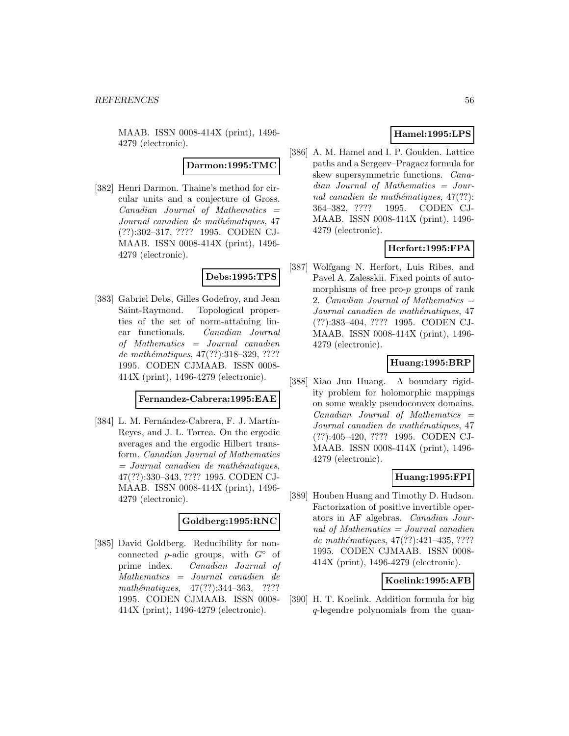MAAB. ISSN 0008-414X (print), 1496-4279 (electronic).

**Darmon:1995:TMC**

[382] Henri Darmon. Thaine's method for circular units and a conjecture of Gross. *Canadian Journal of Mathematics = Journal canadien de mathématiques*, 47 (??):302–317, ???? 1995. CODEN CJMAAB. ISSN 0008-414X (print), 1496-4279 (electronic).

**Debs:1995:TPS**

[383] Gabriel Debs, Gilles Godefroy, and Jean Saint-Raymond. Topological properties of the set of norm-attaining linear functionals. *Canadian Journal of Mathematics = Journal canadien de mathématiques*, 47(??):318–329, ???? 1995. CODEN CJMAAB. ISSN 0008-414X (print), 1496-4279 (electronic).

**Fernandez-Cabrera:1995:EAE**

[384] L. M. Fernández-Cabrera, F. J. Martín-Reyes, and J. L. Torrea. On the ergodic averages and the ergodic Hilbert transform. *Canadian Journal of Mathematics = Journal canadien de mathématiques*, 47(??):330–343, ???? 1995. CODEN CJMAAB. ISSN 0008-414X (print), 1496-4279 (electronic).

**Goldberg:1995:RNC**

[385] David Goldberg. Reducibility for nonconnected $p$-adic groups, with $G^\circ$ of prime index. *Canadian Journal of Mathematics = Journal canadien de mathématiques*, 47(??):344–363, ???? 1995. CODEN CJMAAB. ISSN 0008-414X (print), 1496-4279 (electronic).

**Hamel:1995:LPS**

[386] A. M. Hamel and I. P. Goulden. Lattice paths and a Sergeev–Pragacz formula for skew supersymmetric functions. *Canadian Journal of Mathematics = Journal canadien de mathématiques*, 47(??):364–382, ???? 1995. CODEN CJMAAB. ISSN 0008-414X (print), 1496-4279 (electronic).

**Herfort:1995:FPA**

[387] Wolfgang N. Herfort, Luis Ribes, and Pavel A. Zalesskii. Fixed points of automorphisms of free pro-$p$ groups of rank 2. *Canadian Journal of Mathematics = Journal canadien de mathématiques*, 47 (??):383–404, ???? 1995. CODEN CJMAAB. ISSN 0008-414X (print), 1496-4279 (electronic).

**Huang:1995:BRP**

[388] Xiao Jun Huang. A boundary rigidity problem for holomorphic mappings on some weakly pseudoconvex domains. *Canadian Journal of Mathematics = Journal canadien de mathématiques*, 47 (??):405–420, ???? 1995. CODEN CJMAAB. ISSN 0008-414X (print), 1496-4279 (electronic).

**Huang:1995:FPI**

[389] Houben Huang and Timothy D. Hudson. Factorization of positive invertible operators in AF algebras. *Canadian Journal of Mathematics = Journal canadien de mathématiques*, 47(??):421–435, ???? 1995. CODEN CJMAAB. ISSN 0008-414X (print), 1496-4279 (electronic).

**Koelink:1995:AFB**

[390] H. T. Koelink. Addition formula for big $q$-legendre polynomials from the quan-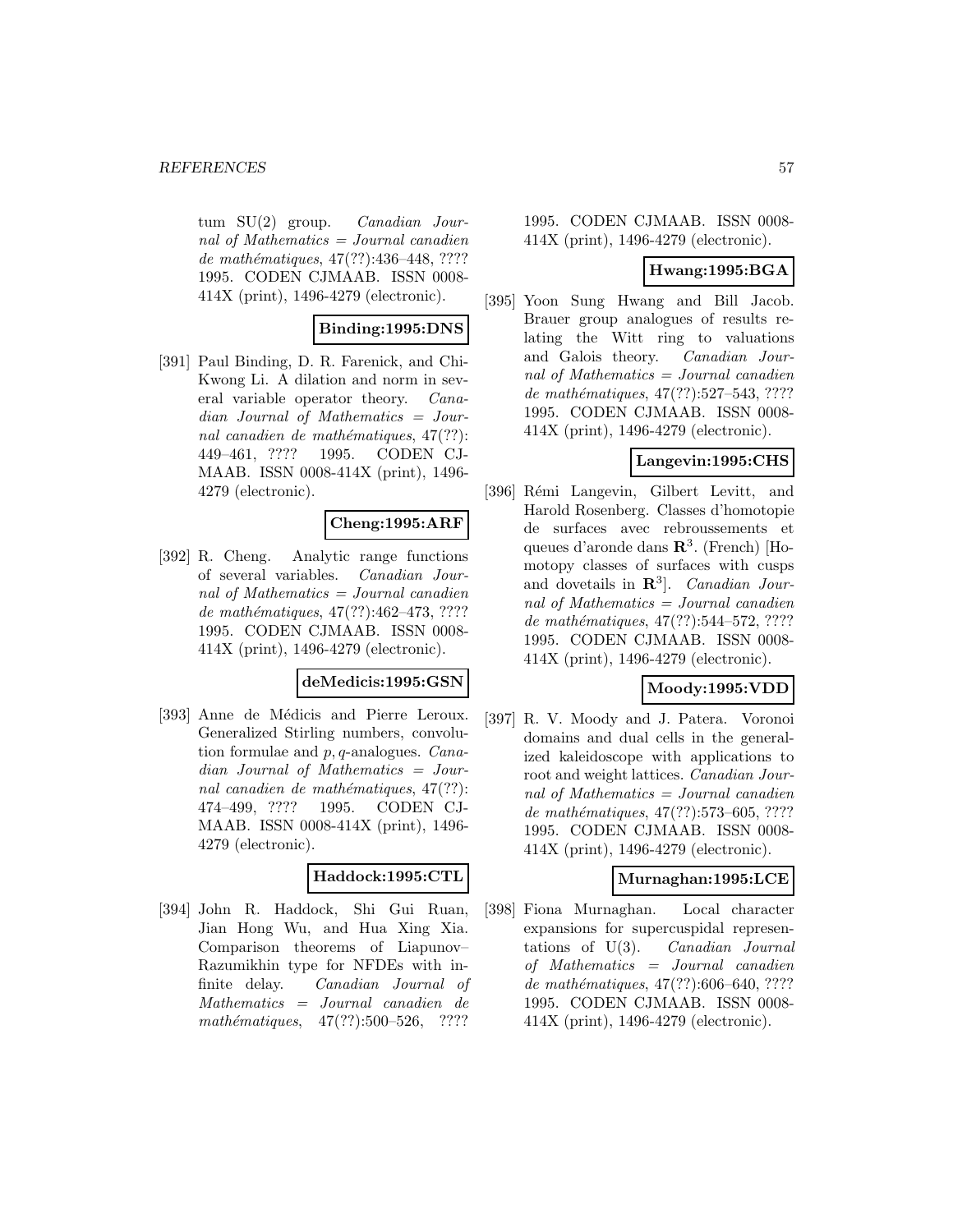tum SU(2) group. *Canadian Journal of Mathematics = Journal canadien de mathématiques*, 47(??):436–448, ???? 1995. CODEN CJMAAB. ISSN 0008-414X (print), 1496-4279 (electronic).

**Binding:1995:DNS**

[391] Paul Binding, D. R. Farenick, and Chi-Kwong Li. A dilation and norm in several variable operator theory. *Canadian Journal of Mathematics = Journal canadien de mathématiques*, 47(??): 449–461, ???? 1995. CODEN CJMAAB. ISSN 0008-414X (print), 1496-4279 (electronic).

**Cheng:1995:ARF**

[392] R. Cheng. Analytic range functions of several variables. *Canadian Journal of Mathematics = Journal canadien de mathématiques*, 47(??):462–473, ???? 1995. CODEN CJMAAB. ISSN 0008-414X (print), 1496-4279 (electronic).

**deMedicis:1995:GSN**

[393] Anne de Médicis and Pierre Leroux. Generalized Stirling numbers, convolution formulae and $p, q$-analogues. *Canadian Journal of Mathematics = Journal canadien de mathématiques*, 47(??): 474–499, ???? 1995. CODEN CJMAAB. ISSN 0008-414X (print), 1496-4279 (electronic).

**Haddock:1995:CTL**

[394] John R. Haddock, Shi Gui Ruan, Jian Hong Wu, and Hua Xing Xia. Comparison theorems of Liapunov–Razumikhin type for NFDEs with infinite delay. *Canadian Journal of Mathematics = Journal canadien de mathématiques*, 47(??):500–526, ???? 1995. CODEN CJMAAB. ISSN 0008-414X (print), 1496-4279 (electronic).

**Hwang:1995:BGA**

[395] Yoon Sung Hwang and Bill Jacob. Brauer group analogues of results relating the Witt ring to valuations and Galois theory. *Canadian Journal of Mathematics = Journal canadien de mathématiques*, 47(??):527–543, ???? 1995. CODEN CJMAAB. ISSN 0008-414X (print), 1496-4279 (electronic).

**Langevin:1995:CHS**

[396] Rémi Langevin, Gilbert Levitt, and Harold Rosenberg. Classes d'homotopie de surfaces avec rebroussements et queues d'aronde dans $\mathbf{R}^3$. (French) [Homotopy classes of surfaces with cusps and dovetails in $\mathbf{R}^3$]. *Canadian Journal of Mathematics = Journal canadien de mathématiques*, 47(??):544–572, ???? 1995. CODEN CJMAAB. ISSN 0008-414X (print), 1496-4279 (electronic).

**Moody:1995:VDD**

[397] R. V. Moody and J. Patera. Voronoi domains and dual cells in the generalized kaleidoscope with applications to root and weight lattices. *Canadian Journal of Mathematics = Journal canadien de mathématiques*, 47(??):573–605, ???? 1995. CODEN CJMAAB. ISSN 0008-414X (print), 1496-4279 (electronic).

**Murnaghan:1995:LCE**

[398] Fiona Murnaghan. Local character expansions for supercuspidal representations of U(3). *Canadian Journal of Mathematics = Journal canadien de mathématiques*, 47(??):606–640, ???? 1995. CODEN CJMAAB. ISSN 0008-414X (print), 1496-4279 (electronic).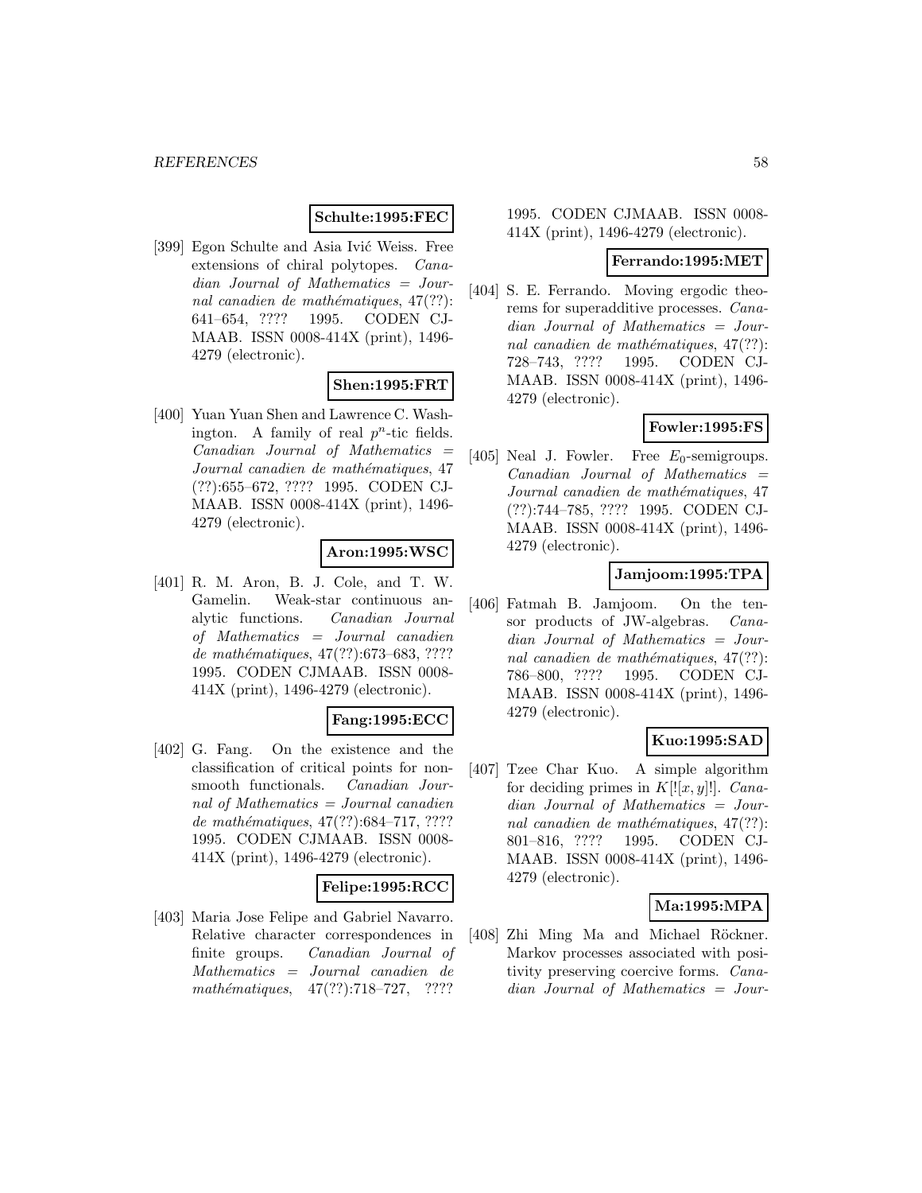**Schulte:1995:FEC**

[399] Egon Schulte and Asia Ivić Weiss. Free extensions of chiral polytopes. *Canadian Journal of Mathematics = Journal canadien de mathématiques*, 47(??): 641–654, ???? 1995. CODEN CJMAAB. ISSN 0008-414X (print), 1496-4279 (electronic).

**Shen:1995:FRT**

[400] Yuan Yuan Shen and Lawrence C. Washington. A family of real $p^n$-tic fields. *Canadian Journal of Mathematics = Journal canadien de mathématiques*, 47 (??):655–672, ???? 1995. CODEN CJMAAB. ISSN 0008-414X (print), 1496-4279 (electronic).

**Aron:1995:WSC**

[401] R. M. Aron, B. J. Cole, and T. W. Gamelin. Weak-star continuous analytic functions. *Canadian Journal of Mathematics = Journal canadien de mathématiques*, 47(??):673–683, ???? 1995. CODEN CJMAAB. ISSN 0008-414X (print), 1496-4279 (electronic).

**Fang:1995:ECC**

[402] G. Fang. On the existence and the classification of critical points for non-smooth functionals. *Canadian Journal of Mathematics = Journal canadien de mathématiques*, 47(??):684–717, ???? 1995. CODEN CJMAAB. ISSN 0008-414X (print), 1496-4279 (electronic).

**Felipe:1995:RCC**

[403] Maria Jose Felipe and Gabriel Navarro. Relative character correspondences in finite groups. *Canadian Journal of Mathematics = Journal canadien de mathématiques*, 47(??):718–727, ???? 1995. CODEN CJMAAB. ISSN 0008-414X (print), 1496-4279 (electronic).

**Ferrando:1995:MET**

[404] S. E. Ferrando. Moving ergodic theorems for superadditive processes. *Canadian Journal of Mathematics = Journal canadien de mathématiques*, 47(??): 728–743, ???? 1995. CODEN CJMAAB. ISSN 0008-414X (print), 1496-4279 (electronic).

**Fowler:1995:FS**

[405] Neal J. Fowler. Free $E_0$-semigroups. *Canadian Journal of Mathematics = Journal canadien de mathématiques*, 47 (??):744–785, ???? 1995. CODEN CJMAAB. ISSN 0008-414X (print), 1496-4279 (electronic).

**Jamjoom:1995:TPA**

[406] Fatmah B. Jamjoom. On the tensor products of JW-algebras. *Canadian Journal of Mathematics = Journal canadien de mathématiques*, 47(??): 786–800, ???? 1995. CODEN CJMAAB. ISSN 0008-414X (print), 1496-4279 (electronic).

**Kuo:1995:SAD**

[407] Tzee Char Kuo. A simple algorithm for deciding primes in $K[![x, y]!]$. *Canadian Journal of Mathematics = Journal canadien de mathématiques*, 47(??): 801–816, ???? 1995. CODEN CJMAAB. ISSN 0008-414X (print), 1496-4279 (electronic).

**Ma:1995:MPA**

[408] Zhi Ming Ma and Michael Röckner. Markov processes associated with positivity preserving coercive forms. *Canadian Journal of Mathematics = Jour-*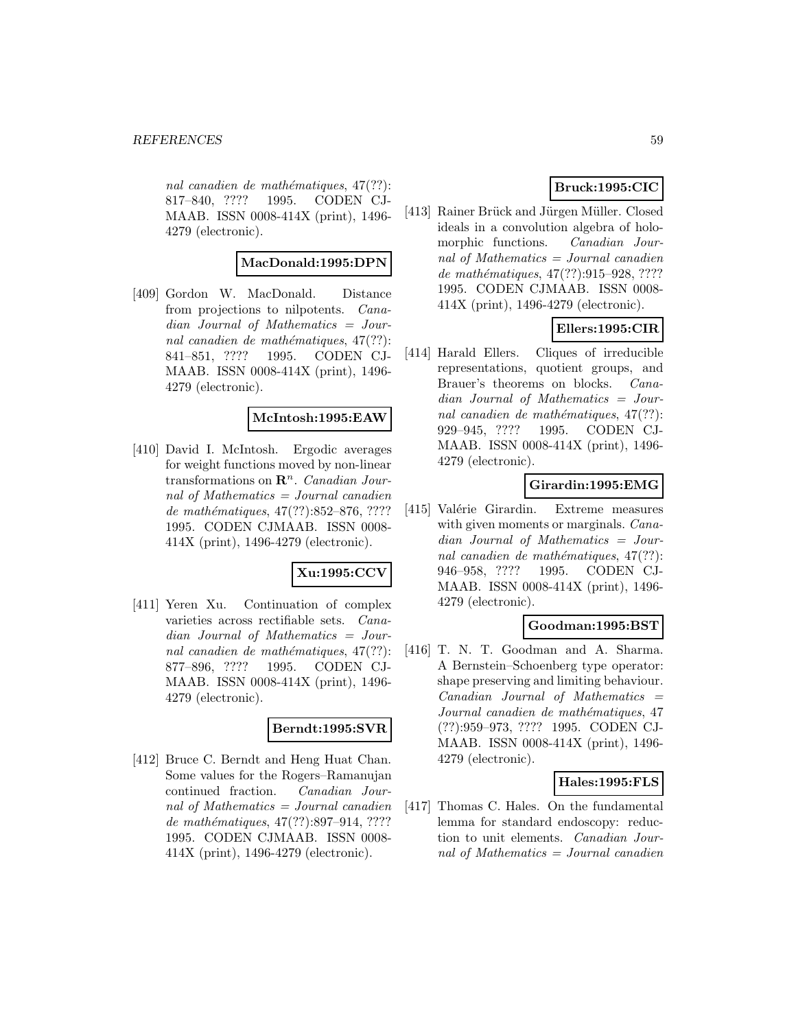*nal canadien de mathématiques*, 47(??): 817–840, ???? 1995. CODEN CJMAAB. ISSN 0008-414X (print), 1496-4279 (electronic).

**MacDonald:1995:DPN**

[409] Gordon W. MacDonald. Distance from projections to nilpotents. *Canadian Journal of Mathematics = Journal canadien de mathématiques*, 47(??): 841–851, ???? 1995. CODEN CJMAAB. ISSN 0008-414X (print), 1496-4279 (electronic).

**McIntosh:1995:EAW**

[410] David I. McIntosh. Ergodic averages for weight functions moved by non-linear transformations on $\mathbf{R}^n$. *Canadian Journal of Mathematics = Journal canadien de mathématiques*, 47(??):852–876, ???? 1995. CODEN CJMAAB. ISSN 0008-414X (print), 1496-4279 (electronic).

**Xu:1995:CCV**

[411] Yeren Xu. Continuation of complex varieties across rectifiable sets. *Canadian Journal of Mathematics = Journal canadien de mathématiques*, 47(??): 877–896, ???? 1995. CODEN CJMAAB. ISSN 0008-414X (print), 1496-4279 (electronic).

**Berndt:1995:SVR**

[412] Bruce C. Berndt and Heng Huat Chan. Some values for the Rogers–Ramanujan continued fraction. *Canadian Journal of Mathematics = Journal canadien de mathématiques*, 47(??):897–914, ???? 1995. CODEN CJMAAB. ISSN 0008-414X (print), 1496-4279 (electronic).

**Bruck:1995:CIC**

[413] Rainer Brück and Jürgen Müller. Closed ideals in a convolution algebra of holomorphic functions. *Canadian Journal of Mathematics = Journal canadien de mathématiques*, 47(??):915–928, ???? 1995. CODEN CJMAAB. ISSN 0008-414X (print), 1496-4279 (electronic).

**Ellers:1995:CIR**

[414] Harald Ellers. Cliques of irreducible representations, quotient groups, and Brauer's theorems on blocks. *Canadian Journal of Mathematics = Journal canadien de mathématiques*, 47(??): 929–945, ???? 1995. CODEN CJMAAB. ISSN 0008-414X (print), 1496-4279 (electronic).

**Girardin:1995:EMG**

[415] Valérie Girardin. Extreme measures with given moments or marginals. *Canadian Journal of Mathematics = Journal canadien de mathématiques*, 47(??): 946–958, ???? 1995. CODEN CJMAAB. ISSN 0008-414X (print), 1496-4279 (electronic).

**Goodman:1995:BST**

[416] T. N. T. Goodman and A. Sharma. A Bernstein–Schoenberg type operator: shape preserving and limiting behaviour. *Canadian Journal of Mathematics = Journal canadien de mathématiques*, 47 (??):959–973, ???? 1995. CODEN CJMAAB. ISSN 0008-414X (print), 1496-4279 (electronic).

**Hales:1995:FLS**

[417] Thomas C. Hales. On the fundamental lemma for standard endoscopy: reduction to unit elements. *Canadian Journal of Mathematics = Journal canadien*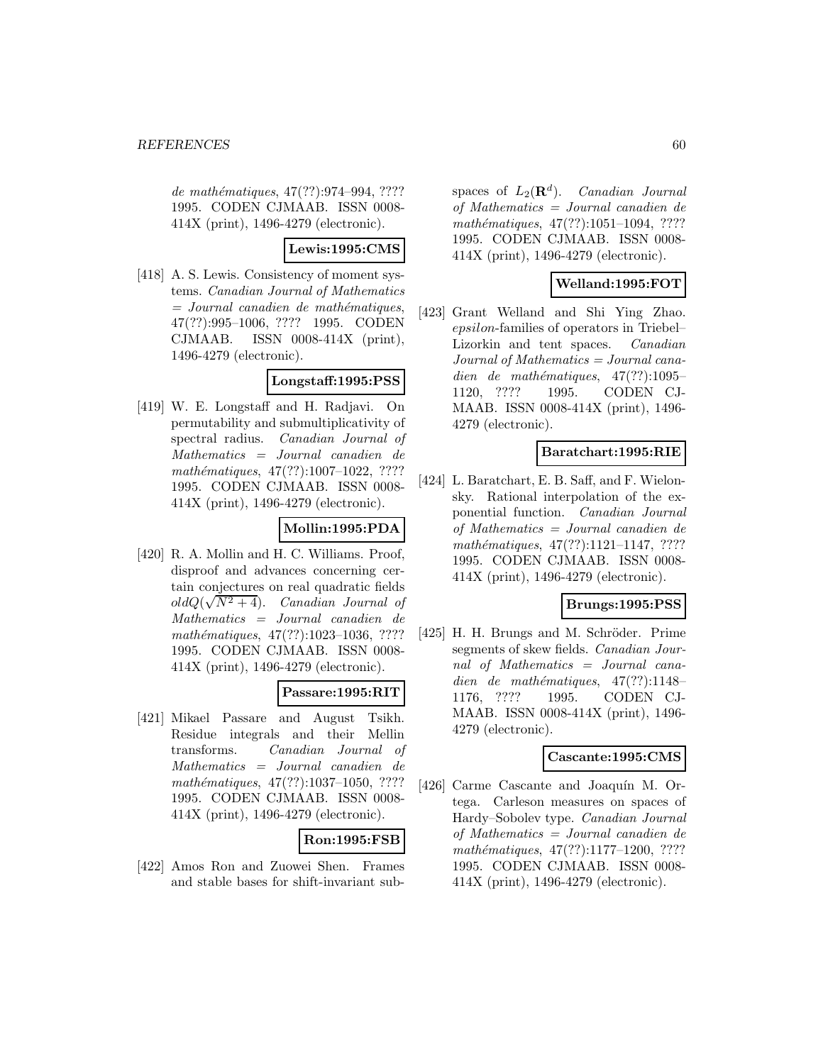de mathématiques, 47(??):974–994, ???? 1995. CODEN CJMAAB. ISSN 0008-414X (print), 1496-4279 (electronic).

**Lewis:1995:CMS**

[418] A. S. Lewis. Consistency of moment systems. *Canadian Journal of Mathematics = Journal canadien de mathématiques*, 47(??):995–1006, ???? 1995. CODEN CJMAAB. ISSN 0008-414X (print), 1496-4279 (electronic).

**Longstaff:1995:PSS**

[419] W. E. Longstaff and H. Radjavi. On permutability and submultiplicativity of spectral radius. *Canadian Journal of Mathematics = Journal canadien de mathématiques*, 47(??):1007–1022, ???? 1995. CODEN CJMAAB. ISSN 0008-414X (print), 1496-4279 (electronic).

**Mollin:1995:PDA**

[420] R. A. Mollin and H. C. Williams. Proof, disproof and advances concerning certain conjectures on real quadratic fields $oldQ(\sqrt{N^2+4})$. *Canadian Journal of Mathematics = Journal canadien de mathématiques*, 47(??):1023–1036, ???? 1995. CODEN CJMAAB. ISSN 0008-414X (print), 1496-4279 (electronic).

**Passare:1995:RIT**

[421] Mikael Passare and August Tsikh. Residue integrals and their Mellin transforms. *Canadian Journal of Mathematics = Journal canadien de mathématiques*, 47(??):1037–1050, ???? 1995. CODEN CJMAAB. ISSN 0008-414X (print), 1496-4279 (electronic).

**Ron:1995:FSB**

[422] Amos Ron and Zuowei Shen. Frames and stable bases for shift-invariant subspaces of $L_2(\mathbf{R}^d)$. *Canadian Journal of Mathematics = Journal canadien de mathématiques*, 47(??):1051–1094, ???? 1995. CODEN CJMAAB. ISSN 0008-414X (print), 1496-4279 (electronic).

**Welland:1995:FOT**

[423] Grant Welland and Shi Ying Zhao. *epsilon*-families of operators in Triebel–Lizorkin and tent spaces. *Canadian Journal of Mathematics = Journal canadien de mathématiques*, 47(??):1095–1120, ???? 1995. CODEN CJMAAB. ISSN 0008-414X (print), 1496-4279 (electronic).

**Baratchart:1995:RIE**

[424] L. Baratchart, E. B. Saff, and F. Wielonsky. Rational interpolation of the exponential function. *Canadian Journal of Mathematics = Journal canadien de mathématiques*, 47(??):1121–1147, ???? 1995. CODEN CJMAAB. ISSN 0008-414X (print), 1496-4279 (electronic).

**Brungs:1995:PSS**

[425] H. H. Brungs and M. Schröder. Prime segments of skew fields. *Canadian Journal of Mathematics = Journal canadien de mathématiques*, 47(??):1148–1176, ???? 1995. CODEN CJMAAB. ISSN 0008-414X (print), 1496-4279 (electronic).

**Cascante:1995:CMS**

[426] Carme Cascante and Joaquín M. Ortega. Carleson measures on spaces of Hardy–Sobolev type. *Canadian Journal of Mathematics = Journal canadien de mathématiques*, 47(??):1177–1200, ???? 1995. CODEN CJMAAB. ISSN 0008-414X (print), 1496-4279 (electronic).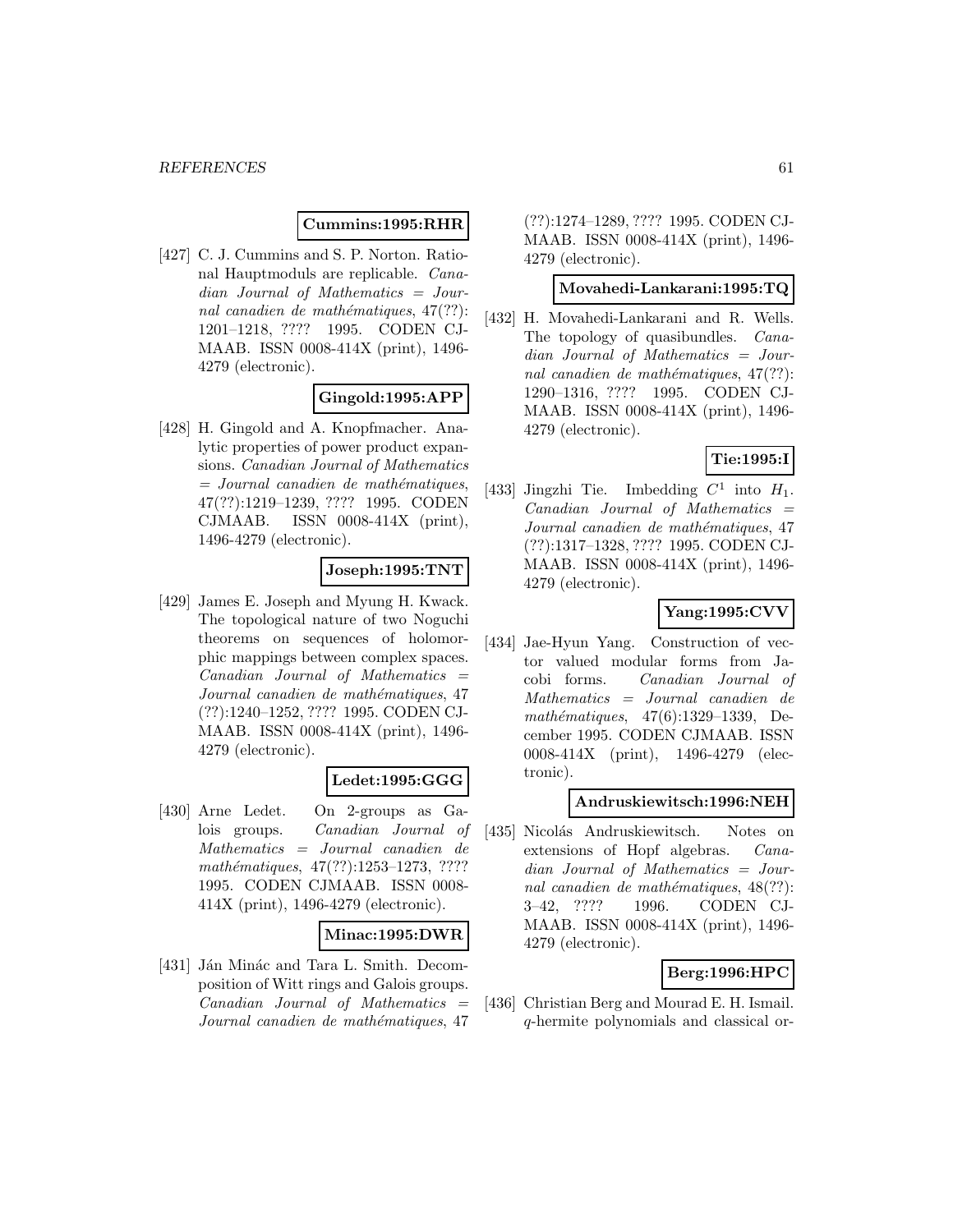**Cummins:1995:RHR**

[427] C. J. Cummins and S. P. Norton. Rational Hauptmoduls are replicable. *Canadian Journal of Mathematics = Journal canadien de mathématiques*, 47(??): 1201–1218, ???? 1995. CODEN CJMAAB. ISSN 0008-414X (print), 1496-4279 (electronic).

**Gingold:1995:APP**

[428] H. Gingold and A. Knopfmacher. Analytic properties of power product expansions. *Canadian Journal of Mathematics = Journal canadien de mathématiques*, 47(??):1219–1239, ???? 1995. CODEN CJMAAB. ISSN 0008-414X (print), 1496-4279 (electronic).

**Joseph:1995:TNT**

[429] James E. Joseph and Myung H. Kwack. The topological nature of two Noguchi theorems on sequences of holomorphic mappings between complex spaces. *Canadian Journal of Mathematics = Journal canadien de mathématiques*, 47 (??):1240–1252, ???? 1995. CODEN CJMAAB. ISSN 0008-414X (print), 1496-4279 (electronic).

**Ledet:1995:GGG**

[430] Arne Ledet. On 2-groups as Galois groups. *Canadian Journal of Mathematics = Journal canadien de mathématiques*, 47(??):1253–1273, ???? 1995. CODEN CJMAAB. ISSN 0008-414X (print), 1496-4279 (electronic).

**Minac:1995:DWR**

[431] Ján Mináč and Tara L. Smith. Decomposition of Witt rings and Galois groups. *Canadian Journal of Mathematics = Journal canadien de mathématiques*, 47 (??):1274–1289, ???? 1995. CODEN CJMAAB. ISSN 0008-414X (print), 1496-4279 (electronic).

**Movahedi-Lankarani:1995:TQ**

[432] H. Movahedi-Lankarani and R. Wells. The topology of quasibundles. *Canadian Journal of Mathematics = Journal canadien de mathématiques*, 47(??): 1290–1316, ???? 1995. CODEN CJMAAB. ISSN 0008-414X (print), 1496-4279 (electronic).

**Tie:1995:I**

[433] Jingzhi Tie. Imbedding $C^1$ into $H_1$. *Canadian Journal of Mathematics = Journal canadien de mathématiques*, 47 (??):1317–1328, ???? 1995. CODEN CJMAAB. ISSN 0008-414X (print), 1496-4279 (electronic).

**Yang:1995:CVV**

[434] Jae-Hyun Yang. Construction of vector valued modular forms from Jacobi forms. *Canadian Journal of Mathematics = Journal canadien de mathématiques*, 47(6):1329–1339, December 1995. CODEN CJMAAB. ISSN 0008-414X (print), 1496-4279 (electronic).

**Andruskiewitsch:1996:NEH**

[435] Nicolás Andruskiewitsch. Notes on extensions of Hopf algebras. *Canadian Journal of Mathematics = Journal canadien de mathématiques*, 48(??): 3–42, ???? 1996. CODEN CJMAAB. ISSN 0008-414X (print), 1496-4279 (electronic).

**Berg:1996:HPC**

[436] Christian Berg and Mourad E. H. Ismail. $q$-hermite polynomials and classical or-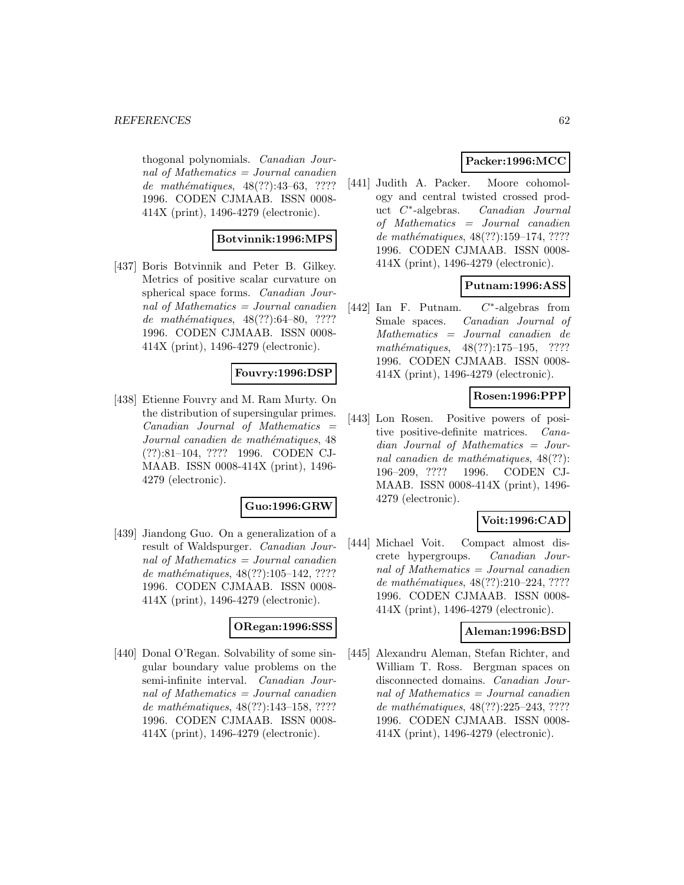thogonal polynomials. *Canadian Journal of Mathematics = Journal canadien de mathématiques*, 48(??):43–63, ???? 1996. CODEN CJMAAB. ISSN 0008-414X (print), 1496-4279 (electronic).

**Botvinnik:1996:MPS**

[437] Boris Botvinnik and Peter B. Gilkey. Metrics of positive scalar curvature on spherical space forms. *Canadian Journal of Mathematics = Journal canadien de mathématiques*, 48(??):64–80, ???? 1996. CODEN CJMAAB. ISSN 0008-414X (print), 1496-4279 (electronic).

**Fouvry:1996:DSP**

[438] Etienne Fouvry and M. Ram Murty. On the distribution of supersingular primes. *Canadian Journal of Mathematics = Journal canadien de mathématiques*, 48 (??):81–104, ???? 1996. CODEN CJMAAB. ISSN 0008-414X (print), 1496-4279 (electronic).

**Guo:1996:GRW**

[439] Jiandong Guo. On a generalization of a result of Waldspurger. *Canadian Journal of Mathematics = Journal canadien de mathématiques*, 48(??):105–142, ???? 1996. CODEN CJMAAB. ISSN 0008-414X (print), 1496-4279 (electronic).

**ORegan:1996:SSS**

[440] Donal O'Regan. Solvability of some singular boundary value problems on the semi-infinite interval. *Canadian Journal of Mathematics = Journal canadien de mathématiques*, 48(??):143–158, ???? 1996. CODEN CJMAAB. ISSN 0008-414X (print), 1496-4279 (electronic).

**Packer:1996:MCC**

[441] Judith A. Packer. Moore cohomology and central twisted crossed product $C^*$-algebras. *Canadian Journal of Mathematics = Journal canadien de mathématiques*, 48(??):159–174, ???? 1996. CODEN CJMAAB. ISSN 0008-414X (print), 1496-4279 (electronic).

**Putnam:1996:ASS**

[442] Ian F. Putnam. $C^*$-algebras from Smale spaces. *Canadian Journal of Mathematics = Journal canadien de mathématiques*, 48(??):175–195, ???? 1996. CODEN CJMAAB. ISSN 0008-414X (print), 1496-4279 (electronic).

**Rosen:1996:PPP**

[443] Lon Rosen. Positive powers of positive positive-definite matrices. *Canadian Journal of Mathematics = Journal canadien de mathématiques*, 48(??): 196–209, ???? 1996. CODEN CJMAAB. ISSN 0008-414X (print), 1496-4279 (electronic).

**Voit:1996:CAD**

[444] Michael Voit. Compact almost discrete hypergroups. *Canadian Journal of Mathematics = Journal canadien de mathématiques*, 48(??):210–224, ???? 1996. CODEN CJMAAB. ISSN 0008-414X (print), 1496-4279 (electronic).

**Aleman:1996:BSD**

[445] Alexandru Aleman, Stefan Richter, and William T. Ross. Bergman spaces on disconnected domains. *Canadian Journal of Mathematics = Journal canadien de mathématiques*, 48(??):225–243, ???? 1996. CODEN CJMAAB. ISSN 0008-414X (print), 1496-4279 (electronic).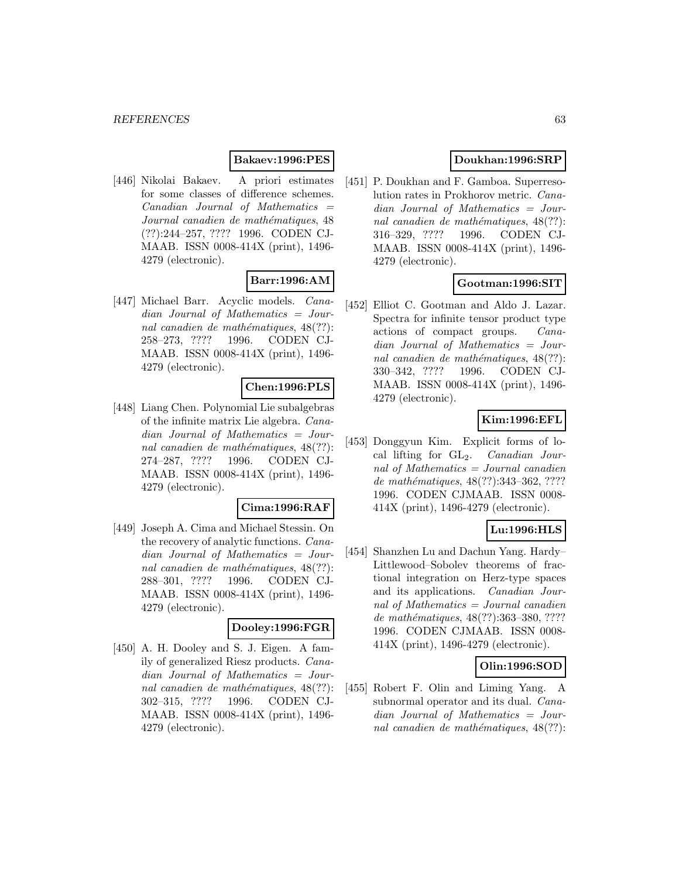**Bakaev:1996:PES**

[446] Nikolai Bakaev. A priori estimates for some classes of difference schemes. *Canadian Journal of Mathematics = Journal canadien de mathématiques*, 48 (??):244–257, ???? 1996. CODEN CJMAAB. ISSN 0008-414X (print), 1496-4279 (electronic).

**Barr:1996:AM**

[447] Michael Barr. Acyclic models. *Canadian Journal of Mathematics = Journal canadien de mathématiques*, 48(??): 258–273, ???? 1996. CODEN CJMAAB. ISSN 0008-414X (print), 1496-4279 (electronic).

**Chen:1996:PLS**

[448] Liang Chen. Polynomial Lie subalgebras of the infinite matrix Lie algebra. *Canadian Journal of Mathematics = Journal canadien de mathématiques*, 48(??): 274–287, ???? 1996. CODEN CJMAAB. ISSN 0008-414X (print), 1496-4279 (electronic).

**Cima:1996:RAF**

[449] Joseph A. Cima and Michael Stessin. On the recovery of analytic functions. *Canadian Journal of Mathematics = Journal canadien de mathématiques*, 48(??): 288–301, ???? 1996. CODEN CJMAAB. ISSN 0008-414X (print), 1496-4279 (electronic).

**Dooley:1996:FGR**

[450] A. H. Dooley and S. J. Eigen. A family of generalized Riesz products. *Canadian Journal of Mathematics = Journal canadien de mathématiques*, 48(??): 302–315, ???? 1996. CODEN CJMAAB. ISSN 0008-414X (print), 1496-4279 (electronic).

**Doukhan:1996:SRP**

[451] P. Doukhan and F. Gamboa. Superresolution rates in Prokhorov metric. *Canadian Journal of Mathematics = Journal canadien de mathématiques*, 48(??): 316–329, ???? 1996. CODEN CJMAAB. ISSN 0008-414X (print), 1496-4279 (electronic).

**Gootman:1996:SIT**

[452] Elliot C. Gootman and Aldo J. Lazar. Spectra for infinite tensor product type actions of compact groups. *Canadian Journal of Mathematics = Journal canadien de mathématiques*, 48(??): 330–342, ???? 1996. CODEN CJMAAB. ISSN 0008-414X (print), 1496-4279 (electronic).

**Kim:1996:EFL**

[453] Donggyun Kim. Explicit forms of local lifting for $\mathrm{GL}_2$. *Canadian Journal of Mathematics = Journal canadien de mathématiques*, 48(??):343–362, ???? 1996. CODEN CJMAAB. ISSN 0008-414X (print), 1496-4279 (electronic).

**Lu:1996:HLS**

[454] Shanzhen Lu and Dachun Yang. Hardy–Littlewood–Sobolev theorems of fractional integration on Herz-type spaces and its applications. *Canadian Journal of Mathematics = Journal canadien de mathématiques*, 48(??):363–380, ???? 1996. CODEN CJMAAB. ISSN 0008-414X (print), 1496-4279 (electronic).

**Olin:1996:SOD**

[455] Robert F. Olin and Liming Yang. A subnormal operator and its dual. *Canadian Journal of Mathematics = Journal canadien de mathématiques*, 48(??):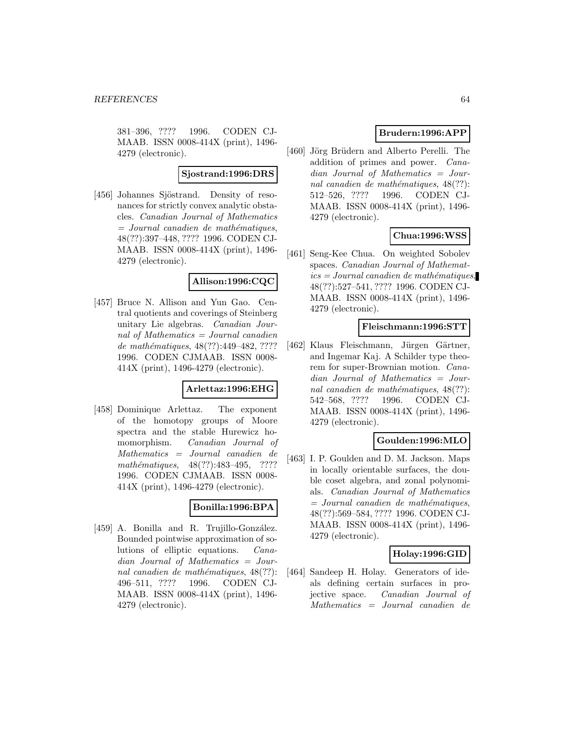381–396, ???? 1996. CODEN CJMAAB. ISSN 0008-414X (print), 1496-4279 (electronic).

**Sjostrand:1996:DRS**

[456] Johannes Sjöstrand. Density of resonances for strictly convex analytic obstacles. *Canadian Journal of Mathematics = Journal canadien de mathématiques*, 48(??):397–448, ???? 1996. CODEN CJMAAB. ISSN 0008-414X (print), 1496-4279 (electronic).

**Allison:1996:CQC**

[457] Bruce N. Allison and Yun Gao. Central quotients and coverings of Steinberg unitary Lie algebras. *Canadian Journal of Mathematics = Journal canadien de mathématiques*, 48(??):449–482, ???? 1996. CODEN CJMAAB. ISSN 0008-414X (print), 1496-4279 (electronic).

**Arlettaz:1996:EHG**

[458] Dominique Arlettaz. The exponent of the homotopy groups of Moore spectra and the stable Hurewicz homomorphism. *Canadian Journal of Mathematics = Journal canadien de mathématiques*, 48(??):483–495, ???? 1996. CODEN CJMAAB. ISSN 0008-414X (print), 1496-4279 (electronic).

**Bonilla:1996:BPA**

[459] A. Bonilla and R. Trujillo-González. Bounded pointwise approximation of solutions of elliptic equations. *Canadian Journal of Mathematics = Journal canadien de mathématiques*, 48(??):496–511, ???? 1996. CODEN CJMAAB. ISSN 0008-414X (print), 1496-4279 (electronic).

**Brudern:1996:APP**

[460] Jörg Brüdern and Alberto Perelli. The addition of primes and power. *Canadian Journal of Mathematics = Journal canadien de mathématiques*, 48(??):512–526, ???? 1996. CODEN CJMAAB. ISSN 0008-414X (print), 1496-4279 (electronic).

**Chua:1996:WSS**

[461] Seng-Kee Chua. On weighted Sobolev spaces. *Canadian Journal of Mathematics = Journal canadien de mathématiques*, 48(??):527–541, ???? 1996. CODEN CJMAAB. ISSN 0008-414X (print), 1496-4279 (electronic).

**Fleischmann:1996:STT**

[462] Klaus Fleischmann, Jürgen Gärtner, and Ingemar Kaj. A Schilder type theorem for super-Brownian motion. *Canadian Journal of Mathematics = Journal canadien de mathématiques*, 48(??):542–568, ???? 1996. CODEN CJMAAB. ISSN 0008-414X (print), 1496-4279 (electronic).

**Goulden:1996:MLO**

[463] I. P. Goulden and D. M. Jackson. Maps in locally orientable surfaces, the double coset algebra, and zonal polynomials. *Canadian Journal of Mathematics = Journal canadien de mathématiques*, 48(??):569–584, ???? 1996. CODEN CJMAAB. ISSN 0008-414X (print), 1496-4279 (electronic).

**Holay:1996:GID**

[464] Sandeep H. Holay. Generators of ideals defining certain surfaces in projective space. *Canadian Journal of Mathematics = Journal canadien de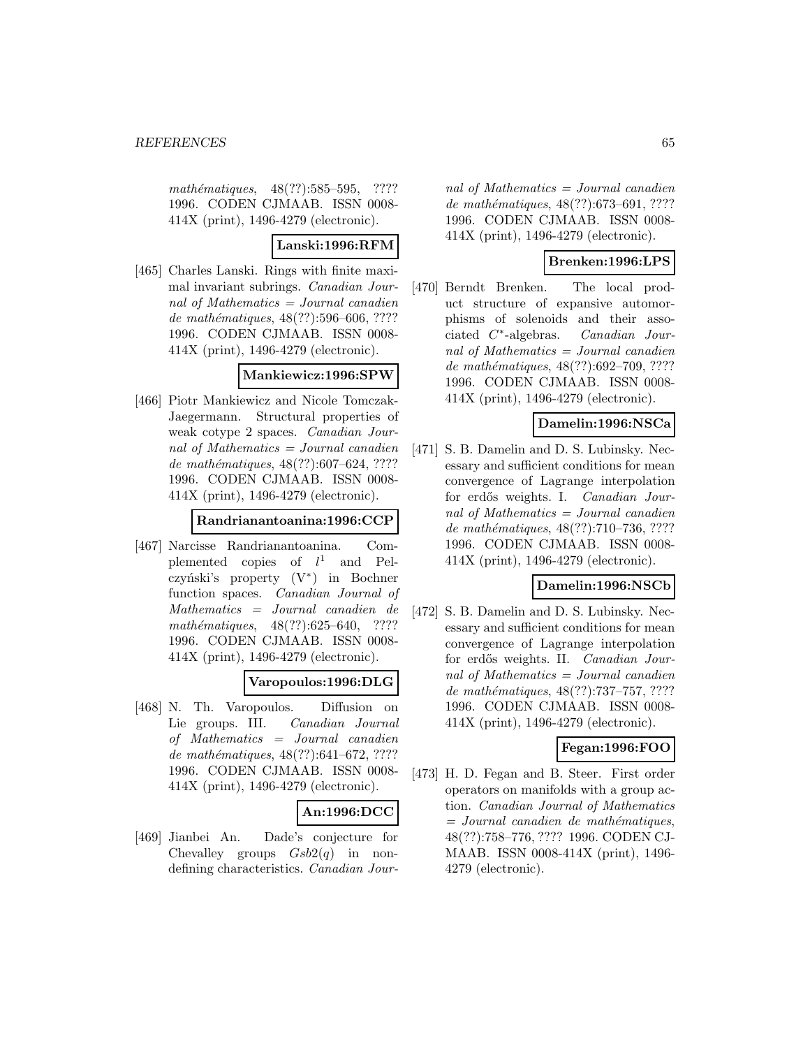*mathématiques*, 48(??):585–595, ???? 1996. CODEN CJMAAB. ISSN 0008-414X (print), 1496-4279 (electronic).

**Lanski:1996:RFM**

[465] Charles Lanski. Rings with finite maximal invariant subrings. *Canadian Journal of Mathematics = Journal canadien de mathématiques*, 48(??):596–606, ???? 1996. CODEN CJMAAB. ISSN 0008-414X (print), 1496-4279 (electronic).

**Mankiewicz:1996:SPW**

[466] Piotr Mankiewicz and Nicole Tomczak-Jaegermann. Structural properties of weak cotype 2 spaces. *Canadian Journal of Mathematics = Journal canadien de mathématiques*, 48(??):607–624, ???? 1996. CODEN CJMAAB. ISSN 0008-414X (print), 1496-4279 (electronic).

**Randrianantoanina:1996:CCP**

[467] Narcisse Randrianantoanina. Complemented copies of $l^1$ and Pełczyński's property ($V^*$) in Bochner function spaces. *Canadian Journal of Mathematics = Journal canadien de mathématiques*, 48(??):625–640, ???? 1996. CODEN CJMAAB. ISSN 0008-414X (print), 1496-4279 (electronic).

**Varopoulos:1996:DLG**

[468] N. Th. Varopoulos. Diffusion on Lie groups. III. *Canadian Journal of Mathematics = Journal canadien de mathématiques*, 48(??):641–672, ???? 1996. CODEN CJMAAB. ISSN 0008-414X (print), 1496-4279 (electronic).

**An:1996:DCC**

[469] Jianbei An. Dade's conjecture for Chevalley groups $Gsb2(q)$ in nondefining characteristics. *Canadian Journal of Mathematics = Journal canadien de mathématiques*, 48(??):673–691, ???? 1996. CODEN CJMAAB. ISSN 0008-414X (print), 1496-4279 (electronic).

**Brenken:1996:LPS**

[470] Berndt Brenken. The local product structure of expansive automorphisms of solenoids and their associated $C^*$-algebras. *Canadian Journal of Mathematics = Journal canadien de mathématiques*, 48(??):692–709, ???? 1996. CODEN CJMAAB. ISSN 0008-414X (print), 1496-4279 (electronic).

**Damelin:1996:NSCa**

[471] S. B. Damelin and D. S. Lubinsky. Necessary and sufficient conditions for mean convergence of Lagrange interpolation for erdős weights. I. *Canadian Journal of Mathematics = Journal canadien de mathématiques*, 48(??):710–736, ???? 1996. CODEN CJMAAB. ISSN 0008-414X (print), 1496-4279 (electronic).

**Damelin:1996:NSCb**

[472] S. B. Damelin and D. S. Lubinsky. Necessary and sufficient conditions for mean convergence of Lagrange interpolation for erdős weights. II. *Canadian Journal of Mathematics = Journal canadien de mathématiques*, 48(??):737–757, ???? 1996. CODEN CJMAAB. ISSN 0008-414X (print), 1496-4279 (electronic).

**Fegan:1996:FOO**

[473] H. D. Fegan and B. Steer. First order operators on manifolds with a group action. *Canadian Journal of Mathematics = Journal canadien de mathématiques*, 48(??):758–776, ???? 1996. CODEN CJMAAB. ISSN 0008-414X (print), 1496-4279 (electronic).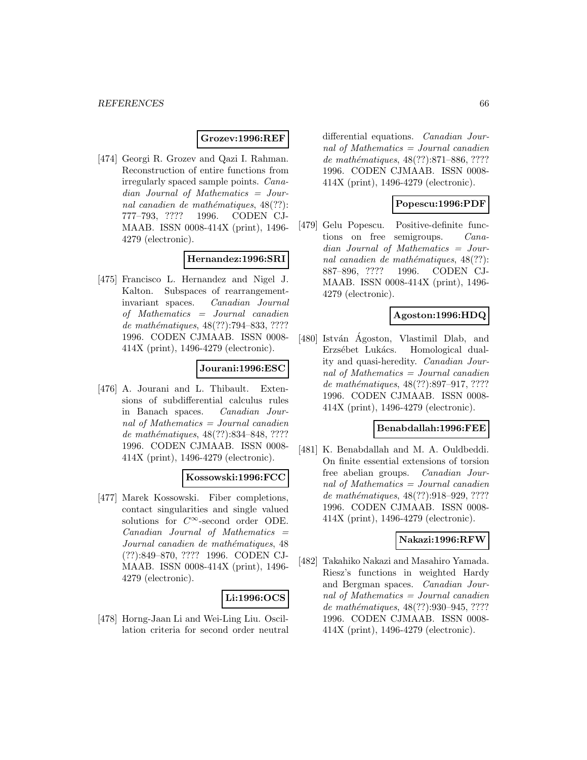**Grozev:1996:REF**

[474] Georgi R. Grozev and Qazi I. Rahman. Reconstruction of entire functions from irregularly spaced sample points. *Canadian Journal of Mathematics = Journal canadien de mathématiques*, 48(??): 777–793, ???? 1996. CODEN CJMAAB. ISSN 0008-414X (print), 1496-4279 (electronic).

**Hernandez:1996:SRI**

[475] Francisco L. Hernandez and Nigel J. Kalton. Subspaces of rearrangement-invariant spaces. *Canadian Journal of Mathematics = Journal canadien de mathématiques*, 48(??):794–833, ???? 1996. CODEN CJMAAB. ISSN 0008-414X (print), 1496-4279 (electronic).

**Jourani:1996:ESC**

[476] A. Jourani and L. Thibault. Extensions of subdifferential calculus rules in Banach spaces. *Canadian Journal of Mathematics = Journal canadien de mathématiques*, 48(??):834–848, ???? 1996. CODEN CJMAAB. ISSN 0008-414X (print), 1496-4279 (electronic).

**Kossowski:1996:FCC**

[477] Marek Kossowski. Fiber completions, contact singularities and single valued solutions for $C^\infty$-second order ODE. *Canadian Journal of Mathematics = Journal canadien de mathématiques*, 48 (??):849–870, ???? 1996. CODEN CJMAAB. ISSN 0008-414X (print), 1496-4279 (electronic).

**Li:1996:OCS**

[478] Horng-Jaan Li and Wei-Ling Liu. Oscillation criteria for second order neutral differential equations. *Canadian Journal of Mathematics = Journal canadien de mathématiques*, 48(??):871–886, ???? 1996. CODEN CJMAAB. ISSN 0008-414X (print), 1496-4279 (electronic).

**Popescu:1996:PDF**

[479] Gelu Popescu. Positive-definite functions on free semigroups. *Canadian Journal of Mathematics = Journal canadien de mathématiques*, 48(??): 887–896, ???? 1996. CODEN CJMAAB. ISSN 0008-414X (print), 1496-4279 (electronic).

**Agoston:1996:HDQ**

[480] István Ágoston, Vlastimil Dlab, and Erzsébet Lukács. Homological duality and quasi-heredity. *Canadian Journal of Mathematics = Journal canadien de mathématiques*, 48(??):897–917, ???? 1996. CODEN CJMAAB. ISSN 0008-414X (print), 1496-4279 (electronic).

**Benabdallah:1996:FEE**

[481] K. Benabdallah and M. A. Ouldbeddi. On finite essential extensions of torsion free abelian groups. *Canadian Journal of Mathematics = Journal canadien de mathématiques*, 48(??):918–929, ???? 1996. CODEN CJMAAB. ISSN 0008-414X (print), 1496-4279 (electronic).

**Nakazi:1996:RFW**

[482] Takahiko Nakazi and Masahiro Yamada. Riesz's functions in weighted Hardy and Bergman spaces. *Canadian Journal of Mathematics = Journal canadien de mathématiques*, 48(??):930–945, ???? 1996. CODEN CJMAAB. ISSN 0008-414X (print), 1496-4279 (electronic).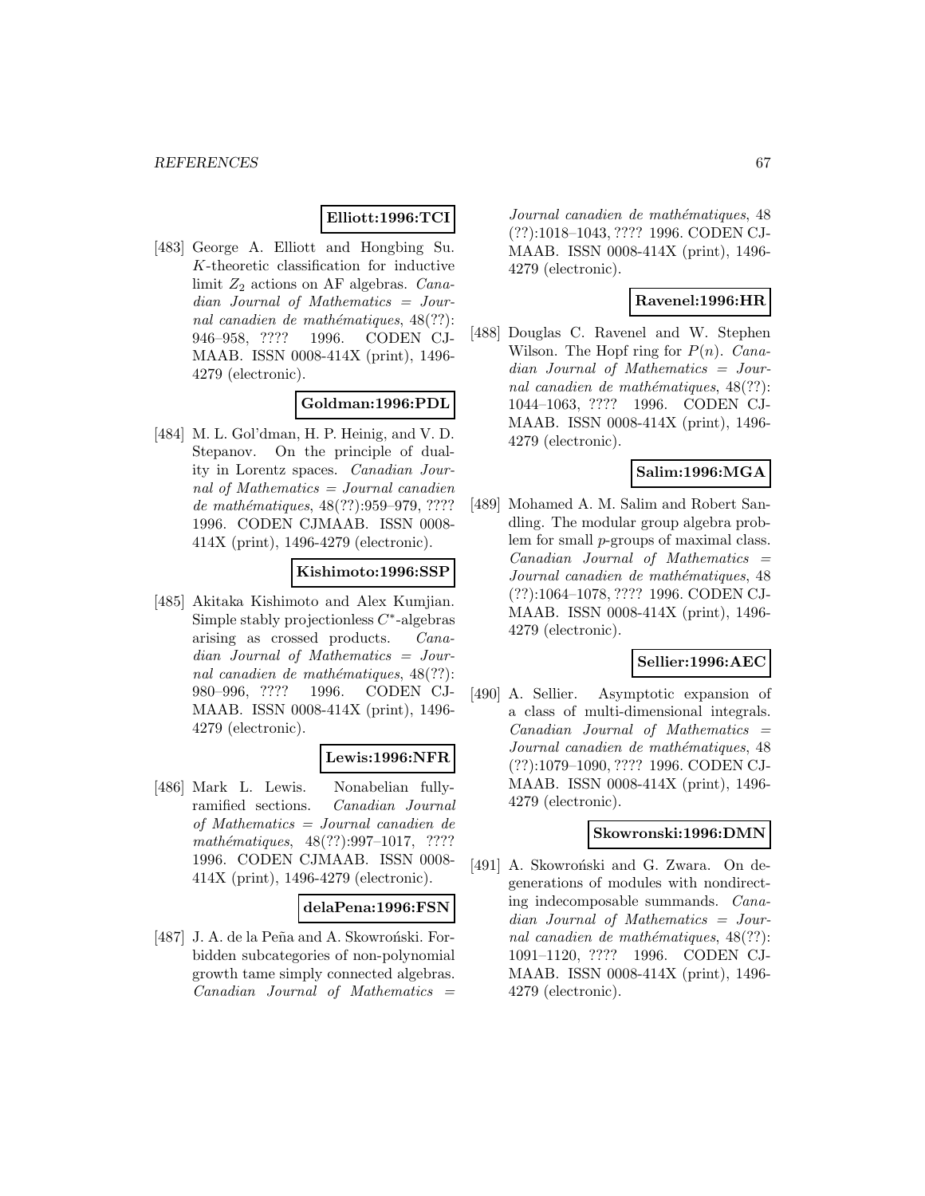**Elliott:1996:TCI**

[483] George A. Elliott and Hongbing Su. $K$-theoretic classification for inductive limit $Z_2$ actions on AF algebras. *Canadian Journal of Mathematics = Journal canadien de mathématiques*, 48(??): 946–958, ???? 1996. CODEN CJMAAB. ISSN 0008-414X (print), 1496-4279 (electronic).

**Goldman:1996:PDL**

[484] M. L. Gol'dman, H. P. Heinig, and V. D. Stepanov. On the principle of duality in Lorentz spaces. *Canadian Journal of Mathematics = Journal canadien de mathématiques*, 48(??):959–979, ???? 1996. CODEN CJMAAB. ISSN 0008-414X (print), 1496-4279 (electronic).

**Kishimoto:1996:SSP**

[485] Akitaka Kishimoto and Alex Kumjian. Simple stably projectionless $C^*$-algebras arising as crossed products. *Canadian Journal of Mathematics = Journal canadien de mathématiques*, 48(??): 980–996, ???? 1996. CODEN CJMAAB. ISSN 0008-414X (print), 1496-4279 (electronic).

**Lewis:1996:NFR**

[486] Mark L. Lewis. Nonabelian fully-ramified sections. *Canadian Journal of Mathematics = Journal canadien de mathématiques*, 48(??):997–1017, ???? 1996. CODEN CJMAAB. ISSN 0008-414X (print), 1496-4279 (electronic).

**delaPena:1996:FSN**

[487] J. A. de la Peña and A. Skowroński. Forbidden subcategories of non-polynomial growth tame simply connected algebras. *Canadian Journal of Mathematics = Journal canadien de mathématiques*, 48 (??):1018–1043, ???? 1996. CODEN CJMAAB. ISSN 0008-414X (print), 1496-4279 (electronic).

**Ravenel:1996:HR**

[488] Douglas C. Ravenel and W. Stephen Wilson. The Hopf ring for $P(n)$. *Canadian Journal of Mathematics = Journal canadien de mathématiques*, 48(??): 1044–1063, ???? 1996. CODEN CJMAAB. ISSN 0008-414X (print), 1496-4279 (electronic).

**Salim:1996:MGA**

[489] Mohamed A. M. Salim and Robert Sandling. The modular group algebra problem for small $p$-groups of maximal class. *Canadian Journal of Mathematics = Journal canadien de mathématiques*, 48 (??):1064–1078, ???? 1996. CODEN CJMAAB. ISSN 0008-414X (print), 1496-4279 (electronic).

**Sellier:1996:AEC**

[490] A. Sellier. Asymptotic expansion of a class of multi-dimensional integrals. *Canadian Journal of Mathematics = Journal canadien de mathématiques*, 48 (??):1079–1090, ???? 1996. CODEN CJMAAB. ISSN 0008-414X (print), 1496-4279 (electronic).

**Skowronski:1996:DMN**

[491] A. Skowroński and G. Zwara. On degenerations of modules with nondirecting indecomposable summands. *Canadian Journal of Mathematics = Journal canadien de mathématiques*, 48(??): 1091–1120, ???? 1996. CODEN CJMAAB. ISSN 0008-414X (print), 1496-4279 (electronic).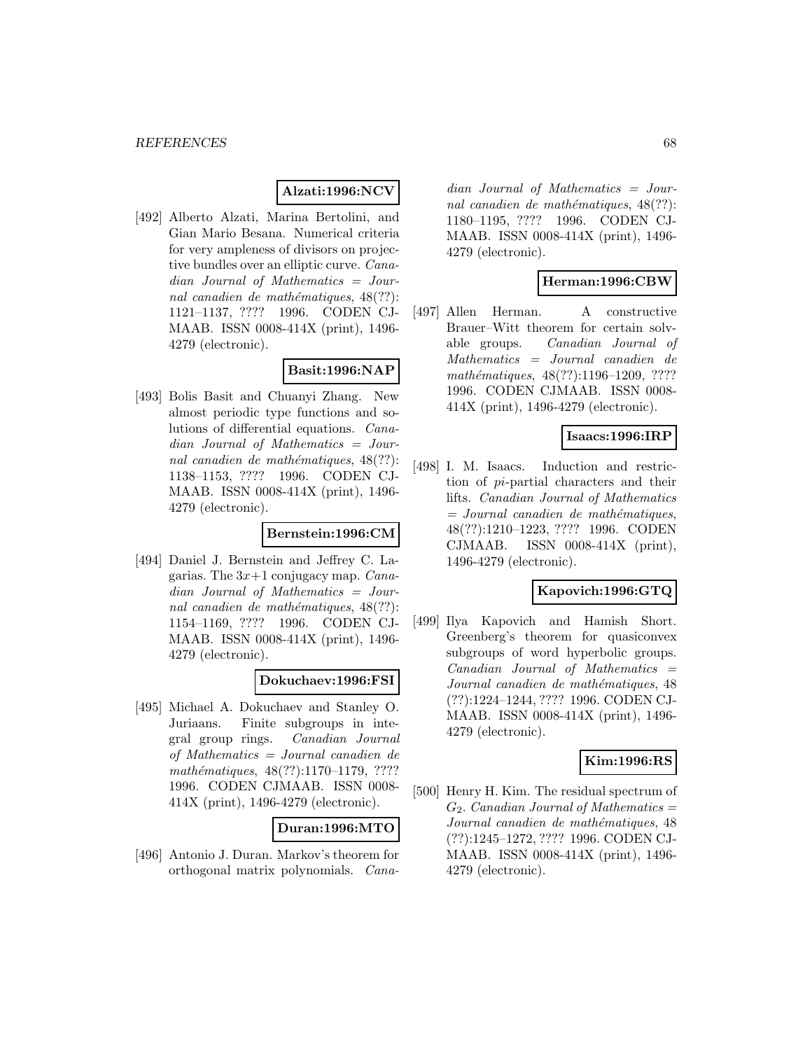**Alzati:1996:NCV**

[492] Alberto Alzati, Marina Bertolini, and Gian Mario Besana. Numerical criteria for very ampleness of divisors on projective bundles over an elliptic curve. *Canadian Journal of Mathematics = Journal canadien de mathématiques*, 48(??): 1121–1137, ???? 1996. CODEN CJMAAB. ISSN 0008-414X (print), 1496-4279 (electronic).

**Basit:1996:NAP**

[493] Bolis Basit and Chuanyi Zhang. New almost periodic type functions and solutions of differential equations. *Canadian Journal of Mathematics = Journal canadien de mathématiques*, 48(??): 1138–1153, ???? 1996. CODEN CJMAAB. ISSN 0008-414X (print), 1496-4279 (electronic).

**Bernstein:1996:CM**

[494] Daniel J. Bernstein and Jeffrey C. Lagarias. The $3x+1$ conjugacy map. *Canadian Journal of Mathematics = Journal canadien de mathématiques*, 48(??): 1154–1169, ???? 1996. CODEN CJMAAB. ISSN 0008-414X (print), 1496-4279 (electronic).

**Dokuchaev:1996:FSI**

[495] Michael A. Dokuchaev and Stanley O. Juriaans. Finite subgroups in integral group rings. *Canadian Journal of Mathematics = Journal canadien de mathématiques*, 48(??):1170–1179, ???? 1996. CODEN CJMAAB. ISSN 0008-414X (print), 1496-4279 (electronic).

**Duran:1996:MTO**

[496] Antonio J. Duran. Markov's theorem for orthogonal matrix polynomials. *Canadian Journal of Mathematics = Journal canadien de mathématiques*, 48(??): 1180–1195, ???? 1996. CODEN CJMAAB. ISSN 0008-414X (print), 1496-4279 (electronic).

**Herman:1996:CBW**

[497] Allen Herman. A constructive Brauer–Witt theorem for certain solvable groups. *Canadian Journal of Mathematics = Journal canadien de mathématiques*, 48(??):1196–1209, ???? 1996. CODEN CJMAAB. ISSN 0008-414X (print), 1496-4279 (electronic).

**Isaacs:1996:IRP**

[498] I. M. Isaacs. Induction and restriction of *pi*-partial characters and their lifts. *Canadian Journal of Mathematics = Journal canadien de mathématiques*, 48(??):1210–1223, ???? 1996. CODEN CJMAAB. ISSN 0008-414X (print), 1496-4279 (electronic).

**Kapovich:1996:GTQ**

[499] Ilya Kapovich and Hamish Short. Greenberg's theorem for quasiconvex subgroups of word hyperbolic groups. *Canadian Journal of Mathematics = Journal canadien de mathématiques*, 48 (??):1224–1244, ???? 1996. CODEN CJMAAB. ISSN 0008-414X (print), 1496-4279 (electronic).

**Kim:1996:RS**

[500] Henry H. Kim. The residual spectrum of $G_2$. *Canadian Journal of Mathematics = Journal canadien de mathématiques*, 48 (??):1245–1272, ???? 1996. CODEN CJMAAB. ISSN 0008-414X (print), 1496-4279 (electronic).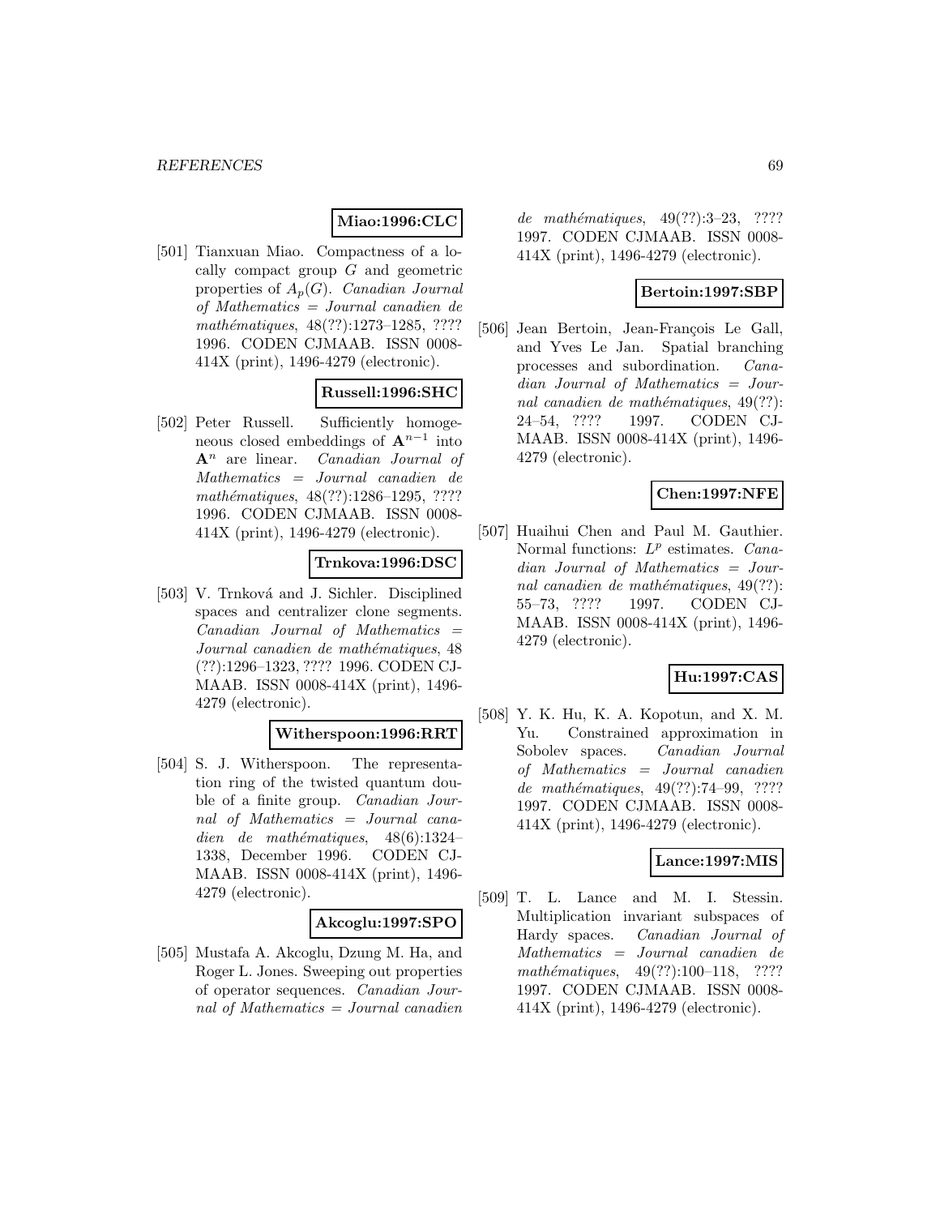**Miao:1996:CLC**

[501] Tianxuan Miao. Compactness of a locally compact group $G$ and geometric properties of $A_p(G)$. *Canadian Journal of Mathematics = Journal canadien de mathématiques*, 48(??):1273–1285, ???? 1996. CODEN CJMAAB. ISSN 0008-414X (print), 1496-4279 (electronic).

**Russell:1996:SHC**

[502] Peter Russell. Sufficiently homogeneous closed embeddings of $\mathbf{A}^{n-1}$ into $\mathbf{A}^n$ are linear. *Canadian Journal of Mathematics = Journal canadien de mathématiques*, 48(??):1286–1295, ???? 1996. CODEN CJMAAB. ISSN 0008-414X (print), 1496-4279 (electronic).

**Trnkova:1996:DSC**

[503] V. Trnková and J. Sichler. Disciplined spaces and centralizer clone segments. *Canadian Journal of Mathematics = Journal canadien de mathématiques*, 48 (??):1296–1323, ???? 1996. CODEN CJMAAB. ISSN 0008-414X (print), 1496-4279 (electronic).

**Witherspoon:1996:RRT**

[504] S. J. Witherspoon. The representation ring of the twisted quantum double of a finite group. *Canadian Journal of Mathematics = Journal canadien de mathématiques*, 48(6):1324–1338, December 1996. CODEN CJMAAB. ISSN 0008-414X (print), 1496-4279 (electronic).

**Akcoglu:1997:SPO**

[505] Mustafa A. Akcoglu, Dzung M. Ha, and Roger L. Jones. Sweeping out properties of operator sequences. *Canadian Journal of Mathematics = Journal canadien de mathématiques*, 49(??):3–23, ???? 1997. CODEN CJMAAB. ISSN 0008-414X (print), 1496-4279 (electronic).

**Bertoin:1997:SBP**

[506] Jean Bertoin, Jean-François Le Gall, and Yves Le Jan. Spatial branching processes and subordination. *Canadian Journal of Mathematics = Journal canadien de mathématiques*, 49(??): 24–54, ???? 1997. CODEN CJMAAB. ISSN 0008-414X (print), 1496-4279 (electronic).

**Chen:1997:NFE**

[507] Huaihui Chen and Paul M. Gauthier. Normal functions: $L^p$ estimates. *Canadian Journal of Mathematics = Journal canadien de mathématiques*, 49(??): 55–73, ???? 1997. CODEN CJMAAB. ISSN 0008-414X (print), 1496-4279 (electronic).

**Hu:1997:CAS**

[508] Y. K. Hu, K. A. Kopotun, and X. M. Yu. Constrained approximation in Sobolev spaces. *Canadian Journal of Mathematics = Journal canadien de mathématiques*, 49(??):74–99, ???? 1997. CODEN CJMAAB. ISSN 0008-414X (print), 1496-4279 (electronic).

**Lance:1997:MIS**

[509] T. L. Lance and M. I. Stessin. Multiplication invariant subspaces of Hardy spaces. *Canadian Journal of Mathematics = Journal canadien de mathématiques*, 49(??):100–118, ???? 1997. CODEN CJMAAB. ISSN 0008-414X (print), 1496-4279 (electronic).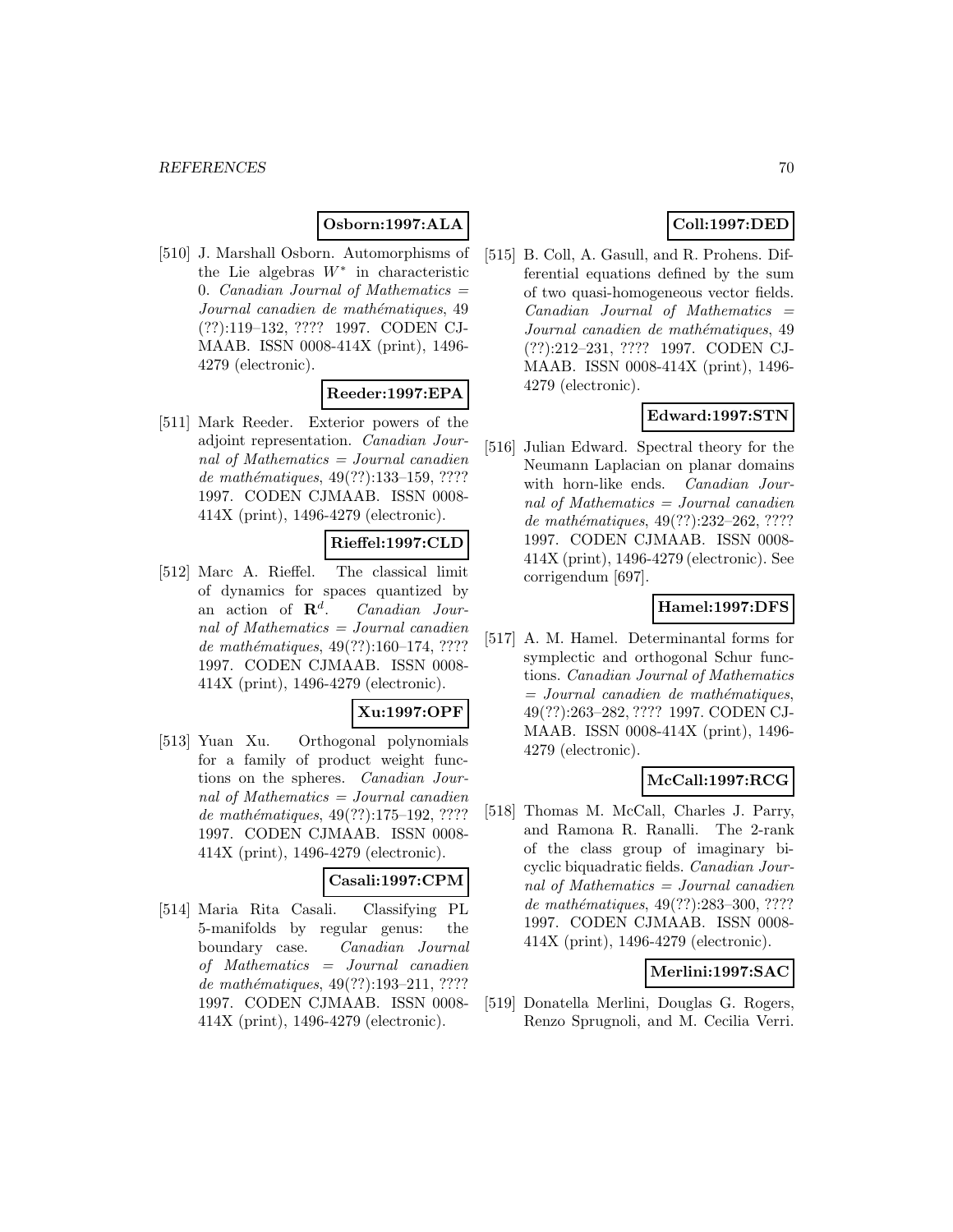**Osborn:1997:ALA**

[510] J. Marshall Osborn. Automorphisms of the Lie algebras $W^*$ in characteristic 0. *Canadian Journal of Mathematics = Journal canadien de mathématiques*, 49 (??):119–132, ???? 1997. CODEN CJMAAB. ISSN 0008-414X (print), 1496-4279 (electronic).

**Reeder:1997:EPA**

[511] Mark Reeder. Exterior powers of the adjoint representation. *Canadian Journal of Mathematics = Journal canadien de mathématiques*, 49(??):133–159, ???? 1997. CODEN CJMAAB. ISSN 0008-414X (print), 1496-4279 (electronic).

**Rieffel:1997:CLD**

[512] Marc A. Rieffel. The classical limit of dynamics for spaces quantized by an action of $\mathbf{R}^d$. *Canadian Journal of Mathematics = Journal canadien de mathématiques*, 49(??):160–174, ???? 1997. CODEN CJMAAB. ISSN 0008-414X (print), 1496-4279 (electronic).

**Xu:1997:OPF**

[513] Yuan Xu. Orthogonal polynomials for a family of product weight functions on the spheres. *Canadian Journal of Mathematics = Journal canadien de mathématiques*, 49(??):175–192, ???? 1997. CODEN CJMAAB. ISSN 0008-414X (print), 1496-4279 (electronic).

**Casali:1997:CPM**

[514] Maria Rita Casali. Classifying PL 5-manifolds by regular genus: the boundary case. *Canadian Journal of Mathematics = Journal canadien de mathématiques*, 49(??):193–211, ???? 1997. CODEN CJMAAB. ISSN 0008-414X (print), 1496-4279 (electronic).

**Coll:1997:DED**

[515] B. Coll, A. Gasull, and R. Prohens. Differential equations defined by the sum of two quasi-homogeneous vector fields. *Canadian Journal of Mathematics = Journal canadien de mathématiques*, 49 (??):212–231, ???? 1997. CODEN CJMAAB. ISSN 0008-414X (print), 1496-4279 (electronic).

**Edward:1997:STN**

[516] Julian Edward. Spectral theory for the Neumann Laplacian on planar domains with horn-like ends. *Canadian Journal of Mathematics = Journal canadien de mathématiques*, 49(??):232–262, ???? 1997. CODEN CJMAAB. ISSN 0008-414X (print), 1496-4279 (electronic). See corrigendum [697].

**Hamel:1997:DFS**

[517] A. M. Hamel. Determinantal forms for symplectic and orthogonal Schur functions. *Canadian Journal of Mathematics = Journal canadien de mathématiques*, 49(??):263–282, ???? 1997. CODEN CJMAAB. ISSN 0008-414X (print), 1496-4279 (electronic).

**McCall:1997:RCG**

[518] Thomas M. McCall, Charles J. Parry, and Ramona R. Ranalli. The 2-rank of the class group of imaginary bicyclic biquadratic fields. *Canadian Journal of Mathematics = Journal canadien de mathématiques*, 49(??):283–300, ???? 1997. CODEN CJMAAB. ISSN 0008-414X (print), 1496-4279 (electronic).

**Merlini:1997:SAC**

[519] Donatella Merlini, Douglas G. Rogers, Renzo Sprugnoli, and M. Cecilia Verri.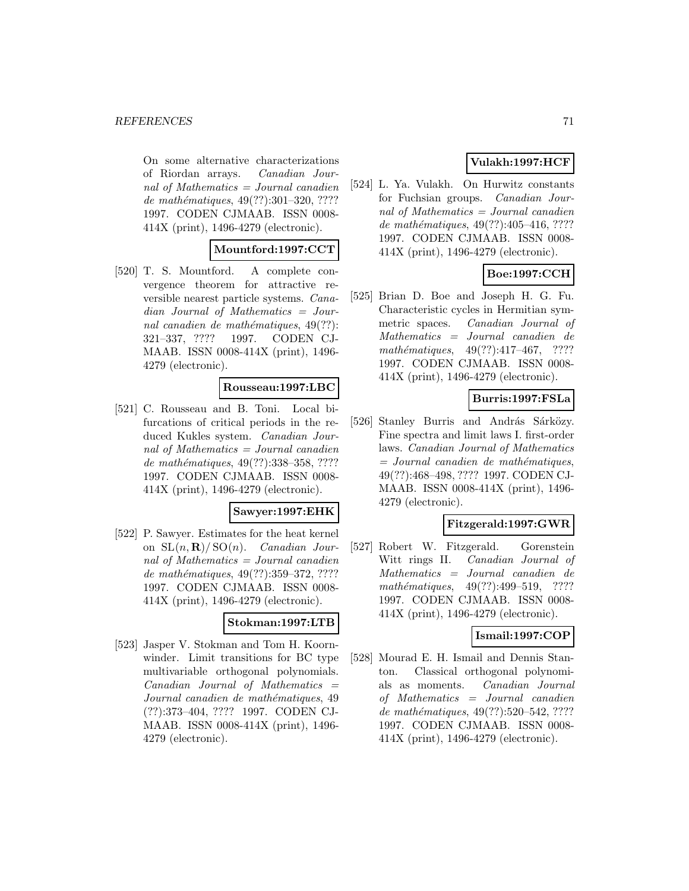On some alternative characterizations of Riordan arrays. *Canadian Journal of Mathematics = Journal canadien de mathématiques*, 49(??):301–320, ???? 1997. CODEN CJMAAB. ISSN 0008-414X (print), 1496-4279 (electronic).

**Mountford:1997:CCT**

[520] T. S. Mountford. A complete convergence theorem for attractive reversible nearest particle systems. *Canadian Journal of Mathematics = Journal canadien de mathématiques*, 49(??): 321–337, ???? 1997. CODEN CJMAAB. ISSN 0008-414X (print), 1496-4279 (electronic).

**Rousseau:1997:LBC**

[521] C. Rousseau and B. Toni. Local bifurcations of critical periods in the reduced Kukles system. *Canadian Journal of Mathematics = Journal canadien de mathématiques*, 49(??):338–358, ???? 1997. CODEN CJMAAB. ISSN 0008-414X (print), 1496-4279 (electronic).

**Sawyer:1997:EHK**

[522] P. Sawyer. Estimates for the heat kernel on $\mathrm{SL}(n, \mathbf{R}) / \mathrm{SO}(n)$. *Canadian Journal of Mathematics = Journal canadien de mathématiques*, 49(??):359–372, ???? 1997. CODEN CJMAAB. ISSN 0008-414X (print), 1496-4279 (electronic).

**Stokman:1997:LTB**

[523] Jasper V. Stokman and Tom H. Koornwinder. Limit transitions for BC type multivariable orthogonal polynomials. *Canadian Journal of Mathematics = Journal canadien de mathématiques*, 49 (??):373–404, ???? 1997. CODEN CJMAAB. ISSN 0008-414X (print), 1496-4279 (electronic).

**Vulakh:1997:HCF**

[524] L. Ya. Vulakh. On Hurwitz constants for Fuchsian groups. *Canadian Journal of Mathematics = Journal canadien de mathématiques*, 49(??):405–416, ???? 1997. CODEN CJMAAB. ISSN 0008-414X (print), 1496-4279 (electronic).

**Boe:1997:CCH**

[525] Brian D. Boe and Joseph H. G. Fu. Characteristic cycles in Hermitian symmetric spaces. *Canadian Journal of Mathematics = Journal canadien de mathématiques*, 49(??):417–467, ???? 1997. CODEN CJMAAB. ISSN 0008-414X (print), 1496-4279 (electronic).

**Burris:1997:FSLa**

[526] Stanley Burris and András Sárközy. Fine spectra and limit laws I. first-order laws. *Canadian Journal of Mathematics = Journal canadien de mathématiques*, 49(??):468–498, ???? 1997. CODEN CJMAAB. ISSN 0008-414X (print), 1496-4279 (electronic).

**Fitzgerald:1997:GWR**

[527] Robert W. Fitzgerald. Gorenstein Witt rings II. *Canadian Journal of Mathematics = Journal canadien de mathématiques*, 49(??):499–519, ???? 1997. CODEN CJMAAB. ISSN 0008-414X (print), 1496-4279 (electronic).

**Ismail:1997:COP**

[528] Mourad E. H. Ismail and Dennis Stanton. Classical orthogonal polynomials as moments. *Canadian Journal of Mathematics = Journal canadien de mathématiques*, 49(??):520–542, ???? 1997. CODEN CJMAAB. ISSN 0008-414X (print), 1496-4279 (electronic).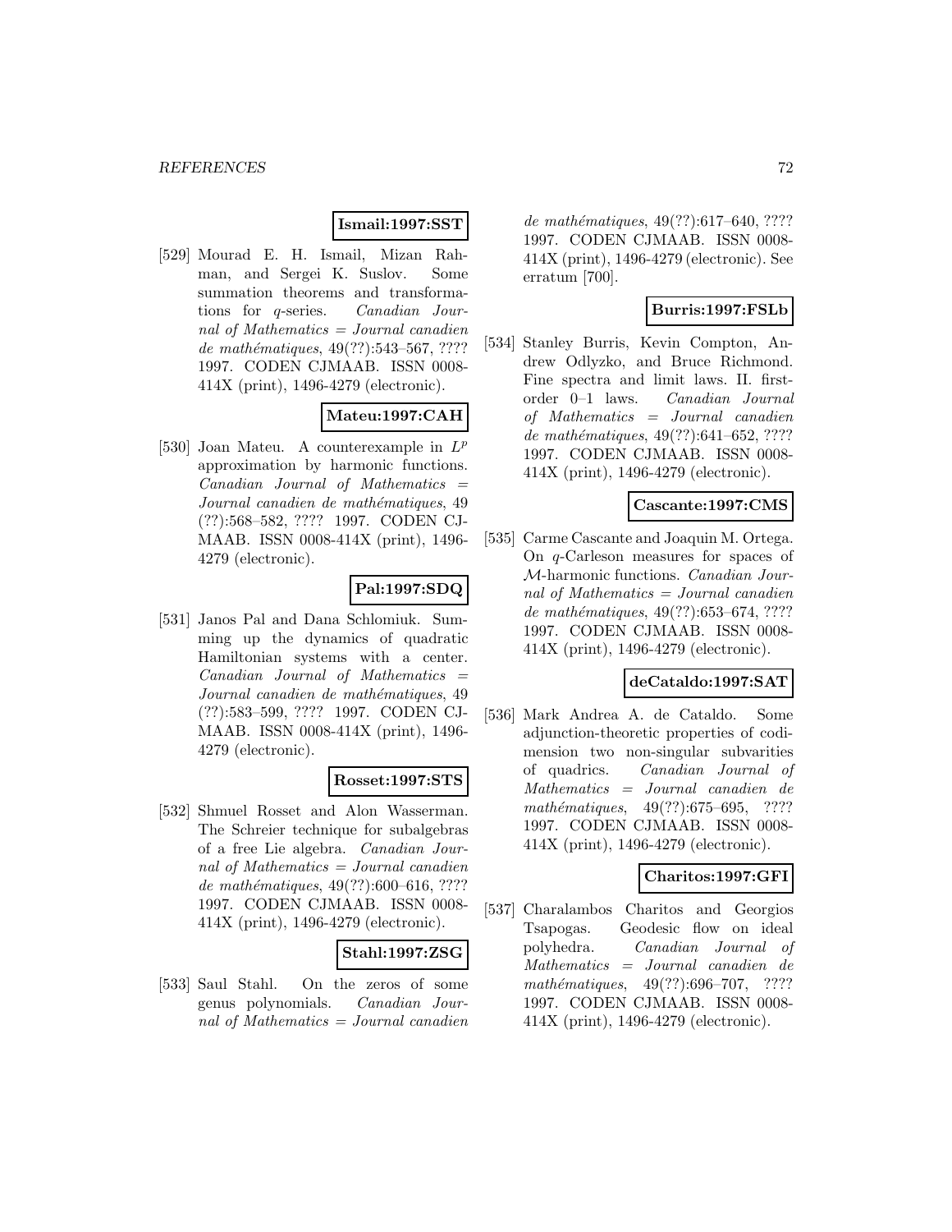**Ismail:1997:SST**

[529] Mourad E. H. Ismail, Mizan Rahman, and Sergei K. Suslov. Some summation theorems and transformations for $q$-series. *Canadian Journal of Mathematics = Journal canadien de mathématiques*, 49(??):543–567, ???? 1997. CODEN CJMAAB. ISSN 0008-414X (print), 1496-4279 (electronic).

**Mateu:1997:CAH**

[530] Joan Mateu. A counterexample in $L^p$ approximation by harmonic functions. *Canadian Journal of Mathematics = Journal canadien de mathématiques*, 49 (??):568–582, ???? 1997. CODEN CJMAAB. ISSN 0008-414X (print), 1496-4279 (electronic).

**Pal:1997:SDQ**

[531] Janos Pal and Dana Schlomiuk. Summing up the dynamics of quadratic Hamiltonian systems with a center. *Canadian Journal of Mathematics = Journal canadien de mathématiques*, 49 (??):583–599, ???? 1997. CODEN CJMAAB. ISSN 0008-414X (print), 1496-4279 (electronic).

**Rosset:1997:STS**

[532] Shmuel Rosset and Alon Wasserman. The Schreier technique for subalgebras of a free Lie algebra. *Canadian Journal of Mathematics = Journal canadien de mathématiques*, 49(??):600–616, ???? 1997. CODEN CJMAAB. ISSN 0008-414X (print), 1496-4279 (electronic).

**Stahl:1997:ZSG**

[533] Saul Stahl. On the zeros of some genus polynomials. *Canadian Journal of Mathematics = Journal canadien de mathématiques*, 49(??):617–640, ???? 1997. CODEN CJMAAB. ISSN 0008-414X (print), 1496-4279 (electronic). See erratum [700].

**Burris:1997:FSLb**

[534] Stanley Burris, Kevin Compton, Andrew Odlyzko, and Bruce Richmond. Fine spectra and limit laws. II. first-order 0–1 laws. *Canadian Journal of Mathematics = Journal canadien de mathématiques*, 49(??):641–652, ???? 1997. CODEN CJMAAB. ISSN 0008-414X (print), 1496-4279 (electronic).

**Cascante:1997:CMS**

[535] Carme Cascante and Joaquin M. Ortega. On $q$-Carleson measures for spaces of $\mathcal{M}$-harmonic functions. *Canadian Journal of Mathematics = Journal canadien de mathématiques*, 49(??):653–674, ???? 1997. CODEN CJMAAB. ISSN 0008-414X (print), 1496-4279 (electronic).

**deCataldo:1997:SAT**

[536] Mark Andrea A. de Cataldo. Some adjunction-theoretic properties of codimension two non-singular subvarities of quadrics. *Canadian Journal of Mathematics = Journal canadien de mathématiques*, 49(??):675–695, ???? 1997. CODEN CJMAAB. ISSN 0008-414X (print), 1496-4279 (electronic).

**Charitos:1997:GFI**

[537] Charalambos Charitos and Georgios Tsapogas. Geodesic flow on ideal polyhedra. *Canadian Journal of Mathematics = Journal canadien de mathématiques*, 49(??):696–707, ???? 1997. CODEN CJMAAB. ISSN 0008-414X (print), 1496-4279 (electronic).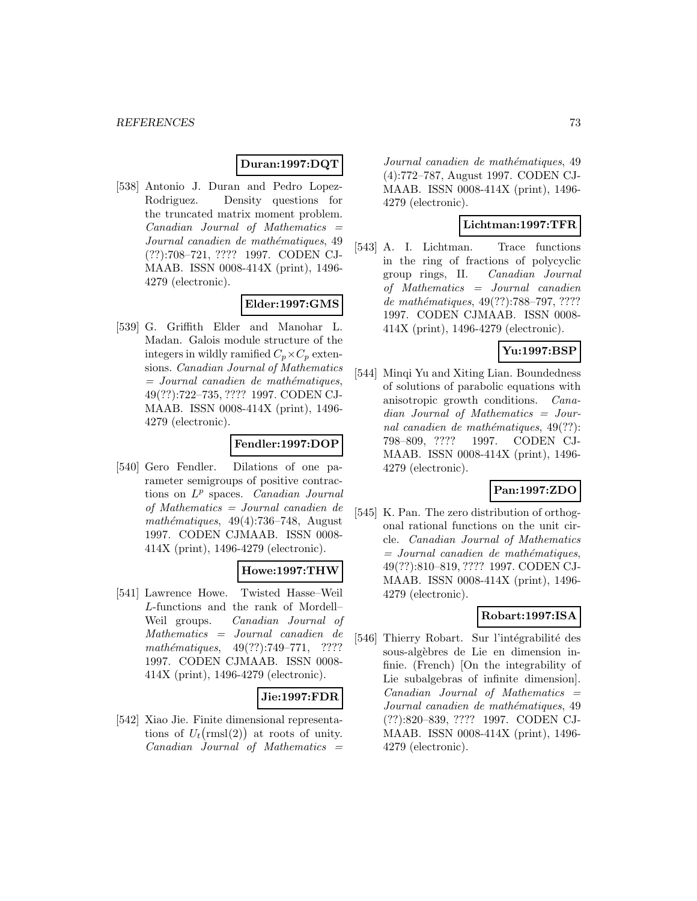**Duran:1997:DQT**

[538] Antonio J. Duran and Pedro Lopez-Rodriguez. Density questions for the truncated matrix moment problem. *Canadian Journal of Mathematics = Journal canadien de mathématiques*, 49 (??):708–721, ???? 1997. CODEN CJMAAB. ISSN 0008-414X (print), 1496-4279 (electronic).

**Elder:1997:GMS**

[539] G. Griffith Elder and Manohar L. Madan. Galois module structure of the integers in wildly ramified $C_p \times C_p$ extensions. *Canadian Journal of Mathematics = Journal canadien de mathématiques*, 49(??):722–735, ???? 1997. CODEN CJMAAB. ISSN 0008-414X (print), 1496-4279 (electronic).

**Fendler:1997:DOP**

[540] Gero Fendler. Dilations of one parameter semigroups of positive contractions on $L^p$ spaces. *Canadian Journal of Mathematics = Journal canadien de mathématiques*, 49(4):736–748, August 1997. CODEN CJMAAB. ISSN 0008-414X (print), 1496-4279 (electronic).

**Howe:1997:THW**

[541] Lawrence Howe. Twisted Hasse–Weil $L$-functions and the rank of Mordell–Weil groups. *Canadian Journal of Mathematics = Journal canadien de mathématiques*, 49(??):749–771, ???? 1997. CODEN CJMAAB. ISSN 0008-414X (print), 1496-4279 (electronic).

**Jie:1997:FDR**

[542] Xiao Jie. Finite dimensional representations of $U_t(\mathrm{rmsl}(2))$ at roots of unity. *Canadian Journal of Mathematics = Journal canadien de mathématiques*, 49 (4):772–787, August 1997. CODEN CJMAAB. ISSN 0008-414X (print), 1496-4279 (electronic).

**Lichtman:1997:TFR**

[543] A. I. Lichtman. Trace functions in the ring of fractions of polycyclic group rings, II. *Canadian Journal of Mathematics = Journal canadien de mathématiques*, 49(??):788–797, ???? 1997. CODEN CJMAAB. ISSN 0008-414X (print), 1496-4279 (electronic).

**Yu:1997:BSP**

[544] Minqi Yu and Xiting Lian. Boundedness of solutions of parabolic equations with anisotropic growth conditions. *Canadian Journal of Mathematics = Journal canadien de mathématiques*, 49(??): 798–809, ???? 1997. CODEN CJMAAB. ISSN 0008-414X (print), 1496-4279 (electronic).

**Pan:1997:ZDO**

[545] K. Pan. The zero distribution of orthogonal rational functions on the unit circle. *Canadian Journal of Mathematics = Journal canadien de mathématiques*, 49(??):810–819, ???? 1997. CODEN CJMAAB. ISSN 0008-414X (print), 1496-4279 (electronic).

**Robart:1997:ISA**

[546] Thierry Robart. Sur l'intégrabilité des sous-algèbres de Lie en dimension infinie. (French) [On the integrability of Lie subalgebras of infinite dimension]. *Canadian Journal of Mathematics = Journal canadien de mathématiques*, 49 (??):820–839, ???? 1997. CODEN CJMAAB. ISSN 0008-414X (print), 1496-4279 (electronic).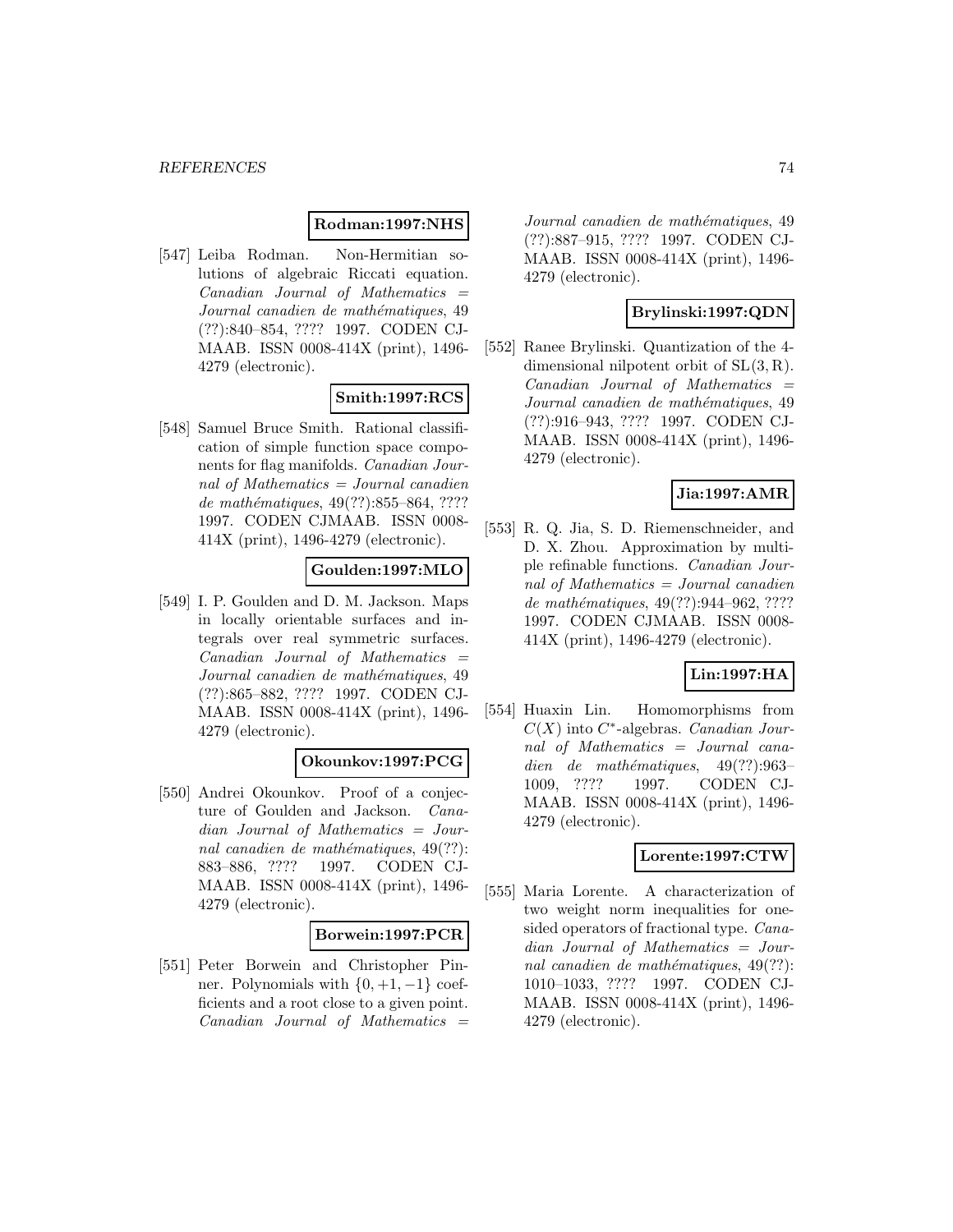**Rodman:1997:NHS**

[547] Leiba Rodman. Non-Hermitian solutions of algebraic Riccati equation. *Canadian Journal of Mathematics = Journal canadien de mathématiques*, 49 (??):840–854, ???? 1997. CODEN CJMAAB. ISSN 0008-414X (print), 1496-4279 (electronic).

**Smith:1997:RCS**

[548] Samuel Bruce Smith. Rational classification of simple function space components for flag manifolds. *Canadian Journal of Mathematics = Journal canadien de mathématiques*, 49(??):855–864, ???? 1997. CODEN CJMAAB. ISSN 0008-414X (print), 1496-4279 (electronic).

**Goulden:1997:MLO**

[549] I. P. Goulden and D. M. Jackson. Maps in locally orientable surfaces and integrals over real symmetric surfaces. *Canadian Journal of Mathematics = Journal canadien de mathématiques*, 49 (??):865–882, ???? 1997. CODEN CJMAAB. ISSN 0008-414X (print), 1496-4279 (electronic).

**Okounkov:1997:PCG**

[550] Andrei Okounkov. Proof of a conjecture of Goulden and Jackson. *Canadian Journal of Mathematics = Journal canadien de mathématiques*, 49(??): 883–886, ???? 1997. CODEN CJMAAB. ISSN 0008-414X (print), 1496-4279 (electronic).

**Borwein:1997:PCR**

[551] Peter Borwein and Christopher Pinner. Polynomials with $\{0, +1, -1\}$ coefficients and a root close to a given point. *Canadian Journal of Mathematics = Journal canadien de mathématiques*, 49 (??):887–915, ???? 1997. CODEN CJMAAB. ISSN 0008-414X (print), 1496-4279 (electronic).

**Brylinski:1997:QDN**

[552] Ranee Brylinski. Quantization of the 4-dimensional nilpotent orbit of $\mathrm{SL}(3, \mathrm{R})$. *Canadian Journal of Mathematics = Journal canadien de mathématiques*, 49 (??):916–943, ???? 1997. CODEN CJMAAB. ISSN 0008-414X (print), 1496-4279 (electronic).

**Jia:1997:AMR**

[553] R. Q. Jia, S. D. Riemenschneider, and D. X. Zhou. Approximation by multiple refinable functions. *Canadian Journal of Mathematics = Journal canadien de mathématiques*, 49(??):944–962, ???? 1997. CODEN CJMAAB. ISSN 0008-414X (print), 1496-4279 (electronic).

**Lin:1997:HA**

[554] Huaxin Lin. Homomorphisms from $C(X)$ into $C^*$-algebras. *Canadian Journal of Mathematics = Journal canadien de mathématiques*, 49(??):963–1009, ???? 1997. CODEN CJMAAB. ISSN 0008-414X (print), 1496-4279 (electronic).

**Lorente:1997:CTW**

[555] Maria Lorente. A characterization of two weight norm inequalities for one-sided operators of fractional type. *Canadian Journal of Mathematics = Journal canadien de mathématiques*, 49(??): 1010–1033, ???? 1997. CODEN CJMAAB. ISSN 0008-414X (print), 1496-4279 (electronic).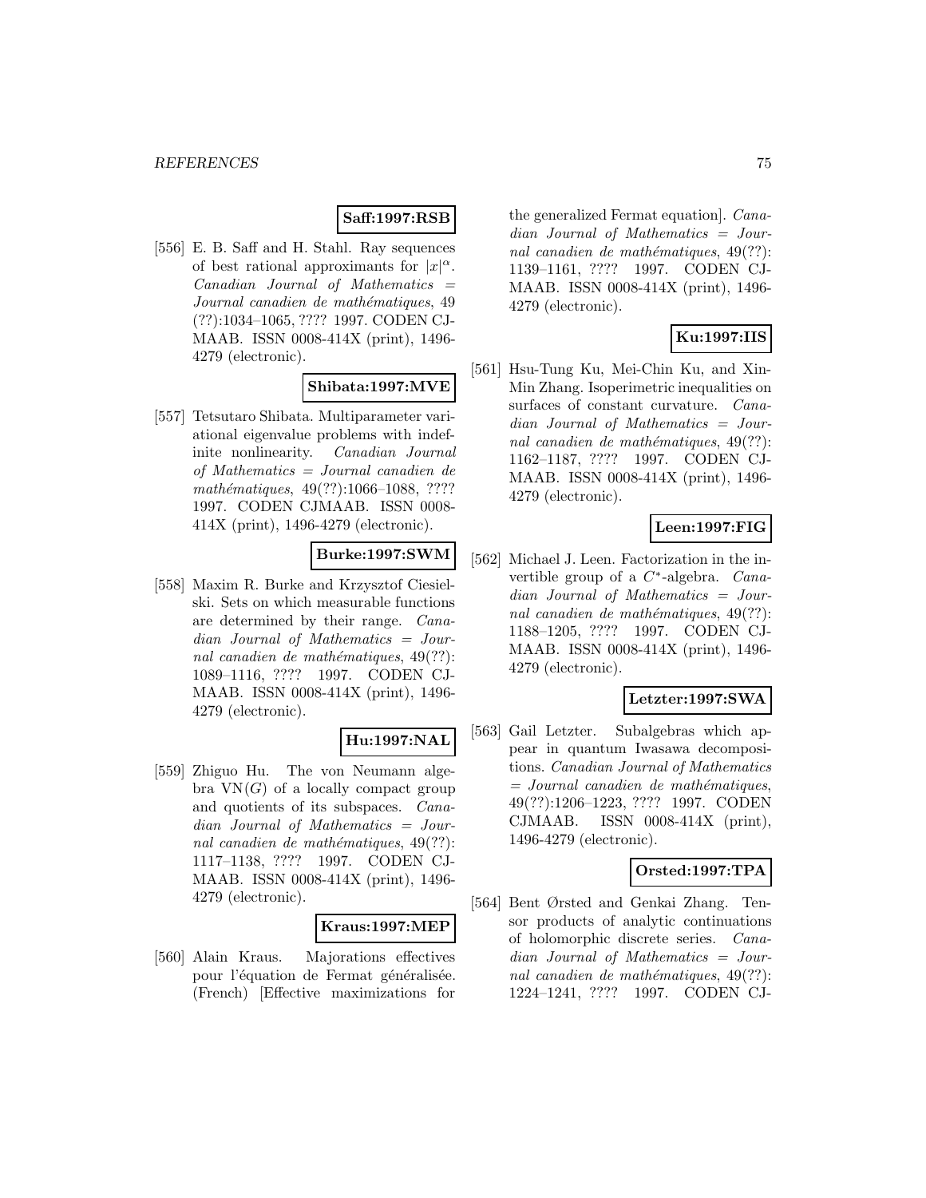**Saff:1997:RSB**

[556] E. B. Saff and H. Stahl. Ray sequences of best rational approximants for $|x|^{\alpha}$. *Canadian Journal of Mathematics = Journal canadien de mathématiques*, 49 (??):1034–1065, ???? 1997. CODEN CJMAAB. ISSN 0008-414X (print), 1496-4279 (electronic).

**Shibata:1997:MVE**

[557] Tetsutaro Shibata. Multiparameter variational eigenvalue problems with indefinite nonlinearity. *Canadian Journal of Mathematics = Journal canadien de mathématiques*, 49(??):1066–1088, ???? 1997. CODEN CJMAAB. ISSN 0008-414X (print), 1496-4279 (electronic).

**Burke:1997:SWM**

[558] Maxim R. Burke and Krzysztof Ciesielski. Sets on which measurable functions are determined by their range. *Canadian Journal of Mathematics = Journal canadien de mathématiques*, 49(??): 1089–1116, ???? 1997. CODEN CJMAAB. ISSN 0008-414X (print), 1496-4279 (electronic).

**Hu:1997:NAL**

[559] Zhiguo Hu. The von Neumann algebra $\mathrm{VN}(G)$ of a locally compact group and quotients of its subspaces. *Canadian Journal of Mathematics = Journal canadien de mathématiques*, 49(??): 1117–1138, ???? 1997. CODEN CJMAAB. ISSN 0008-414X (print), 1496-4279 (electronic).

**Kraus:1997:MEP**

[560] Alain Kraus. Majorations effectives pour l'équation de Fermat généralisée. (French) [Effective maximizations for the generalized Fermat equation]. *Canadian Journal of Mathematics = Journal canadien de mathématiques*, 49(??): 1139–1161, ???? 1997. CODEN CJMAAB. ISSN 0008-414X (print), 1496-4279 (electronic).

**Ku:1997:IIS**

[561] Hsu-Tung Ku, Mei-Chin Ku, and Xin-Min Zhang. Isoperimetric inequalities on surfaces of constant curvature. *Canadian Journal of Mathematics = Journal canadien de mathématiques*, 49(??): 1162–1187, ???? 1997. CODEN CJMAAB. ISSN 0008-414X (print), 1496-4279 (electronic).

**Leen:1997:FIG**

[562] Michael J. Leen. Factorization in the invertible group of a $C^*$-algebra. *Canadian Journal of Mathematics = Journal canadien de mathématiques*, 49(??): 1188–1205, ???? 1997. CODEN CJMAAB. ISSN 0008-414X (print), 1496-4279 (electronic).

**Letzter:1997:SWA**

[563] Gail Letzter. Subalgebras which appear in quantum Iwasawa decompositions. *Canadian Journal of Mathematics = Journal canadien de mathématiques*, 49(??):1206–1223, ???? 1997. CODEN CJMAAB. ISSN 0008-414X (print), 1496-4279 (electronic).

**Orsted:1997:TPA**

[564] Bent Ørsted and Genkai Zhang. Tensor products of analytic continuations of holomorphic discrete series. *Canadian Journal of Mathematics = Journal canadien de mathématiques*, 49(??): 1224–1241, ???? 1997. CODEN CJ-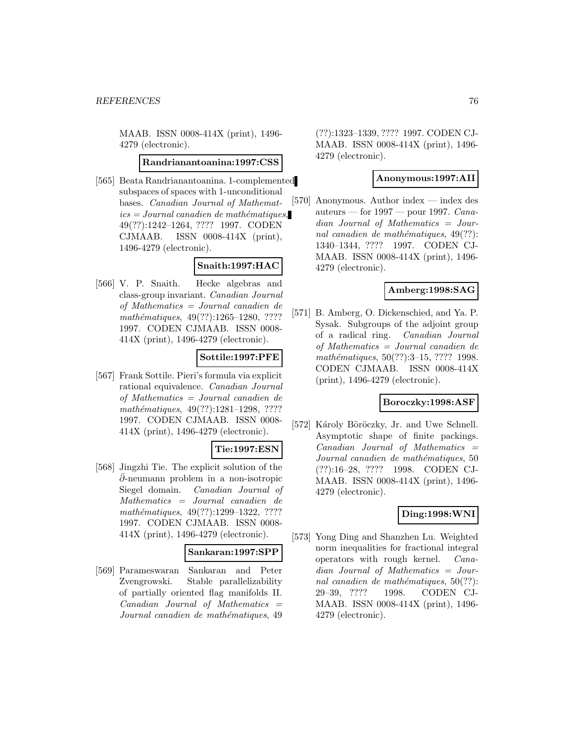MAAB. ISSN 0008-414X (print), 1496-4279 (electronic).

**Randrianantoanina:1997:CSS**

[565] Beata Randrianantoanina. 1-complemented subspaces of spaces with 1-unconditional bases. *Canadian Journal of Mathematics = Journal canadien de mathématiques*, 49(??):1242–1264, ???? 1997. CODEN CJMAAB. ISSN 0008-414X (print), 1496-4279 (electronic).

**Snaith:1997:HAC**

[566] V. P. Snaith. Hecke algebras and class-group invariant. *Canadian Journal of Mathematics = Journal canadien de mathématiques*, 49(??):1265–1280, ???? 1997. CODEN CJMAAB. ISSN 0008-414X (print), 1496-4279 (electronic).

**Sottile:1997:PFE**

[567] Frank Sottile. Pieri's formula via explicit rational equivalence. *Canadian Journal of Mathematics = Journal canadien de mathématiques*, 49(??):1281–1298, ???? 1997. CODEN CJMAAB. ISSN 0008-414X (print), 1496-4279 (electronic).

**Tie:1997:ESN**

[568] Jingzhi Tie. The explicit solution of the $\bar{\partial}$-neumann problem in a non-isotropic Siegel domain. *Canadian Journal of Mathematics = Journal canadien de mathématiques*, 49(??):1299–1322, ???? 1997. CODEN CJMAAB. ISSN 0008-414X (print), 1496-4279 (electronic).

**Sankaran:1997:SPP**

[569] Parameswaran Sankaran and Peter Zvengrowski. Stable parallelizability of partially oriented flag manifolds II. *Canadian Journal of Mathematics = Journal canadien de mathématiques*, 49 (??):1323–1339, ???? 1997. CODEN CJMAAB. ISSN 0008-414X (print), 1496-4279 (electronic).

**Anonymous:1997:AII**

[570] Anonymous. Author index — index des auteurs — for 1997 — pour 1997. *Canadian Journal of Mathematics = Journal canadien de mathématiques*, 49(??): 1340–1344, ???? 1997. CODEN CJMAAB. ISSN 0008-414X (print), 1496-4279 (electronic).

**Amberg:1998:SAG**

[571] B. Amberg, O. Dickenschied, and Ya. P. Sysak. Subgroups of the adjoint group of a radical ring. *Canadian Journal of Mathematics = Journal canadien de mathématiques*, 50(??):3–15, ???? 1998. CODEN CJMAAB. ISSN 0008-414X (print), 1496-4279 (electronic).

**Boroczky:1998:ASF**

[572] Károly Böröczky, Jr. and Uwe Schnell. Asymptotic shape of finite packings. *Canadian Journal of Mathematics = Journal canadien de mathématiques*, 50 (??):16–28, ???? 1998. CODEN CJMAAB. ISSN 0008-414X (print), 1496-4279 (electronic).

**Ding:1998:WNI**

[573] Yong Ding and Shanzhen Lu. Weighted norm inequalities for fractional integral operators with rough kernel. *Canadian Journal of Mathematics = Journal canadien de mathématiques*, 50(??): 29–39, ???? 1998. CODEN CJMAAB. ISSN 0008-414X (print), 1496-4279 (electronic).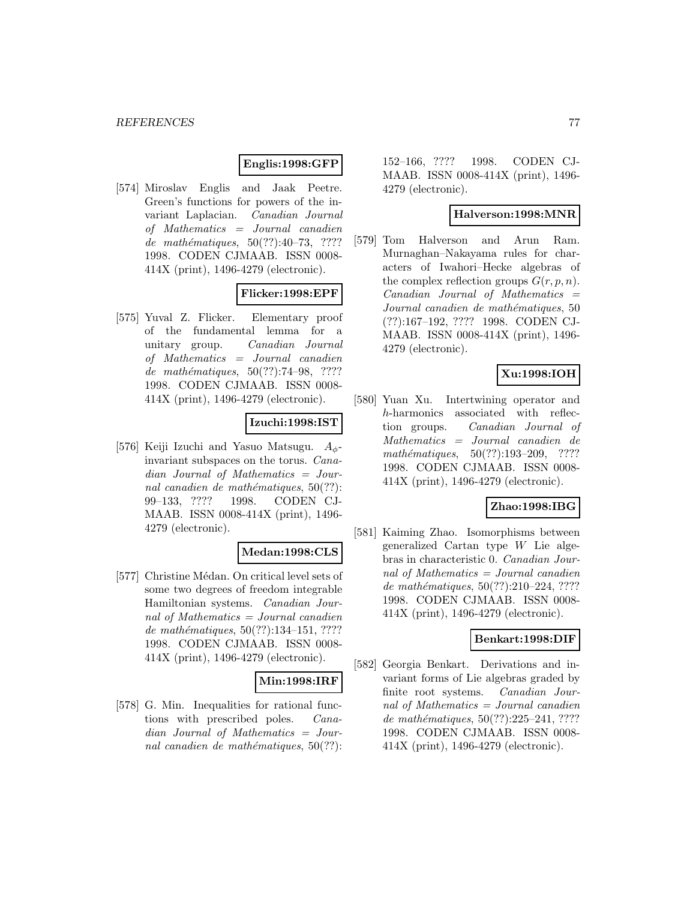**Englis:1998:GFP**

[574] Miroslav Englis and Jaak Peetre. Green's functions for powers of the invariant Laplacian. *Canadian Journal of Mathematics = Journal canadien de mathématiques*, 50(??):40–73, ???? 1998. CODEN CJMAAB. ISSN 0008-414X (print), 1496-4279 (electronic).

**Flicker:1998:EPF**

[575] Yuval Z. Flicker. Elementary proof of the fundamental lemma for a unitary group. *Canadian Journal of Mathematics = Journal canadien de mathématiques*, 50(??):74–98, ???? 1998. CODEN CJMAAB. ISSN 0008-414X (print), 1496-4279 (electronic).

**Izuchi:1998:IST**

[576] Keiji Izuchi and Yasuo Matsugu. $A_\phi$-invariant subspaces on the torus. *Canadian Journal of Mathematics = Journal canadien de mathématiques*, 50(??):99–133, ???? 1998. CODEN CJMAAB. ISSN 0008-414X (print), 1496-4279 (electronic).

**Medan:1998:CLS**

[577] Christine Médan. On critical level sets of some two degrees of freedom integrable Hamiltonian systems. *Canadian Journal of Mathematics = Journal canadien de mathématiques*, 50(??):134–151, ???? 1998. CODEN CJMAAB. ISSN 0008-414X (print), 1496-4279 (electronic).

**Min:1998:IRF**

[578] G. Min. Inequalities for rational functions with prescribed poles. *Canadian Journal of Mathematics = Journal canadien de mathématiques*, 50(??):152–166, ???? 1998. CODEN CJMAAB. ISSN 0008-414X (print), 1496-4279 (electronic).

**Halverson:1998:MNR**

[579] Tom Halverson and Arun Ram. Murnaghan–Nakayama rules for characters of Iwahori–Hecke algebras of the complex reflection groups $G(r, p, n)$. *Canadian Journal of Mathematics = Journal canadien de mathématiques*, 50(??):167–192, ???? 1998. CODEN CJMAAB. ISSN 0008-414X (print), 1496-4279 (electronic).

**Xu:1998:IOH**

[580] Yuan Xu. Intertwining operator and $h$-harmonics associated with reflection groups. *Canadian Journal of Mathematics = Journal canadien de mathématiques*, 50(??):193–209, ???? 1998. CODEN CJMAAB. ISSN 0008-414X (print), 1496-4279 (electronic).

**Zhao:1998:IBG**

[581] Kaiming Zhao. Isomorphisms between generalized Cartan type $W$ Lie algebras in characteristic 0. *Canadian Journal of Mathematics = Journal canadien de mathématiques*, 50(??):210–224, ???? 1998. CODEN CJMAAB. ISSN 0008-414X (print), 1496-4279 (electronic).

**Benkart:1998:DIF**

[582] Georgia Benkart. Derivations and invariant forms of Lie algebras graded by finite root systems. *Canadian Journal of Mathematics = Journal canadien de mathématiques*, 50(??):225–241, ???? 1998. CODEN CJMAAB. ISSN 0008-414X (print), 1496-4279 (electronic).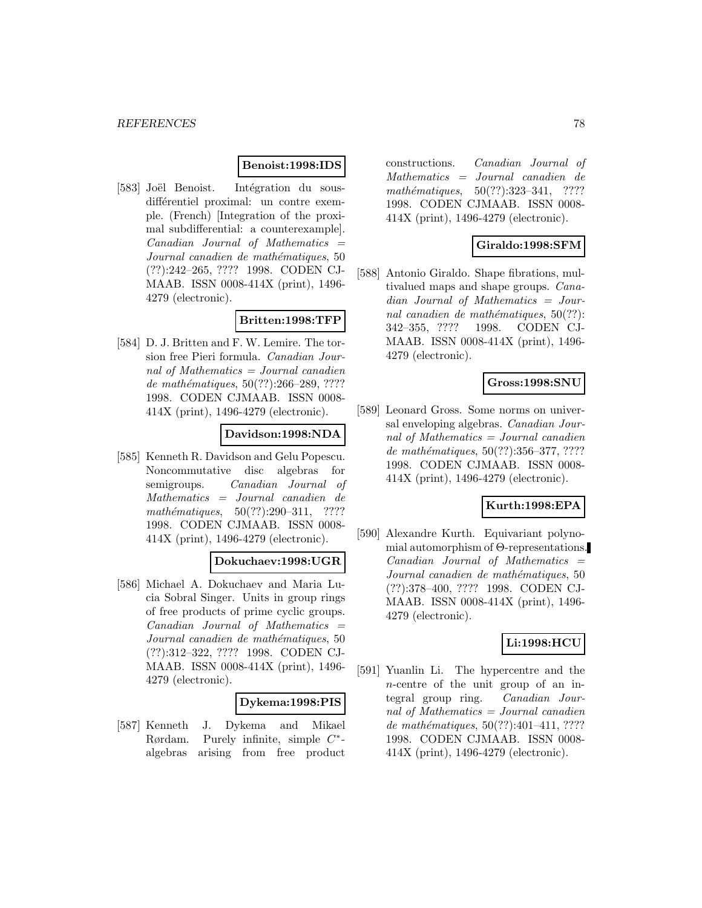**Benoist:1998:IDS**

[583] Joël Benoist. Intégration du sous-différentiel proximal: un contre exemple. (French) [Integration of the proximal subdifferential: a counterexample]. *Canadian Journal of Mathematics = Journal canadien de mathématiques*, 50 (??):242–265, ???? 1998. CODEN CJMAAB. ISSN 0008-414X (print), 1496-4279 (electronic).

**Britten:1998:TFP**

[584] D. J. Britten and F. W. Lemire. The torsion free Pieri formula. *Canadian Journal of Mathematics = Journal canadien de mathématiques*, 50(??):266–289, ???? 1998. CODEN CJMAAB. ISSN 0008-414X (print), 1496-4279 (electronic).

**Davidson:1998:NDA**

[585] Kenneth R. Davidson and Gelu Popescu. Noncommutative disc algebras for semigroups. *Canadian Journal of Mathematics = Journal canadien de mathématiques*, 50(??):290–311, ???? 1998. CODEN CJMAAB. ISSN 0008-414X (print), 1496-4279 (electronic).

**Dokuchaev:1998:UGR**

[586] Michael A. Dokuchaev and Maria Lucia Sobral Singer. Units in group rings of free products of prime cyclic groups. *Canadian Journal of Mathematics = Journal canadien de mathématiques*, 50 (??):312–322, ???? 1998. CODEN CJMAAB. ISSN 0008-414X (print), 1496-4279 (electronic).

**Dykema:1998:PIS**

[587] Kenneth J. Dykema and Mikael Rørdam. Purely infinite, simple $C^*$-algebras arising from free product constructions. *Canadian Journal of Mathematics = Journal canadien de mathématiques*, 50(??):323–341, ???? 1998. CODEN CJMAAB. ISSN 0008-414X (print), 1496-4279 (electronic).

**Giraldo:1998:SFM**

[588] Antonio Giraldo. Shape fibrations, multivalued maps and shape groups. *Canadian Journal of Mathematics = Journal canadien de mathématiques*, 50(??): 342–355, ???? 1998. CODEN CJMAAB. ISSN 0008-414X (print), 1496-4279 (electronic).

**Gross:1998:SNU**

[589] Leonard Gross. Some norms on universal enveloping algebras. *Canadian Journal of Mathematics = Journal canadien de mathématiques*, 50(??):356–377, ???? 1998. CODEN CJMAAB. ISSN 0008-414X (print), 1496-4279 (electronic).

**Kurth:1998:EPA**

[590] Alexandre Kurth. Equivariant polynomial automorphism of $\Theta$-representations. *Canadian Journal of Mathematics = Journal canadien de mathématiques*, 50 (??):378–400, ???? 1998. CODEN CJMAAB. ISSN 0008-414X (print), 1496-4279 (electronic).

**Li:1998:HCU**

[591] Yuanlin Li. The hypercentre and the $n$-centre of the unit group of an integral group ring. *Canadian Journal of Mathematics = Journal canadien de mathématiques*, 50(??):401–411, ???? 1998. CODEN CJMAAB. ISSN 0008-414X (print), 1496-4279 (electronic).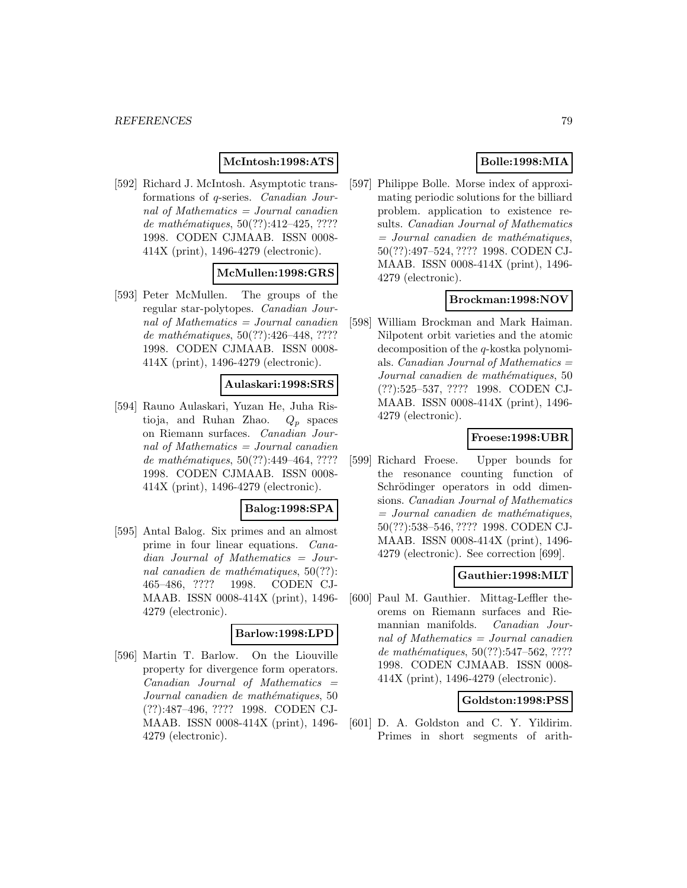**McIntosh:1998:ATS**

[592] Richard J. McIntosh. Asymptotic transformations of $q$-series. *Canadian Journal of Mathematics = Journal canadien de mathématiques*, 50(??):412–425, ???? 1998. CODEN CJMAAB. ISSN 0008-414X (print), 1496-4279 (electronic).

**McMullen:1998:GRS**

[593] Peter McMullen. The groups of the regular star-polytopes. *Canadian Journal of Mathematics = Journal canadien de mathématiques*, 50(??):426–448, ???? 1998. CODEN CJMAAB. ISSN 0008-414X (print), 1496-4279 (electronic).

**Aulaskari:1998:SRS**

[594] Rauno Aulaskari, Yuzan He, Juha Ristioja, and Ruhan Zhao. $Q_p$ spaces on Riemann surfaces. *Canadian Journal of Mathematics = Journal canadien de mathématiques*, 50(??):449–464, ???? 1998. CODEN CJMAAB. ISSN 0008-414X (print), 1496-4279 (electronic).

**Balog:1998:SPA**

[595] Antal Balog. Six primes and an almost prime in four linear equations. *Canadian Journal of Mathematics = Journal canadien de mathématiques*, 50(??): 465–486, ???? 1998. CODEN CJMAAB. ISSN 0008-414X (print), 1496-4279 (electronic).

**Barlow:1998:LPD**

[596] Martin T. Barlow. On the Liouville property for divergence form operators. *Canadian Journal of Mathematics = Journal canadien de mathématiques*, 50 (??):487–496, ???? 1998. CODEN CJMAAB. ISSN 0008-414X (print), 1496-4279 (electronic).

**Bolle:1998:MIA**

[597] Philippe Bolle. Morse index of approximating periodic solutions for the billiard problem. application to existence results. *Canadian Journal of Mathematics = Journal canadien de mathématiques*, 50(??):497–524, ???? 1998. CODEN CJMAAB. ISSN 0008-414X (print), 1496-4279 (electronic).

**Brockman:1998:NOV**

[598] William Brockman and Mark Haiman. Nilpotent orbit varieties and the atomic decomposition of the $q$-kostka polynomials. *Canadian Journal of Mathematics = Journal canadien de mathématiques*, 50 (??):525–537, ???? 1998. CODEN CJMAAB. ISSN 0008-414X (print), 1496-4279 (electronic).

**Froese:1998:UBR**

[599] Richard Froese. Upper bounds for the resonance counting function of Schrödinger operators in odd dimensions. *Canadian Journal of Mathematics = Journal canadien de mathématiques*, 50(??):538–546, ???? 1998. CODEN CJMAAB. ISSN 0008-414X (print), 1496-4279 (electronic). See correction [699].

**Gauthier:1998:MLT**

[600] Paul M. Gauthier. Mittag-Leffler theorems on Riemann surfaces and Riemannian manifolds. *Canadian Journal of Mathematics = Journal canadien de mathématiques*, 50(??):547–562, ???? 1998. CODEN CJMAAB. ISSN 0008-414X (print), 1496-4279 (electronic).

**Goldston:1998:PSS**

[601] D. A. Goldston and C. Y. Yildirim. Primes in short segments of arith-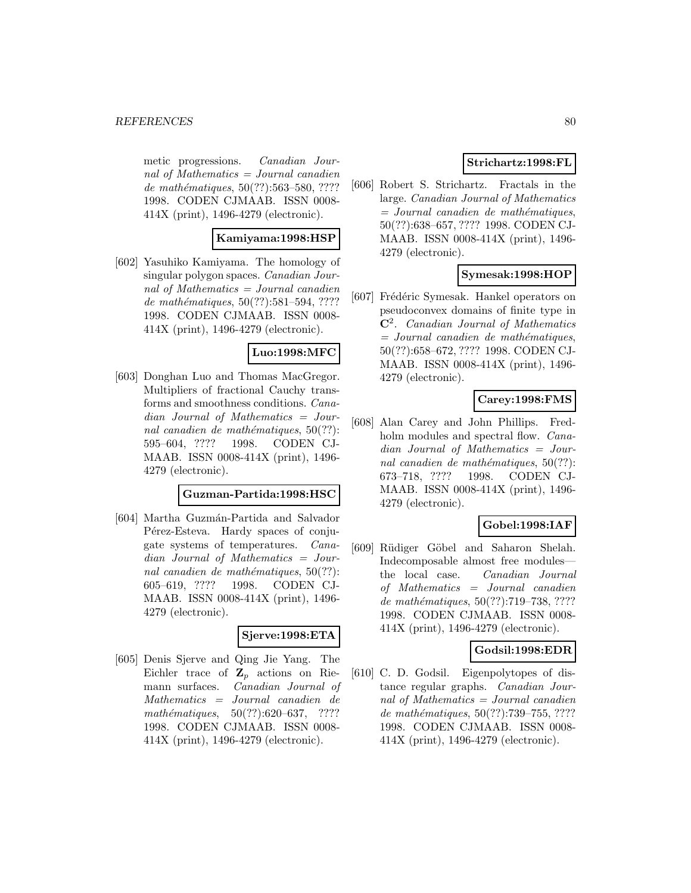metic progressions. *Canadian Journal of Mathematics = Journal canadien de mathématiques*, 50(??):563–580, ???? 1998. CODEN CJMAAB. ISSN 0008-414X (print), 1496-4279 (electronic).

**Kamiyama:1998:HSP**

[602] Yasuhiko Kamiyama. The homology of singular polygon spaces. *Canadian Journal of Mathematics = Journal canadien de mathématiques*, 50(??):581–594, ???? 1998. CODEN CJMAAB. ISSN 0008-414X (print), 1496-4279 (electronic).

**Luo:1998:MFC**

[603] Donghan Luo and Thomas MacGregor. Multipliers of fractional Cauchy transforms and smoothness conditions. *Canadian Journal of Mathematics = Journal canadien de mathématiques*, 50(??):595–604, ???? 1998. CODEN CJMAAB. ISSN 0008-414X (print), 1496-4279 (electronic).

**Guzman-Partida:1998:HSC**

[604] Martha Guzmán-Partida and Salvador Pérez-Esteva. Hardy spaces of conjugate systems of temperatures. *Canadian Journal of Mathematics = Journal canadien de mathématiques*, 50(??):605–619, ???? 1998. CODEN CJMAAB. ISSN 0008-414X (print), 1496-4279 (electronic).

**Sjerve:1998:ETA**

[605] Denis Sjerve and Qing Jie Yang. The Eichler trace of $\mathbf{Z}_p$ actions on Riemann surfaces. *Canadian Journal of Mathematics = Journal canadien de mathématiques*, 50(??):620–637, ???? 1998. CODEN CJMAAB. ISSN 0008-414X (print), 1496-4279 (electronic).

**Strichartz:1998:FL**

[606] Robert S. Strichartz. Fractals in the large. *Canadian Journal of Mathematics = Journal canadien de mathématiques*, 50(??):638–657, ???? 1998. CODEN CJMAAB. ISSN 0008-414X (print), 1496-4279 (electronic).

**Symesak:1998:HOP**

[607] Frédéric Symesak. Hankel operators on pseudoconvex domains of finite type in $\mathbf{C}^2$. *Canadian Journal of Mathematics = Journal canadien de mathématiques*, 50(??):658–672, ???? 1998. CODEN CJMAAB. ISSN 0008-414X (print), 1496-4279 (electronic).

**Carey:1998:FMS**

[608] Alan Carey and John Phillips. Fredholm modules and spectral flow. *Canadian Journal of Mathematics = Journal canadien de mathématiques*, 50(??):673–718, ???? 1998. CODEN CJMAAB. ISSN 0008-414X (print), 1496-4279 (electronic).

**Gobel:1998:IAF**

[609] Rüdiger Göbel and Saharon Shelah. Indecomposable almost free modules—the local case. *Canadian Journal of Mathematics = Journal canadien de mathématiques*, 50(??):719–738, ???? 1998. CODEN CJMAAB. ISSN 0008-414X (print), 1496-4279 (electronic).

**Godsil:1998:EDR**

[610] C. D. Godsil. Eigenpolytopes of distance regular graphs. *Canadian Journal of Mathematics = Journal canadien de mathématiques*, 50(??):739–755, ???? 1998. CODEN CJMAAB. ISSN 0008-414X (print), 1496-4279 (electronic).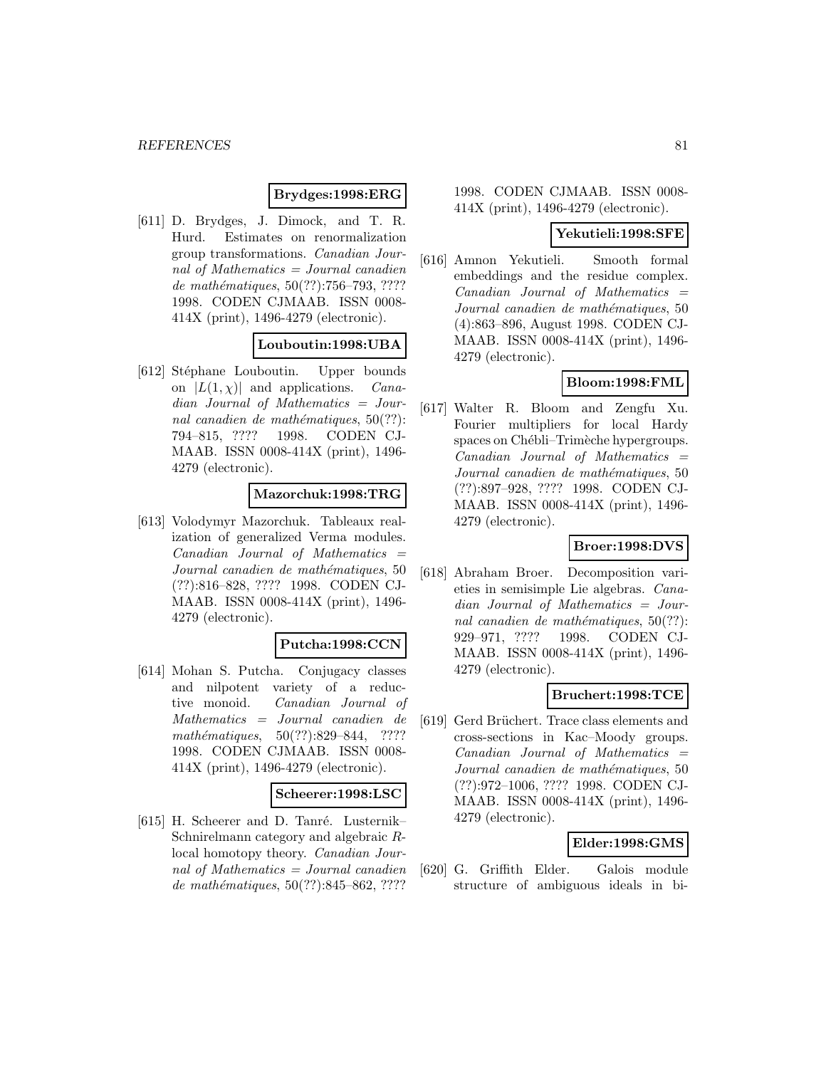**Brydges:1998:ERG**

[611] D. Brydges, J. Dimock, and T. R. Hurd. Estimates on renormalization group transformations. *Canadian Journal of Mathematics = Journal canadien de mathématiques*, 50(??):756–793, ???? 1998. CODEN CJMAAB. ISSN 0008-414X (print), 1496-4279 (electronic).

**Louboutin:1998:UBA**

[612] Stéphane Louboutin. Upper bounds on $|L(1,\chi)|$ and applications. *Canadian Journal of Mathematics = Journal canadien de mathématiques*, 50(??): 794–815, ???? 1998. CODEN CJMAAB. ISSN 0008-414X (print), 1496-4279 (electronic).

**Mazorchuk:1998:TRG**

[613] Volodymyr Mazorchuk. Tableaux realization of generalized Verma modules. *Canadian Journal of Mathematics = Journal canadien de mathématiques*, 50 (??):816–828, ???? 1998. CODEN CJMAAB. ISSN 0008-414X (print), 1496-4279 (electronic).

**Putcha:1998:CCN**

[614] Mohan S. Putcha. Conjugacy classes and nilpotent variety of a reductive monoid. *Canadian Journal of Mathematics = Journal canadien de mathématiques*, 50(??):829–844, ???? 1998. CODEN CJMAAB. ISSN 0008-414X (print), 1496-4279 (electronic).

**Scheerer:1998:LSC**

[615] H. Scheerer and D. Tanré. Lusternik–Schnirelmann category and algebraic $R$-local homotopy theory. *Canadian Journal of Mathematics = Journal canadien de mathématiques*, 50(??):845–862, ???? 1998. CODEN CJMAAB. ISSN 0008-414X (print), 1496-4279 (electronic).

**Yekutieli:1998:SFE**

[616] Amnon Yekutieli. Smooth formal embeddings and the residue complex. *Canadian Journal of Mathematics = Journal canadien de mathématiques*, 50 (4):863–896, August 1998. CODEN CJMAAB. ISSN 0008-414X (print), 1496-4279 (electronic).

**Bloom:1998:FML**

[617] Walter R. Bloom and Zengfu Xu. Fourier multipliers for local Hardy spaces on Chébli–Trimèche hypergroups. *Canadian Journal of Mathematics = Journal canadien de mathématiques*, 50 (??):897–928, ???? 1998. CODEN CJMAAB. ISSN 0008-414X (print), 1496-4279 (electronic).

**Broer:1998:DVS**

[618] Abraham Broer. Decomposition varieties in semisimple Lie algebras. *Canadian Journal of Mathematics = Journal canadien de mathématiques*, 50(??): 929–971, ???? 1998. CODEN CJMAAB. ISSN 0008-414X (print), 1496-4279 (electronic).

**Bruchert:1998:TCE**

[619] Gerd Brüchert. Trace class elements and cross-sections in Kac–Moody groups. *Canadian Journal of Mathematics = Journal canadien de mathématiques*, 50 (??):972–1006, ???? 1998. CODEN CJMAAB. ISSN 0008-414X (print), 1496-4279 (electronic).

**Elder:1998:GMS**

[620] G. Griffith Elder. Galois module structure of ambiguous ideals in bi-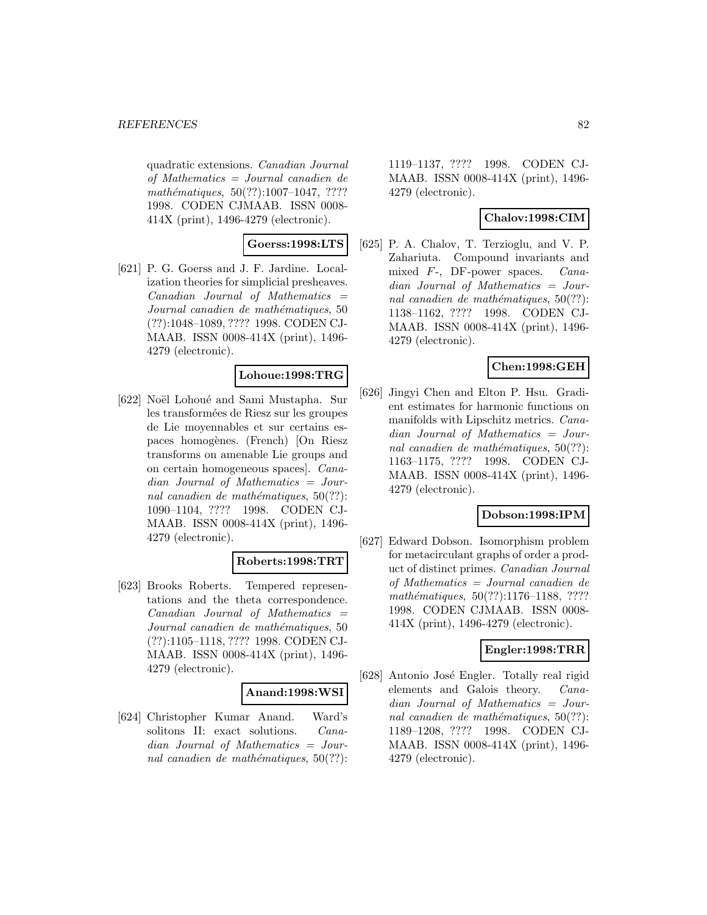quadratic extensions. *Canadian Journal of Mathematics = Journal canadien de mathématiques*, 50(??):1007–1047, ???? 1998. CODEN CJMAAB. ISSN 0008-414X (print), 1496-4279 (electronic).

**Goerss:1998:LTS**

[621] P. G. Goerss and J. F. Jardine. Localization theories for simplicial presheaves. *Canadian Journal of Mathematics = Journal canadien de mathématiques*, 50 (??):1048–1089, ???? 1998. CODEN CJMAAB. ISSN 0008-414X (print), 1496-4279 (electronic).

**Lohoue:1998:TRG**

[622] Noël Lohoué and Sami Mustapha. Sur les transformées de Riesz sur les groupes de Lie moyennables et sur certains espaces homogènes. (French) [On Riesz transforms on amenable Lie groups and on certain homogeneous spaces]. *Canadian Journal of Mathematics = Journal canadien de mathématiques*, 50(??): 1090–1104, ???? 1998. CODEN CJMAAB. ISSN 0008-414X (print), 1496-4279 (electronic).

**Roberts:1998:TRT**

[623] Brooks Roberts. Tempered representations and the theta correspondence. *Canadian Journal of Mathematics = Journal canadien de mathématiques*, 50 (??):1105–1118, ???? 1998. CODEN CJMAAB. ISSN 0008-414X (print), 1496-4279 (electronic).

**Anand:1998:WSI**

[624] Christopher Kumar Anand. Ward's solitons II: exact solutions. *Canadian Journal of Mathematics = Journal canadien de mathématiques*, 50(??): 1119–1137, ???? 1998. CODEN CJMAAB. ISSN 0008-414X (print), 1496-4279 (electronic).

**Chalov:1998:CIM**

[625] P. A. Chalov, T. Terzioglu, and V. P. Zahariuta. Compound invariants and mixed $F$-, DF-power spaces. *Canadian Journal of Mathematics = Journal canadien de mathématiques*, 50(??): 1138–1162, ???? 1998. CODEN CJMAAB. ISSN 0008-414X (print), 1496-4279 (electronic).

**Chen:1998:GEH**

[626] Jingyi Chen and Elton P. Hsu. Gradient estimates for harmonic functions on manifolds with Lipschitz metrics. *Canadian Journal of Mathematics = Journal canadien de mathématiques*, 50(??): 1163–1175, ???? 1998. CODEN CJMAAB. ISSN 0008-414X (print), 1496-4279 (electronic).

**Dobson:1998:IPM**

[627] Edward Dobson. Isomorphism problem for metacirculant graphs of order a product of distinct primes. *Canadian Journal of Mathematics = Journal canadien de mathématiques*, 50(??):1176–1188, ???? 1998. CODEN CJMAAB. ISSN 0008-414X (print), 1496-4279 (electronic).

**Engler:1998:TRR**

[628] Antonio José Engler. Totally real rigid elements and Galois theory. *Canadian Journal of Mathematics = Journal canadien de mathématiques*, 50(??): 1189–1208, ???? 1998. CODEN CJMAAB. ISSN 0008-414X (print), 1496-4279 (electronic).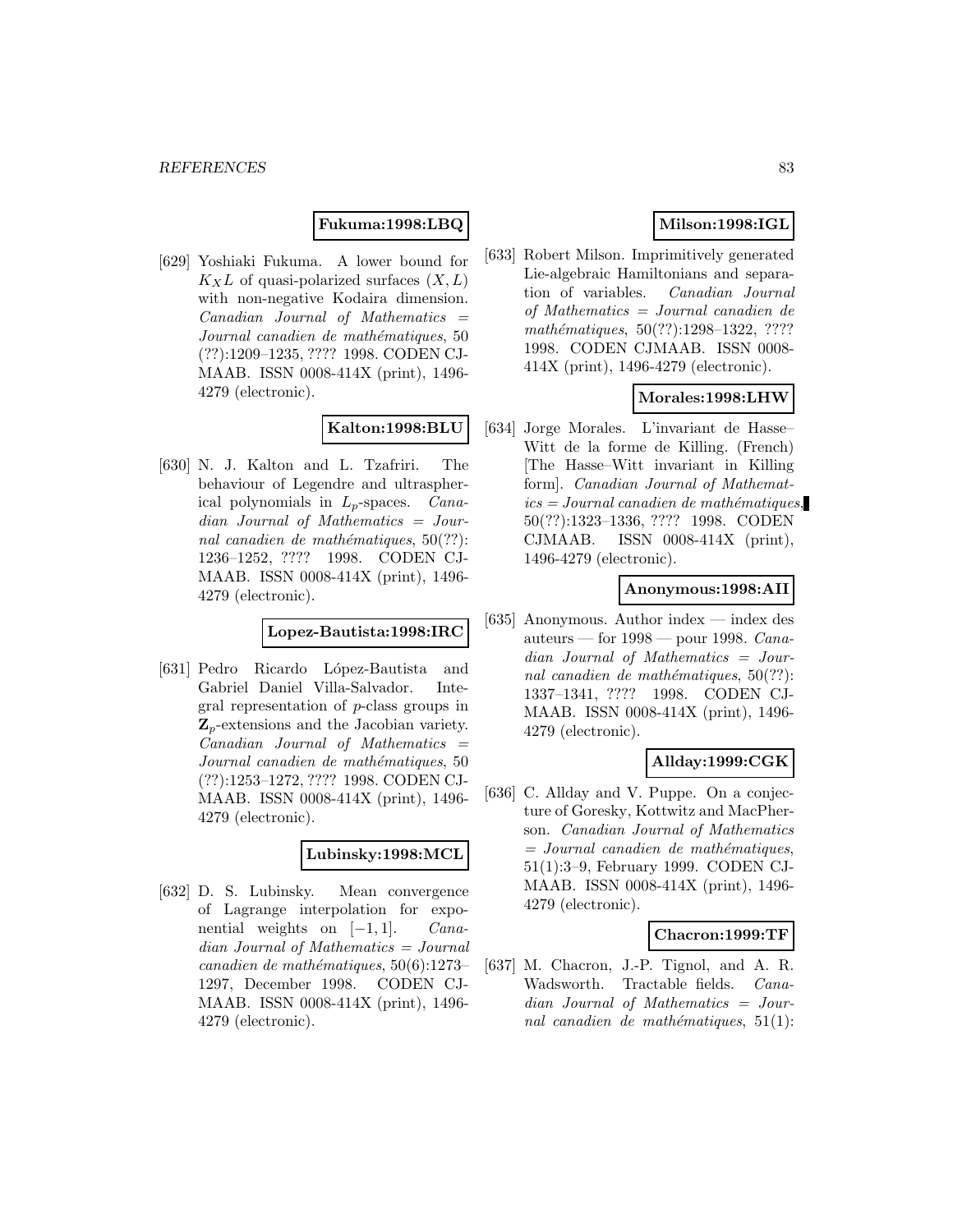**Fukuma:1998:LBQ**

[629] Yoshiaki Fukuma. A lower bound for $K_X L$ of quasi-polarized surfaces $(X, L)$ with non-negative Kodaira dimension. *Canadian Journal of Mathematics = Journal canadien de mathématiques*, 50 (??):1209–1235, ???? 1998. CODEN CJMAAB. ISSN 0008-414X (print), 1496-4279 (electronic).

**Kalton:1998:BLU**

[630] N. J. Kalton and L. Tzafriri. The behaviour of Legendre and ultraspherical polynomials in $L_p$-spaces. *Canadian Journal of Mathematics = Journal canadien de mathématiques*, 50(??): 1236–1252, ???? 1998. CODEN CJMAAB. ISSN 0008-414X (print), 1496-4279 (electronic).

**Lopez-Bautista:1998:IRC**

[631] Pedro Ricardo López-Bautista and Gabriel Daniel Villa-Salvador. Integral representation of $p$-class groups in $\mathbf{Z}_p$-extensions and the Jacobian variety. *Canadian Journal of Mathematics = Journal canadien de mathématiques*, 50 (??):1253–1272, ???? 1998. CODEN CJMAAB. ISSN 0008-414X (print), 1496-4279 (electronic).

**Lubinsky:1998:MCL**

[632] D. S. Lubinsky. Mean convergence of Lagrange interpolation for exponential weights on $[-1, 1]$. *Canadian Journal of Mathematics = Journal canadien de mathématiques*, 50(6):1273–1297, December 1998. CODEN CJMAAB. ISSN 0008-414X (print), 1496-4279 (electronic).

**Milson:1998:IGL**

[633] Robert Milson. Imprimitively generated Lie-algebraic Hamiltonians and separation of variables. *Canadian Journal of Mathematics = Journal canadien de mathématiques*, 50(??):1298–1322, ???? 1998. CODEN CJMAAB. ISSN 0008-414X (print), 1496-4279 (electronic).

**Morales:1998:LHW**

[634] Jorge Morales. L'invariant de Hasse–Witt de la forme de Killing. (French) [The Hasse–Witt invariant in Killing form]. *Canadian Journal of Mathematics = Journal canadien de mathématiques*, 50(??):1323–1336, ???? 1998. CODEN CJMAAB. ISSN 0008-414X (print), 1496-4279 (electronic).

**Anonymous:1998:AII**

[635] Anonymous. Author index — index des auteurs — for 1998 — pour 1998. *Canadian Journal of Mathematics = Journal canadien de mathématiques*, 50(??): 1337–1341, ???? 1998. CODEN CJMAAB. ISSN 0008-414X (print), 1496-4279 (electronic).

**Allday:1999:CGK**

[636] C. Allday and V. Puppe. On a conjecture of Goresky, Kottwitz and MacPherson. *Canadian Journal of Mathematics = Journal canadien de mathématiques*, 51(1):3–9, February 1999. CODEN CJMAAB. ISSN 0008-414X (print), 1496-4279 (electronic).

**Chacron:1999:TF**

[637] M. Chacron, J.-P. Tignol, and A. R. Wadsworth. Tractable fields. *Canadian Journal of Mathematics = Journal canadien de mathématiques*, 51(1):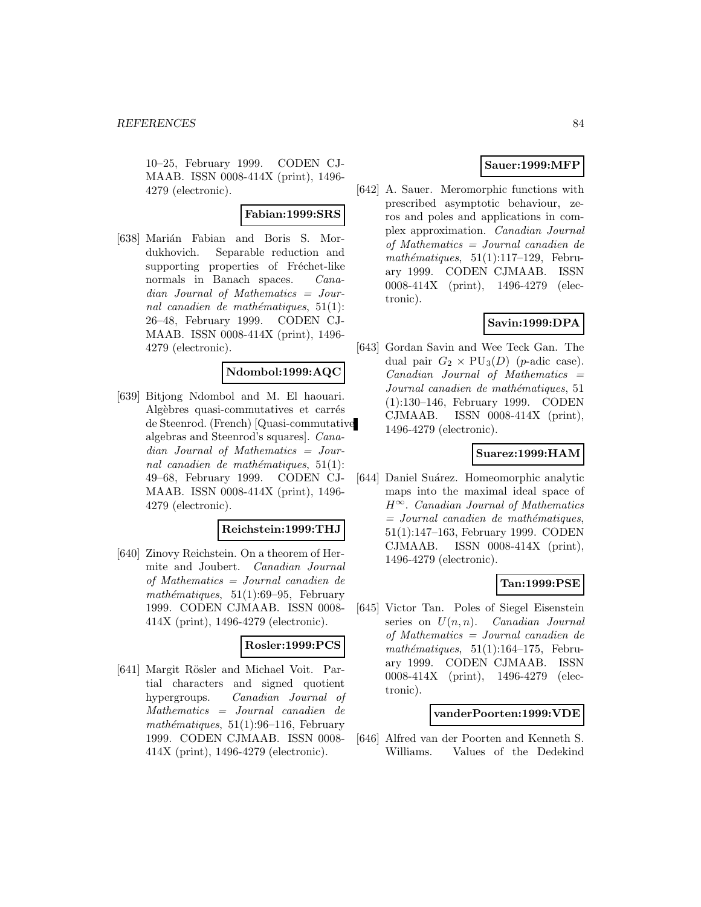10–25, February 1999. CODEN CJMAAB. ISSN 0008-414X (print), 1496-4279 (electronic).

**Fabian:1999:SRS**

[638] Marián Fabian and Boris S. Mordukhovich. Separable reduction and supporting properties of Fréchet-like normals in Banach spaces. *Canadian Journal of Mathematics = Journal canadien de mathématiques*, 51(1): 26–48, February 1999. CODEN CJMAAB. ISSN 0008-414X (print), 1496-4279 (electronic).

**Ndombol:1999:AQC**

[639] Bitjong Ndombol and M. El haouari. Algèbres quasi-commutatives et carrés de Steenrod. (French) [Quasi-commutative algebras and Steenrod's squares]. *Canadian Journal of Mathematics = Journal canadien de mathématiques*, 51(1): 49–68, February 1999. CODEN CJMAAB. ISSN 0008-414X (print), 1496-4279 (electronic).

**Reichstein:1999:THJ**

[640] Zinovy Reichstein. On a theorem of Hermite and Joubert. *Canadian Journal of Mathematics = Journal canadien de mathématiques*, 51(1):69–95, February 1999. CODEN CJMAAB. ISSN 0008-414X (print), 1496-4279 (electronic).

**Rosler:1999:PCS**

[641] Margit Rösler and Michael Voit. Partial characters and signed quotient hypergroups. *Canadian Journal of Mathematics = Journal canadien de mathématiques*, 51(1):96–116, February 1999. CODEN CJMAAB. ISSN 0008-414X (print), 1496-4279 (electronic).

**Sauer:1999:MFP**

[642] A. Sauer. Meromorphic functions with prescribed asymptotic behaviour, zeros and poles and applications in complex approximation. *Canadian Journal of Mathematics = Journal canadien de mathématiques*, 51(1):117–129, February 1999. CODEN CJMAAB. ISSN 0008-414X (print), 1496-4279 (electronic).

**Savin:1999:DPA**

[643] Gordan Savin and Wee Teck Gan. The dual pair $G_2 \times \mathrm{PU}_3(D)$ ($p$-adic case). *Canadian Journal of Mathematics = Journal canadien de mathématiques*, 51 (1):130–146, February 1999. CODEN CJMAAB. ISSN 0008-414X (print), 1496-4279 (electronic).

**Suarez:1999:HAM**

[644] Daniel Suárez. Homeomorphic analytic maps into the maximal ideal space of $H^\infty$. *Canadian Journal of Mathematics = Journal canadien de mathématiques*, 51(1):147–163, February 1999. CODEN CJMAAB. ISSN 0008-414X (print), 1496-4279 (electronic).

**Tan:1999:PSE**

[645] Victor Tan. Poles of Siegel Eisenstein series on $U(n, n)$. *Canadian Journal of Mathematics = Journal canadien de mathématiques*, 51(1):164–175, February 1999. CODEN CJMAAB. ISSN 0008-414X (print), 1496-4279 (electronic).

**vanderPoorten:1999:VDE**

[646] Alfred van der Poorten and Kenneth S. Williams. Values of the Dedekind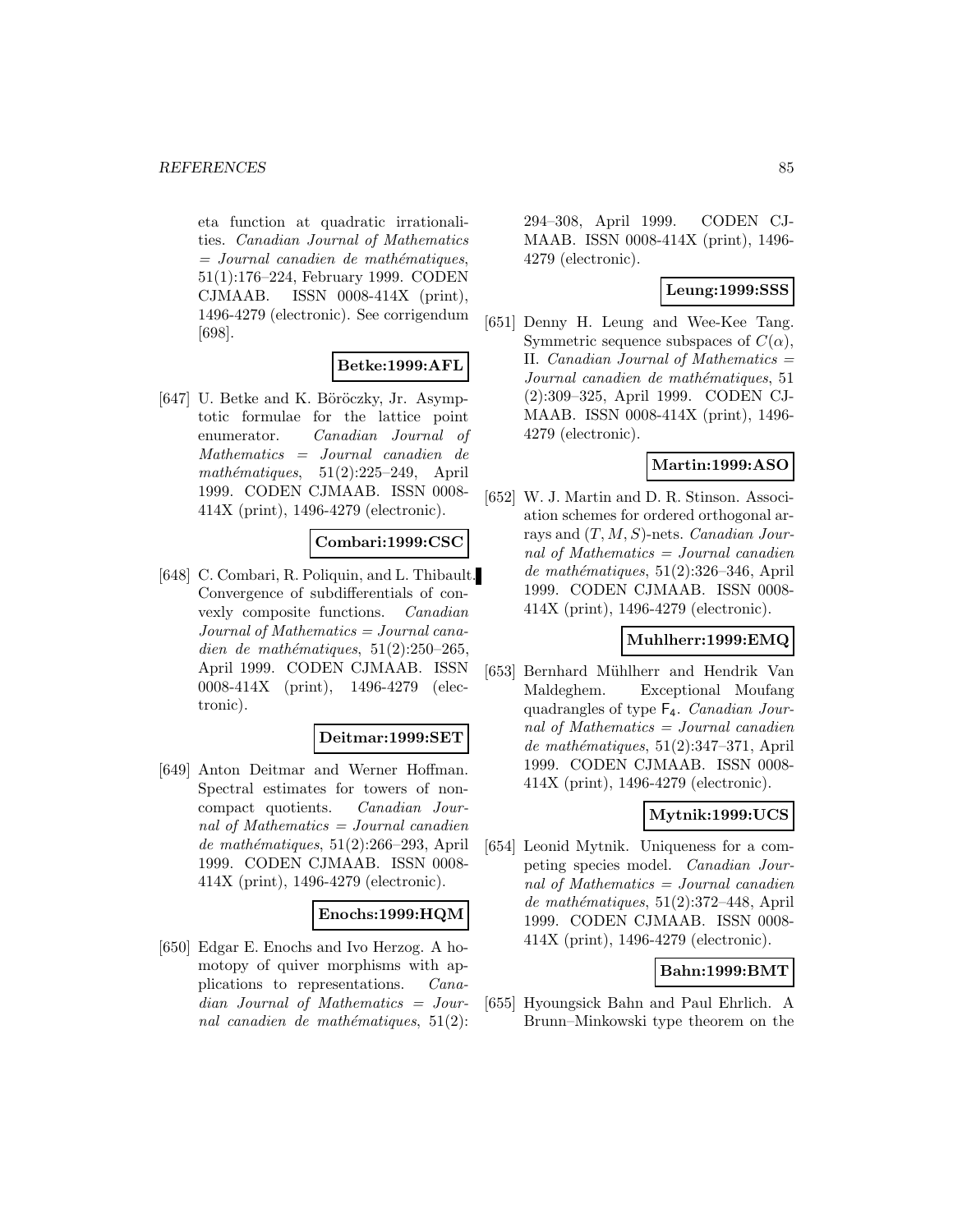eta function at quadratic irrationalities. *Canadian Journal of Mathematics = Journal canadien de mathématiques*, 51(1):176–224, February 1999. CODEN CJMAAB. ISSN 0008-414X (print), 1496-4279 (electronic). See corrigendum [698].

**Betke:1999:AFL**

[647] U. Betke and K. Böröczky, Jr. Asymptotic formulae for the lattice point enumerator. *Canadian Journal of Mathematics = Journal canadien de mathématiques*, 51(2):225–249, April 1999. CODEN CJMAAB. ISSN 0008-414X (print), 1496-4279 (electronic).

**Combari:1999:CSC**

[648] C. Combari, R. Poliquin, and L. Thibault. Convergence of subdifferentials of convexly composite functions. *Canadian Journal of Mathematics = Journal canadien de mathématiques*, 51(2):250–265, April 1999. CODEN CJMAAB. ISSN 0008-414X (print), 1496-4279 (electronic).

**Deitmar:1999:SET**

[649] Anton Deitmar and Werner Hoffman. Spectral estimates for towers of noncompact quotients. *Canadian Journal of Mathematics = Journal canadien de mathématiques*, 51(2):266–293, April 1999. CODEN CJMAAB. ISSN 0008-414X (print), 1496-4279 (electronic).

**Enochs:1999:HQM**

[650] Edgar E. Enochs and Ivo Herzog. A homotopy of quiver morphisms with applications to representations. *Canadian Journal of Mathematics = Journal canadien de mathématiques*, 51(2): 294–308, April 1999. CODEN CJMAAB. ISSN 0008-414X (print), 1496-4279 (electronic).

**Leung:1999:SSS**

[651] Denny H. Leung and Wee-Kee Tang. Symmetric sequence subspaces of $C(\alpha)$, II. *Canadian Journal of Mathematics = Journal canadien de mathématiques*, 51 (2):309–325, April 1999. CODEN CJMAAB. ISSN 0008-414X (print), 1496-4279 (electronic).

**Martin:1999:ASO**

[652] W. J. Martin and D. R. Stinson. Association schemes for ordered orthogonal arrays and $(T, M, S)$-nets. *Canadian Journal of Mathematics = Journal canadien de mathématiques*, 51(2):326–346, April 1999. CODEN CJMAAB. ISSN 0008-414X (print), 1496-4279 (electronic).

**Muhlherr:1999:EMQ**

[653] Bernhard Mühlherr and Hendrik Van Maldeghem. Exceptional Moufang quadrangles of type $\mathsf{F_4}$. *Canadian Journal of Mathematics = Journal canadien de mathématiques*, 51(2):347–371, April 1999. CODEN CJMAAB. ISSN 0008-414X (print), 1496-4279 (electronic).

**Mytnik:1999:UCS**

[654] Leonid Mytnik. Uniqueness for a competing species model. *Canadian Journal of Mathematics = Journal canadien de mathématiques*, 51(2):372–448, April 1999. CODEN CJMAAB. ISSN 0008-414X (print), 1496-4279 (electronic).

**Bahn:1999:BMT**

[655] Hyoungsick Bahn and Paul Ehrlich. A Brunn–Minkowski type theorem on the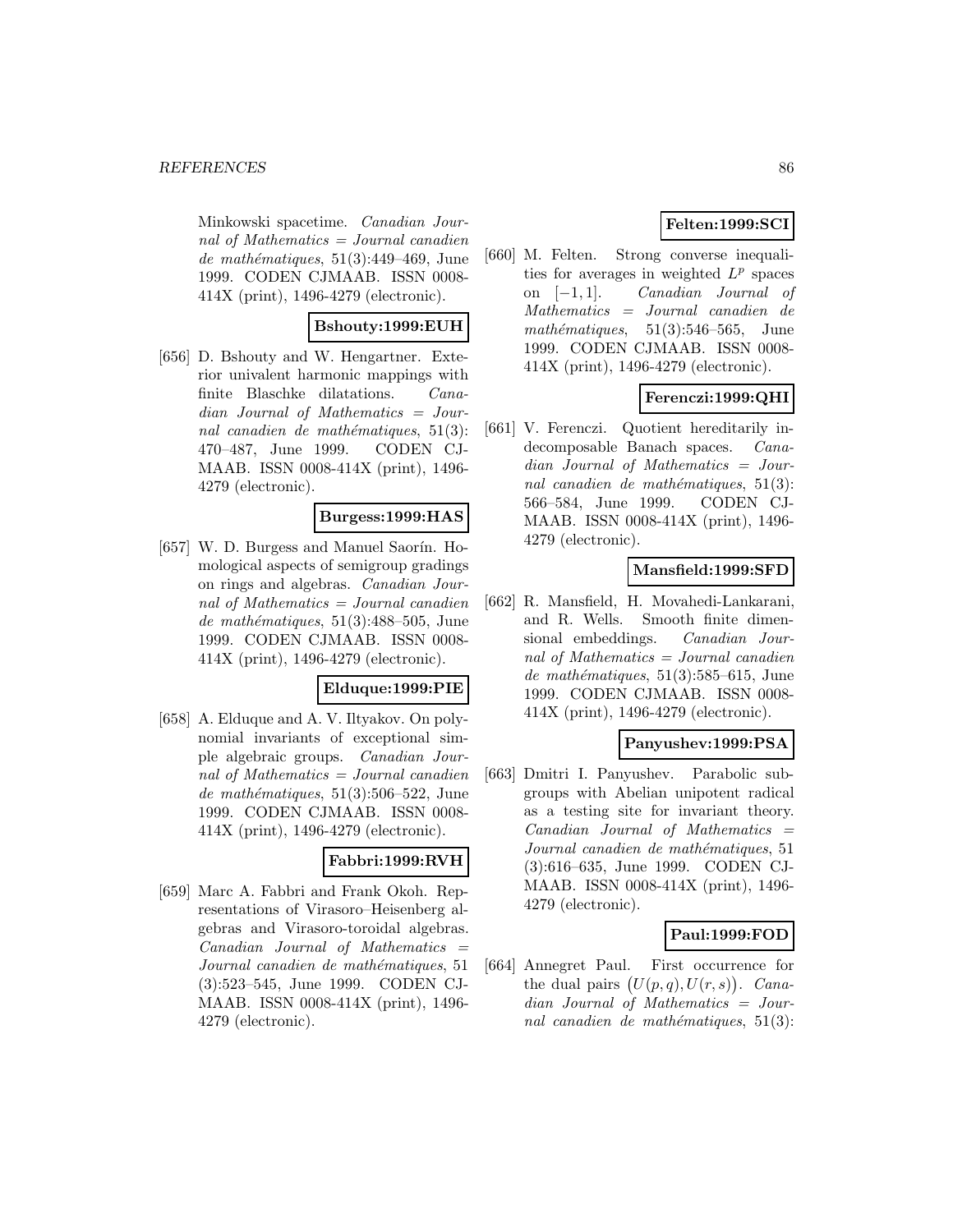Minkowski spacetime. *Canadian Journal of Mathematics = Journal canadien de mathématiques*, 51(3):449–469, June 1999. CODEN CJMAAB. ISSN 0008-414X (print), 1496-4279 (electronic).

**Bshouty:1999:EUH**

[656] D. Bshouty and W. Hengartner. Exterior univalent harmonic mappings with finite Blaschke dilatations. *Canadian Journal of Mathematics = Journal canadien de mathématiques*, 51(3): 470–487, June 1999. CODEN CJMAAB. ISSN 0008-414X (print), 1496-4279 (electronic).

**Burgess:1999:HAS**

[657] W. D. Burgess and Manuel Saorín. Homological aspects of semigroup gradings on rings and algebras. *Canadian Journal of Mathematics = Journal canadien de mathématiques*, 51(3):488–505, June 1999. CODEN CJMAAB. ISSN 0008-414X (print), 1496-4279 (electronic).

**Elduque:1999:PIE**

[658] A. Elduque and A. V. Iltyakov. On polynomial invariants of exceptional simple algebraic groups. *Canadian Journal of Mathematics = Journal canadien de mathématiques*, 51(3):506–522, June 1999. CODEN CJMAAB. ISSN 0008-414X (print), 1496-4279 (electronic).

**Fabbri:1999:RVH**

[659] Marc A. Fabbri and Frank Okoh. Representations of Virasoro–Heisenberg algebras and Virasoro-toroidal algebras. *Canadian Journal of Mathematics = Journal canadien de mathématiques*, 51 (3):523–545, June 1999. CODEN CJMAAB. ISSN 0008-414X (print), 1496-4279 (electronic).

**Felten:1999:SCI**

[660] M. Felten. Strong converse inequalities for averages in weighted $L^p$ spaces on $[-1, 1]$. *Canadian Journal of Mathematics = Journal canadien de mathématiques*, 51(3):546–565, June 1999. CODEN CJMAAB. ISSN 0008-414X (print), 1496-4279 (electronic).

**Ferenczi:1999:QHI**

[661] V. Ferenczi. Quotient hereditarily indecomposable Banach spaces. *Canadian Journal of Mathematics = Journal canadien de mathématiques*, 51(3): 566–584, June 1999. CODEN CJMAAB. ISSN 0008-414X (print), 1496-4279 (electronic).

**Mansfield:1999:SFD**

[662] R. Mansfield, H. Movahedi-Lankarani, and R. Wells. Smooth finite dimensional embeddings. *Canadian Journal of Mathematics = Journal canadien de mathématiques*, 51(3):585–615, June 1999. CODEN CJMAAB. ISSN 0008-414X (print), 1496-4279 (electronic).

**Panyushev:1999:PSA**

[663] Dmitri I. Panyushev. Parabolic subgroups with Abelian unipotent radical as a testing site for invariant theory. *Canadian Journal of Mathematics = Journal canadien de mathématiques*, 51 (3):616–635, June 1999. CODEN CJMAAB. ISSN 0008-414X (print), 1496-4279 (electronic).

**Paul:1999:FOD**

[664] Annegret Paul. First occurrence for the dual pairs $\big(U(p, q), U(r, s)\big)$. *Canadian Journal of Mathematics = Journal canadien de mathématiques*, 51(3):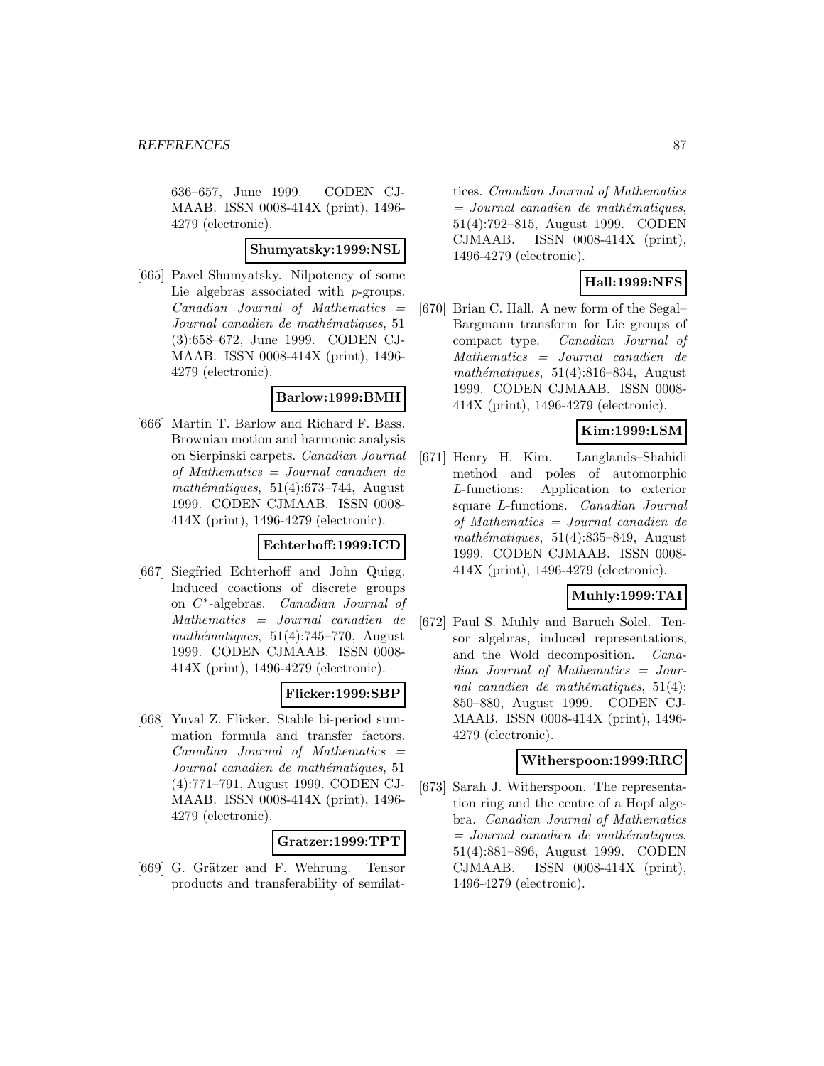636–657, June 1999. CODEN CJMAAB. ISSN 0008-414X (print), 1496-4279 (electronic).

**Shumyatsky:1999:NSL**

[665] Pavel Shumyatsky. Nilpotency of some Lie algebras associated with $p$-groups. *Canadian Journal of Mathematics = Journal canadien de mathématiques*, 51 (3):658–672, June 1999. CODEN CJMAAB. ISSN 0008-414X (print), 1496-4279 (electronic).

**Barlow:1999:BMH**

[666] Martin T. Barlow and Richard F. Bass. Brownian motion and harmonic analysis on Sierpinski carpets. *Canadian Journal of Mathematics = Journal canadien de mathématiques*, 51(4):673–744, August 1999. CODEN CJMAAB. ISSN 0008-414X (print), 1496-4279 (electronic).

**Echterhoff:1999:ICD**

[667] Siegfried Echterhoff and John Quigg. Induced coactions of discrete groups on $C^*$-algebras. *Canadian Journal of Mathematics = Journal canadien de mathématiques*, 51(4):745–770, August 1999. CODEN CJMAAB. ISSN 0008-414X (print), 1496-4279 (electronic).

**Flicker:1999:SBP**

[668] Yuval Z. Flicker. Stable bi-period summation formula and transfer factors. *Canadian Journal of Mathematics = Journal canadien de mathématiques*, 51 (4):771–791, August 1999. CODEN CJMAAB. ISSN 0008-414X (print), 1496-4279 (electronic).

**Gratzer:1999:TPT**

[669] G. Grätzer and F. Wehrung. Tensor products and transferability of semilattices. *Canadian Journal of Mathematics = Journal canadien de mathématiques*, 51(4):792–815, August 1999. CODEN CJMAAB. ISSN 0008-414X (print), 1496-4279 (electronic).

**Hall:1999:NFS**

[670] Brian C. Hall. A new form of the Segal–Bargmann transform for Lie groups of compact type. *Canadian Journal of Mathematics = Journal canadien de mathématiques*, 51(4):816–834, August 1999. CODEN CJMAAB. ISSN 0008-414X (print), 1496-4279 (electronic).

**Kim:1999:LSM**

[671] Henry H. Kim. Langlands–Shahidi method and poles of automorphic $L$-functions: Application to exterior square $L$-functions. *Canadian Journal of Mathematics = Journal canadien de mathématiques*, 51(4):835–849, August 1999. CODEN CJMAAB. ISSN 0008-414X (print), 1496-4279 (electronic).

**Muhly:1999:TAI**

[672] Paul S. Muhly and Baruch Solel. Tensor algebras, induced representations, and the Wold decomposition. *Canadian Journal of Mathematics = Journal canadien de mathématiques*, 51(4): 850–880, August 1999. CODEN CJMAAB. ISSN 0008-414X (print), 1496-4279 (electronic).

**Witherspoon:1999:RRC**

[673] Sarah J. Witherspoon. The representation ring and the centre of a Hopf algebra. *Canadian Journal of Mathematics = Journal canadien de mathématiques*, 51(4):881–896, August 1999. CODEN CJMAAB. ISSN 0008-414X (print), 1496-4279 (electronic).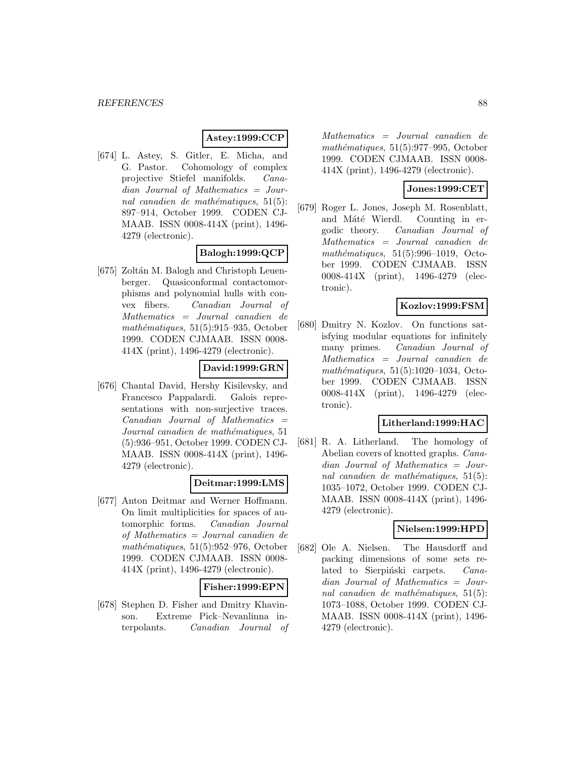**Astey:1999:CCP**

[674] L. Astey, S. Gitler, E. Micha, and G. Pastor. Cohomology of complex projective Stiefel manifolds. *Canadian Journal of Mathematics = Journal canadien de mathématiques*, 51(5): 897–914, October 1999. CODEN CJMAAB. ISSN 0008-414X (print), 1496-4279 (electronic).

**Balogh:1999:QCP**

[675] Zoltán M. Balogh and Christoph Leuenberger. Quasiconformal contactomorphisms and polynomial hulls with convex fibers. *Canadian Journal of Mathematics = Journal canadien de mathématiques*, 51(5):915–935, October 1999. CODEN CJMAAB. ISSN 0008-414X (print), 1496-4279 (electronic).

**David:1999:GRN**

[676] Chantal David, Hershy Kisilevsky, and Francesco Pappalardi. Galois representations with non-surjective traces. *Canadian Journal of Mathematics = Journal canadien de mathématiques*, 51 (5):936–951, October 1999. CODEN CJMAAB. ISSN 0008-414X (print), 1496-4279 (electronic).

**Deitmar:1999:LMS**

[677] Anton Deitmar and Werner Hoffmann. On limit multiplicities for spaces of automorphic forms. *Canadian Journal of Mathematics = Journal canadien de mathématiques*, 51(5):952–976, October 1999. CODEN CJMAAB. ISSN 0008-414X (print), 1496-4279 (electronic).

**Fisher:1999:EPN**

[678] Stephen D. Fisher and Dmitry Khavinson. Extreme Pick–Nevanlinna interpolants. *Canadian Journal of Mathematics = Journal canadien de mathématiques*, 51(5):977–995, October 1999. CODEN CJMAAB. ISSN 0008-414X (print), 1496-4279 (electronic).

**Jones:1999:CET**

[679] Roger L. Jones, Joseph M. Rosenblatt, and Máté Wierdl. Counting in ergodic theory. *Canadian Journal of Mathematics = Journal canadien de mathématiques*, 51(5):996–1019, October 1999. CODEN CJMAAB. ISSN 0008-414X (print), 1496-4279 (electronic).

**Kozlov:1999:FSM**

[680] Dmitry N. Kozlov. On functions satisfying modular equations for infinitely many primes. *Canadian Journal of Mathematics = Journal canadien de mathématiques*, 51(5):1020–1034, October 1999. CODEN CJMAAB. ISSN 0008-414X (print), 1496-4279 (electronic).

**Litherland:1999:HAC**

[681] R. A. Litherland. The homology of Abelian covers of knotted graphs. *Canadian Journal of Mathematics = Journal canadien de mathématiques*, 51(5): 1035–1072, October 1999. CODEN CJMAAB. ISSN 0008-414X (print), 1496-4279 (electronic).

**Nielsen:1999:HPD**

[682] Ole A. Nielsen. The Hausdorff and packing dimensions of some sets related to Sierpiński carpets. *Canadian Journal of Mathematics = Journal canadien de mathématiques*, 51(5): 1073–1088, October 1999. CODEN CJMAAB. ISSN 0008-414X (print), 1496-4279 (electronic).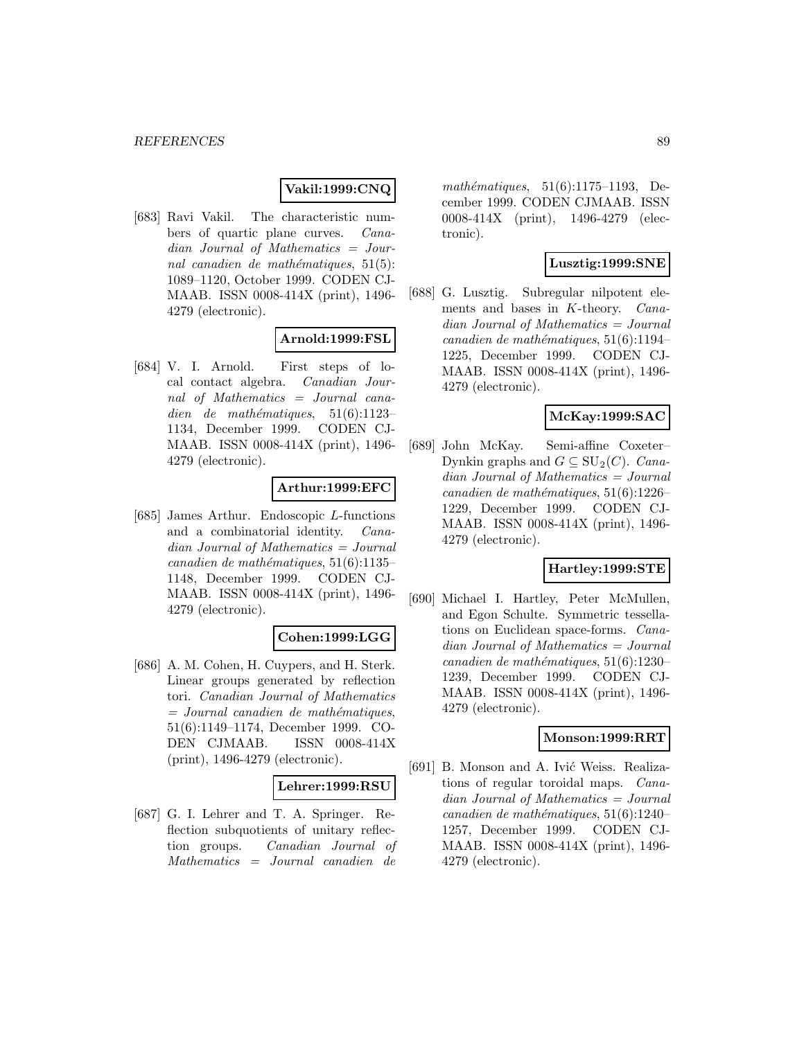**Vakil:1999:CNQ**

[683] Ravi Vakil. The characteristic numbers of quartic plane curves. *Canadian Journal of Mathematics = Journal canadien de mathématiques*, 51(5): 1089–1120, October 1999. CODEN CJMAAB. ISSN 0008-414X (print), 1496-4279 (electronic).

**Arnold:1999:FSL**

[684] V. I. Arnold. First steps of local contact algebra. *Canadian Journal of Mathematics = Journal canadien de mathématiques*, 51(6):1123–1134, December 1999. CODEN CJMAAB. ISSN 0008-414X (print), 1496-4279 (electronic).

**Arthur:1999:EFC**

[685] James Arthur. Endoscopic $L$-functions and a combinatorial identity. *Canadian Journal of Mathematics = Journal canadien de mathématiques*, 51(6):1135–1148, December 1999. CODEN CJMAAB. ISSN 0008-414X (print), 1496-4279 (electronic).

**Cohen:1999:LGG**

[686] A. M. Cohen, H. Cuypers, and H. Sterk. Linear groups generated by reflection tori. *Canadian Journal of Mathematics = Journal canadien de mathématiques*, 51(6):1149–1174, December 1999. CODEN CJMAAB. ISSN 0008-414X (print), 1496-4279 (electronic).

**Lehrer:1999:RSU**

[687] G. I. Lehrer and T. A. Springer. Reflection subquotients of unitary reflection groups. *Canadian Journal of Mathematics = Journal canadien de mathématiques*, 51(6):1175–1193, December 1999. CODEN CJMAAB. ISSN 0008-414X (print), 1496-4279 (electronic).

**Lusztig:1999:SNE**

[688] G. Lusztig. Subregular nilpotent elements and bases in $K$-theory. *Canadian Journal of Mathematics = Journal canadien de mathématiques*, 51(6):1194–1225, December 1999. CODEN CJMAAB. ISSN 0008-414X (print), 1496-4279 (electronic).

**McKay:1999:SAC**

[689] John McKay. Semi-affine Coxeter–Dynkin graphs and $G \subseteq \mathrm{SU}_2(C)$. *Canadian Journal of Mathematics = Journal canadien de mathématiques*, 51(6):1226–1229, December 1999. CODEN CJMAAB. ISSN 0008-414X (print), 1496-4279 (electronic).

**Hartley:1999:STE**

[690] Michael I. Hartley, Peter McMullen, and Egon Schulte. Symmetric tessellations on Euclidean space-forms. *Canadian Journal of Mathematics = Journal canadien de mathématiques*, 51(6):1230–1239, December 1999. CODEN CJMAAB. ISSN 0008-414X (print), 1496-4279 (electronic).

**Monson:1999:RRT**

[691] B. Monson and A. Ivić Weiss. Realizations of regular toroidal maps. *Canadian Journal of Mathematics = Journal canadien de mathématiques*, 51(6):1240–1257, December 1999. CODEN CJMAAB. ISSN 0008-414X (print), 1496-4279 (electronic).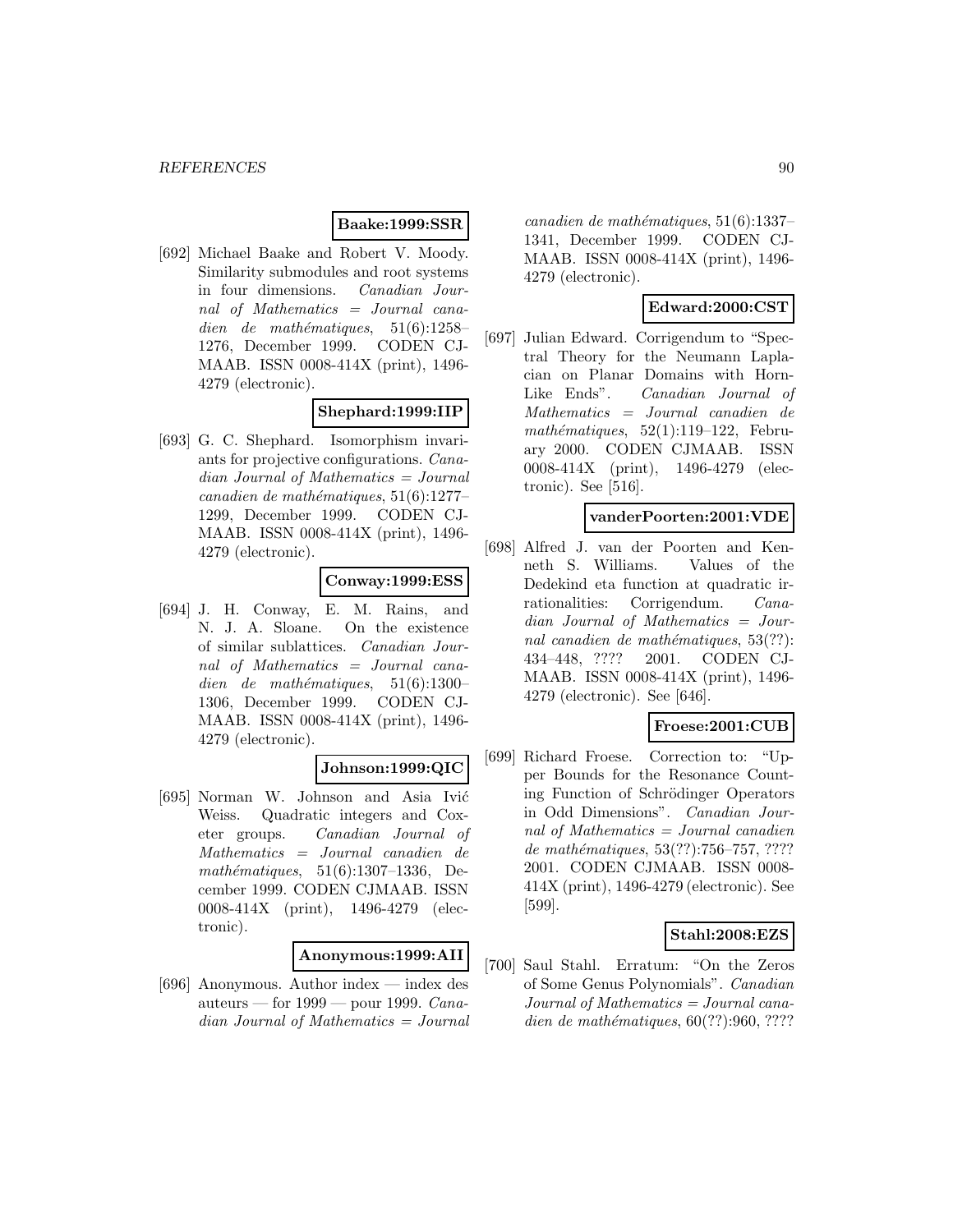**Baake:1999:SSR**

[692] Michael Baake and Robert V. Moody. Similarity submodules and root systems in four dimensions. *Canadian Journal of Mathematics = Journal canadien de mathématiques*, 51(6):1258–1276, December 1999. CODEN CJMAAB. ISSN 0008-414X (print), 1496-4279 (electronic).

**Shephard:1999:IIP**

[693] G. C. Shephard. Isomorphism invariants for projective configurations. *Canadian Journal of Mathematics = Journal canadien de mathématiques*, 51(6):1277–1299, December 1999. CODEN CJMAAB. ISSN 0008-414X (print), 1496-4279 (electronic).

**Conway:1999:ESS**

[694] J. H. Conway, E. M. Rains, and N. J. A. Sloane. On the existence of similar sublattices. *Canadian Journal of Mathematics = Journal canadien de mathématiques*, 51(6):1300–1306, December 1999. CODEN CJMAAB. ISSN 0008-414X (print), 1496-4279 (electronic).

**Johnson:1999:QIC**

[695] Norman W. Johnson and Asia Ivić Weiss. Quadratic integers and Coxeter groups. *Canadian Journal of Mathematics = Journal canadien de mathématiques*, 51(6):1307–1336, December 1999. CODEN CJMAAB. ISSN 0008-414X (print), 1496-4279 (electronic).

**Anonymous:1999:AII**

[696] Anonymous. Author index — index des auteurs — for 1999 — pour 1999. *Canadian Journal of Mathematics = Journal canadien de mathématiques*, 51(6):1337–1341, December 1999. CODEN CJMAAB. ISSN 0008-414X (print), 1496-4279 (electronic).

**Edward:2000:CST**

[697] Julian Edward. Corrigendum to "Spectral Theory for the Neumann Laplacian on Planar Domains with Horn-Like Ends". *Canadian Journal of Mathematics = Journal canadien de mathématiques*, 52(1):119–122, February 2000. CODEN CJMAAB. ISSN 0008-414X (print), 1496-4279 (electronic). See [516].

**vanderPoorten:2001:VDE**

[698] Alfred J. van der Poorten and Kenneth S. Williams. Values of the Dedekind eta function at quadratic irrationalities: Corrigendum. *Canadian Journal of Mathematics = Journal canadien de mathématiques*, 53(??):434–448, ???? 2001. CODEN CJMAAB. ISSN 0008-414X (print), 1496-4279 (electronic). See [646].

**Froese:2001:CUB**

[699] Richard Froese. Correction to: "Upper Bounds for the Resonance Counting Function of Schrödinger Operators in Odd Dimensions". *Canadian Journal of Mathematics = Journal canadien de mathématiques*, 53(??):756–757, ???? 2001. CODEN CJMAAB. ISSN 0008-414X (print), 1496-4279 (electronic). See [599].

**Stahl:2008:EZS**

[700] Saul Stahl. Erratum: "On the Zeros of Some Genus Polynomials". *Canadian Journal of Mathematics = Journal canadien de mathématiques*, 60(??):960, ????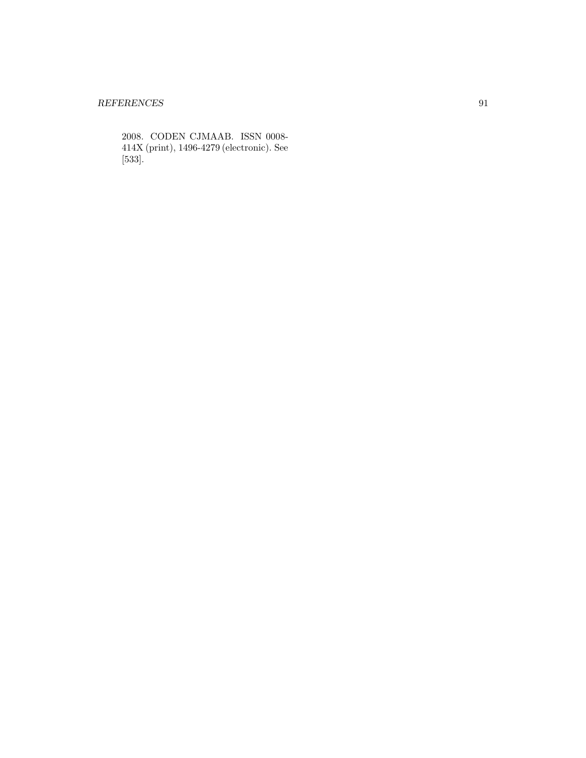2008. CODEN CJMAAB. ISSN 0008-414X (print), 1496-4279 (electronic). See [533].